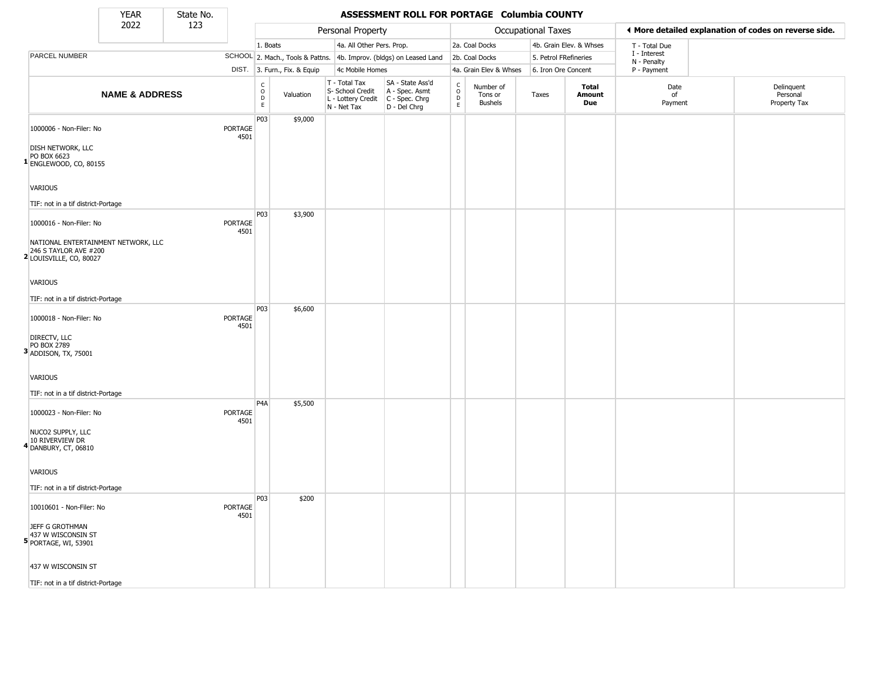| YEAR | State No. |
| --- | --- |
| 2022 | 123 |

# ASSESSMENT ROLL FOR PORTAGE Columbia COUNTY

| | | Personal Property | | | | Occupational Taxes | | | | ◀ More detailed explanation of codes on reverse side. | |
| --- | --- | --- | --- | --- | --- | --- | --- | --- | --- | --- | --- |
| | | 1. Boats | | 4a. All Other Pers. Prop. | | 2a. Coal Docks | | 4b. Grain Elev. & Whses | | T - Total Due | |
| PARCEL NUMBER | SCHOOL | 2. Mach., Tools & Pattns. | | 4b. Improv. (bldgs) on Leased Land | | 2b. Coal Docks | | 5. Petrol FRefineries | | I - Interest<br>N - Penalty | |
| | DIST. | 3. Furn., Fix. & Equip | | 4c Mobile Homes | | 4a. Grain Elev & Whses | | 6. Iron Ore Concent | | P - Payment | |

| NAME & ADDRESS | | CODE | Valuation | T - Total Tax<br>S- School Credit<br>L - Lottery Credit<br>N - Net Tax | SA - State Ass'd<br>A - Spec. Asmt<br>C - Spec. Chrg<br>D - Del Chrg | CODE | Number of Tons or Bushels | Taxes | Total Amount Due | Date of Payment | Delinquent Personal Property Tax |
| --- | --- | --- | --- | --- | --- | --- | --- | --- | --- | --- | --- |
| 1 1000006 - Non-Filer: No<br>DISH NETWORK, LLC<br>PO BOX 6623<br>ENGLEWOOD, CO, 80155<br>VARIOUS<br>TIF: not in a tif district-Portage | PORTAGE 4501 | P03 | $9,000 | | | | | | | | |
| 2 1000016 - Non-Filer: No<br>NATIONAL ENTERTAINMENT NETWORK, LLC<br>246 S TAYLOR AVE #200<br>LOUISVILLE, CO, 80027<br>VARIOUS<br>TIF: not in a tif district-Portage | PORTAGE 4501 | P03 | $3,900 | | | | | | | | |
| 3 1000018 - Non-Filer: No<br>DIRECTV, LLC<br>PO BOX 2789<br>ADDISON, TX, 75001<br>VARIOUS<br>TIF: not in a tif district-Portage | PORTAGE 4501 | P03 | $6,600 | | | | | | | | |
| 4 1000023 - Non-Filer: No<br>NUCO2 SUPPLY, LLC<br>10 RIVERVIEW DR<br>DANBURY, CT, 06810<br>VARIOUS<br>TIF: not in a tif district-Portage | PORTAGE 4501 | P4A | $5,500 | | | | | | | | |
| 5 10010601 - Non-Filer: No<br>JEFF G GROTHMAN<br>437 W WISCONSIN ST<br>PORTAGE, WI, 53901<br>437 W WISCONSIN ST<br>TIF: not in a tif district-Portage | PORTAGE 4501 | P03 | $200 | | | | | | | | |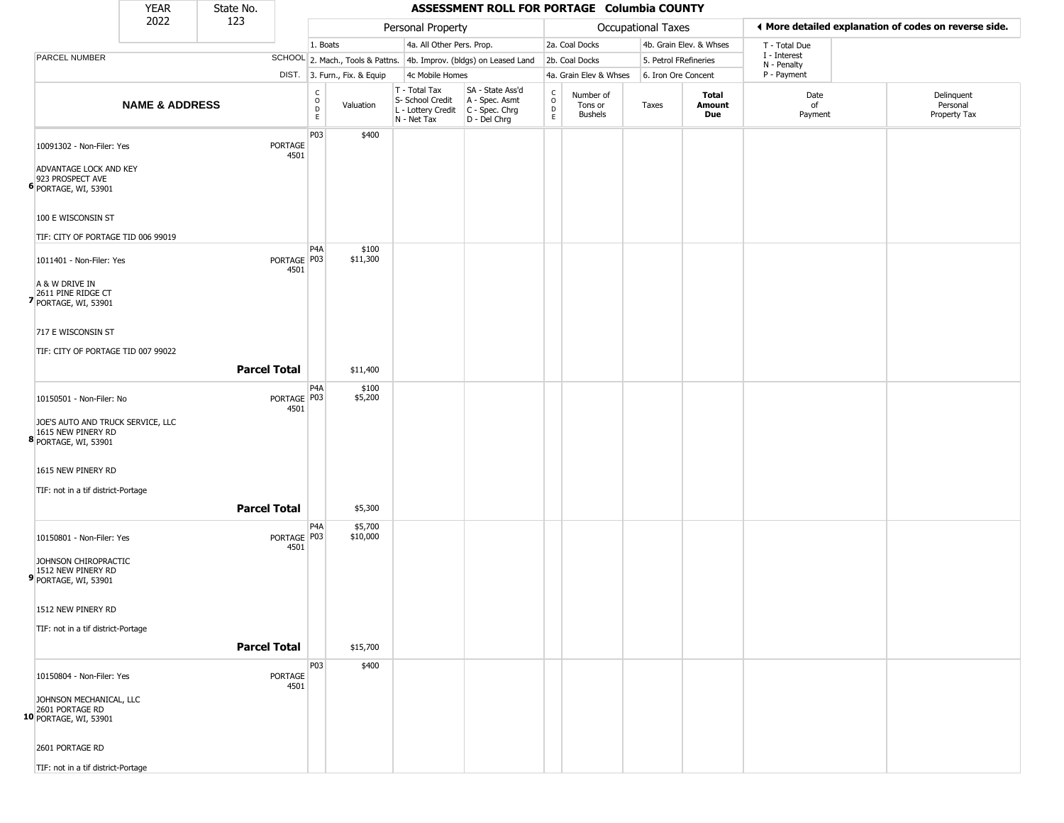| YEAR | State No. |
|---|---|
| 2022 | 123 |

# ASSESSMENT ROLL FOR PORTAGE Columbia COUNTY

| | | Personal Property | | | | Occupational Taxes | | | | ◀ More detailed explanation of codes on reverse side. | |
|---|---|---|---|---|---|---|---|---|---|---|---|
| | | 1. Boats | | 4a. All Other Pers. Prop. | | 2a. Coal Docks | | 4b. Grain Elev. & Whses | | T - Total Due | |
| PARCEL NUMBER | SCHOOL | 2. Mach., Tools & Pattns. | | 4b. Improv. (bldgs) on Leased Land | | 2b. Coal Docks | | 5. Petrol FRefineries | | I - Interest<br>N - Penalty | |
| | DIST. | 3. Furn., Fix. & Equip | | 4c Mobile Homes | | 4a. Grain Elev & Whses | | 6. Iron Ore Concent | | P - Payment | |
| **NAME & ADDRESS** | | CODE | Valuation | T - Total Tax<br>S- School Credit<br>L - Lottery Credit<br>N - Net Tax | SA - State Ass'd<br>A - Spec. Asmt<br>C - Spec. Chrg<br>D - Del Chrg | CODE | Number of Tons or Bushels | Taxes | **Total Amount Due** | Date of Payment | Delinquent Personal Property Tax |
| 6 10091302 - Non-Filer: Yes<br><br>ADVANTAGE LOCK AND KEY<br>923 PROSPECT AVE<br>PORTAGE, WI, 53901<br><br>100 E WISCONSIN ST<br><br>TIF: CITY OF PORTAGE TID 006 99019 | PORTAGE 4501 | P03 | $400 | | | | | | | | |
| 7 1011401 - Non-Filer: Yes<br><br>A & W DRIVE IN<br>2611 PINE RIDGE CT<br>PORTAGE, WI, 53901<br><br>717 E WISCONSIN ST<br><br>TIF: CITY OF PORTAGE TID 007 99022 | PORTAGE 4501 | P4A<br>P03 | $100<br>$11,300 | | | | | | | | |
| | **Parcel Total** | | $11,400 | | | | | | | | |
| 8 10150501 - Non-Filer: No<br><br>JOE'S AUTO AND TRUCK SERVICE, LLC<br>1615 NEW PINERY RD<br>PORTAGE, WI, 53901<br><br>1615 NEW PINERY RD<br><br>TIF: not in a tif district-Portage | PORTAGE 4501 | P4A<br>P03 | $100<br>$5,200 | | | | | | | | |
| | **Parcel Total** | | $5,300 | | | | | | | | |
| 9 10150801 - Non-Filer: Yes<br><br>JOHNSON CHIROPRACTIC<br>1512 NEW PINERY RD<br>PORTAGE, WI, 53901<br><br>1512 NEW PINERY RD<br><br>TIF: not in a tif district-Portage | PORTAGE 4501 | P4A<br>P03 | $5,700<br>$10,000 | | | | | | | | |
| | **Parcel Total** | | $15,700 | | | | | | | | |
| 10 10150804 - Non-Filer: Yes<br><br>JOHNSON MECHANICAL, LLC<br>2601 PORTAGE RD<br>PORTAGE, WI, 53901<br><br>2601 PORTAGE RD<br><br>TIF: not in a tif district-Portage | PORTAGE 4501 | P03 | $400 | | | | | | | | |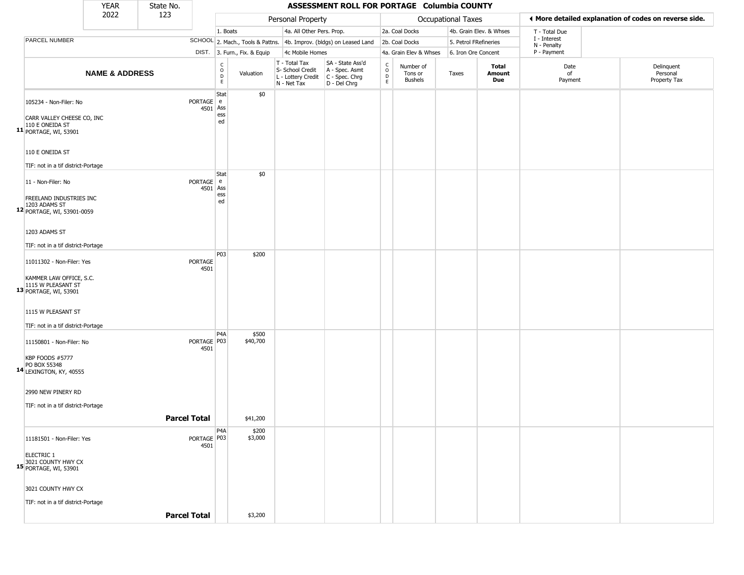| YEAR | State No. |
| --- | --- |
| 2022 | 123 |

# ASSESSMENT ROLL FOR PORTAGE Columbia COUNTY

| | | Personal Property | | | | Occupational Taxes | | | | ◄ More detailed explanation of codes on reverse side. | |
| --- | --- | --- | --- | --- | --- | --- | --- | --- | --- | --- | --- |
| | | 1. Boats | | 4a. All Other Pers. Prop. | | 2a. Coal Docks | | 4b. Grain Elev. & Whses | | T - Total Due | |
| PARCEL NUMBER | SCHOOL | 2. Mach., Tools & Pattns. | | 4b. Improv. (bldgs) on Leased Land | | 2b. Coal Docks | | 5. Petrol FRefineries | | I - Interest N - Penalty | |
| | DIST. | 3. Furn., Fix. & Equip | | 4c Mobile Homes | | 4a. Grain Elev & Whses | | 6. Iron Ore Concent | | P - Payment | |

| | NAME & ADDRESS | | CODE | Valuation | T - Total Tax S- School Credit L - Lottery Credit N - Net Tax | SA - State Ass'd A - Spec. Asmt C - Spec. Chrg D - Del Chrg | CODE | Number of Tons or Bushels | Taxes | Total Amount Due | Date of Payment | Delinquent Personal Property Tax |
| --- | --- | --- | --- | --- | --- | --- | --- | --- | --- | --- | --- | --- |
| 11 | 105234 - Non-Filer: No<br><br>CARR VALLEY CHEESE CO, INC<br>110 E ONEIDA ST<br>PORTAGE, WI, 53901<br><br>110 E ONEIDA ST<br><br>TIF: not in a tif district-Portage | PORTAGE 4501 | State Assessed | $0 | | | | | | | | |
| 12 | 11 - Non-Filer: No<br><br>FREELAND INDUSTRIES INC<br>1203 ADAMS ST<br>PORTAGE, WI, 53901-0059<br><br>1203 ADAMS ST<br><br>TIF: not in a tif district-Portage | PORTAGE 4501 | State Assessed | $0 | | | | | | | | |
| 13 | 11011302 - Non-Filer: Yes<br><br>KAMMER LAW OFFICE, S.C.<br>1115 W PLEASANT ST<br>PORTAGE, WI, 53901<br><br>1115 W PLEASANT ST<br><br>TIF: not in a tif district-Portage | PORTAGE 4501 | P03 | $200 | | | | | | | | |
| 14 | 11150801 - Non-Filer: No<br><br>KBP FOODS #5777<br>PO BOX 55348<br>LEXINGTON, KY, 40555<br><br>2990 NEW PINERY RD<br><br>TIF: not in a tif district-Portage | PORTAGE 4501 | P4A<br>P03 | $500<br>$40,700 | | | | | | | | |
| | **Parcel Total** | | | $41,200 | | | | | | | | |
| 15 | 11181501 - Non-Filer: Yes<br><br>ELECTRIC 1<br>3021 COUNTY HWY CX<br>PORTAGE, WI, 53901<br><br>3021 COUNTY HWY CX<br><br>TIF: not in a tif district-Portage | PORTAGE 4501 | P4A<br>P03 | $200<br>$3,000 | | | | | | | | |
| | **Parcel Total** | | | $3,200 | | | | | | | | |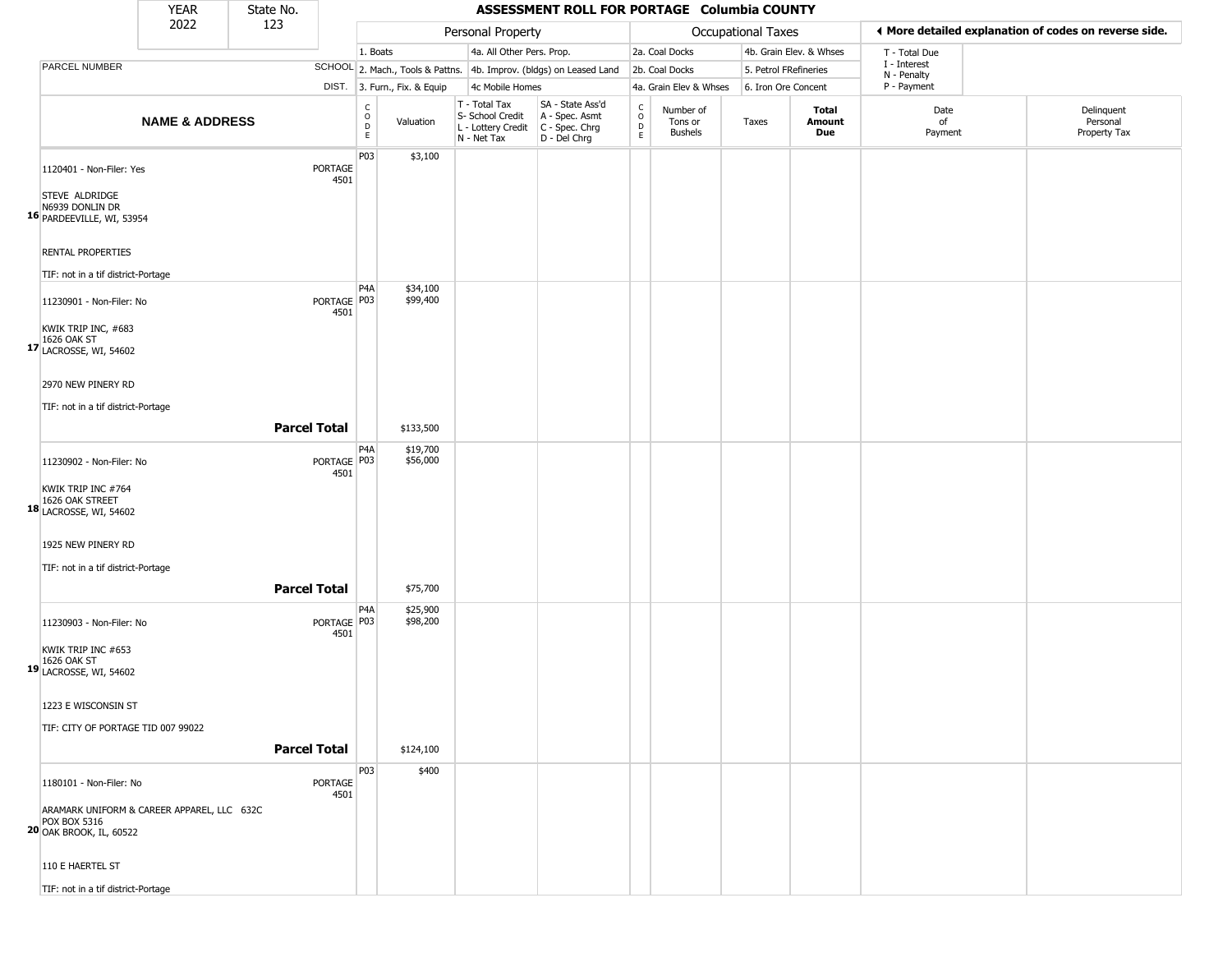| YEAR | State No. |
|---|---|
| 2022 | 123 |

# ASSESSMENT ROLL FOR PORTAGE Columbia COUNTY

| | | Personal Property | | | | Occupational Taxes | | | | ◀ More detailed explanation of codes on reverse side. | |
|---|---|---|---|---|---|---|---|---|---|---|---|
| | | 1. Boats | | 4a. All Other Pers. Prop. | | 2a. Coal Docks | | 4b. Grain Elev. & Whses | | T - Total Due | |
| PARCEL NUMBER | SCHOOL | 2. Mach., Tools & Pattns. | | 4b. Improv. (bldgs) on Leased Land | | 2b. Coal Docks | | 5. Petrol FRefineries | | I - Interest<br>N - Penalty | |
| | DIST. | 3. Furn., Fix. & Equip | | 4c Mobile Homes | | 4a. Grain Elev & Whses | | 6. Iron Ore Concent | | P - Payment | |
| **NAME & ADDRESS** | | CODE | Valuation | T - Total Tax<br>S- School Credit<br>L - Lottery Credit<br>N - Net Tax | SA - State Ass'd<br>A - Spec. Asmt<br>C - Spec. Chrg<br>D - Del Chrg | CODE | Number of Tons or Bushels | Taxes | **Total Amount Due** | Date of Payment | Delinquent Personal Property Tax |
| 16 1120401 - Non-Filer: Yes<br>STEVE ALDRIDGE<br>N6939 DONLIN DR<br>PARDEEVILLE, WI, 53954<br>RENTAL PROPERTIES<br>TIF: not in a tif district-Portage | PORTAGE 4501 | P03 | $3,100 | | | | | | | | |
| 17 11230901 - Non-Filer: No<br>KWIK TRIP INC, #683<br>1626 OAK ST<br>LACROSSE, WI, 54602<br>2970 NEW PINERY RD<br>TIF: not in a tif district-Portage | PORTAGE 4501 | P4A<br>P03 | $34,100<br>$99,400 | | | | | | | | |
| **Parcel Total** | | | $133,500 | | | | | | | | |
| 18 11230902 - Non-Filer: No<br>KWIK TRIP INC #764<br>1626 OAK STREET<br>LACROSSE, WI, 54602<br>1925 NEW PINERY RD<br>TIF: not in a tif district-Portage | PORTAGE 4501 | P4A<br>P03 | $19,700<br>$56,000 | | | | | | | | |
| **Parcel Total** | | | $75,700 | | | | | | | | |
| 19 11230903 - Non-Filer: No<br>KWIK TRIP INC #653<br>1626 OAK ST<br>LACROSSE, WI, 54602<br>1223 E WISCONSIN ST<br>TIF: CITY OF PORTAGE TID 007 99022 | PORTAGE 4501 | P4A<br>P03 | $25,900<br>$98,200 | | | | | | | | |
| **Parcel Total** | | | $124,100 | | | | | | | | |
| 20 1180101 - Non-Filer: No<br>ARAMARK UNIFORM & CAREER APPAREL, LLC 632C<br>POX BOX 5316<br>OAK BROOK, IL, 60522<br>110 E HAERTEL ST<br>TIF: not in a tif district-Portage | PORTAGE 4501 | P03 | $400 | | | | | | | | |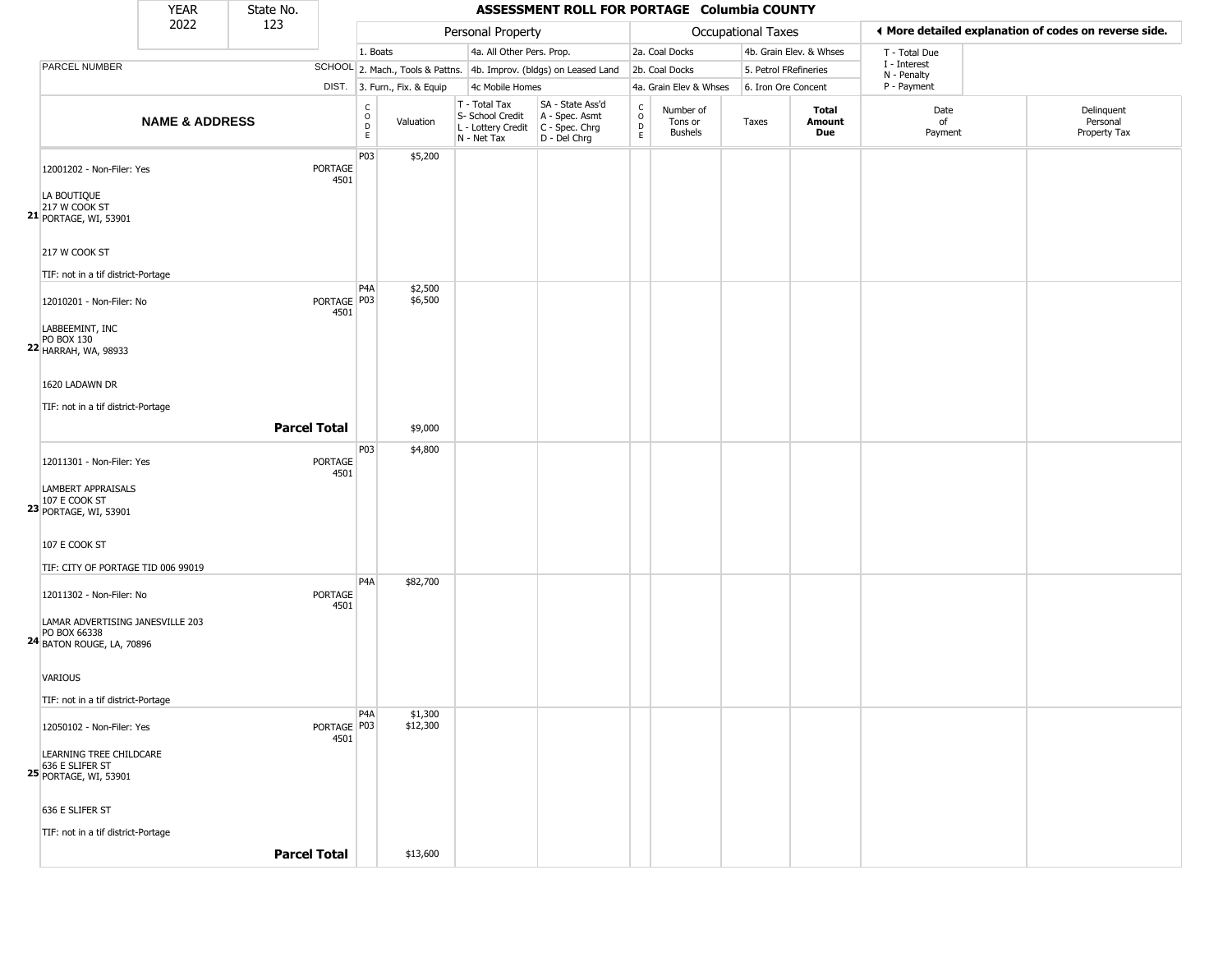| YEAR | State No. |
| --- | --- |
| 2022 | 123 |

# ASSESSMENT ROLL FOR PORTAGE Columbia COUNTY

◄ More detailed explanation of codes on reverse side.

| | | Personal Property | | | | Occupational Taxes | | | | | |
| --- | --- | --- | --- | --- | --- | --- | --- | --- | --- | --- | --- |
| PARCEL NUMBER | SCHOOL DIST. | 1. Boats<br>2. Mach., Tools & Pattns.<br>3. Furn., Fix. & Equip | | 4a. All Other Pers. Prop.<br>4b. Improv. (bldgs) on Leased Land<br>4c Mobile Homes | | 2a. Coal Docks<br>2b. Coal Docks<br>4a. Grain Elev & Whses | | 4b. Grain Elev. & Whses<br>5. Petrol FRefineries<br>6. Iron Ore Concent | | T - Total Due<br>I - Interest<br>N - Penalty<br>P - Payment | |

| | NAME & ADDRESS | | CODE | Valuation | T - Total Tax<br>S- School Credit<br>L - Lottery Credit<br>N - Net Tax | SA - State Ass'd<br>A - Spec. Asmt<br>C - Spec. Chrg<br>D - Del Chrg | CODE | Number of Tons or Bushels | Taxes | Total Amount Due | Date of Payment | Delinquent Personal Property Tax |
| --- | --- | --- | --- | --- | --- | --- | --- | --- | --- | --- | --- | --- |
| 21 | 12001202 - Non-Filer: Yes<br>LA BOUTIQUE<br>217 W COOK ST<br>PORTAGE, WI, 53901<br>217 W COOK ST<br>TIF: not in a tif district-Portage | PORTAGE 4501 | P03 | $5,200 | | | | | | | | |
| 22 | 12010201 - Non-Filer: No<br>LABBEEMINT, INC<br>PO BOX 130<br>HARRAH, WA, 98933<br>1620 LADAWN DR<br>TIF: not in a tif district-Portage | PORTAGE 4501 | P4A<br>P03 | $2,500<br>$6,500 | | | | | | | | |
| | **Parcel Total** | | | $9,000 | | | | | | | | |
| 23 | 12011301 - Non-Filer: Yes<br>LAMBERT APPRAISALS<br>107 E COOK ST<br>PORTAGE, WI, 53901<br>107 E COOK ST<br>TIF: CITY OF PORTAGE TID 006 99019 | PORTAGE 4501 | P03 | $4,800 | | | | | | | | |
| 24 | 12011302 - Non-Filer: No<br>LAMAR ADVERTISING JANESVILLE 203<br>PO BOX 66338<br>BATON ROUGE, LA, 70896<br>VARIOUS<br>TIF: not in a tif district-Portage | PORTAGE 4501 | P4A | $82,700 | | | | | | | | |
| 25 | 12050102 - Non-Filer: Yes<br>LEARNING TREE CHILDCARE<br>636 E SLIFER ST<br>PORTAGE, WI, 53901<br>636 E SLIFER ST<br>TIF: not in a tif district-Portage | PORTAGE 4501 | P4A<br>P03 | $1,300<br>$12,300 | | | | | | | | |
| | **Parcel Total** | | | $13,600 | | | | | | | | |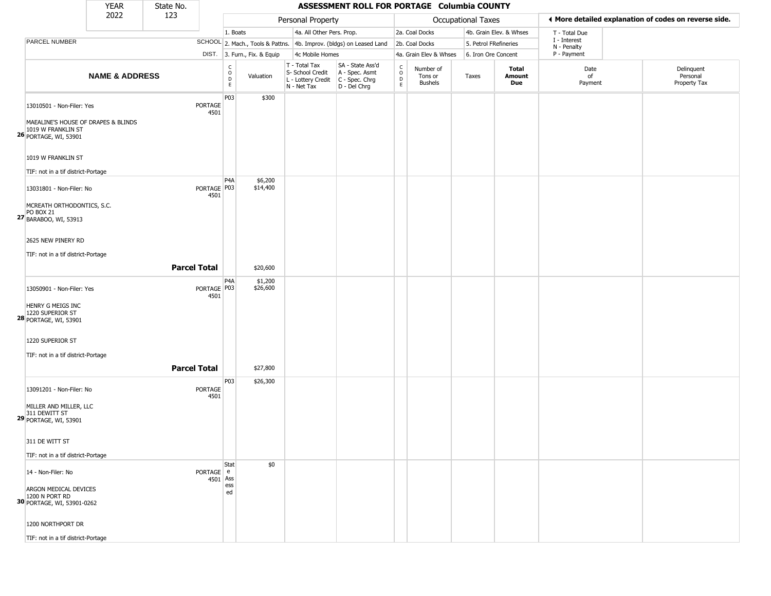| YEAR | State No. |
|---|---|
| 2022 | 123 |

# ASSESSMENT ROLL FOR PORTAGE Columbia COUNTY

| | | Personal Property | | | | | Occupational Taxes | | | | ◀ More detailed explanation of codes on reverse side. | |
|---|---|---|---|---|---|---|---|---|---|---|---|---|
| PARCEL NUMBER | SCHOOL DIST. | 1. Boats<br>2. Mach., Tools & Pattns.<br>3. Furn., Fix. & Equip | | 4a. All Other Pers. Prop.<br>4b. Improv. (bldgs) on Leased Land<br>4c Mobile Homes | | | 2a. Coal Docks<br>2b. Coal Docks<br>4a. Grain Elev & Whses | | 4b. Grain Elev. & Whses<br>5. Petrol FRefineries<br>6. Iron Ore Concent | | T - Total Due<br>I - Interest<br>N - Penalty<br>P - Payment | |
| **NAME & ADDRESS** | | CODE | Valuation | T - Total Tax<br>S- School Credit<br>L - Lottery Credit<br>N - Net Tax | SA - State Ass'd<br>A - Spec. Asmt<br>C - Spec. Chrg<br>D - Del Chrg | CODE | Number of Tons or Bushels | Taxes | **Total Amount Due** | | Date of Payment | Delinquent Personal Property Tax |
| **26** 13010501 - Non-Filer: Yes<br>MAEALINE'S HOUSE OF DRAPES & BLINDS<br>1019 W FRANKLIN ST<br>PORTAGE, WI, 53901<br><br>1019 W FRANKLIN ST<br><br>TIF: not in a tif district-Portage | PORTAGE 4501 | P03 | $300 | | | | | | | | | |
| **27** 13031801 - Non-Filer: No<br>MCREATH ORTHODONTICS, S.C.<br>PO BOX 21<br>BARABOO, WI, 53913<br><br>2625 NEW PINERY RD<br><br>TIF: not in a tif district-Portage | PORTAGE 4501 | P4A<br>P03 | $6,200<br>$14,400 | | | | | | | | | |
| **Parcel Total** | | | $20,600 | | | | | | | | | |
| **28** 13050901 - Non-Filer: Yes<br>HENRY G MEIGS INC<br>1220 SUPERIOR ST<br>PORTAGE, WI, 53901<br><br>1220 SUPERIOR ST<br><br>TIF: not in a tif district-Portage | PORTAGE 4501 | P4A<br>P03 | $1,200<br>$26,600 | | | | | | | | | |
| **Parcel Total** | | | $27,800 | | | | | | | | | |
| **29** 13091201 - Non-Filer: No<br>MILLER AND MILLER, LLC<br>311 DEWITT ST<br>PORTAGE, WI, 53901<br><br>311 DE WITT ST<br><br>TIF: not in a tif district-Portage | PORTAGE 4501 | P03 | $26,300 | | | | | | | | | |
| **30** 14 - Non-Filer: No<br>ARGON MEDICAL DEVICES<br>1200 N PORT RD<br>PORTAGE, WI, 53901-0262<br><br>1200 NORTHPORT DR<br><br>TIF: not in a tif district-Portage | PORTAGE 4501 | State Assessed | $0 | | | | | | | | | |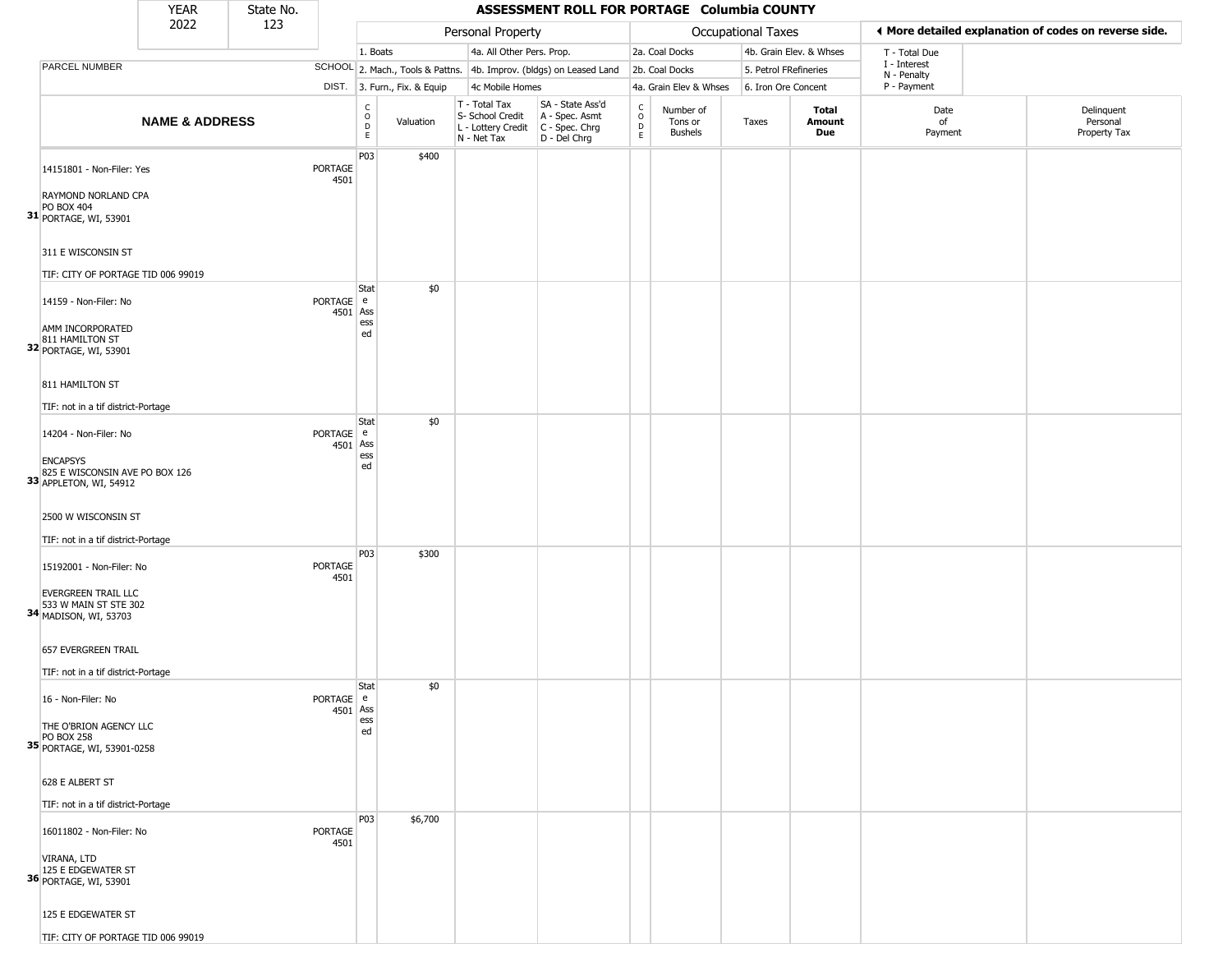| YEAR | State No. | ASSESSMENT ROLL FOR PORTAGE Columbia COUNTY |
|---|---|---|
| 2022 | 123 | |

| | | Personal Property | | | | | Occupational Taxes | | | | ◀ More detailed explanation of codes on reverse side. | |
|---|---|---|---|---|---|---|---|---|---|---|---|---|
| | | 1. Boats | | 4a. All Other Pers. Prop. | | 2a. Coal Docks | | 4b. Grain Elev. & Whses | | | T - Total Due | |
| PARCEL NUMBER | SCHOOL | 2. Mach., Tools & Pattns. | | 4b. Improv. (bldgs) on Leased Land | | 2b. Coal Docks | | 5. Petrol FRefineries | | | I - Interest N - Penalty | |
| | DIST. | 3. Furn., Fix. & Equip | | 4c Mobile Homes | | 4a. Grain Elev & Whses | | 6. Iron Ore Concent | | | P - Payment | |
| **NAME & ADDRESS** | | CODE | Valuation | T - Total Tax S- School Credit L - Lottery Credit N - Net Tax | SA - State Ass'd A - Spec. Asmt C - Spec. Chrg D - Del Chrg | CODE | Number of Tons or Bushels | Taxes | **Total Amount Due** | Date of Payment | Delinquent Personal Property Tax | |
| 31 14151801 - Non-Filer: Yes<br>RAYMOND NORLAND CPA<br>PO BOX 404<br>PORTAGE, WI, 53901<br>311 E WISCONSIN ST<br>TIF: CITY OF PORTAGE TID 006 99019 | PORTAGE 4501 | P03 | $400 | | | | | | | | | |
| 32 14159 - Non-Filer: No<br>AMM INCORPORATED<br>811 HAMILTON ST<br>PORTAGE, WI, 53901<br>811 HAMILTON ST<br>TIF: not in a tif district-Portage | PORTAGE 4501 | State Assessed | $0 | | | | | | | | | |
| 33 14204 - Non-Filer: No<br>ENCAPSYS<br>825 E WISCONSIN AVE PO BOX 126<br>APPLETON, WI, 54912<br>2500 W WISCONSIN ST<br>TIF: not in a tif district-Portage | PORTAGE 4501 | State Assessed | $0 | | | | | | | | | |
| 34 15192001 - Non-Filer: No<br>EVERGREEN TRAIL LLC<br>533 W MAIN ST STE 302<br>MADISON, WI, 53703<br>657 EVERGREEN TRAIL<br>TIF: not in a tif district-Portage | PORTAGE 4501 | P03 | $300 | | | | | | | | | |
| 35 16 - Non-Filer: No<br>THE O'BRION AGENCY LLC<br>PO BOX 258<br>PORTAGE, WI, 53901-0258<br>628 E ALBERT ST<br>TIF: not in a tif district-Portage | PORTAGE 4501 | State Assessed | $0 | | | | | | | | | |
| 36 16011802 - Non-Filer: No<br>VIRANA, LTD<br>125 E EDGEWATER ST<br>PORTAGE, WI, 53901<br>125 E EDGEWATER ST<br>TIF: CITY OF PORTAGE TID 006 99019 | PORTAGE 4501 | P03 | $6,700 | | | | | | | | | |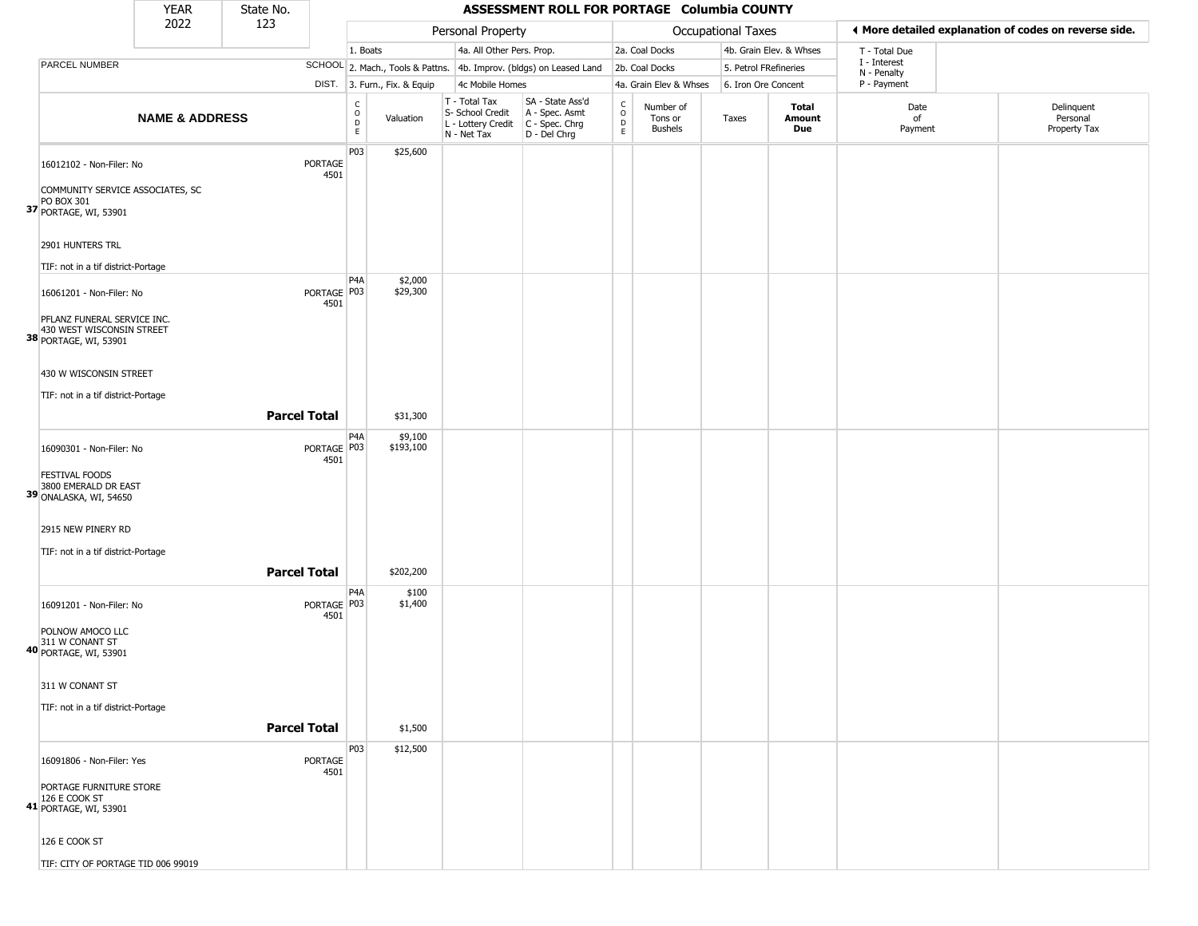| YEAR | State No. | ASSESSMENT ROLL FOR PORTAGE Columbia COUNTY |
|---|---|---|
| 2022 | 123 | |

| | | Personal Property | | | | Occupational Taxes | | | | ◀ More detailed explanation of codes on reverse side. | |
|---|---|---|---|---|---|---|---|---|---|---|---|
| PARCEL NUMBER | SCHOOL DIST. | 1. Boats<br>2. Mach., Tools & Pattns.<br>3. Furn., Fix. & Equip | | 4a. All Other Pers. Prop.<br>4b. Improv. (bldgs) on Leased Land<br>4c Mobile Homes | | 2a. Coal Docks<br>2b. Coal Docks<br>4a. Grain Elev & Whses | | 4b. Grain Elev. & Whses<br>5. Petrol FRefineries<br>6. Iron Ore Concent | | T - Total Due<br>I - Interest<br>N - Penalty<br>P - Payment | |

| | NAME & ADDRESS | | CODE | Valuation | T - Total Tax<br>S- School Credit<br>L - Lottery Credit<br>N - Net Tax | SA - State Ass'd<br>A - Spec. Asmt<br>C - Spec. Chrg<br>D - Del Chrg | CODE | Number of Tons or Bushels | Taxes | Total Amount Due | Date of Payment | Delinquent Personal Property Tax |
|---|---|---|---|---|---|---|---|---|---|---|---|---|
| 37 | 16012102 - Non-Filer: No<br><br>COMMUNITY SERVICE ASSOCIATES, SC<br>PO BOX 301<br>PORTAGE, WI, 53901<br><br>2901 HUNTERS TRL<br><br>TIF: not in a tif district-Portage | PORTAGE 4501 | P03 | $25,600 | | | | | | | | |
| 38 | 16061201 - Non-Filer: No<br><br>PFLANZ FUNERAL SERVICE INC.<br>430 WEST WISCONSIN STREET<br>PORTAGE, WI, 53901<br><br>430 W WISCONSIN STREET<br><br>TIF: not in a tif district-Portage | PORTAGE 4501 | P4A<br>P03 | $2,000<br>$29,300 | | | | | | | | |
| | | **Parcel Total** | | $31,300 | | | | | | | | |
| 39 | 16090301 - Non-Filer: No<br><br>FESTIVAL FOODS<br>3800 EMERALD DR EAST<br>ONALASKA, WI, 54650<br><br>2915 NEW PINERY RD<br><br>TIF: not in a tif district-Portage | PORTAGE 4501 | P4A<br>P03 | $9,100<br>$193,100 | | | | | | | | |
| | | **Parcel Total** | | $202,200 | | | | | | | | |
| 40 | 16091201 - Non-Filer: No<br><br>POLNOW AMOCO LLC<br>311 W CONANT ST<br>PORTAGE, WI, 53901<br><br>311 W CONANT ST<br><br>TIF: not in a tif district-Portage | PORTAGE 4501 | P4A<br>P03 | $100<br>$1,400 | | | | | | | | |
| | | **Parcel Total** | | $1,500 | | | | | | | | |
| 41 | 16091806 - Non-Filer: Yes<br><br>PORTAGE FURNITURE STORE<br>126 E COOK ST<br>PORTAGE, WI, 53901<br><br>126 E COOK ST<br><br>TIF: CITY OF PORTAGE TID 006 99019 | PORTAGE 4501 | P03 | $12,500 | | | | | | | | |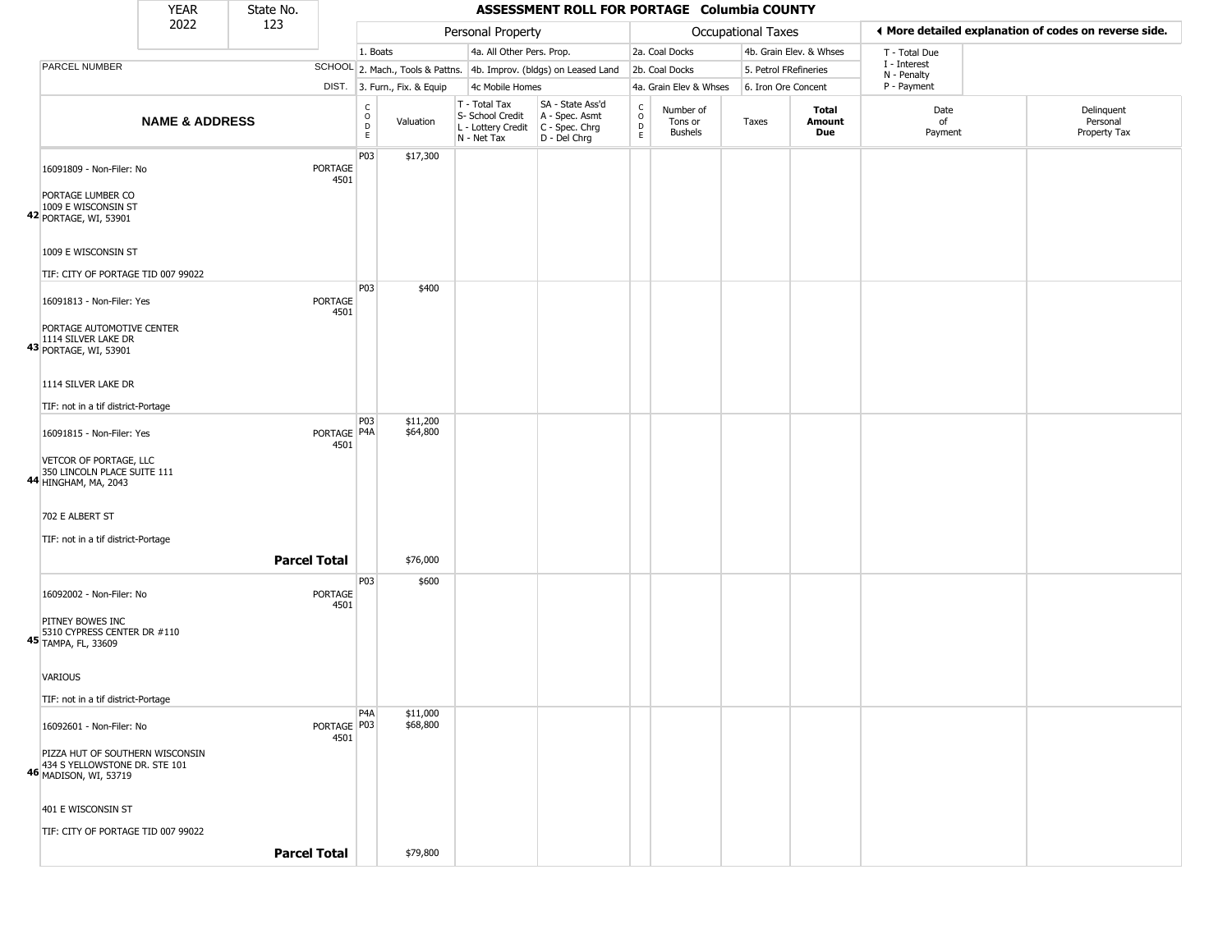| YEAR | State No. |
|---|---|
| 2022 | 123 |

# ASSESSMENT ROLL FOR PORTAGE Columbia COUNTY

| | | Personal Property | | | | | Occupational Taxes | | | | ◄ More detailed explanation of codes on reverse side. | |
|---|---|---|---|---|---|---|---|---|---|---|---|---|
| | | 1. Boats | | 4a. All Other Pers. Prop. | | | 2a. Coal Docks | | 4b. Grain Elev. & Whses | | T - Total Due | |
| PARCEL NUMBER | SCHOOL | 2. Mach., Tools & Pattns. | | 4b. Improv. (bldgs) on Leased Land | | | 2b. Coal Docks | | 5. Petrol FRefineries | | I - Interest<br>N - Penalty | |
| | DIST. | 3. Furn., Fix. & Equip | | 4c Mobile Homes | | | 4a. Grain Elev & Whses | | 6. Iron Ore Concent | | P - Payment | |
| **NAME & ADDRESS** | | CODE | Valuation | T - Total Tax<br>S- School Credit<br>L - Lottery Credit<br>N - Net Tax | SA - State Ass'd<br>A - Spec. Asmt<br>C - Spec. Chrg<br>D - Del Chrg | CODE | Number of Tons or Bushels | Taxes | **Total Amount Due** | Date of Payment | Delinquent Personal Property Tax | |
| **42** 16091809 - Non-Filer: No<br>PORTAGE LUMBER CO<br>1009 E WISCONSIN ST<br>PORTAGE, WI, 53901<br>1009 E WISCONSIN ST<br>TIF: CITY OF PORTAGE TID 007 99022 | PORTAGE 4501 | P03 | $17,300 | | | | | | | | | |
| **43** 16091813 - Non-Filer: Yes<br>PORTAGE AUTOMOTIVE CENTER<br>1114 SILVER LAKE DR<br>PORTAGE, WI, 53901<br>1114 SILVER LAKE DR<br>TIF: not in a tif district-Portage | PORTAGE 4501 | P03 | $400 | | | | | | | | | |
| **44** 16091815 - Non-Filer: Yes<br>VETCOR OF PORTAGE, LLC<br>350 LINCOLN PLACE SUITE 111<br>HINGHAM, MA, 2043<br>702 E ALBERT ST<br>TIF: not in a tif district-Portage | PORTAGE 4501 | P03<br>P4A | $11,200<br>$64,800 | | | | | | | | | |
| | **Parcel Total** | | $76,000 | | | | | | | | | |
| **45** 16092002 - Non-Filer: No<br>PITNEY BOWES INC<br>5310 CYPRESS CENTER DR #110<br>TAMPA, FL, 33609<br>VARIOUS<br>TIF: not in a tif district-Portage | PORTAGE 4501 | P03 | $600 | | | | | | | | | |
| **46** 16092601 - Non-Filer: No<br>PIZZA HUT OF SOUTHERN WISCONSIN<br>434 S YELLOWSTONE DR. STE 101<br>MADISON, WI, 53719<br>401 E WISCONSIN ST<br>TIF: CITY OF PORTAGE TID 007 99022 | PORTAGE 4501 | P4A<br>P03 | $11,000<br>$68,800 | | | | | | | | | |
| | **Parcel Total** | | $79,800 | | | | | | | | | |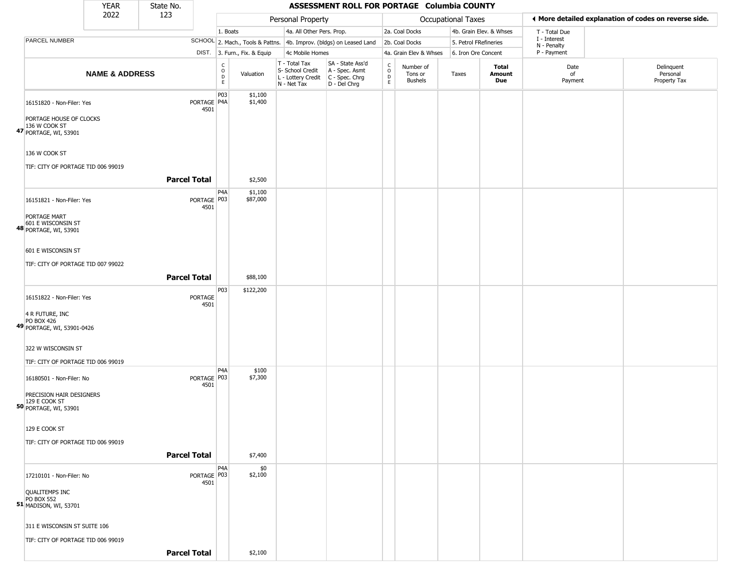| YEAR | State No. | ASSESSMENT ROLL FOR PORTAGE Columbia COUNTY |
|---|---|---|
| 2022 | 123 | |

| PARCEL NUMBER | SCHOOL DIST. | Personal Property: 1. Boats; 2. Mach., Tools & Pattns.; 3. Furn., Fix. & Equip; 4a. All Other Pers. Prop.; 4b. Improv. (bldgs) on Leased Land; 4c Mobile Homes | | | | Occupational Taxes: 2a. Coal Docks; 2b. Coal Docks; 4a. Grain Elev & Whses; 4b. Grain Elev. & Whses; 5. Petrol FRefineries; 6. Iron Ore Concent | | | | ◀ More detailed explanation of codes on reverse side. T - Total Due; I - Interest; N - Penalty; P - Payment | |
|---|---|---|---|---|---|---|---|---|---|---|---|
| **NAME & ADDRESS** | | CODE | Valuation | T - Total Tax; S- School Credit; L - Lottery Credit; N - Net Tax | SA - State Ass'd; A - Spec. Asmt; C - Spec. Chrg; D - Del Chrg | CODE | Number of Tons or Bushels | Taxes | **Total Amount Due** | Date of Payment | Delinquent Personal Property Tax |
| 47 16151820 - Non-Filer: Yes<br>PORTAGE HOUSE OF CLOCKS<br>136 W COOK ST<br>PORTAGE, WI, 53901<br>136 W COOK ST<br>TIF: CITY OF PORTAGE TID 006 99019 | PORTAGE 4501 | P03<br>P4A | $1,100<br>$1,400 | | | | | | | | |
| **Parcel Total** | | | $2,500 | | | | | | | | |
| 48 16151821 - Non-Filer: Yes<br>PORTAGE MART<br>601 E WISCONSIN ST<br>PORTAGE, WI, 53901<br>601 E WISCONSIN ST<br>TIF: CITY OF PORTAGE TID 007 99022 | PORTAGE 4501 | P4A<br>P03 | $1,100<br>$87,000 | | | | | | | | |
| **Parcel Total** | | | $88,100 | | | | | | | | |
| 49 16151822 - Non-Filer: Yes<br>4 R FUTURE, INC<br>PO BOX 426<br>PORTAGE, WI, 53901-0426<br>322 W WISCONSIN ST<br>TIF: CITY OF PORTAGE TID 006 99019 | PORTAGE 4501 | P03 | $122,200 | | | | | | | | |
| 50 16180501 - Non-Filer: No<br>PRECISION HAIR DESIGNERS<br>129 E COOK ST<br>PORTAGE, WI, 53901<br>129 E COOK ST<br>TIF: CITY OF PORTAGE TID 006 99019 | PORTAGE 4501 | P4A<br>P03 | $100<br>$7,300 | | | | | | | | |
| **Parcel Total** | | | $7,400 | | | | | | | | |
| 51 17210101 - Non-Filer: No<br>QUALITEMPS INC<br>PO BOX 552<br>MADISON, WI, 53701<br>311 E WISCONSIN ST SUITE 106<br>TIF: CITY OF PORTAGE TID 006 99019 | PORTAGE 4501 | P4A<br>P03 | $0<br>$2,100 | | | | | | | | |
| **Parcel Total** | | | $2,100 | | | | | | | | |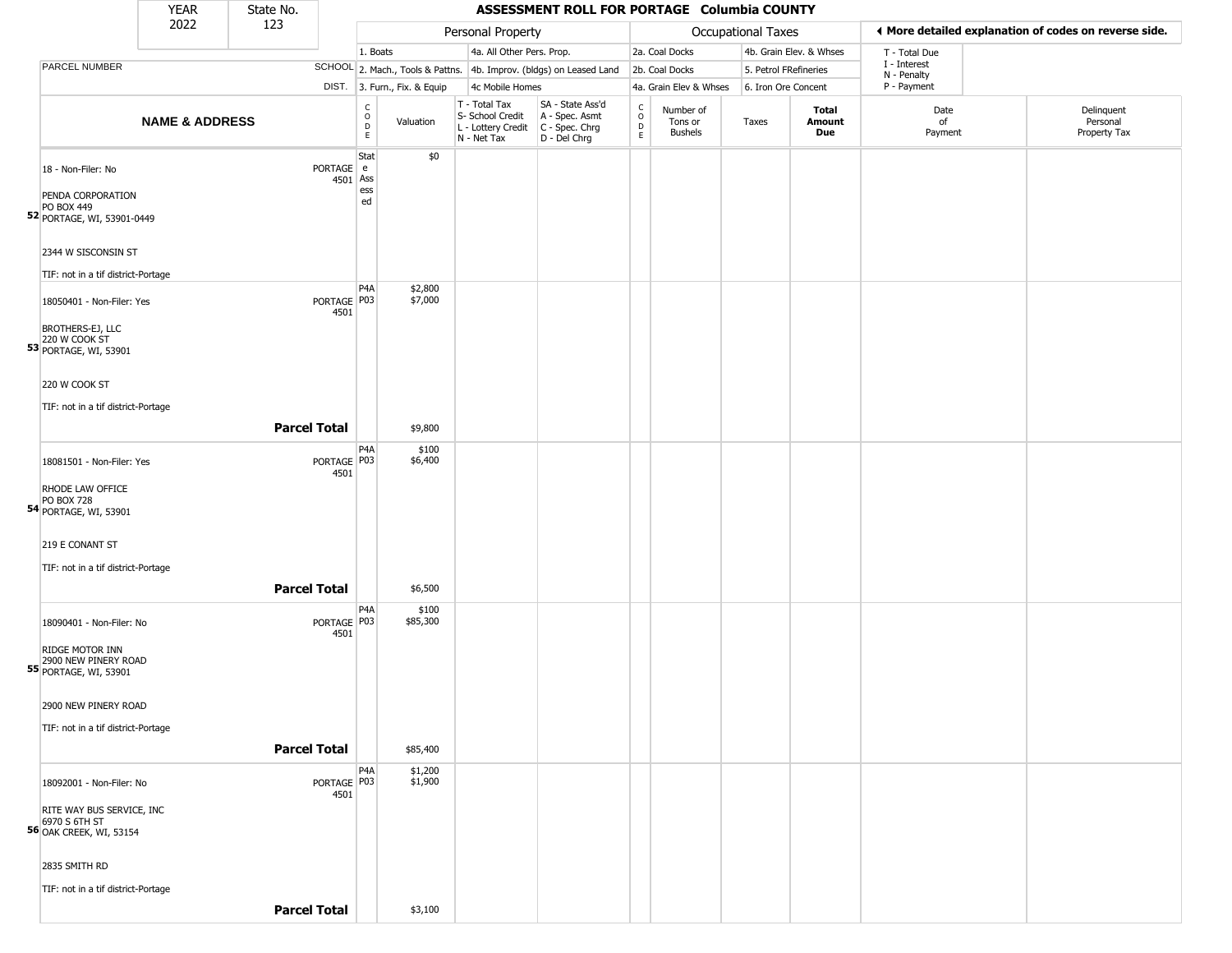| YEAR | State No. |
|---|---|
| 2022 | 123 |

# ASSESSMENT ROLL FOR PORTAGE Columbia COUNTY

| | | Personal Property | | | | Occupational Taxes | | | | ◄ More detailed explanation of codes on reverse side. | |
|---|---|---|---|---|---|---|---|---|---|---|---|
| | | 1. Boats | | 4a. All Other Pers. Prop. | | 2a. Coal Docks | | 4b. Grain Elev. & Whses | | T - Total Due | |
| PARCEL NUMBER | SCHOOL | 2. Mach., Tools & Pattns. | | 4b. Improv. (bldgs) on Leased Land | | 2b. Coal Docks | | 5. Petrol FRefineries | | I - Interest<br>N - Penalty | |
| | DIST. | 3. Furn., Fix. & Equip | | 4c Mobile Homes | | 4a. Grain Elev & Whses | | 6. Iron Ore Concent | | P - Payment | |
| **NAME & ADDRESS** | | CODE | Valuation | T - Total Tax<br>S- School Credit<br>L - Lottery Credit<br>N - Net Tax | SA - State Ass'd<br>A - Spec. Asmt<br>C - Spec. Chrg<br>D - Del Chrg | CODE | Number of Tons or Bushels | Taxes | **Total Amount Due** | Date of Payment | Delinquent Personal Property Tax |
| 52 18 - Non-Filer: No<br>PENDA CORPORATION<br>PO BOX 449<br>PORTAGE, WI, 53901-0449<br>2344 W SISCONSIN ST<br>TIF: not in a tif district-Portage | PORTAGE 4501 | State Assessed | $0 | | | | | | | | |
| 53 18050401 - Non-Filer: Yes<br>BROTHERS-EJ, LLC<br>220 W COOK ST<br>PORTAGE, WI, 53901<br>220 W COOK ST<br>TIF: not in a tif district-Portage | PORTAGE 4501 | P4A<br>P03 | $2,800<br>$7,000 | | | | | | | | |
| **Parcel Total** | | | $9,800 | | | | | | | | |
| 54 18081501 - Non-Filer: Yes<br>RHODE LAW OFFICE<br>PO BOX 728<br>PORTAGE, WI, 53901<br>219 E CONANT ST<br>TIF: not in a tif district-Portage | PORTAGE 4501 | P4A<br>P03 | $100<br>$6,400 | | | | | | | | |
| **Parcel Total** | | | $6,500 | | | | | | | | |
| 55 18090401 - Non-Filer: No<br>RIDGE MOTOR INN<br>2900 NEW PINERY ROAD<br>PORTAGE, WI, 53901<br>2900 NEW PINERY ROAD<br>TIF: not in a tif district-Portage | PORTAGE 4501 | P4A<br>P03 | $100<br>$85,300 | | | | | | | | |
| **Parcel Total** | | | $85,400 | | | | | | | | |
| 56 18092001 - Non-Filer: No<br>RITE WAY BUS SERVICE, INC<br>6970 S 6TH ST<br>OAK CREEK, WI, 53154<br>2835 SMITH RD<br>TIF: not in a tif district-Portage | PORTAGE 4501 | P4A<br>P03 | $1,200<br>$1,900 | | | | | | | | |
| **Parcel Total** | | | $3,100 | | | | | | | | |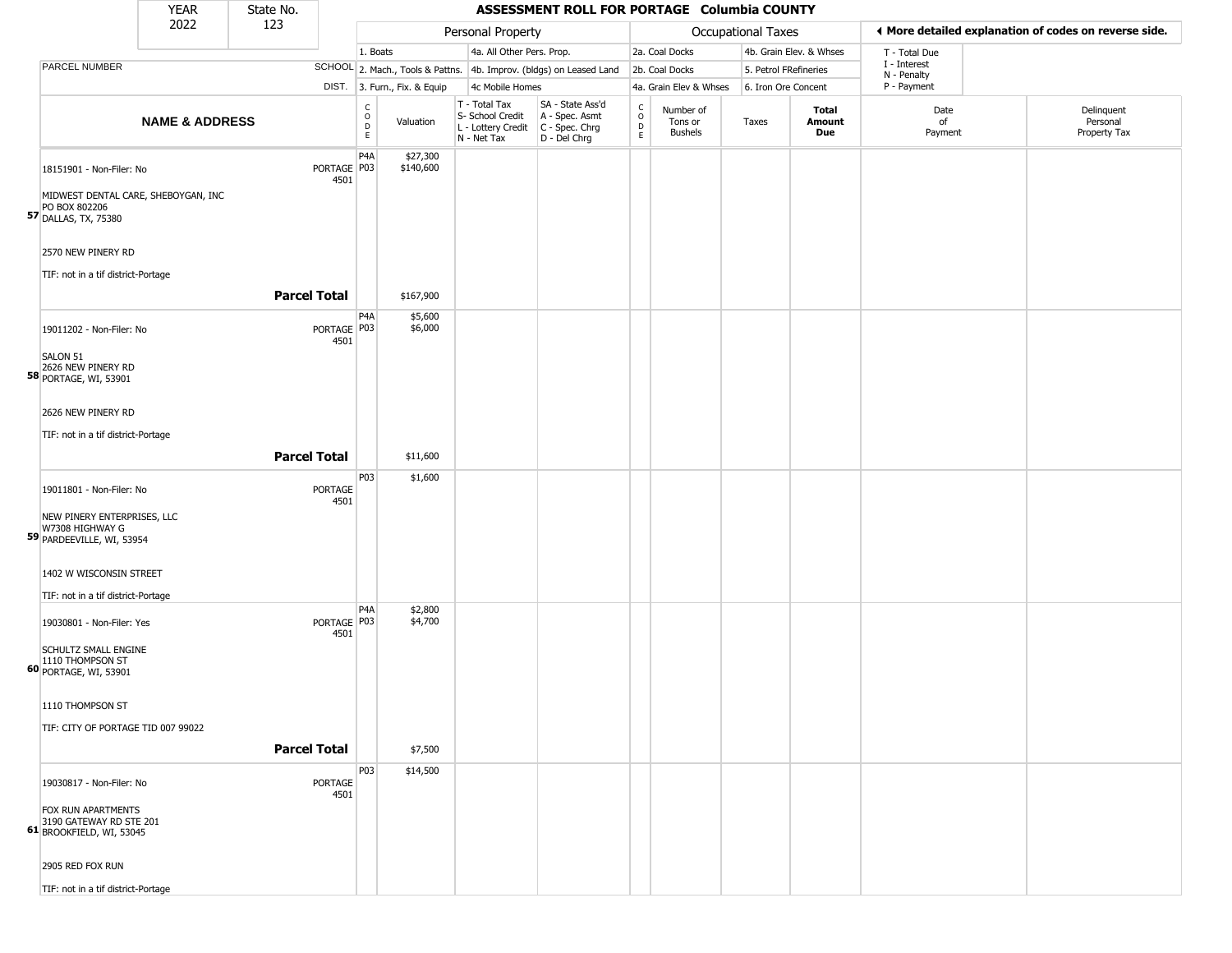| YEAR | State No. | ASSESSMENT ROLL FOR PORTAGE Columbia COUNTY |
|---|---|---|
| 2022 | 123 | |

| | | Personal Property | | | | Occupational Taxes | | | | ◄ More detailed explanation of codes on reverse side. | |
|---|---|---|---|---|---|---|---|---|---|---|---|
| | | 1. Boats | | 4a. All Other Pers. Prop. | | 2a. Coal Docks | | 4b. Grain Elev. & Whses | | T - Total Due | |
| PARCEL NUMBER | SCHOOL | 2. Mach., Tools & Pattns. | | 4b. Improv. (bldgs) on Leased Land | | 2b. Coal Docks | | 5. Petrol FRefineries | | I - Interest N - Penalty | |
| | DIST. | 3. Furn., Fix. & Equip | | 4c Mobile Homes | | 4a. Grain Elev & Whses | | 6. Iron Ore Concent | | P - Payment | |
| **NAME & ADDRESS** | | CODE | Valuation | T - Total Tax S- School Credit L - Lottery Credit N - Net Tax | SA - State Ass'd A - Spec. Asmt C - Spec. Chrg D - Del Chrg | CODE | Number of Tons or Bushels | Taxes | **Total Amount Due** | Date of Payment | Delinquent Personal Property Tax |
| 18151901 - Non-Filer: No | PORTAGE 4501 | P4A | $27,300 | | | | | | | | |
| **57** MIDWEST DENTAL CARE, SHEBOYGAN, INC PO BOX 802206 DALLAS, TX, 75380 | | P03 | $140,600 | | | | | | | | |
| 2570 NEW PINERY RD | | | | | | | | | | | |
| TIF: not in a tif district-Portage | | | | | | | | | | | |
| | **Parcel Total** | | $167,900 | | | | | | | | |
| 19011202 - Non-Filer: No | PORTAGE 4501 | P4A | $5,600 | | | | | | | | |
| **58** SALON 51 2626 NEW PINERY RD PORTAGE, WI, 53901 | | P03 | $6,000 | | | | | | | | |
| 2626 NEW PINERY RD | | | | | | | | | | | |
| TIF: not in a tif district-Portage | | | | | | | | | | | |
| | **Parcel Total** | | $11,600 | | | | | | | | |
| 19011801 - Non-Filer: No | PORTAGE 4501 | P03 | $1,600 | | | | | | | | |
| **59** NEW PINERY ENTERPRISES, LLC W7308 HIGHWAY G PARDEEVILLE, WI, 53954 | | | | | | | | | | | |
| 1402 W WISCONSIN STREET | | | | | | | | | | | |
| TIF: not in a tif district-Portage | | | | | | | | | | | |
| 19030801 - Non-Filer: Yes | PORTAGE 4501 | P4A | $2,800 | | | | | | | | |
| **60** SCHULTZ SMALL ENGINE 1110 THOMPSON ST PORTAGE, WI, 53901 | | P03 | $4,700 | | | | | | | | |
| 1110 THOMPSON ST | | | | | | | | | | | |
| TIF: CITY OF PORTAGE TID 007 99022 | | | | | | | | | | | |
| | **Parcel Total** | | $7,500 | | | | | | | | |
| 19030817 - Non-Filer: No | PORTAGE 4501 | P03 | $14,500 | | | | | | | | |
| **61** FOX RUN APARTMENTS 3190 GATEWAY RD STE 201 BROOKFIELD, WI, 53045 | | | | | | | | | | | |
| 2905 RED FOX RUN | | | | | | | | | | | |
| TIF: not in a tif district-Portage | | | | | | | | | | | |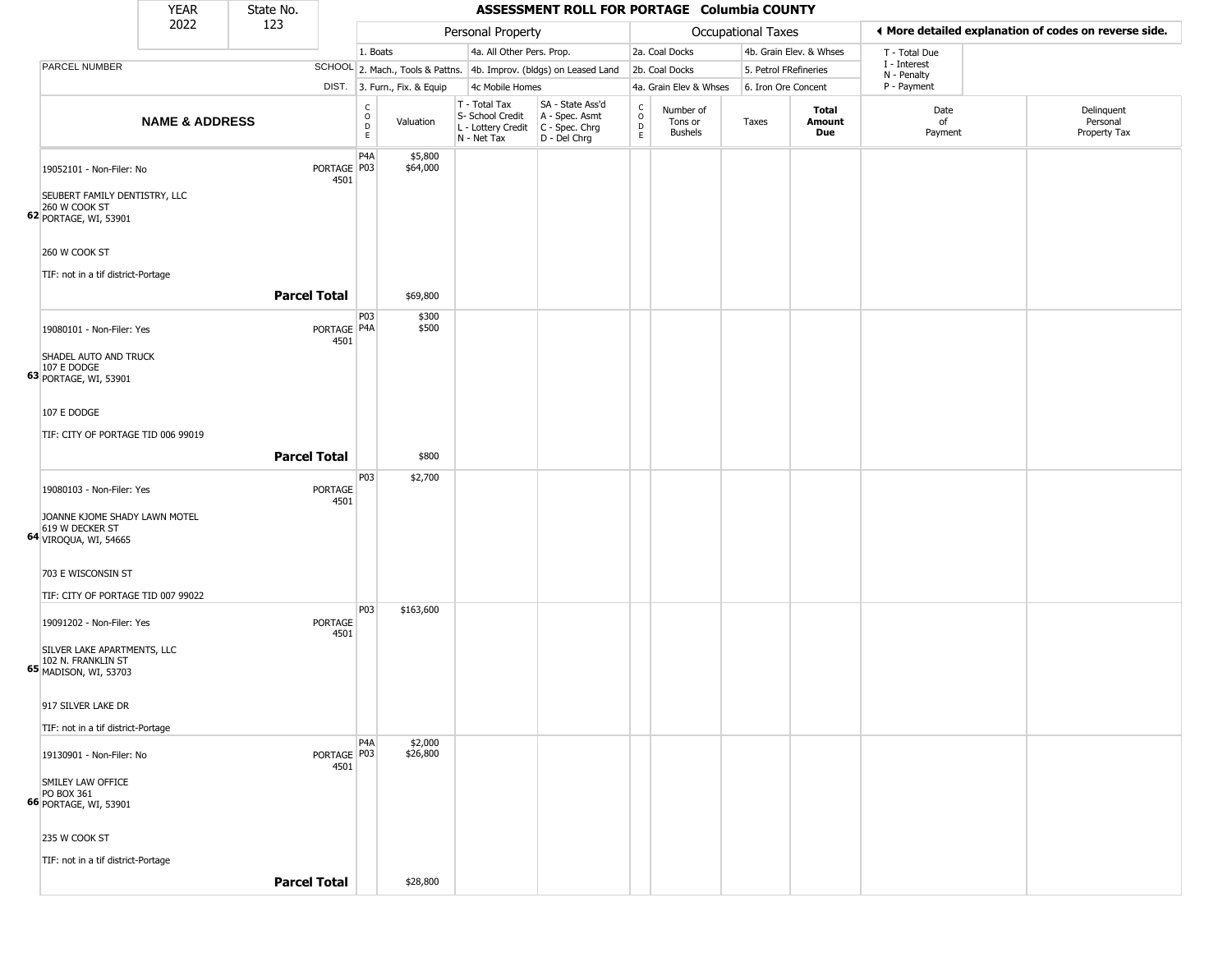| YEAR | State No. |
|---|---|
| 2022 | 123 |

# ASSESSMENT ROLL FOR PORTAGE Columbia COUNTY

| | | Personal Property | | | | Occupational Taxes | | | | ◀ More detailed explanation of codes on reverse side. | |
|---|---|---|---|---|---|---|---|---|---|---|---|
| | | 1. Boats | | 4a. All Other Pers. Prop. | | 2a. Coal Docks | | 4b. Grain Elev. & Whses | | T - Total Due | |
| PARCEL NUMBER | SCHOOL | 2. Mach., Tools & Pattns. | | 4b. Improv. (bldgs) on Leased Land | | 2b. Coal Docks | | 5. Petrol FRefineries | | I - Interest N - Penalty | |
| | DIST. | 3. Furn., Fix. & Equip | | 4c Mobile Homes | | 4a. Grain Elev & Whses | | 6. Iron Ore Concent | | P - Payment | |

| | NAME & ADDRESS | | CODE | Valuation | T - Total Tax S- School Credit L - Lottery Credit N - Net Tax | SA - State Ass'd A - Spec. Asmt C - Spec. Chrg D - Del Chrg | CODE | Number of Tons or Bushels | Taxes | Total Amount Due | Date of Payment | Delinquent Personal Property Tax |
|---|---|---|---|---|---|---|---|---|---|---|---|---|
| 62 | 19052101 - Non-Filer: No<br>SEUBERT FAMILY DENTISTRY, LLC<br>260 W COOK ST<br>PORTAGE, WI, 53901<br><br>260 W COOK ST<br><br>TIF: not in a tif district-Portage | PORTAGE 4501 | P4A<br>P03 | $5,800<br>$64,000 | | | | | | | | |
| | **Parcel Total** | | | $69,800 | | | | | | | | |
| 63 | 19080101 - Non-Filer: Yes<br>SHADEL AUTO AND TRUCK<br>107 E DODGE<br>PORTAGE, WI, 53901<br><br>107 E DODGE<br><br>TIF: CITY OF PORTAGE TID 006 99019 | PORTAGE 4501 | P03<br>P4A | $300<br>$500 | | | | | | | | |
| | **Parcel Total** | | | $800 | | | | | | | | |
| 64 | 19080103 - Non-Filer: Yes<br>JOANNE KJOME SHADY LAWN MOTEL<br>619 W DECKER ST<br>VIROQUA, WI, 54665<br><br>703 E WISCONSIN ST<br><br>TIF: CITY OF PORTAGE TID 007 99022 | PORTAGE 4501 | P03 | $2,700 | | | | | | | | |
| 65 | 19091202 - Non-Filer: Yes<br>SILVER LAKE APARTMENTS, LLC<br>102 N. FRANKLIN ST<br>MADISON, WI, 53703<br><br>917 SILVER LAKE DR<br><br>TIF: not in a tif district-Portage | PORTAGE 4501 | P03 | $163,600 | | | | | | | | |
| 66 | 19130901 - Non-Filer: No<br>SMILEY LAW OFFICE<br>PO BOX 361<br>PORTAGE, WI, 53901<br><br>235 W COOK ST<br><br>TIF: not in a tif district-Portage | PORTAGE 4501 | P4A<br>P03 | $2,000<br>$26,800 | | | | | | | | |
| | **Parcel Total** | | | $28,800 | | | | | | | | |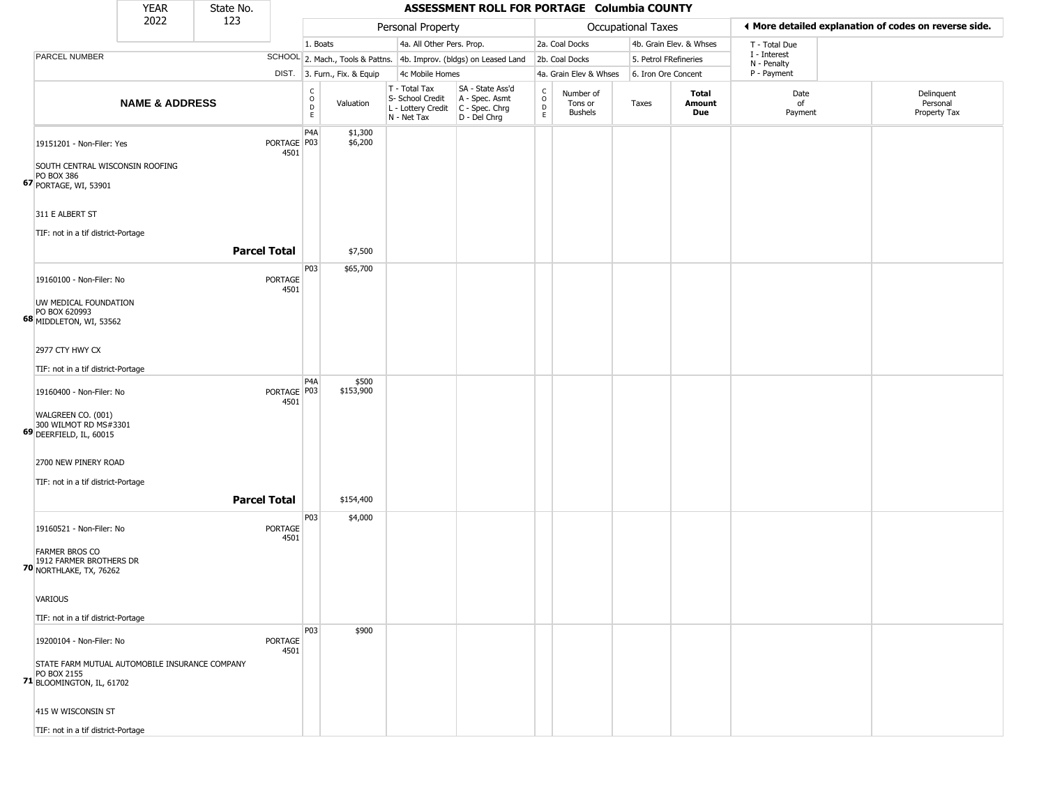| YEAR | State No. | ASSESSMENT ROLL FOR PORTAGE Columbia COUNTY |
|---|---|---|
| 2022 | 123 | |

| | | Personal Property | | | | Occupational Taxes | | | | ◀ More detailed explanation of codes on reverse side. | |
|---|---|---|---|---|---|---|---|---|---|---|---|
| | | 1. Boats | | 4a. All Other Pers. Prop. | | 2a. Coal Docks | | 4b. Grain Elev. & Whses | | T - Total Due | |
| PARCEL NUMBER | SCHOOL | 2. Mach., Tools & Pattns. | | 4b. Improv. (bldgs) on Leased Land | | 2b. Coal Docks | | 5. Petrol FRefineries | | I - Interest<br>N - Penalty | |
| | DIST. | 3. Furn., Fix. & Equip | | 4c Mobile Homes | | 4a. Grain Elev & Whses | | 6. Iron Ore Concent | | P - Payment | |
| **NAME & ADDRESS** | | CODE | Valuation | T - Total Tax<br>S- School Credit<br>L - Lottery Credit<br>N - Net Tax | SA - State Ass'd<br>A - Spec. Asmt<br>C - Spec. Chrg<br>D - Del Chrg | CODE | Number of Tons or Bushels | Taxes | **Total Amount Due** | Date of Payment | Delinquent Personal Property Tax |
| 67 19151201 - Non-Filer: Yes<br>SOUTH CENTRAL WISCONSIN ROOFING<br>PO BOX 386<br>PORTAGE, WI, 53901<br>311 E ALBERT ST<br>TIF: not in a tif district-Portage | PORTAGE 4501 | P4A<br>P03 | $1,300<br>$6,200 | | | | | | | | |
| **Parcel Total** | | | $7,500 | | | | | | | | |
| 68 19160100 - Non-Filer: No<br>UW MEDICAL FOUNDATION<br>PO BOX 620993<br>MIDDLETON, WI, 53562<br>2977 CTY HWY CX<br>TIF: not in a tif district-Portage | PORTAGE 4501 | P03 | $65,700 | | | | | | | | |
| 69 19160400 - Non-Filer: No<br>WALGREEN CO. (001)<br>300 WILMOT RD MS#3301<br>DEERFIELD, IL, 60015<br>2700 NEW PINERY ROAD<br>TIF: not in a tif district-Portage | PORTAGE 4501 | P4A<br>P03 | $500<br>$153,900 | | | | | | | | |
| **Parcel Total** | | | $154,400 | | | | | | | | |
| 70 19160521 - Non-Filer: No<br>FARMER BROS CO<br>1912 FARMER BROTHERS DR<br>NORTHLAKE, TX, 76262<br>VARIOUS<br>TIF: not in a tif district-Portage | PORTAGE 4501 | P03 | $4,000 | | | | | | | | |
| 71 19200104 - Non-Filer: No<br>STATE FARM MUTUAL AUTOMOBILE INSURANCE COMPANY<br>PO BOX 2155<br>BLOOMINGTON, IL, 61702<br>415 W WISCONSIN ST<br>TIF: not in a tif district-Portage | PORTAGE 4501 | P03 | $900 | | | | | | | | |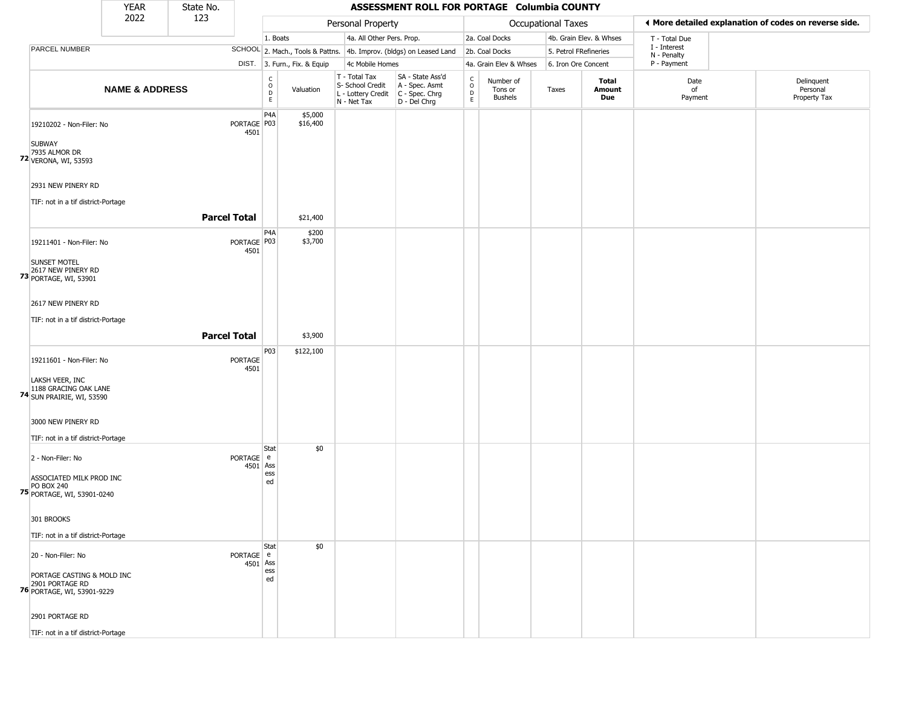| YEAR | State No. |
|---|---|
| 2022 | 123 |

# ASSESSMENT ROLL FOR PORTAGE Columbia COUNTY

| | | Personal Property | | | | Occupational Taxes | | | | ◄ More detailed explanation of codes on reverse side. | |
|---|---|---|---|---|---|---|---|---|---|---|---|
| | | 1. Boats | | 4a. All Other Pers. Prop. | | 2a. Coal Docks | | 4b. Grain Elev. & Whses | | T - Total Due | |
| PARCEL NUMBER | SCHOOL | 2. Mach., Tools & Pattns. | | 4b. Improv. (bldgs) on Leased Land | | 2b. Coal Docks | | 5. Petrol FRefineries | | I - Interest<br>N - Penalty | |
| | DIST. | 3. Furn., Fix. & Equip | | 4c Mobile Homes | | 4a. Grain Elev & Whses | | 6. Iron Ore Concent | | P - Payment | |

| | NAME & ADDRESS | SCHOOL DIST. | CODE | Valuation | T - Total Tax<br>S- School Credit<br>L - Lottery Credit<br>N - Net Tax | SA - State Ass'd<br>A - Spec. Asmt<br>C - Spec. Chrg<br>D - Del Chrg | CODE | Number of Tons or Bushels | Taxes | Total Amount Due | Date of Payment | Delinquent Personal Property Tax |
|---|---|---|---|---|---|---|---|---|---|---|---|---|
| 72 | 19210202 - Non-Filer: No<br><br>SUBWAY<br>7935 ALMOR DR<br>VERONA, WI, 53593<br><br>2931 NEW PINERY RD<br><br>TIF: not in a tif district-Portage | PORTAGE 4501 | P4A<br>P03 | $5,000<br>$16,400 | | | | | | | | |
| | **Parcel Total** | | | $21,400 | | | | | | | | |
| 73 | 19211401 - Non-Filer: No<br><br>SUNSET MOTEL<br>2617 NEW PINERY RD<br>PORTAGE, WI, 53901<br><br>2617 NEW PINERY RD<br><br>TIF: not in a tif district-Portage | PORTAGE 4501 | P4A<br>P03 | $200<br>$3,700 | | | | | | | | |
| | **Parcel Total** | | | $3,900 | | | | | | | | |
| 74 | 19211601 - Non-Filer: No<br><br>LAKSH VEER, INC<br>1188 GRACING OAK LANE<br>SUN PRAIRIE, WI, 53590<br><br>3000 NEW PINERY RD<br><br>TIF: not in a tif district-Portage | PORTAGE 4501 | P03 | $122,100 | | | | | | | | |
| 75 | 2 - Non-Filer: No<br><br>ASSOCIATED MILK PROD INC<br>PO BOX 240<br>PORTAGE, WI, 53901-0240<br><br>301 BROOKS<br><br>TIF: not in a tif district-Portage | PORTAGE 4501 | State Assessed | $0 | | | | | | | | |
| 76 | 20 - Non-Filer: No<br><br>PORTAGE CASTING & MOLD INC<br>2901 PORTAGE RD<br>PORTAGE, WI, 53901-9229<br><br>2901 PORTAGE RD<br><br>TIF: not in a tif district-Portage | PORTAGE 4501 | State Assessed | $0 | | | | | | | | |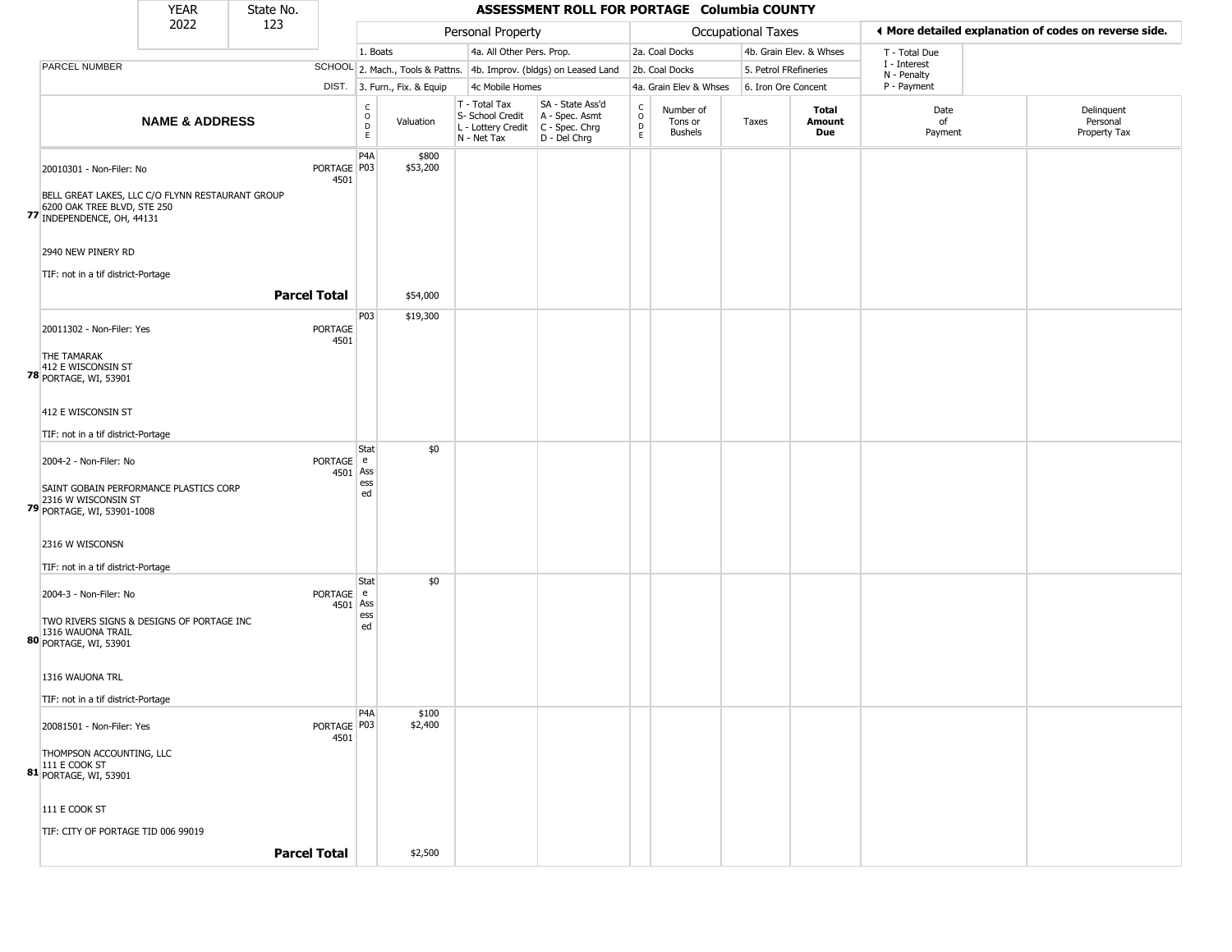| YEAR | State No. | ASSESSMENT ROLL FOR PORTAGE Columbia COUNTY |
|---|---|---|
| 2022 | 123 | |

| | | Personal Property | | | | Occupational Taxes | | | | ◄ More detailed explanation of codes on reverse side. | |
|---|---|---|---|---|---|---|---|---|---|---|---|
| | | 1. Boats | | 4a. All Other Pers. Prop. | | 2a. Coal Docks | | 4b. Grain Elev. & Whses | | T - Total Due | |
| PARCEL NUMBER | SCHOOL | 2. Mach., Tools & Pattns. | | 4b. Improv. (bldgs) on Leased Land | | 2b. Coal Docks | | 5. Petrol FRefineries | | I - Interest<br>N - Penalty | |
| | DIST. | 3. Furn., Fix. & Equip | | 4c Mobile Homes | | 4a. Grain Elev & Whses | | 6. Iron Ore Concent | | P - Payment | |

| NAME & ADDRESS | | CODE | Valuation | T - Total Tax<br>S- School Credit<br>L - Lottery Credit<br>N - Net Tax | SA - State Ass'd<br>A - Spec. Asmt<br>C - Spec. Chrg<br>D - Del Chrg | CODE | Number of Tons or Bushels | Taxes | Total Amount Due | Date of Payment | Delinquent Personal Property Tax |
|---|---|---|---|---|---|---|---|---|---|---|---|
| 77 20010301 - Non-Filer: No<br>BELL GREAT LAKES, LLC C/O FLYNN RESTAURANT GROUP<br>6200 OAK TREE BLVD, STE 250<br>INDEPENDENCE, OH, 44131<br>2940 NEW PINERY RD<br>TIF: not in a tif district-Portage | PORTAGE 4501 | P4A<br>P03 | \$800<br>\$53,200 | | | | | | | | |
| **Parcel Total** | | | \$54,000 | | | | | | | | |
| 78 20011302 - Non-Filer: Yes<br>THE TAMARAK<br>412 E WISCONSIN ST<br>PORTAGE, WI, 53901<br>412 E WISCONSIN ST<br>TIF: not in a tif district-Portage | PORTAGE 4501 | P03 | \$19,300 | | | | | | | | |
| 79 2004-2 - Non-Filer: No<br>SAINT GOBAIN PERFORMANCE PLASTICS CORP<br>2316 W WISCONSIN ST<br>PORTAGE, WI, 53901-1008<br>2316 W WISCONSN<br>TIF: not in a tif district-Portage | PORTAGE 4501 | State Assessed | \$0 | | | | | | | | |
| 80 2004-3 - Non-Filer: No<br>TWO RIVERS SIGNS & DESIGNS OF PORTAGE INC<br>1316 WAUONA TRAIL<br>PORTAGE, WI, 53901<br>1316 WAUONA TRL<br>TIF: not in a tif district-Portage | PORTAGE 4501 | State Assessed | \$0 | | | | | | | | |
| 81 20081501 - Non-Filer: Yes<br>THOMPSON ACCOUNTING, LLC<br>111 E COOK ST<br>PORTAGE, WI, 53901<br>111 E COOK ST<br>TIF: CITY OF PORTAGE TID 006 99019 | PORTAGE 4501 | P4A<br>P03 | \$100<br>\$2,400 | | | | | | | | |
| **Parcel Total** | | | \$2,500 | | | | | | | | |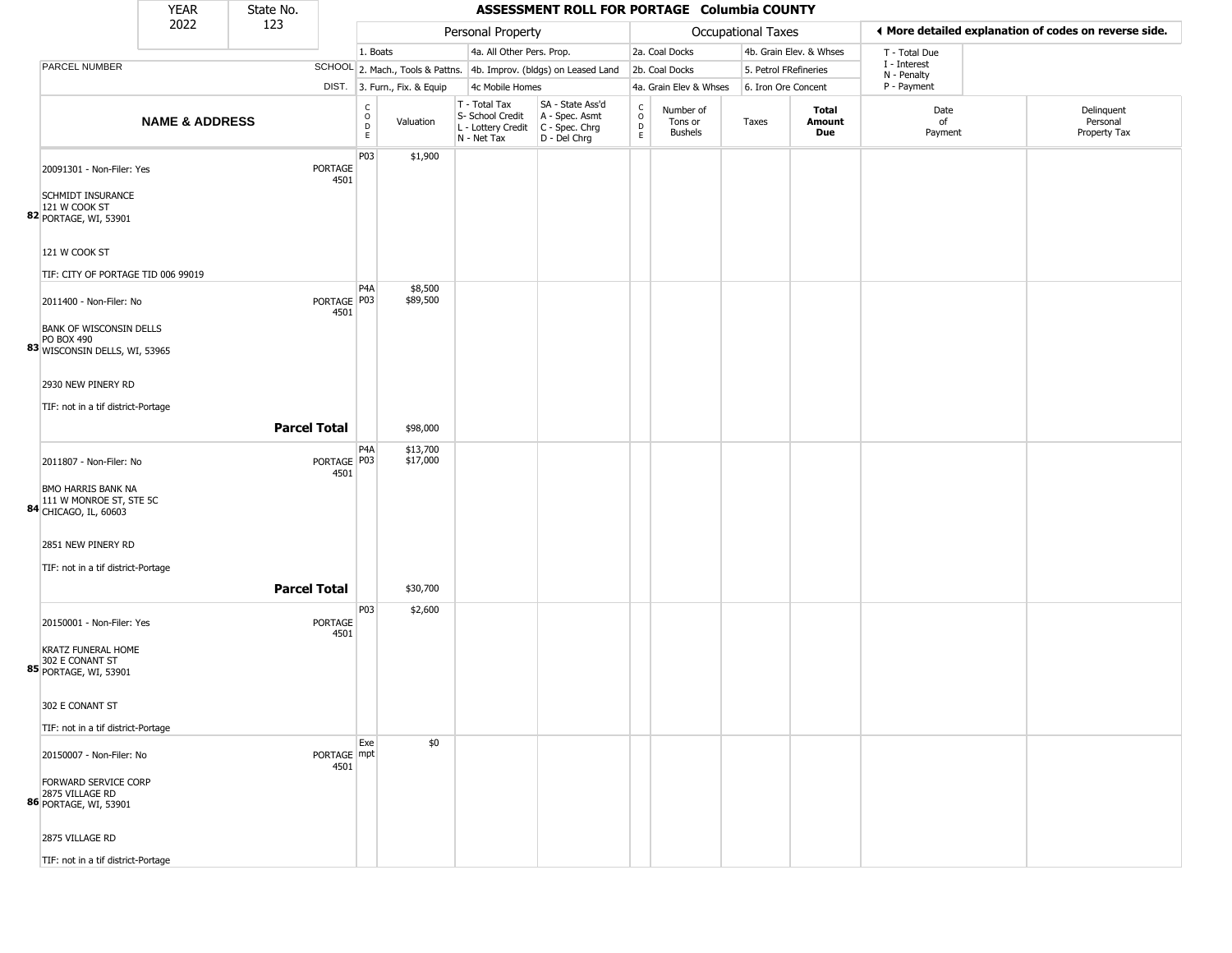| YEAR | State No. |
|---|---|
| 2022 | 123 |

# ASSESSMENT ROLL FOR PORTAGE Columbia COUNTY

| | | | Personal Property | | | | Occupational Taxes | | | | ◄ More detailed explanation of codes on reverse side. | |
|---|---|---|---|---|---|---|---|---|---|---|---|---|
| | | 1. Boats | | 4a. All Other Pers. Prop. | | | 2a. Coal Docks | | 4b. Grain Elev. & Whses | | T - Total Due | |
| PARCEL NUMBER | SCHOOL | 2. Mach., Tools & Pattns. | | 4b. Improv. (bldgs) on Leased Land | | | 2b. Coal Docks | | 5. Petrol FRefineries | | I - Interest<br>N - Penalty | |
| | DIST. | 3. Furn., Fix. & Equip | | 4c Mobile Homes | | | 4a. Grain Elev & Whses | | 6. Iron Ore Concent | | P - Payment | |
| **NAME & ADDRESS** | | CODE | Valuation | T - Total Tax<br>S- School Credit<br>L - Lottery Credit<br>N - Net Tax | SA - State Ass'd<br>A - Spec. Asmt<br>C - Spec. Chrg<br>D - Del Chrg | CODE | Number of Tons or Bushels | Taxes | **Total Amount Due** | Date of Payment | Delinquent Personal Property Tax | |
| **82** 20091301 - Non-Filer: Yes<br>SCHMIDT INSURANCE<br>121 W COOK ST<br>PORTAGE, WI, 53901<br>121 W COOK ST<br>TIF: CITY OF PORTAGE TID 006 99019 | PORTAGE 4501 | P03 | $1,900 | | | | | | | | | |
| **83** 2011400 - Non-Filer: No<br>BANK OF WISCONSIN DELLS<br>PO BOX 490<br>WISCONSIN DELLS, WI, 53965<br>2930 NEW PINERY RD<br>TIF: not in a tif district-Portage | PORTAGE 4501 | P4A<br>P03 | $8,500<br>$89,500 | | | | | | | | | |
| **Parcel Total** | | | $98,000 | | | | | | | | | |
| **84** 2011807 - Non-Filer: No<br>BMO HARRIS BANK NA<br>111 W MONROE ST, STE 5C<br>CHICAGO, IL, 60603<br>2851 NEW PINERY RD<br>TIF: not in a tif district-Portage | PORTAGE 4501 | P4A<br>P03 | $13,700<br>$17,000 | | | | | | | | | |
| **Parcel Total** | | | $30,700 | | | | | | | | | |
| **85** 20150001 - Non-Filer: Yes<br>KRATZ FUNERAL HOME<br>302 E CONANT ST<br>PORTAGE, WI, 53901<br>302 E CONANT ST<br>TIF: not in a tif district-Portage | PORTAGE 4501 | P03 | $2,600 | | | | | | | | | |
| **86** 20150007 - Non-Filer: No<br>FORWARD SERVICE CORP<br>2875 VILLAGE RD<br>PORTAGE, WI, 53901<br>2875 VILLAGE RD<br>TIF: not in a tif district-Portage | PORTAGE 4501 | Exempt | $0 | | | | | | | | | |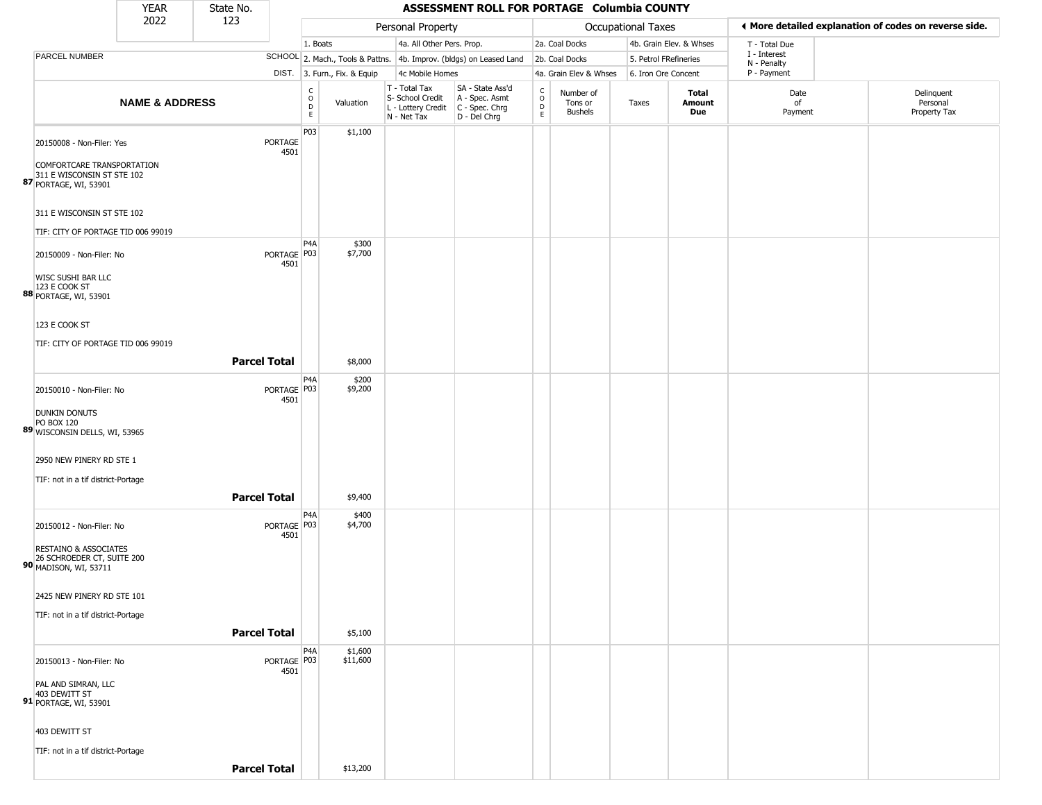| YEAR | State No. |
|---|---|
| 2022 | 123 |

# ASSESSMENT ROLL FOR PORTAGE Columbia COUNTY

| | | Personal Property | | | | | Occupational Taxes | | | | ◄ More detailed explanation of codes on reverse side. | |
|---|---|---|---|---|---|---|---|---|---|---|---|---|
| PARCEL NUMBER | SCHOOL DIST. | 1. Boats<br>2. Mach., Tools & Pattns.<br>3. Furn., Fix. & Equip | | 4a. All Other Pers. Prop.<br>4b. Improv. (bldgs) on Leased Land<br>4c Mobile Homes | | | 2a. Coal Docks<br>2b. Coal Docks<br>4a. Grain Elev & Whses | | 4b. Grain Elev. & Whses<br>5. Petrol FRefineries<br>6. Iron Ore Concent | | T - Total Due<br>I - Interest<br>N - Penalty<br>P - Payment | |
| NAME & ADDRESS | | CODE | Valuation | T - Total Tax<br>S- School Credit<br>L - Lottery Credit<br>N - Net Tax | SA - State Ass'd<br>A - Spec. Asmt<br>C - Spec. Chrg<br>D - Del Chrg | CODE | Number of Tons or Bushels | Taxes | Total Amount Due | Date of Payment | Delinquent Personal Property Tax |
| 87 20150008 - Non-Filer: Yes<br><br>COMFORTCARE TRANSPORTATION<br>311 E WISCONSIN ST STE 102<br>PORTAGE, WI, 53901<br><br>311 E WISCONSIN ST STE 102<br><br>TIF: CITY OF PORTAGE TID 006 99019 | PORTAGE 4501 | P03 | $1,100 | | | | | | | | |
| 88 20150009 - Non-Filer: No<br><br>WISC SUSHI BAR LLC<br>123 E COOK ST<br>PORTAGE, WI, 53901<br><br>123 E COOK ST<br><br>TIF: CITY OF PORTAGE TID 006 99019 | PORTAGE 4501 | P4A<br>P03 | $300<br>$7,700 | | | | | | | | |
| **Parcel Total** | | | $8,000 | | | | | | | | |
| 89 20150010 - Non-Filer: No<br><br>DUNKIN DONUTS<br>PO BOX 120<br>WISCONSIN DELLS, WI, 53965<br><br>2950 NEW PINERY RD STE 1<br><br>TIF: not in a tif district-Portage | PORTAGE 4501 | P4A<br>P03 | $200<br>$9,200 | | | | | | | | |
| **Parcel Total** | | | $9,400 | | | | | | | | |
| 90 20150012 - Non-Filer: No<br><br>RESTAINO & ASSOCIATES<br>26 SCHROEDER CT, SUITE 200<br>MADISON, WI, 53711<br><br>2425 NEW PINERY RD STE 101<br><br>TIF: not in a tif district-Portage | PORTAGE 4501 | P4A<br>P03 | $400<br>$4,700 | | | | | | | | |
| **Parcel Total** | | | $5,100 | | | | | | | | |
| 91 20150013 - Non-Filer: No<br><br>PAL AND SIMRAN, LLC<br>403 DEWITT ST<br>PORTAGE, WI, 53901<br><br>403 DEWITT ST<br><br>TIF: not in a tif district-Portage | PORTAGE 4501 | P4A<br>P03 | $1,600<br>$11,600 | | | | | | | | |
| **Parcel Total** | | | $13,200 | | | | | | | | |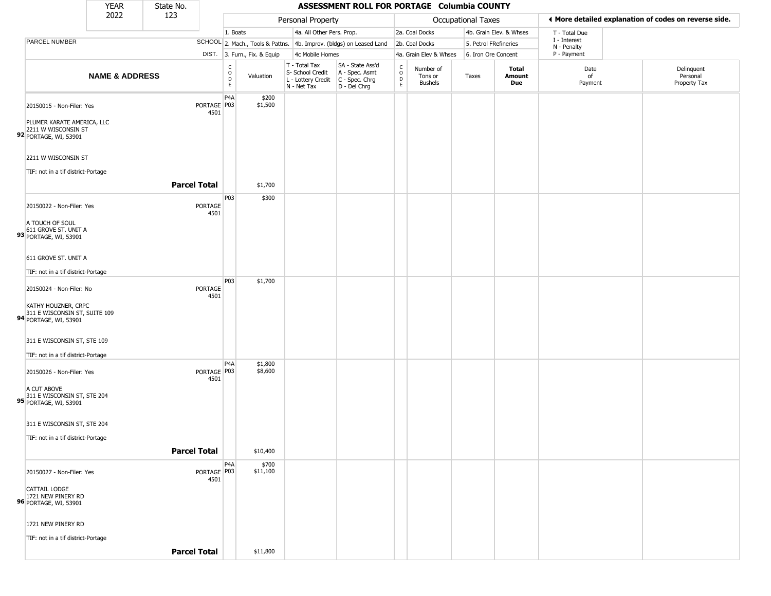| YEAR | State No. |
|---|---|
| 2022 | 123 |

# ASSESSMENT ROLL FOR PORTAGE Columbia COUNTY

| NAME & ADDRESS | SCHOOL DIST. | Personal Property CODE | Valuation | T - Total Tax / S- School Credit / L - Lottery Credit / N - Net Tax | SA - State Ass'd / A - Spec. Asmt / C - Spec. Chrg / D - Del Chrg | Occupational Taxes CODE | Number of Tons or Bushels | Taxes | Total Amount Due | Date of Payment | Delinquent Personal Property Tax |
|---|---|---|---|---|---|---|---|---|---|---|---|
| **92** 20150015 - Non-Filer: Yes<br>PLUMER KARATE AMERICA, LLC<br>2211 W WISCONSIN ST<br>PORTAGE, WI, 53901<br>2211 W WISCONSIN ST<br>TIF: not in a tif district-Portage | PORTAGE 4501 | P4A<br>P03 | $200<br>$1,500 | | | | | | | | |
| **Parcel Total** | | | $1,700 | | | | | | | | |
| **93** 20150022 - Non-Filer: Yes<br>A TOUCH OF SOUL<br>611 GROVE ST. UNIT A<br>PORTAGE, WI, 53901<br>611 GROVE ST. UNIT A<br>TIF: not in a tif district-Portage | PORTAGE 4501 | P03 | $300 | | | | | | | | |
| **94** 20150024 - Non-Filer: No<br>KATHY HOUZNER, CRPC<br>311 E WISCONSIN ST, SUITE 109<br>PORTAGE, WI, 53901<br>311 E WISCONSIN ST, STE 109<br>TIF: not in a tif district-Portage | PORTAGE 4501 | P03 | $1,700 | | | | | | | | |
| **95** 20150026 - Non-Filer: Yes<br>A CUT ABOVE<br>311 E WISCONSIN ST, STE 204<br>PORTAGE, WI, 53901<br>311 E WISCONSIN ST, STE 204<br>TIF: not in a tif district-Portage | PORTAGE 4501 | P4A<br>P03 | $1,800<br>$8,600 | | | | | | | | |
| **Parcel Total** | | | $10,400 | | | | | | | | |
| **96** 20150027 - Non-Filer: Yes<br>CATTAIL LODGE<br>1721 NEW PINERY RD<br>PORTAGE, WI, 53901<br>1721 NEW PINERY RD<br>TIF: not in a tif district-Portage | PORTAGE 4501 | P4A<br>P03 | $700<br>$11,100 | | | | | | | | |
| **Parcel Total** | | | $11,800 | | | | | | | | |

Personal Property codes: 1. Boats; 2. Mach., Tools & Pattns.; 3. Furn., Fix. & Equip; 4a. All Other Pers. Prop.; 4b. Improv. (bldgs) on Leased Land; 4c Mobile Homes

Occupational Taxes codes: 2a. Coal Docks; 2b. Coal Docks; 4a. Grain Elev & Whses; 4b. Grain Elev. & Whses; 5. Petrol FRefineries; 6. Iron Ore Concent

T - Total Due; I - Interest; N - Penalty; P - Payment

◄ More detailed explanation of codes on reverse side.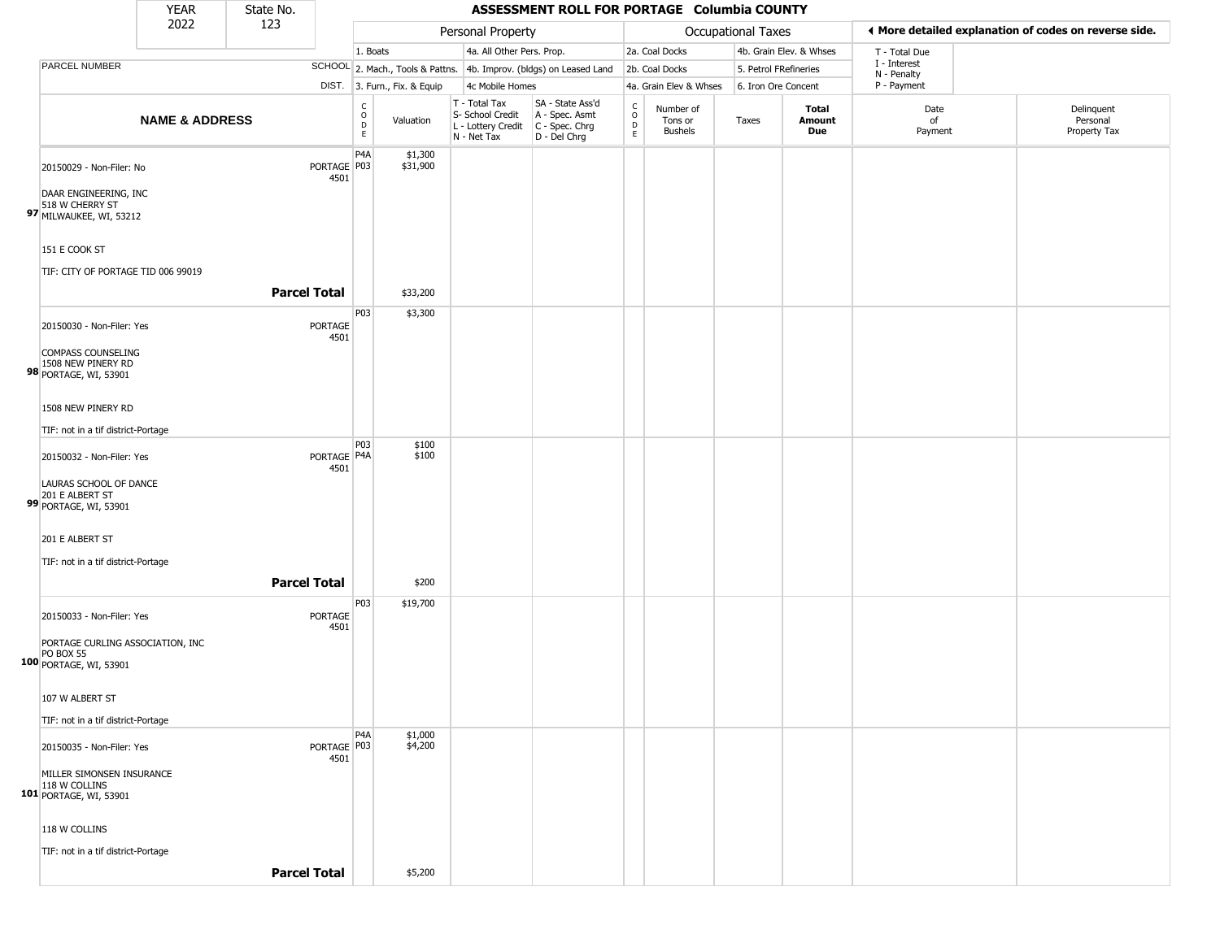| YEAR | State No. |
| --- | --- |
| 2022 | 123 |

# ASSESSMENT ROLL FOR PORTAGE Columbia COUNTY

| | | Personal Property | | | | Occupational Taxes | | | | ◄ More detailed explanation of codes on reverse side. | |
| --- | --- | --- | --- | --- | --- | --- | --- | --- | --- | --- | --- |
| | | 1. Boats | | 4a. All Other Pers. Prop. | | 2a. Coal Docks | | 4b. Grain Elev. & Whses | | T - Total Due<br>I - Interest<br>N - Penalty<br>P - Payment | |
| PARCEL NUMBER | SCHOOL | 2. Mach., Tools & Pattns. | | 4b. Improv. (bldgs) on Leased Land | | 2b. Coal Docks | | 5. Petrol FRefineries | | | |
| | DIST. | 3. Furn., Fix. & Equip | | 4c Mobile Homes | | 4a. Grain Elev & Whses | | 6. Iron Ore Concent | | | |

| NAME & ADDRESS | | CODE | Valuation | T - Total Tax<br>S- School Credit<br>L - Lottery Credit<br>N - Net Tax | SA - State Ass'd<br>A - Spec. Asmt<br>C - Spec. Chrg<br>D - Del Chrg | CODE | Number of Tons or Bushels | Taxes | Total Amount Due | Date of Payment | Delinquent Personal Property Tax |
| --- | --- | --- | --- | --- | --- | --- | --- | --- | --- | --- | --- |
| 97 20150029 - Non-Filer: No<br>DAAR ENGINEERING, INC<br>518 W CHERRY ST<br>MILWAUKEE, WI, 53212<br>151 E COOK ST<br>TIF: CITY OF PORTAGE TID 006 99019 | PORTAGE 4501 | P4A<br>P03 | $1,300<br>$31,900 | | | | | | | | |
| | **Parcel Total** | | $33,200 | | | | | | | | |
| 98 20150030 - Non-Filer: Yes<br>COMPASS COUNSELING<br>1508 NEW PINERY RD<br>PORTAGE, WI, 53901<br>1508 NEW PINERY RD<br>TIF: not in a tif district-Portage | PORTAGE 4501 | P03 | $3,300 | | | | | | | | |
| 99 20150032 - Non-Filer: Yes<br>LAURAS SCHOOL OF DANCE<br>201 E ALBERT ST<br>PORTAGE, WI, 53901<br>201 E ALBERT ST<br>TIF: not in a tif district-Portage | PORTAGE 4501 | P03<br>P4A | $100<br>$100 | | | | | | | | |
| | **Parcel Total** | | $200 | | | | | | | | |
| 100 20150033 - Non-Filer: Yes<br>PORTAGE CURLING ASSOCIATION, INC<br>PO BOX 55<br>PORTAGE, WI, 53901<br>107 W ALBERT ST<br>TIF: not in a tif district-Portage | PORTAGE 4501 | P03 | $19,700 | | | | | | | | |
| 101 20150035 - Non-Filer: Yes<br>MILLER SIMONSEN INSURANCE<br>118 W COLLINS<br>PORTAGE, WI, 53901<br>118 W COLLINS<br>TIF: not in a tif district-Portage | PORTAGE 4501 | P4A<br>P03 | $1,000<br>$4,200 | | | | | | | | |
| | **Parcel Total** | | $5,200 | | | | | | | | |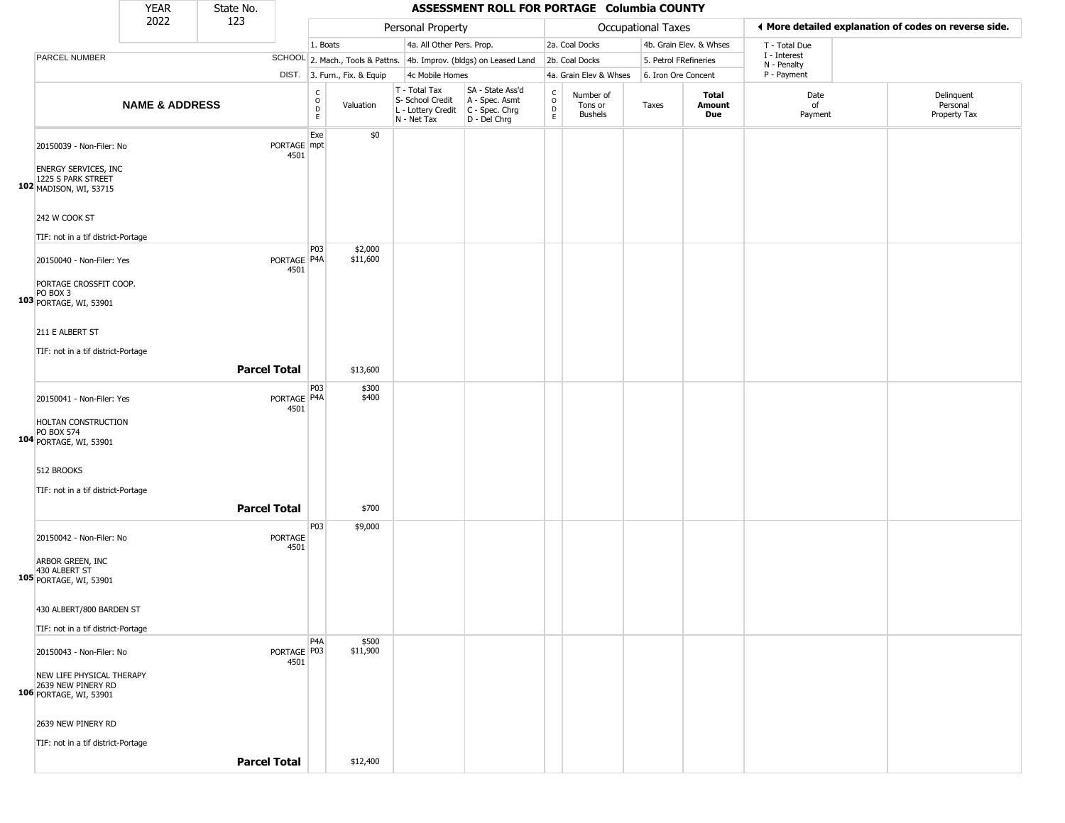| YEAR | State No. | ASSESSMENT ROLL FOR PORTAGE Columbia COUNTY |
|---|---|---|
| 2022 | 123 | |

| | | Personal Property | | | | Occupational Taxes | | | | ◄ More detailed explanation of codes on reverse side. | |
|---|---|---|---|---|---|---|---|---|---|---|---|
| | | 1. Boats | | 4a. All Other Pers. Prop. | | 2a. Coal Docks | | 4b. Grain Elev. & Whses | | T - Total Due | |
| PARCEL NUMBER | SCHOOL | 2. Mach., Tools & Pattns. | | 4b. Improv. (bldgs) on Leased Land | | 2b. Coal Docks | | 5. Petrol FRefineries | | I - Interest<br>N - Penalty | |
| | DIST. | 3. Furn., Fix. & Equip | | 4c Mobile Homes | | 4a. Grain Elev & Whses | | 6. Iron Ore Concent | | P - Payment | |
| **NAME & ADDRESS** | | CODE | Valuation | T - Total Tax<br>S- School Credit<br>L - Lottery Credit<br>N - Net Tax | SA - State Ass'd<br>A - Spec. Asmt<br>C - Spec. Chrg<br>D - Del Chrg | CODE | Number of Tons or Bushels | Taxes | **Total Amount Due** | Date of Payment | Delinquent Personal Property Tax |
| 102 20150039 - Non-Filer: No<br>ENERGY SERVICES, INC<br>1225 S PARK STREET<br>MADISON, WI, 53715<br>242 W COOK ST<br>TIF: not in a tif district-Portage | PORTAGE 4501 | Exempt | $0 | | | | | | | | |
| 103 20150040 - Non-Filer: Yes<br>PORTAGE CROSSFIT COOP.<br>PO BOX 3<br>PORTAGE, WI, 53901<br>211 E ALBERT ST<br>TIF: not in a tif district-Portage | PORTAGE 4501 | P03<br>P4A | $2,000<br>$11,600 | | | | | | | | |
| **Parcel Total** | | | $13,600 | | | | | | | | |
| 104 20150041 - Non-Filer: Yes<br>HOLTAN CONSTRUCTION<br>PO BOX 574<br>PORTAGE, WI, 53901<br>512 BROOKS<br>TIF: not in a tif district-Portage | PORTAGE 4501 | P03<br>P4A | $300<br>$400 | | | | | | | | |
| **Parcel Total** | | | $700 | | | | | | | | |
| 105 20150042 - Non-Filer: No<br>ARBOR GREEN, INC<br>430 ALBERT ST<br>PORTAGE, WI, 53901<br>430 ALBERT/800 BARDEN ST<br>TIF: not in a tif district-Portage | PORTAGE 4501 | P03 | $9,000 | | | | | | | | |
| 106 20150043 - Non-Filer: No<br>NEW LIFE PHYSICAL THERAPY<br>2639 NEW PINERY RD<br>PORTAGE, WI, 53901<br>2639 NEW PINERY RD<br>TIF: not in a tif district-Portage | PORTAGE 4501 | P4A<br>P03 | $500<br>$11,900 | | | | | | | | |
| **Parcel Total** | | | $12,400 | | | | | | | | |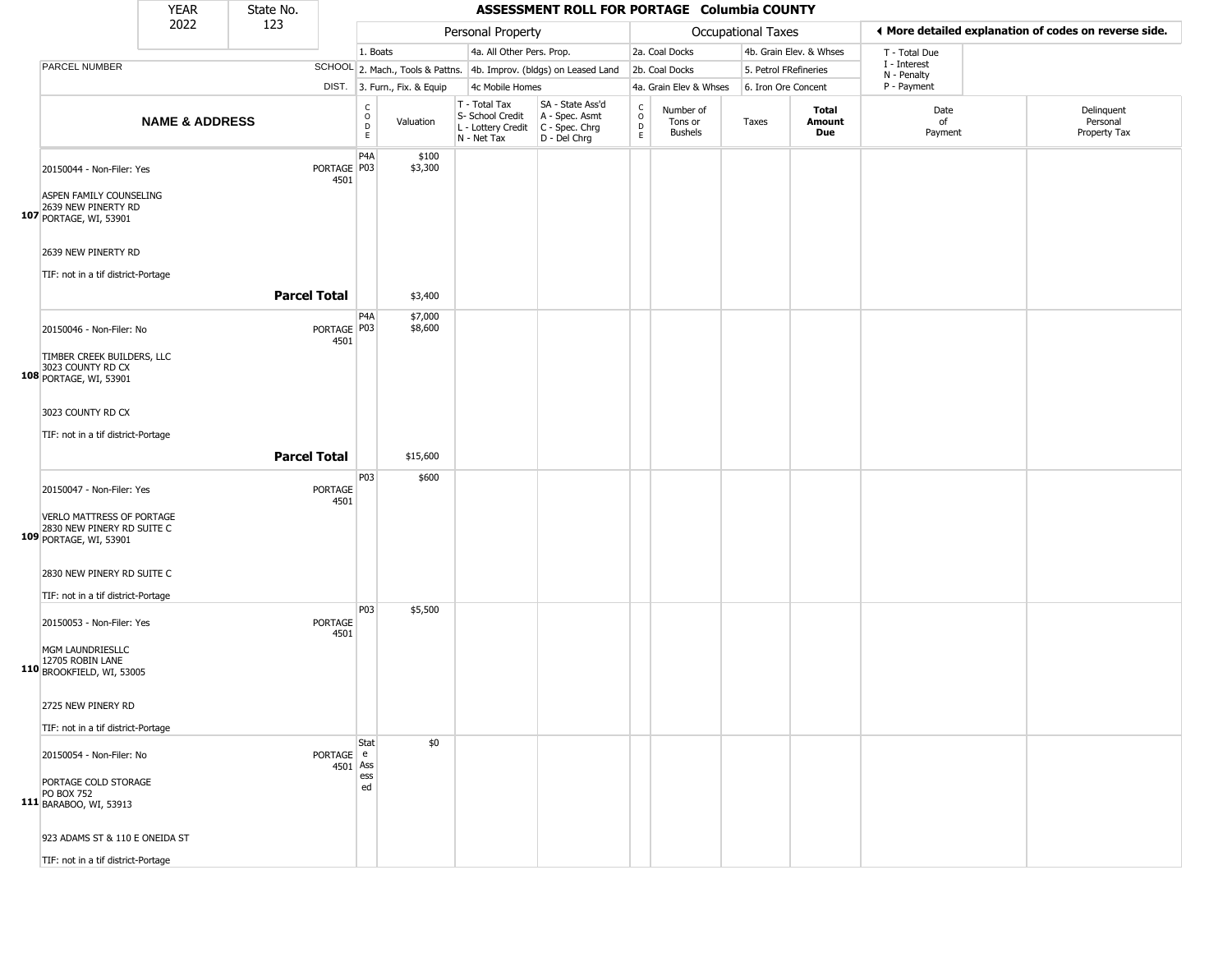| YEAR | State No. | ASSESSMENT ROLL FOR PORTAGE Columbia COUNTY |
|---|---|---|
| 2022 | 123 | |

| | | Personal Property | | | | Occupational Taxes | | | | ◄ More detailed explanation of codes on reverse side. | |
|---|---|---|---|---|---|---|---|---|---|---|---|
| | | 1. Boats | | 4a. All Other Pers. Prop. | | 2a. Coal Docks | | 4b. Grain Elev. & Whses | | T - Total Due | |
| PARCEL NUMBER | SCHOOL | 2. Mach., Tools & Pattns. | | 4b. Improv. (bldgs) on Leased Land | | 2b. Coal Docks | | 5. Petrol FRefineries | | I - Interest N - Penalty | |
| | DIST. | 3. Furn., Fix. & Equip | | 4c Mobile Homes | | 4a. Grain Elev & Whses | | 6. Iron Ore Concent | | P - Payment | |
| **NAME & ADDRESS** | | CODE | Valuation | T - Total Tax S- School Credit L - Lottery Credit N - Net Tax | SA - State Ass'd A - Spec. Asmt C - Spec. Chrg D - Del Chrg | CODE | Number of Tons or Bushels | Taxes | **Total Amount Due** | Date of Payment | Delinquent Personal Property Tax |
| 107 20150044 - Non-Filer: Yes<br>ASPEN FAMILY COUNSELING<br>2639 NEW PINERTY RD<br>PORTAGE, WI, 53901<br><br>2639 NEW PINERTY RD<br><br>TIF: not in a tif district-Portage | PORTAGE 4501 | P4A<br>P03 | $100<br>$3,300 | | | | | | | | |
| | **Parcel Total** | | $3,400 | | | | | | | | |
| 108 20150046 - Non-Filer: No<br>TIMBER CREEK BUILDERS, LLC<br>3023 COUNTY RD CX<br>PORTAGE, WI, 53901<br><br>3023 COUNTY RD CX<br><br>TIF: not in a tif district-Portage | PORTAGE 4501 | P4A<br>P03 | $7,000<br>$8,600 | | | | | | | | |
| | **Parcel Total** | | $15,600 | | | | | | | | |
| 109 20150047 - Non-Filer: Yes<br>VERLO MATTRESS OF PORTAGE<br>2830 NEW PINERY RD SUITE C<br>PORTAGE, WI, 53901<br><br>2830 NEW PINERY RD SUITE C<br><br>TIF: not in a tif district-Portage | PORTAGE 4501 | P03 | $600 | | | | | | | | |
| 110 20150053 - Non-Filer: Yes<br>MGM LAUNDRIESLLC<br>12705 ROBIN LANE<br>BROOKFIELD, WI, 53005<br><br>2725 NEW PINERY RD<br><br>TIF: not in a tif district-Portage | PORTAGE 4501 | P03 | $5,500 | | | | | | | | |
| 111 20150054 - Non-Filer: No<br>PORTAGE COLD STORAGE<br>PO BOX 752<br>BARABOO, WI, 53913<br><br>923 ADAMS ST & 110 E ONEIDA ST<br><br>TIF: not in a tif district-Portage | PORTAGE 4501 | State Assessed | $0 | | | | | | | | |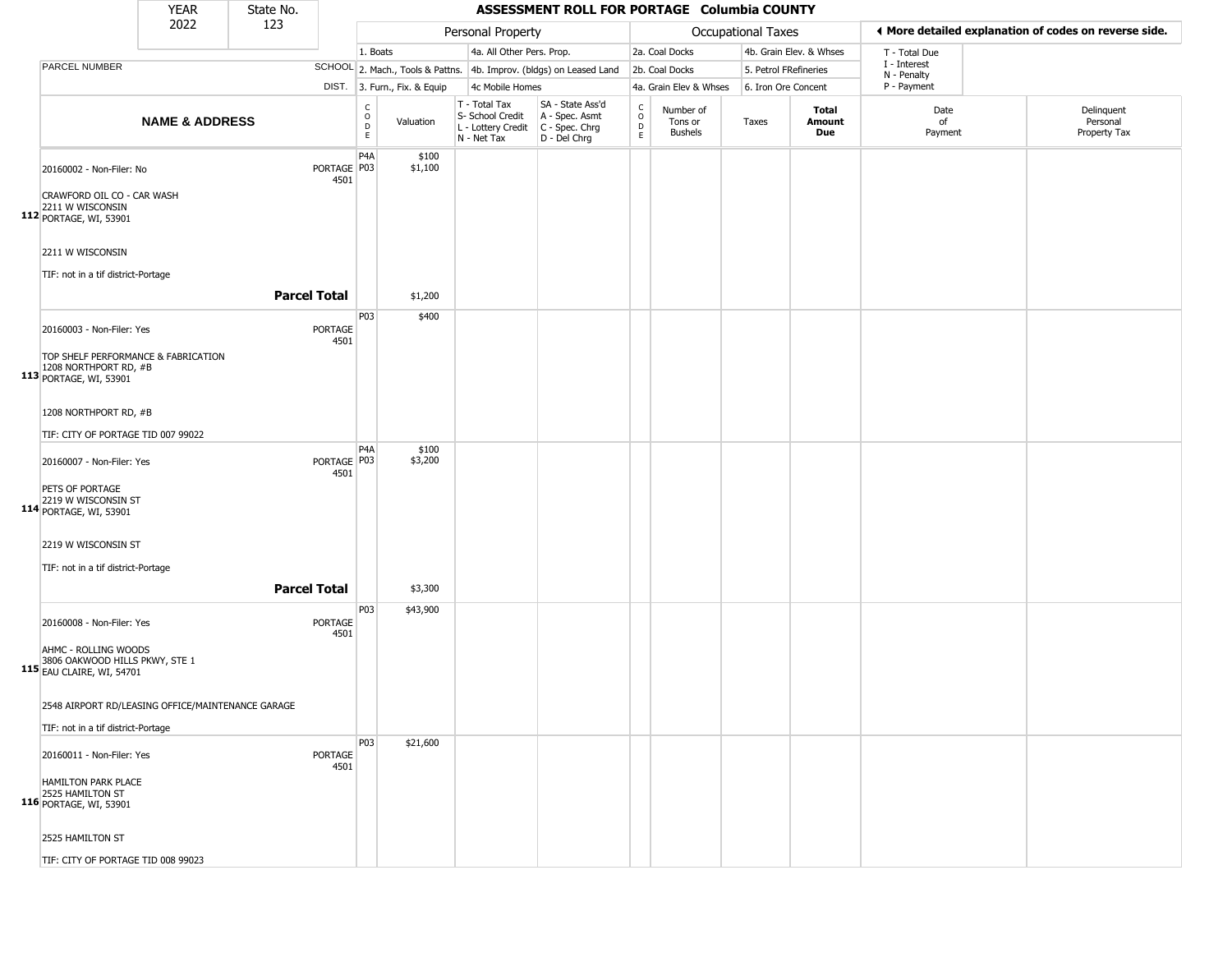| YEAR | State No. |
|---|---|
| 2022 | 123 |

# ASSESSMENT ROLL FOR PORTAGE Columbia COUNTY

| | | Personal Property | | | | | Occupational Taxes | | | | ◀ More detailed explanation of codes on reverse side. | |
|---|---|---|---|---|---|---|---|---|---|---|---|---|
| | | 1. Boats | | 4a. All Other Pers. Prop. | | 2a. Coal Docks | | 4b. Grain Elev. & Whses | | | T - Total Due | |
| PARCEL NUMBER | SCHOOL | 2. Mach., Tools & Pattns. | | 4b. Improv. (bldgs) on Leased Land | | 2b. Coal Docks | | 5. Petrol FRefineries | | | I - Interest<br>N - Penalty | |
| | DIST. | 3. Furn., Fix. & Equip | | 4c Mobile Homes | | 4a. Grain Elev & Whses | | 6. Iron Ore Concent | | | P - Payment | |
| **NAME & ADDRESS** | | CODE | Valuation | T - Total Tax<br>S- School Credit<br>L - Lottery Credit<br>N - Net Tax | SA - State Ass'd<br>A - Spec. Asmt<br>C - Spec. Chrg<br>D - Del Chrg | CODE | Number of Tons or Bushels | Taxes | **Total Amount Due** | Date of Payment | Delinquent Personal Property Tax | |
| **112** 20160002 - Non-Filer: No<br>CRAWFORD OIL CO - CAR WASH<br>2211 W WISCONSIN<br>PORTAGE, WI, 53901<br><br>2211 W WISCONSIN<br><br>TIF: not in a tif district-Portage | PORTAGE 4501 | P4A<br>P03 | $100<br>$1,100 | | | | | | | | | |
| **Parcel Total** | | | $1,200 | | | | | | | | | |
| **113** 20160003 - Non-Filer: Yes<br>TOP SHELF PERFORMANCE & FABRICATION<br>1208 NORTHPORT RD, #B<br>PORTAGE, WI, 53901<br><br>1208 NORTHPORT RD, #B<br><br>TIF: CITY OF PORTAGE TID 007 99022 | PORTAGE 4501 | P03 | $400 | | | | | | | | | |
| **114** 20160007 - Non-Filer: Yes<br>PETS OF PORTAGE<br>2219 W WISCONSIN ST<br>PORTAGE, WI, 53901<br><br>2219 W WISCONSIN ST<br><br>TIF: not in a tif district-Portage | PORTAGE 4501 | P4A<br>P03 | $100<br>$3,200 | | | | | | | | | |
| **Parcel Total** | | | $3,300 | | | | | | | | | |
| **115** 20160008 - Non-Filer: Yes<br>AHMC - ROLLING WOODS<br>3806 OAKWOOD HILLS PKWY, STE 1<br>EAU CLAIRE, WI, 54701<br><br>2548 AIRPORT RD/LEASING OFFICE/MAINTENANCE GARAGE<br><br>TIF: not in a tif district-Portage | PORTAGE 4501 | P03 | $43,900 | | | | | | | | | |
| **116** 20160011 - Non-Filer: Yes<br>HAMILTON PARK PLACE<br>2525 HAMILTON ST<br>PORTAGE, WI, 53901<br><br>2525 HAMILTON ST<br><br>TIF: CITY OF PORTAGE TID 008 99023 | PORTAGE 4501 | P03 | $21,600 | | | | | | | | | |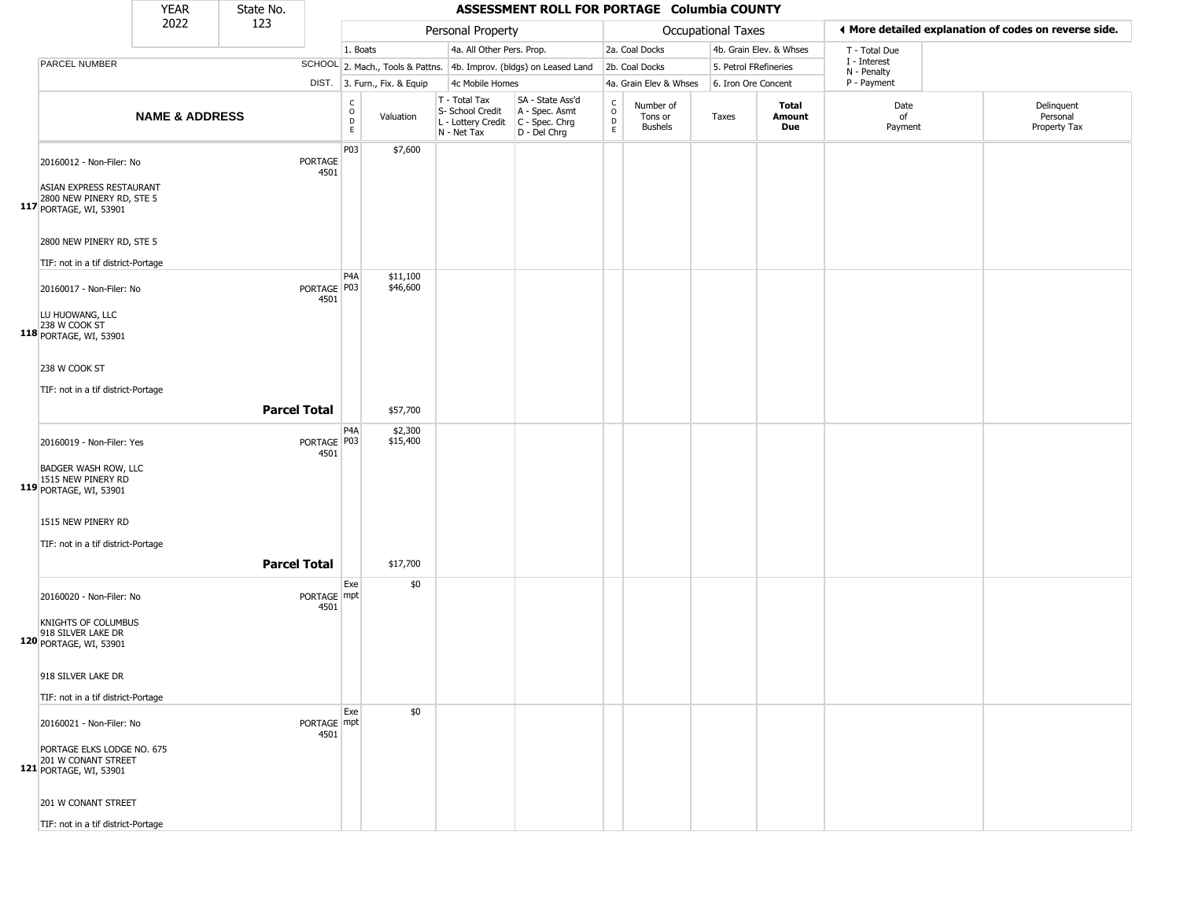| YEAR | State No. |
|---|---|
| 2022 | 123 |

# ASSESSMENT ROLL FOR PORTAGE Columbia COUNTY

| | | Personal Property | | | | Occupational Taxes | | | | ◀ More detailed explanation of codes on reverse side. | |
|---|---|---|---|---|---|---|---|---|---|---|---|
| PARCEL NUMBER | SCHOOL DIST. | 1. Boats<br>2. Mach., Tools & Pattns.<br>3. Furn., Fix. & Equip | | 4a. All Other Pers. Prop.<br>4b. Improv. (bldgs) on Leased Land<br>4c Mobile Homes | | 2a. Coal Docks<br>2b. Coal Docks<br>4a. Grain Elev & Whses | | 4b. Grain Elev. & Whses<br>5. Petrol FRefineries<br>6. Iron Ore Concent | | T - Total Due<br>I - Interest<br>N - Penalty<br>P - Payment | |
| **NAME & ADDRESS** | | CODE | Valuation | T - Total Tax<br>S- School Credit<br>L - Lottery Credit<br>N - Net Tax | SA - State Ass'd<br>A - Spec. Asmt<br>C - Spec. Chrg<br>D - Del Chrg | CODE | Number of Tons or Bushels | Taxes | **Total Amount Due** | Date of Payment | Delinquent Personal Property Tax |
| **117** 20160012 - Non-Filer: No<br><br>ASIAN EXPRESS RESTAURANT<br>2800 NEW PINERY RD, STE 5<br>PORTAGE, WI, 53901<br><br>2800 NEW PINERY RD, STE 5<br><br>TIF: not in a tif district-Portage | PORTAGE 4501 | P03 | $7,600 | | | | | | | | |
| **118** 20160017 - Non-Filer: No<br><br>LU HUOWANG, LLC<br>238 W COOK ST<br>PORTAGE, WI, 53901<br><br>238 W COOK ST<br><br>TIF: not in a tif district-Portage | PORTAGE 4501 | P4A<br>P03 | $11,100<br>$46,600 | | | | | | | | |
| | **Parcel Total** | | $57,700 | | | | | | | | |
| **119** 20160019 - Non-Filer: Yes<br><br>BADGER WASH ROW, LLC<br>1515 NEW PINERY RD<br>PORTAGE, WI, 53901<br><br>1515 NEW PINERY RD<br><br>TIF: not in a tif district-Portage | PORTAGE 4501 | P4A<br>P03 | $2,300<br>$15,400 | | | | | | | | |
| | **Parcel Total** | | $17,700 | | | | | | | | |
| **120** 20160020 - Non-Filer: No<br><br>KNIGHTS OF COLUMBUS<br>918 SILVER LAKE DR<br>PORTAGE, WI, 53901<br><br>918 SILVER LAKE DR<br><br>TIF: not in a tif district-Portage | PORTAGE 4501 | Exempt | $0 | | | | | | | | |
| **121** 20160021 - Non-Filer: No<br><br>PORTAGE ELKS LODGE NO. 675<br>201 W CONANT STREET<br>PORTAGE, WI, 53901<br><br>201 W CONANT STREET<br><br>TIF: not in a tif district-Portage | PORTAGE 4501 | Exempt | $0 | | | | | | | | |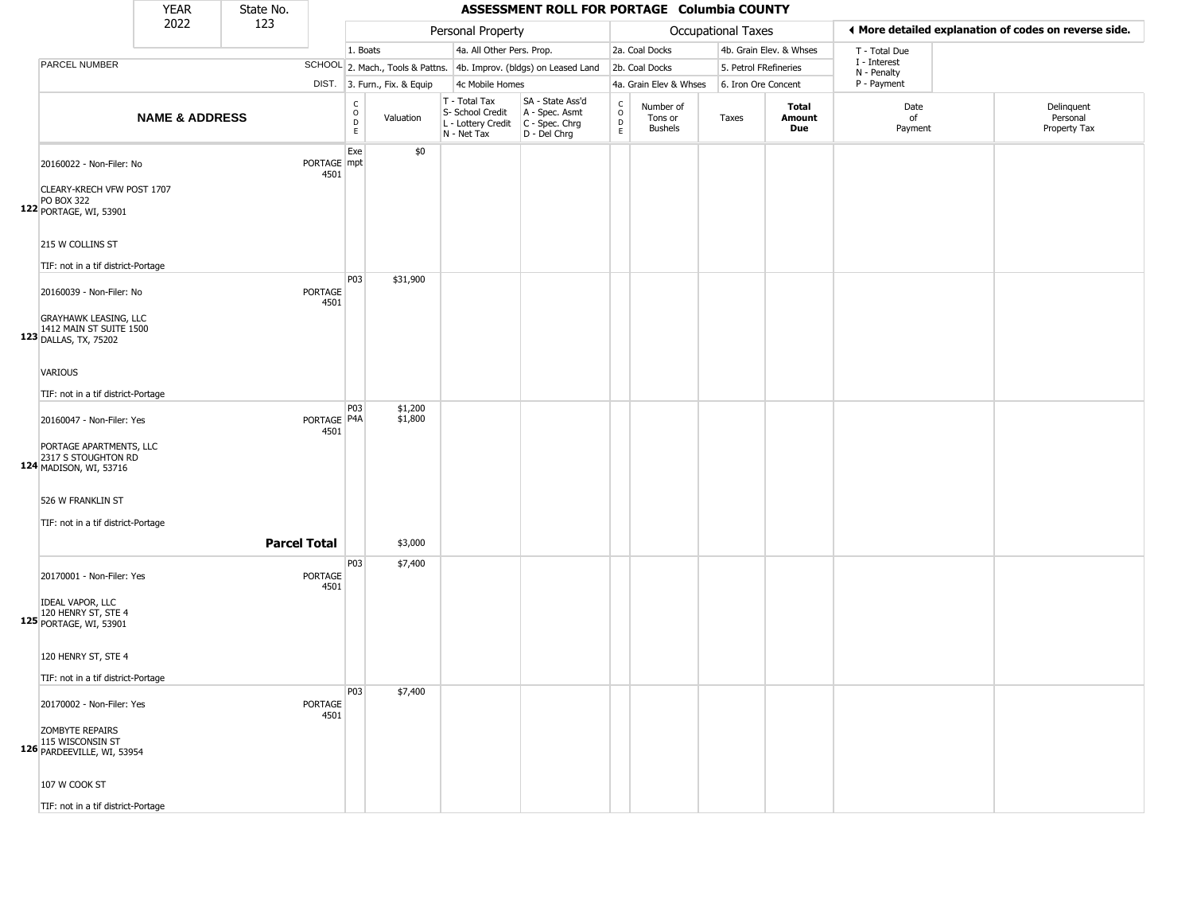| YEAR | State No. | ASSESSMENT ROLL FOR PORTAGE Columbia COUNTY |
|---|---|---|
| 2022 | 123 | |

| | Personal Property | | Occupational Taxes | | ◄ More detailed explanation of codes on reverse side. |
|---|---|---|---|---|---|
| PARCEL NUMBER | 1. Boats | 4a. All Other Pers. Prop. | 2a. Coal Docks | 4b. Grain Elev. & Whses | T - Total Due |
| SCHOOL | 2. Mach., Tools & Pattns. | 4b. Improv. (bldgs) on Leased Land | 2b. Coal Docks | 5. Petrol FRefineries | I - Interest N - Penalty |
| DIST. | 3. Furn., Fix. & Equip | 4c Mobile Homes | 4a. Grain Elev & Whses | 6. Iron Ore Concent | P - Payment |

| | NAME & ADDRESS | SCHOOL DIST. | CODE | Valuation | T - Total Tax S- School Credit L - Lottery Credit N - Net Tax | SA - State Ass'd A - Spec. Asmt C - Spec. Chrg D - Del Chrg | CODE | Number of Tons or Bushels | Taxes | Total Amount Due | Date of Payment | Delinquent Personal Property Tax |
|---|---|---|---|---|---|---|---|---|---|---|---|---|
| 122 | 20160022 - Non-Filer: No<br>CLEARY-KRECH VFW POST 1707<br>PO BOX 322<br>PORTAGE, WI, 53901<br>215 W COLLINS ST<br>TIF: not in a tif district-Portage | PORTAGE 4501 | Exempt | $0 | | | | | | | | |
| 123 | 20160039 - Non-Filer: No<br>GRAYHAWK LEASING, LLC<br>1412 MAIN ST SUITE 1500<br>DALLAS, TX, 75202<br>VARIOUS<br>TIF: not in a tif district-Portage | PORTAGE 4501 | P03 | $31,900 | | | | | | | | |
| 124 | 20160047 - Non-Filer: Yes<br>PORTAGE APARTMENTS, LLC<br>2317 S STOUGHTON RD<br>MADISON, WI, 53716<br>526 W FRANKLIN ST<br>TIF: not in a tif district-Portage | PORTAGE 4501 | P03<br>P4A | $1,200<br>$1,800 | | | | | | | | |
| | | **Parcel Total** | | $3,000 | | | | | | | | |
| 125 | 20170001 - Non-Filer: Yes<br>IDEAL VAPOR, LLC<br>120 HENRY ST, STE 4<br>PORTAGE, WI, 53901<br>120 HENRY ST, STE 4<br>TIF: not in a tif district-Portage | PORTAGE 4501 | P03 | $7,400 | | | | | | | | |
| 126 | 20170002 - Non-Filer: Yes<br>ZOMBYTE REPAIRS<br>115 WISCONSIN ST<br>PARDEEVILLE, WI, 53954<br>107 W COOK ST<br>TIF: not in a tif district-Portage | PORTAGE 4501 | P03 | $7,400 | | | | | | | | |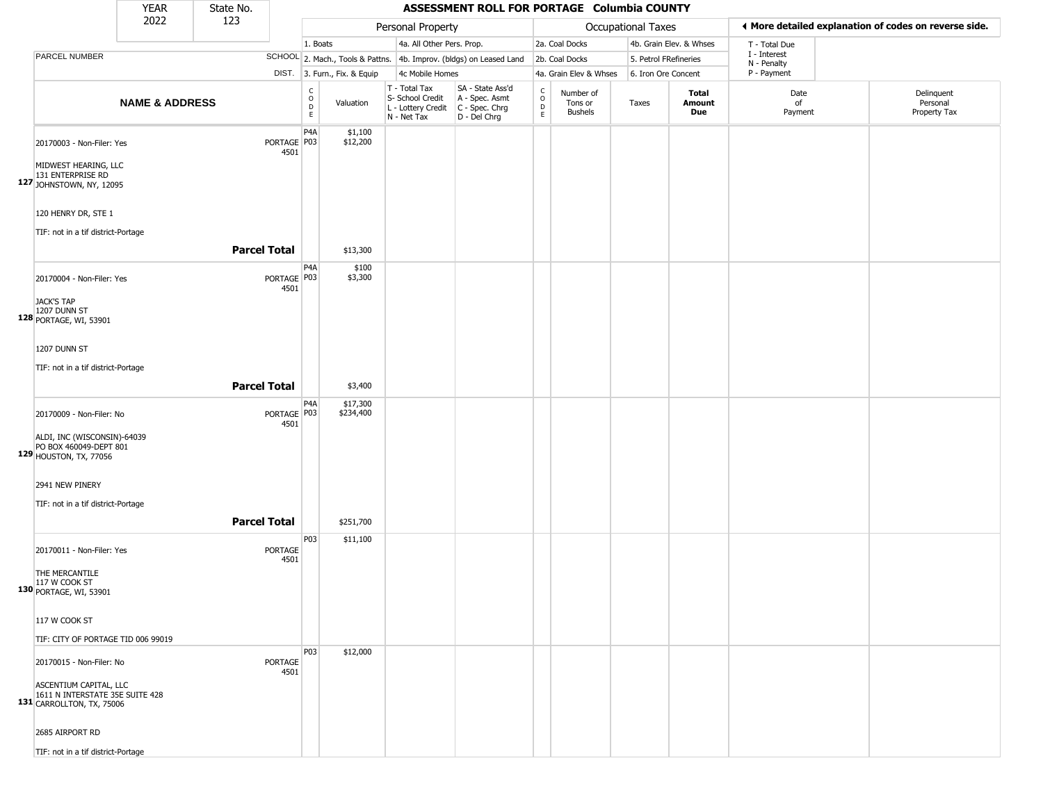| YEAR | State No. | ASSESSMENT ROLL FOR PORTAGE Columbia COUNTY |
|---|---|---|
| 2022 | 123 | |

| | | | Personal Property | | | | Occupational Taxes | | | | ◄ More detailed explanation of codes on reverse side. | |
|---|---|---|---|---|---|---|---|---|---|---|---|---|
| | | | 1. Boats | | 4a. All Other Pers. Prop. | | 2a. Coal Docks | | 4b. Grain Elev. & Whses | | T - Total Due | |
| PARCEL NUMBER | SCHOOL | | 2. Mach., Tools & Pattns. | | 4b. Improv. (bldgs) on Leased Land | | 2b. Coal Docks | | 5. Petrol FRefineries | | I - Interest N - Penalty | |
| | DIST. | | 3. Furn., Fix. & Equip | | 4c Mobile Homes | | 4a. Grain Elev & Whses | | 6. Iron Ore Concent | | P - Payment | |
| NAME & ADDRESS | | CODE | Valuation | T - Total Tax S- School Credit L - Lottery Credit N - Net Tax | SA - State Ass'd A - Spec. Asmt C - Spec. Chrg D - Del Chrg | CODE | Number of Tons or Bushels | Taxes | Total Amount Due | Date of Payment | Delinquent Personal Property Tax |
| 20170003 - Non-Filer: Yes<br>MIDWEST HEARING, LLC<br>131 ENTERPRISE RD<br>127 JOHNSTOWN, NY, 12095<br><br>120 HENRY DR, STE 1<br>TIF: not in a tif district-Portage | PORTAGE 4501 | P4A<br>P03 | $1,100<br>$12,200 | | | | | | | | |
| **Parcel Total** | | | $13,300 | | | | | | | | |
| 20170004 - Non-Filer: Yes<br>JACK'S TAP<br>1207 DUNN ST<br>128 PORTAGE, WI, 53901<br><br>1207 DUNN ST<br>TIF: not in a tif district-Portage | PORTAGE 4501 | P4A<br>P03 | $100<br>$3,300 | | | | | | | | |
| **Parcel Total** | | | $3,400 | | | | | | | | |
| 20170009 - Non-Filer: No<br>ALDI, INC (WISCONSIN)-64039<br>PO BOX 460049-DEPT 801<br>129 HOUSTON, TX, 77056<br><br>2941 NEW PINERY<br>TIF: not in a tif district-Portage | PORTAGE 4501 | P4A<br>P03 | $17,300<br>$234,400 | | | | | | | | |
| **Parcel Total** | | | $251,700 | | | | | | | | |
| 20170011 - Non-Filer: Yes<br>THE MERCANTILE<br>117 W COOK ST<br>130 PORTAGE, WI, 53901<br><br>117 W COOK ST<br>TIF: CITY OF PORTAGE TID 006 99019 | PORTAGE 4501 | P03 | $11,100 | | | | | | | | |
| 20170015 - Non-Filer: No<br>ASCENTIUM CAPITAL, LLC<br>1611 N INTERSTATE 35E SUITE 428<br>131 CARROLLTON, TX, 75006<br><br>2685 AIRPORT RD<br>TIF: not in a tif district-Portage | PORTAGE 4501 | P03 | $12,000 | | | | | | | | |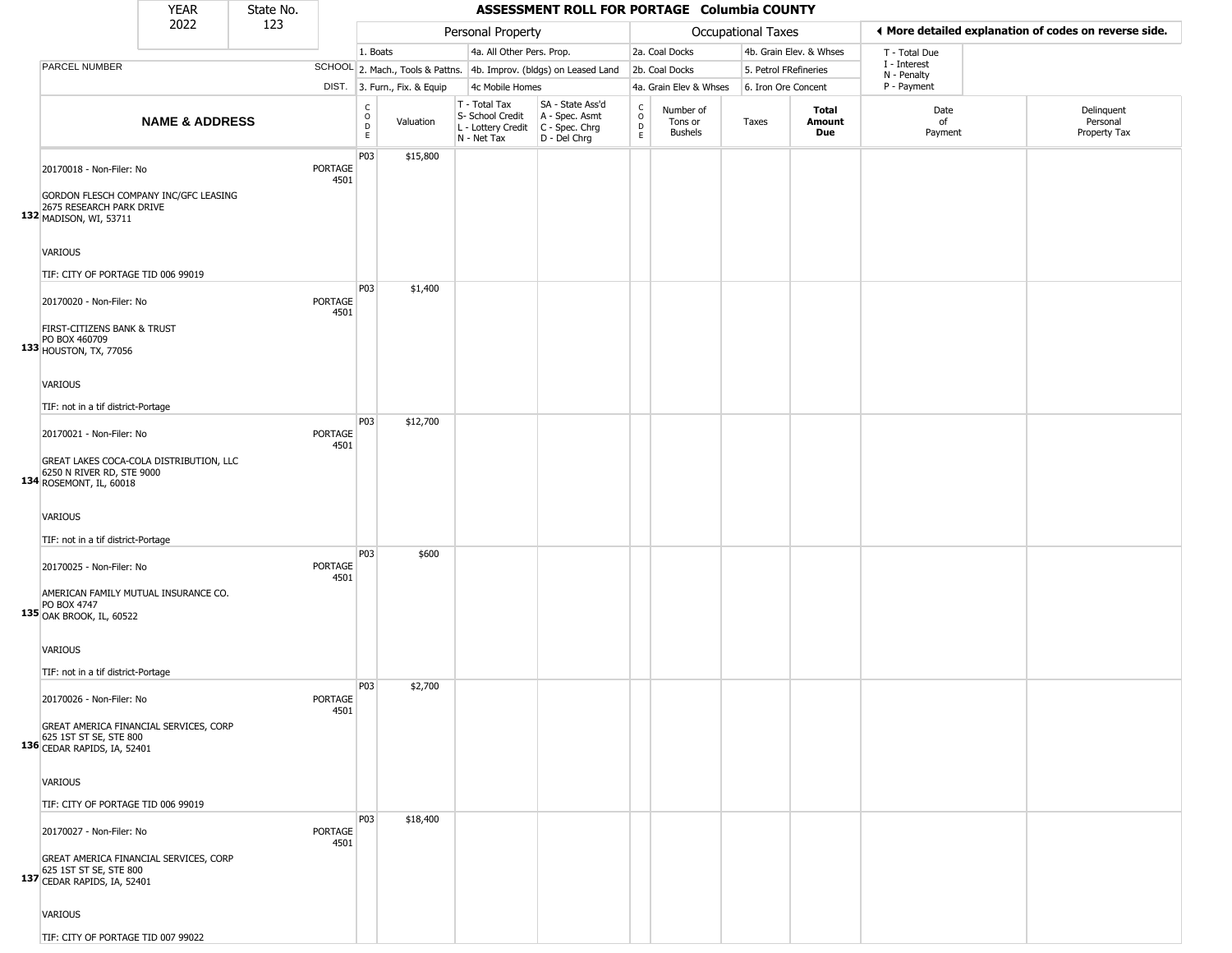# ASSESSMENT ROLL FOR PORTAGE Columbia COUNTY

| YEAR | State No. |
| --- | --- |
| 2022 | 123 |

| | | Personal Property | | | | Occupational Taxes | | | | ◂ More detailed explanation of codes on reverse side. | |
| --- | --- | --- | --- | --- | --- | --- | --- | --- | --- | --- | --- |
| | | 1. Boats | | 4a. All Other Pers. Prop. | | 2a. Coal Docks | | 4b. Grain Elev. & Whses | | T - Total Due | |
| PARCEL NUMBER | SCHOOL | 2. Mach., Tools & Pattns. | | 4b. Improv. (bldgs) on Leased Land | | 2b. Coal Docks | | 5. Petrol FRefineries | | I - Interest N - Penalty | |
| | DIST. | 3. Furn., Fix. & Equip | | 4c Mobile Homes | | 4a. Grain Elev & Whses | | 6. Iron Ore Concent | | P - Payment | |
| **NAME & ADDRESS** | | CODE | Valuation | T - Total Tax S- School Credit L - Lottery Credit N - Net Tax | SA - State Ass'd A - Spec. Asmt C - Spec. Chrg D - Del Chrg | CODE | Number of Tons or Bushels | Taxes | **Total Amount Due** | Date of Payment | Delinquent Personal Property Tax |
| 20170018 - Non-Filer: No<br>GORDON FLESCH COMPANY INC/GFC LEASING<br>2675 RESEARCH PARK DRIVE<br>132 MADISON, WI, 53711<br>VARIOUS<br>TIF: CITY OF PORTAGE TID 006 99019 | PORTAGE 4501 | P03 | $15,800 | | | | | | | | |
| 20170020 - Non-Filer: No<br>FIRST-CITIZENS BANK & TRUST<br>PO BOX 460709<br>133 HOUSTON, TX, 77056<br>VARIOUS<br>TIF: not in a tif district-Portage | PORTAGE 4501 | P03 | $1,400 | | | | | | | | |
| 20170021 - Non-Filer: No<br>GREAT LAKES COCA-COLA DISTRIBUTION, LLC<br>6250 N RIVER RD, STE 9000<br>134 ROSEMONT, IL, 60018<br>VARIOUS<br>TIF: not in a tif district-Portage | PORTAGE 4501 | P03 | $12,700 | | | | | | | | |
| 20170025 - Non-Filer: No<br>AMERICAN FAMILY MUTUAL INSURANCE CO.<br>PO BOX 4747<br>135 OAK BROOK, IL, 60522<br>VARIOUS<br>TIF: not in a tif district-Portage | PORTAGE 4501 | P03 | $600 | | | | | | | | |
| 20170026 - Non-Filer: No<br>GREAT AMERICA FINANCIAL SERVICES, CORP<br>625 1ST ST SE, STE 800<br>136 CEDAR RAPIDS, IA, 52401<br>VARIOUS<br>TIF: CITY OF PORTAGE TID 006 99019 | PORTAGE 4501 | P03 | $2,700 | | | | | | | | |
| 20170027 - Non-Filer: No<br>GREAT AMERICA FINANCIAL SERVICES, CORP<br>625 1ST ST SE, STE 800<br>137 CEDAR RAPIDS, IA, 52401<br>VARIOUS<br>TIF: CITY OF PORTAGE TID 007 99022 | PORTAGE 4501 | P03 | $18,400 | | | | | | | | |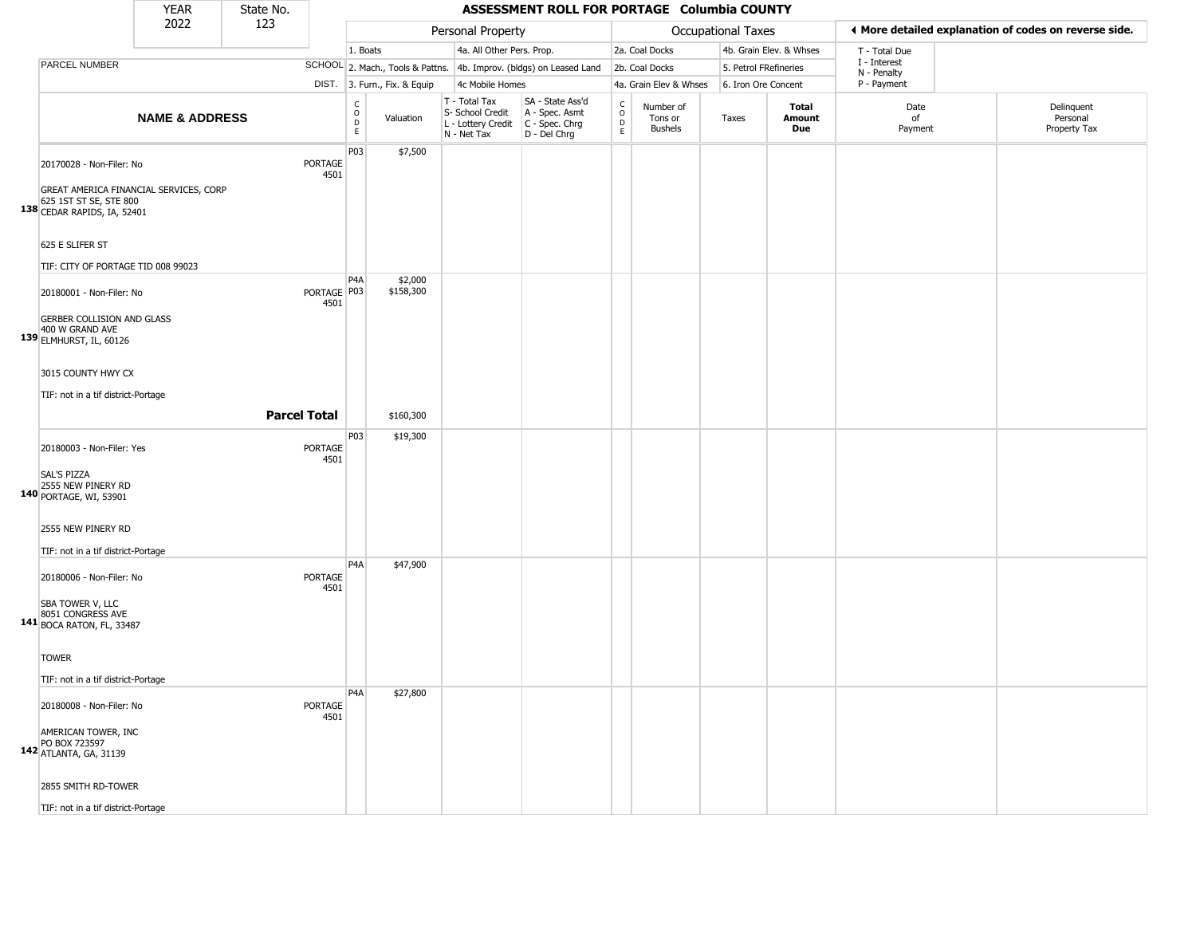| YEAR | State No. |
|---|---|
| 2022 | 123 |

# ASSESSMENT ROLL FOR PORTAGE Columbia COUNTY

| | | Personal Property | | | | | Occupational Taxes | | | | ◄ More detailed explanation of codes on reverse side. | |
|---|---|---|---|---|---|---|---|---|---|---|---|---|
| | | 1. Boats | | 4a. All Other Pers. Prop. | | | 2a. Coal Docks | | 4b. Grain Elev. & Whses | | T - Total Due | |
| PARCEL NUMBER | SCHOOL | 2. Mach., Tools & Pattns. | | 4b. Improv. (bldgs) on Leased Land | | | 2b. Coal Docks | | 5. Petrol FRefineries | | I - Interest<br>N - Penalty | |
| | DIST. | 3. Furn., Fix. & Equip | | 4c Mobile Homes | | | 4a. Grain Elev & Whses | | 6. Iron Ore Concent | | P - Payment | |
| **NAME & ADDRESS** | | CODE | Valuation | T - Total Tax<br>S- School Credit<br>L - Lottery Credit<br>N - Net Tax | SA - State Ass'd<br>A - Spec. Asmt<br>C - Spec. Chrg<br>D - Del Chrg | CODE | Number of Tons or Bushels | Taxes | **Total Amount Due** | Date of Payment | Delinquent Personal Property Tax |
| **138** 20170028 - Non-Filer: No<br>GREAT AMERICA FINANCIAL SERVICES, CORP<br>625 1ST ST SE, STE 800<br>CEDAR RAPIDS, IA, 52401<br>625 E SLIFER ST<br>TIF: CITY OF PORTAGE TID 008 99023 | PORTAGE 4501 | P03 | $7,500 | | | | | | | | |
| **139** 20180001 - Non-Filer: No<br>GERBER COLLISION AND GLASS<br>400 W GRAND AVE<br>ELMHURST, IL, 60126<br>3015 COUNTY HWY CX<br>TIF: not in a tif district-Portage | PORTAGE 4501 | P4A<br>P03 | $2,000<br>$158,300 | | | | | | | | |
| **Parcel Total** | | | $160,300 | | | | | | | | |
| **140** 20180003 - Non-Filer: Yes<br>SAL'S PIZZA<br>2555 NEW PINERY RD<br>PORTAGE, WI, 53901<br>2555 NEW PINERY RD<br>TIF: not in a tif district-Portage | PORTAGE 4501 | P03 | $19,300 | | | | | | | | |
| **141** 20180006 - Non-Filer: No<br>SBA TOWER V, LLC<br>8051 CONGRESS AVE<br>BOCA RATON, FL, 33487<br>TOWER<br>TIF: not in a tif district-Portage | PORTAGE 4501 | P4A | $47,900 | | | | | | | | |
| **142** 20180008 - Non-Filer: No<br>AMERICAN TOWER, INC<br>PO BOX 723597<br>ATLANTA, GA, 31139<br>2855 SMITH RD-TOWER<br>TIF: not in a tif district-Portage | PORTAGE 4501 | P4A | $27,800 | | | | | | | | |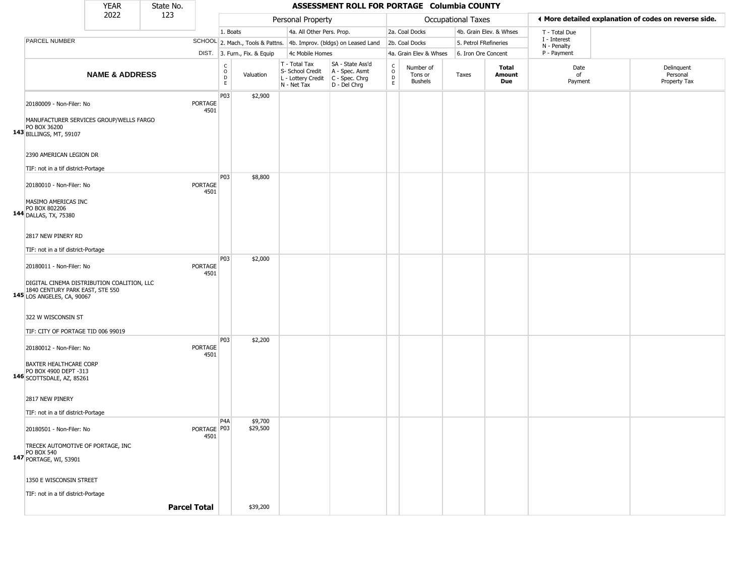| YEAR | State No. | ASSESSMENT ROLL FOR PORTAGE Columbia COUNTY |
|---|---|---|
| 2022 | 123 | |

| | | Personal Property | | | | Occupational Taxes | | | | ◄ More detailed explanation of codes on reverse side. | |
|---|---|---|---|---|---|---|---|---|---|---|---|
| | | 1. Boats | | 4a. All Other Pers. Prop. | | 2a. Coal Docks | | 4b. Grain Elev. & Whses | | T - Total Due | |
| PARCEL NUMBER | SCHOOL | 2. Mach., Tools & Pattns. | | 4b. Improv. (bldgs) on Leased Land | | 2b. Coal Docks | | 5. Petrol FRefineries | | I - Interest / N - Penalty | |
| | DIST. | 3. Furn., Fix. & Equip | | 4c Mobile Homes | | 4a. Grain Elev & Whses | | 6. Iron Ore Concent | | P - Payment | |
| **NAME & ADDRESS** | | CODE | Valuation | T - Total Tax / S- School Credit / L - Lottery Credit / N - Net Tax | SA - State Ass'd / A - Spec. Asmt / C - Spec. Chrg / D - Del Chrg | CODE | Number of Tons or Bushels | Taxes | **Total Amount Due** | Date of Payment | Delinquent Personal Property Tax |
| **143** 20180009 - Non-Filer: No<br>MANUFACTURER SERVICES GROUP/WELLS FARGO<br>PO BOX 36200<br>BILLINGS, MT, 59107<br>2390 AMERICAN LEGION DR<br>TIF: not in a tif district-Portage | PORTAGE 4501 | P03 | $2,900 | | | | | | | | |
| **144** 20180010 - Non-Filer: No<br>MASIMO AMERICAS INC<br>PO BOX 802206<br>DALLAS, TX, 75380<br>2817 NEW PINERY RD<br>TIF: not in a tif district-Portage | PORTAGE 4501 | P03 | $8,800 | | | | | | | | |
| **145** 20180011 - Non-Filer: No<br>DIGITAL CINEMA DISTRIBUTION COALITION, LLC<br>1840 CENTURY PARK EAST, STE 550<br>LOS ANGELES, CA, 90067<br>322 W WISCONSIN ST<br>TIF: CITY OF PORTAGE TID 006 99019 | PORTAGE 4501 | P03 | $2,000 | | | | | | | | |
| **146** 20180012 - Non-Filer: No<br>BAXTER HEALTHCARE CORP<br>PO BOX 4900 DEPT -313<br>SCOTTSDALE, AZ, 85261<br>2817 NEW PINERY<br>TIF: not in a tif district-Portage | PORTAGE 4501 | P03 | $2,200 | | | | | | | | |
| **147** 20180501 - Non-Filer: No<br>TRECEK AUTOMOTIVE OF PORTAGE, INC<br>PO BOX 540<br>PORTAGE, WI, 53901<br>1350 E WISCONSIN STREET<br>TIF: not in a tif district-Portage | PORTAGE 4501 | P4A<br>P03 | $9,700<br>$29,500 | | | | | | | | |
| **Parcel Total** | | | $39,200 | | | | | | | | |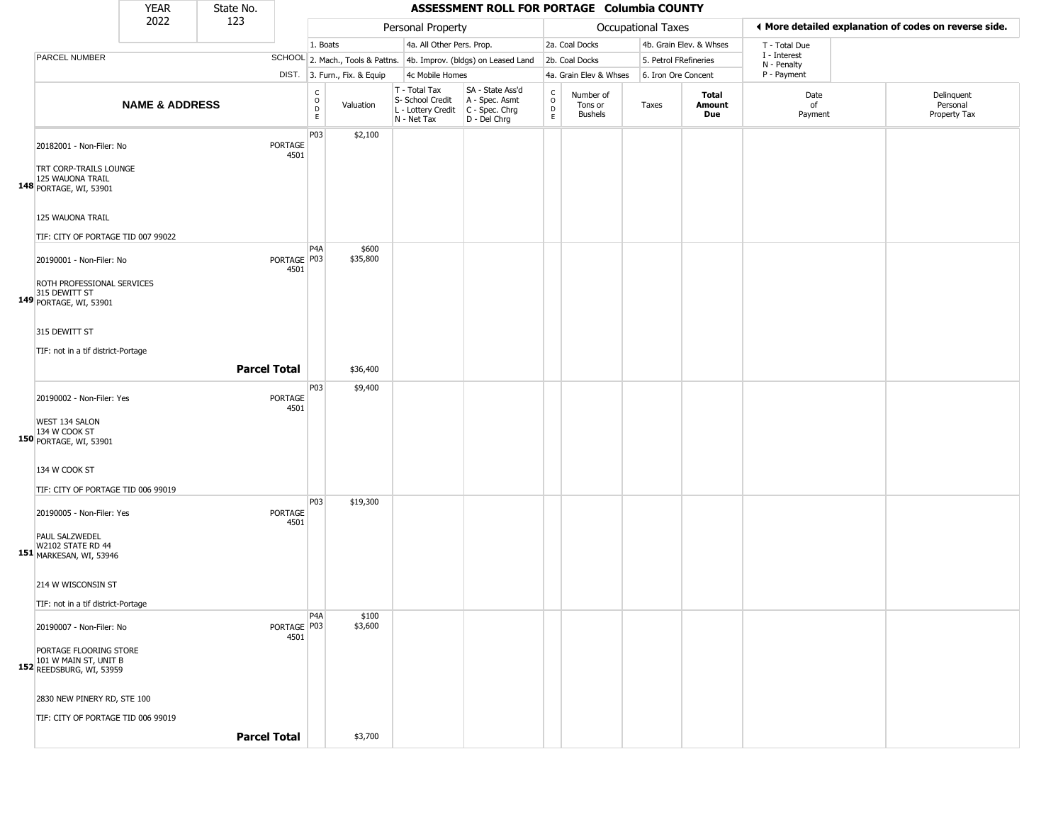| YEAR | State No. |
| --- | --- |
| 2022 | 123 |

# ASSESSMENT ROLL FOR PORTAGE Columbia COUNTY

◄ More detailed explanation of codes on reverse side.

| | | Personal Property | | | | Occupational Taxes | | | | | |
| --- | --- | --- | --- | --- | --- | --- | --- | --- | --- | --- | --- |
| PARCEL NUMBER | SCHOOL DIST. | 1. Boats<br>2. Mach., Tools & Pattns.<br>3. Furn., Fix. & Equip | | 4a. All Other Pers. Prop.<br>4b. Improv. (bldgs) on Leased Land<br>4c Mobile Homes | | 2a. Coal Docks<br>2b. Coal Docks<br>4a. Grain Elev & Whses | | 4b. Grain Elev. & Whses<br>5. Petrol FRefineries<br>6. Iron Ore Concent | | T - Total Due<br>I - Interest<br>N - Penalty<br>P - Payment | |
| NAME & ADDRESS | | CODE | Valuation | T - Total Tax<br>S- School Credit<br>L - Lottery Credit<br>N - Net Tax | SA - State Ass'd<br>A - Spec. Asmt<br>C - Spec. Chrg<br>D - Del Chrg | CODE | Number of Tons or Bushels | Taxes | Total Amount Due | Date of Payment | Delinquent Personal Property Tax |
| **148** 20182001 - Non-Filer: No<br>TRT CORP-TRAILS LOUNGE<br>125 WAUONA TRAIL<br>PORTAGE, WI, 53901<br><br>125 WAUONA TRAIL<br><br>TIF: CITY OF PORTAGE TID 007 99022 | PORTAGE 4501 | P03 | $2,100 | | | | | | | | |
| **149** 20190001 - Non-Filer: No<br>ROTH PROFESSIONAL SERVICES<br>315 DEWITT ST<br>PORTAGE, WI, 53901<br><br>315 DEWITT ST<br><br>TIF: not in a tif district-Portage | PORTAGE 4501 | P4A<br>P03 | $600<br>$35,800 | | | | | | | | |
| **Parcel Total** | | | $36,400 | | | | | | | | |
| **150** 20190002 - Non-Filer: Yes<br>WEST 134 SALON<br>134 W COOK ST<br>PORTAGE, WI, 53901<br><br>134 W COOK ST<br><br>TIF: CITY OF PORTAGE TID 006 99019 | PORTAGE 4501 | P03 | $9,400 | | | | | | | | |
| **151** 20190005 - Non-Filer: Yes<br>PAUL SALZWEDEL<br>W2102 STATE RD 44<br>MARKESAN, WI, 53946<br><br>214 W WISCONSIN ST<br><br>TIF: not in a tif district-Portage | PORTAGE 4501 | P03 | $19,300 | | | | | | | | |
| **152** 20190007 - Non-Filer: No<br>PORTAGE FLOORING STORE<br>101 W MAIN ST, UNIT B<br>REEDSBURG, WI, 53959<br><br>2830 NEW PINERY RD, STE 100<br><br>TIF: CITY OF PORTAGE TID 006 99019 | PORTAGE 4501 | P4A<br>P03 | $100<br>$3,600 | | | | | | | | |
| **Parcel Total** | | | $3,700 | | | | | | | | |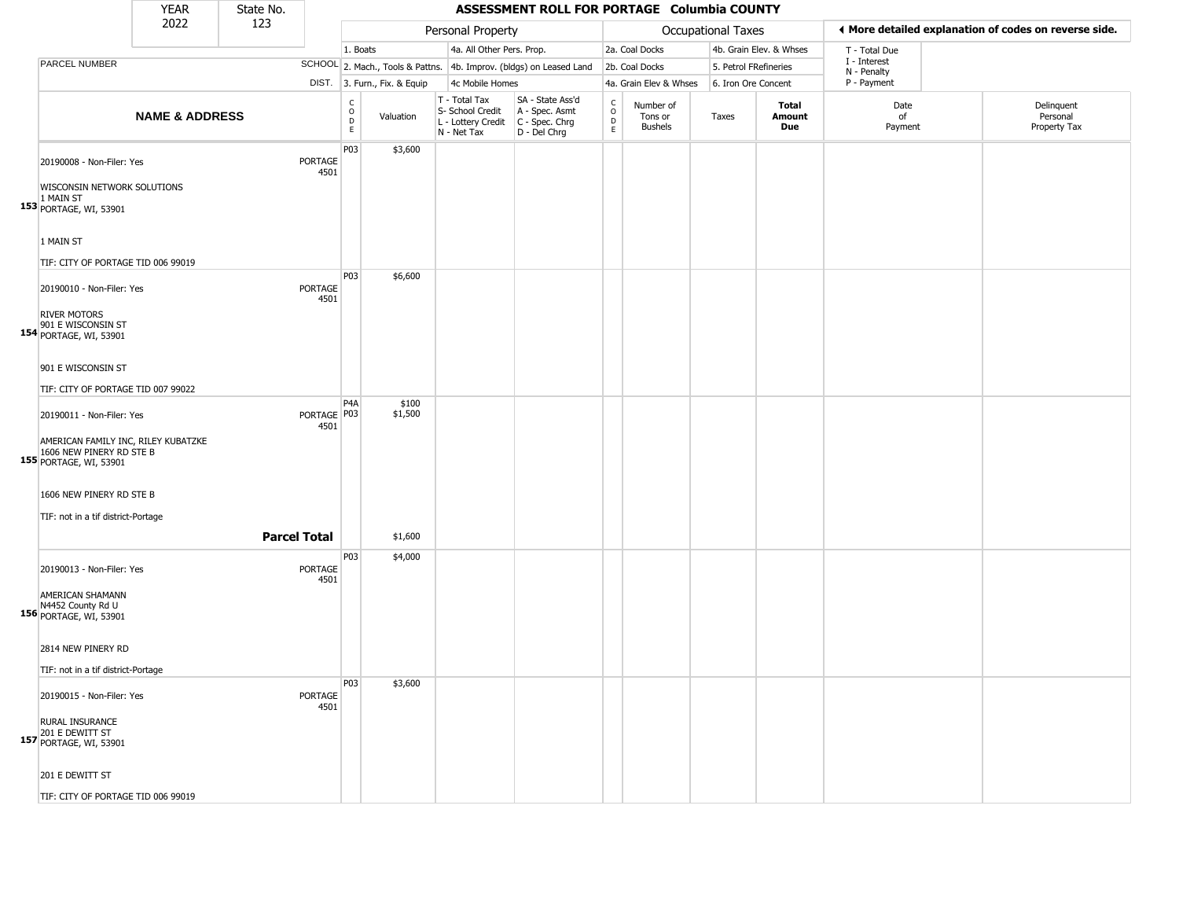| YEAR | State No. |
| --- | --- |
| 2022 | 123 |

# ASSESSMENT ROLL FOR PORTAGE Columbia COUNTY

◀ More detailed explanation of codes on reverse side.

| | | Personal Property | | | | Occupational Taxes | | | | | | |
| --- | --- | --- | --- | --- | --- | --- | --- | --- | --- | --- | --- | --- |
| PARCEL NUMBER | SCHOOL DIST. | 1. Boats / 2. Mach., Tools & Pattns. / 3. Furn., Fix. & Equip | | 4a. All Other Pers. Prop. / 4b. Improv. (bldgs) on Leased Land / 4c Mobile Homes | | 2a. Coal Docks / 2b. Coal Docks / 4a. Grain Elev & Whses | | 4b. Grain Elev. & Whses / 5. Petrol FRefineries / 6. Iron Ore Concent | | T - Total Due / I - Interest / N - Penalty / P - Payment | | |
| **NAME & ADDRESS** | | CODE | Valuation | T - Total Tax / S- School Credit / L - Lottery Credit / N - Net Tax | SA - State Ass'd / A - Spec. Asmt / C - Spec. Chrg / D - Del Chrg | CODE | Number of Tons or Bushels | Taxes | **Total Amount Due** | Date of Payment | Delinquent Personal Property Tax |
| 153 20190008 - Non-Filer: Yes<br>WISCONSIN NETWORK SOLUTIONS<br>1 MAIN ST<br>PORTAGE, WI, 53901<br><br>1 MAIN ST<br><br>TIF: CITY OF PORTAGE TID 006 99019 | PORTAGE 4501 | P03 | $3,600 | | | | | | | | |
| 154 20190010 - Non-Filer: Yes<br>RIVER MOTORS<br>901 E WISCONSIN ST<br>PORTAGE, WI, 53901<br><br>901 E WISCONSIN ST<br><br>TIF: CITY OF PORTAGE TID 007 99022 | PORTAGE 4501 | P03 | $6,600 | | | | | | | | |
| 155 20190011 - Non-Filer: Yes<br>AMERICAN FAMILY INC, RILEY KUBATZKE<br>1606 NEW PINERY RD STE B<br>PORTAGE, WI, 53901<br><br>1606 NEW PINERY RD STE B<br><br>TIF: not in a tif district-Portage | PORTAGE 4501 | P4A<br>P03 | $100<br>$1,500 | | | | | | | | |
| **Parcel Total** | | | $1,600 | | | | | | | | |
| 156 20190013 - Non-Filer: Yes<br>AMERICAN SHAMANN<br>N4452 County Rd U<br>PORTAGE, WI, 53901<br><br>2814 NEW PINERY RD<br><br>TIF: not in a tif district-Portage | PORTAGE 4501 | P03 | $4,000 | | | | | | | | |
| 157 20190015 - Non-Filer: Yes<br>RURAL INSURANCE<br>201 E DEWITT ST<br>PORTAGE, WI, 53901<br><br>201 E DEWITT ST<br><br>TIF: CITY OF PORTAGE TID 006 99019 | PORTAGE 4501 | P03 | $3,600 | | | | | | | | |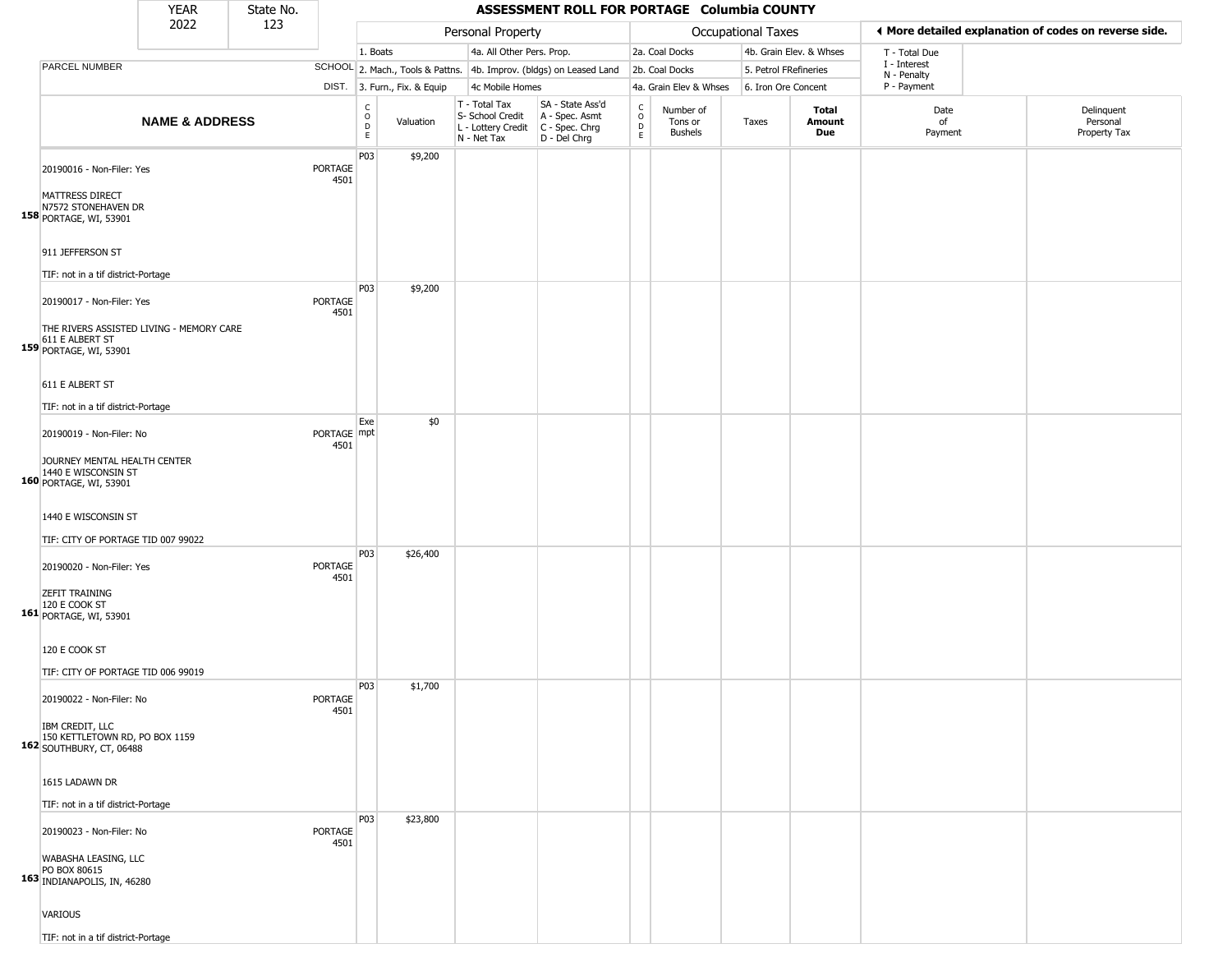# ASSESSMENT ROLL FOR PORTAGE Columbia COUNTY

| YEAR | State No. |
|---|---|
| 2022 | 123 |

**Personal Property:** 1. Boats; 2. Mach., Tools & Pattns.; 3. Furn., Fix. & Equip; 4a. All Other Pers. Prop.; 4b. Improv. (bldgs) on Leased Land; 4c Mobile Homes

**Occupational Taxes:** 2a. Coal Docks; 2b. Coal Docks; 4a. Grain Elev & Whses; 4b. Grain Elev. & Whses; 5. Petrol FRefineries; 6. Iron Ore Concent

◄ More detailed explanation of codes on reverse side.

T - Total Due; I - Interest; N - Penalty; P - Payment

| | NAME & ADDRESS | SCHOOL DIST. | CODE | Valuation | T - Total Tax S- School Credit L - Lottery Credit N - Net Tax | SA - State Ass'd A - Spec. Asmt C - Spec. Chrg D - Del Chrg | CODE | Number of Tons or Bushels | Taxes | Total Amount Due | Date of Payment | Delinquent Personal Property Tax |
|---|---|---|---|---|---|---|---|---|---|---|---|---|
| 158 | 20190016 - Non-Filer: Yes<br>MATTRESS DIRECT<br>N7572 STONEHAVEN DR<br>PORTAGE, WI, 53901<br>911 JEFFERSON ST<br>TIF: not in a tif district-Portage | PORTAGE 4501 | P03 | $9,200 | | | | | | | | |
| 159 | 20190017 - Non-Filer: Yes<br>THE RIVERS ASSISTED LIVING - MEMORY CARE<br>611 E ALBERT ST<br>PORTAGE, WI, 53901<br>611 E ALBERT ST<br>TIF: not in a tif district-Portage | PORTAGE 4501 | P03 | $9,200 | | | | | | | | |
| 160 | 20190019 - Non-Filer: No<br>JOURNEY MENTAL HEALTH CENTER<br>1440 E WISCONSIN ST<br>PORTAGE, WI, 53901<br>1440 E WISCONSIN ST<br>TIF: CITY OF PORTAGE TID 007 99022 | PORTAGE 4501 | Exempt | $0 | | | | | | | | |
| 161 | 20190020 - Non-Filer: Yes<br>ZEFIT TRAINING<br>120 E COOK ST<br>PORTAGE, WI, 53901<br>120 E COOK ST<br>TIF: CITY OF PORTAGE TID 006 99019 | PORTAGE 4501 | P03 | $26,400 | | | | | | | | |
| 162 | 20190022 - Non-Filer: No<br>IBM CREDIT, LLC<br>150 KETTLETOWN RD, PO BOX 1159<br>SOUTHBURY, CT, 06488<br>1615 LADAWN DR<br>TIF: not in a tif district-Portage | PORTAGE 4501 | P03 | $1,700 | | | | | | | | |
| 163 | 20190023 - Non-Filer: No<br>WABASHA LEASING, LLC<br>PO BOX 80615<br>INDIANAPOLIS, IN, 46280<br>VARIOUS<br>TIF: not in a tif district-Portage | PORTAGE 4501 | P03 | $23,800 | | | | | | | | |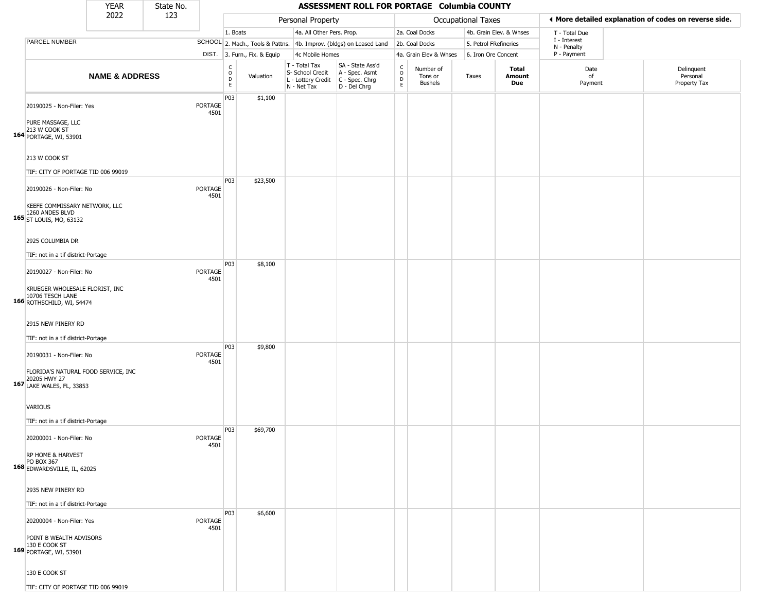# ASSESSMENT ROLL FOR PORTAGE Columbia COUNTY

| YEAR | State No. |
|---|---|
| 2022 | 123 |

| | | Personal Property | | | | Occupational Taxes | | | | ◄ More detailed explanation of codes on reverse side. | |
|---|---|---|---|---|---|---|---|---|---|---|---|
| | | 1. Boats | | 4a. All Other Pers. Prop. | | 2a. Coal Docks | | 4b. Grain Elev. & Whses | | T - Total Due | |
| PARCEL NUMBER | SCHOOL | 2. Mach., Tools & Pattns. | | 4b. Improv. (bldgs) on Leased Land | | 2b. Coal Docks | | 5. Petrol FRefineries | | I - Interest N - Penalty | |
| | DIST. | 3. Furn., Fix. & Equip | | 4c Mobile Homes | | 4a. Grain Elev & Whses | | 6. Iron Ore Concent | | P - Payment | |
| **NAME & ADDRESS** | | CODE | Valuation | T - Total Tax S- School Credit L - Lottery Credit N - Net Tax | SA - State Ass'd A - Spec. Asmt C - Spec. Chrg D - Del Chrg | CODE | Number of Tons or Bushels | Taxes | **Total Amount Due** | Date of Payment | Delinquent Personal Property Tax |
| 20190025 - Non-Filer: Yes<br>164 PURE MASSAGE, LLC<br>213 W COOK ST<br>PORTAGE, WI, 53901<br>213 W COOK ST<br>TIF: CITY OF PORTAGE TID 006 99019 | PORTAGE 4501 | P03 | $1,100 | | | | | | | | |
| 20190026 - Non-Filer: No<br>165 KEEFE COMMISSARY NETWORK, LLC<br>1260 ANDES BLVD<br>ST LOUIS, MO, 63132<br>2925 COLUMBIA DR<br>TIF: not in a tif district-Portage | PORTAGE 4501 | P03 | $23,500 | | | | | | | | |
| 20190027 - Non-Filer: No<br>166 KRUEGER WHOLESALE FLORIST, INC<br>10706 TESCH LANE<br>ROTHSCHILD, WI, 54474<br>2915 NEW PINERY RD<br>TIF: not in a tif district-Portage | PORTAGE 4501 | P03 | $8,100 | | | | | | | | |
| 20190031 - Non-Filer: No<br>167 FLORIDA'S NATURAL FOOD SERVICE, INC<br>20205 HWY 27<br>LAKE WALES, FL, 33853<br>VARIOUS<br>TIF: not in a tif district-Portage | PORTAGE 4501 | P03 | $9,800 | | | | | | | | |
| 20200001 - Non-Filer: No<br>168 RP HOME & HARVEST<br>PO BOX 367<br>EDWARDSVILLE, IL, 62025<br>2935 NEW PINERY RD<br>TIF: not in a tif district-Portage | PORTAGE 4501 | P03 | $69,700 | | | | | | | | |
| 20200004 - Non-Filer: Yes<br>169 POINT B WEALTH ADVISORS<br>130 E COOK ST<br>PORTAGE, WI, 53901<br>130 E COOK ST<br>TIF: CITY OF PORTAGE TID 006 99019 | PORTAGE 4501 | P03 | $6,600 | | | | | | | | |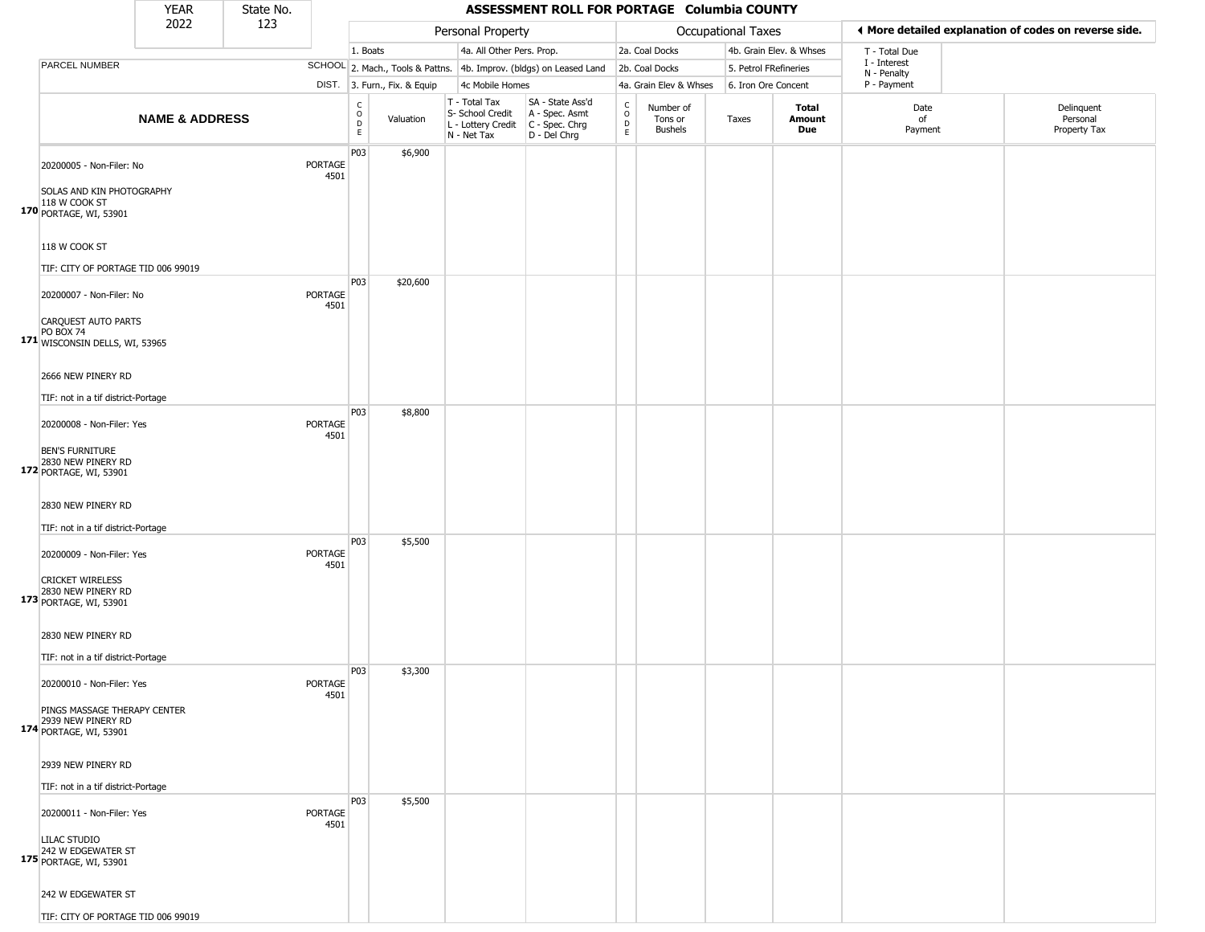| YEAR | State No. |
|---|---|
| 2022 | 123 |

# ASSESSMENT ROLL FOR PORTAGE Columbia COUNTY

| | | Personal Property | | | | Occupational Taxes | | | | ◄ More detailed explanation of codes on reverse side. | |
|---|---|---|---|---|---|---|---|---|---|---|---|
| | | 1. Boats | | 4a. All Other Pers. Prop. | | 2a. Coal Docks | | 4b. Grain Elev. & Whses | | T - Total Due<br>I - Interest<br>N - Penalty<br>P - Payment | |
| PARCEL NUMBER | SCHOOL | 2. Mach., Tools & Pattns. | | 4b. Improv. (bldgs) on Leased Land | | 2b. Coal Docks | | 5. Petrol FRefineries | | | |
| | DIST. | 3. Furn., Fix. & Equip | | 4c Mobile Homes | | 4a. Grain Elev & Whses | | 6. Iron Ore Concent | | | |
| **NAME & ADDRESS** | | CODE | Valuation | T - Total Tax<br>S- School Credit<br>L - Lottery Credit<br>N - Net Tax | SA - State Ass'd<br>A - Spec. Asmt<br>C - Spec. Chrg<br>D - Del Chrg | CODE | Number of Tons or Bushels | Taxes | **Total Amount Due** | Date of Payment | Delinquent Personal Property Tax |
| **170** 20200005 - Non-Filer: No<br>SOLAS AND KIN PHOTOGRAPHY<br>118 W COOK ST<br>PORTAGE, WI, 53901<br>118 W COOK ST<br>TIF: CITY OF PORTAGE TID 006 99019 | PORTAGE 4501 | P03 | $6,900 | | | | | | | | |
| **171** 20200007 - Non-Filer: No<br>CARQUEST AUTO PARTS<br>PO BOX 74<br>WISCONSIN DELLS, WI, 53965<br>2666 NEW PINERY RD<br>TIF: not in a tif district-Portage | PORTAGE 4501 | P03 | $20,600 | | | | | | | | |
| **172** 20200008 - Non-Filer: Yes<br>BEN'S FURNITURE<br>2830 NEW PINERY RD<br>PORTAGE, WI, 53901<br>2830 NEW PINERY RD<br>TIF: not in a tif district-Portage | PORTAGE 4501 | P03 | $8,800 | | | | | | | | |
| **173** 20200009 - Non-Filer: Yes<br>CRICKET WIRELESS<br>2830 NEW PINERY RD<br>PORTAGE, WI, 53901<br>2830 NEW PINERY RD<br>TIF: not in a tif district-Portage | PORTAGE 4501 | P03 | $5,500 | | | | | | | | |
| **174** 20200010 - Non-Filer: Yes<br>PINGS MASSAGE THERAPY CENTER<br>2939 NEW PINERY RD<br>PORTAGE, WI, 53901<br>2939 NEW PINERY RD<br>TIF: not in a tif district-Portage | PORTAGE 4501 | P03 | $3,300 | | | | | | | | |
| **175** 20200011 - Non-Filer: Yes<br>LILAC STUDIO<br>242 W EDGEWATER ST<br>PORTAGE, WI, 53901<br>242 W EDGEWATER ST<br>TIF: CITY OF PORTAGE TID 006 99019 | PORTAGE 4501 | P03 | $5,500 | | | | | | | | |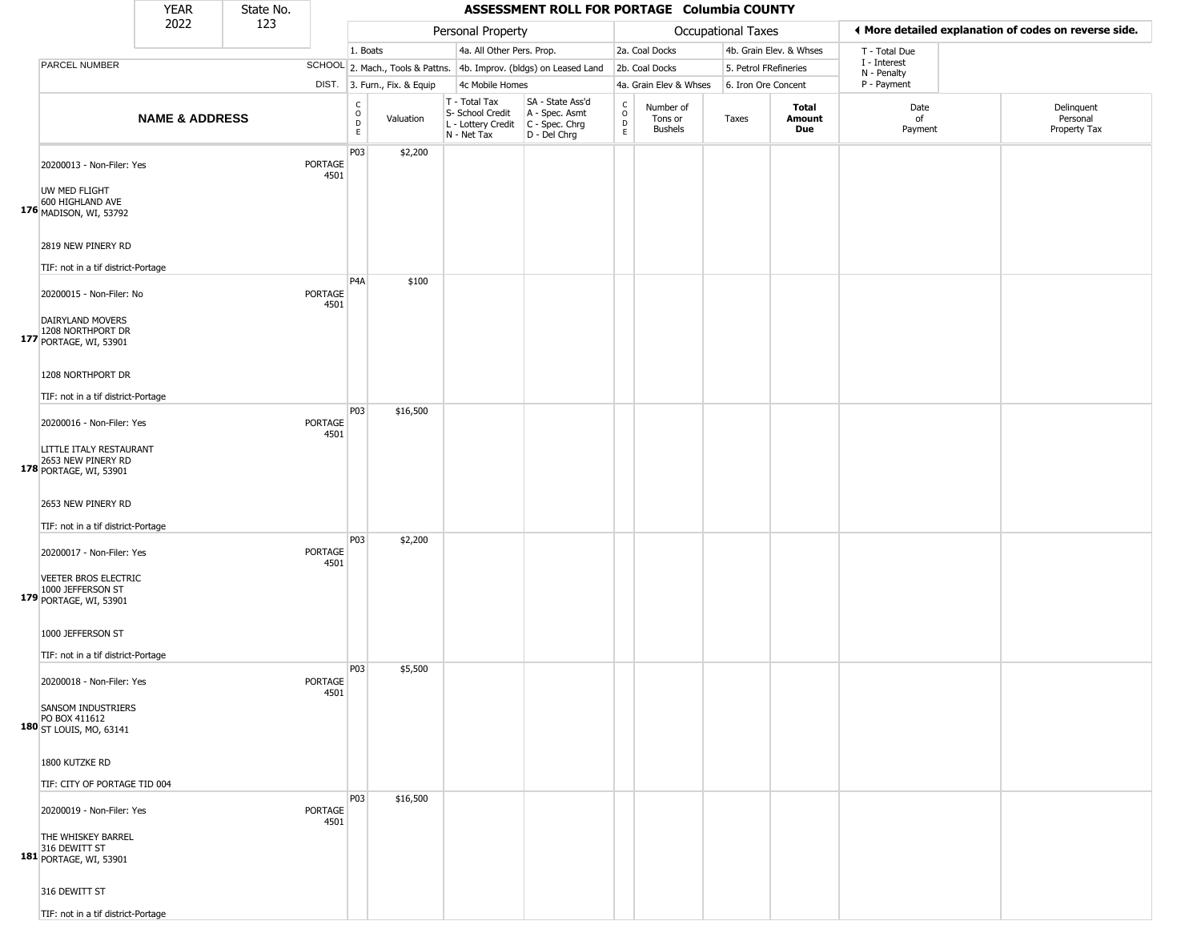# ASSESSMENT ROLL FOR PORTAGE Columbia COUNTY

YEAR 2022 | State No. 123

| | | Personal Property | | | | Occupational Taxes | | | | |
|---|---|---|---|---|---|---|---|---|---|---|
| | | 1. Boats | 4a. All Other Pers. Prop. | | | 2a. Coal Docks | 4b. Grain Elev. & Whses | | T - Total Due, I - Interest, N - Penalty, P - Payment | |
| PARCEL NUMBER | SCHOOL | 2. Mach., Tools & Pattns. | 4b. Improv. (bldgs) on Leased Land | | | 2b. Coal Docks | 5. Petrol FRefineries | | | |
| | DIST. | 3. Furn., Fix. & Equip | 4c Mobile Homes | | | 4a. Grain Elev & Whses | 6. Iron Ore Concent | | | |

◀ More detailed explanation of codes on reverse side.

| | NAME & ADDRESS | SCHOOL DIST. | CODE | Valuation | T - Total Tax, S- School Credit, L - Lottery Credit, N - Net Tax | SA - State Ass'd, A - Spec. Asmt, C - Spec. Chrg, D - Del Chrg | CODE | Number of Tons or Bushels | Taxes | Total Amount Due | Date of Payment | Delinquent Personal Property Tax |
|---|---|---|---|---|---|---|---|---|---|---|---|---|
| 176 | 20200013 - Non-Filer: Yes<br>UW MED FLIGHT<br>600 HIGHLAND AVE<br>MADISON, WI, 53792<br>2819 NEW PINERY RD<br>TIF: not in a tif district-Portage | PORTAGE 4501 | P03 | $2,200 | | | | | | | | |
| 177 | 20200015 - Non-Filer: No<br>DAIRYLAND MOVERS<br>1208 NORTHPORT DR<br>PORTAGE, WI, 53901<br>1208 NORTHPORT DR<br>TIF: not in a tif district-Portage | PORTAGE 4501 | P4A | $100 | | | | | | | | |
| 178 | 20200016 - Non-Filer: Yes<br>LITTLE ITALY RESTAURANT<br>2653 NEW PINERY RD<br>PORTAGE, WI, 53901<br>2653 NEW PINERY RD<br>TIF: not in a tif district-Portage | PORTAGE 4501 | P03 | $16,500 | | | | | | | | |
| 179 | 20200017 - Non-Filer: Yes<br>VEETER BROS ELECTRIC<br>1000 JEFFERSON ST<br>PORTAGE, WI, 53901<br>1000 JEFFERSON ST<br>TIF: not in a tif district-Portage | PORTAGE 4501 | P03 | $2,200 | | | | | | | | |
| 180 | 20200018 - Non-Filer: Yes<br>SANSOM INDUSTRIERS<br>PO BOX 411612<br>ST LOUIS, MO, 63141<br>1800 KUTZKE RD<br>TIF: CITY OF PORTAGE TID 004 | PORTAGE 4501 | P03 | $5,500 | | | | | | | | |
| 181 | 20200019 - Non-Filer: Yes<br>THE WHISKEY BARREL<br>316 DEWITT ST<br>PORTAGE, WI, 53901<br>316 DEWITT ST<br>TIF: not in a tif district-Portage | PORTAGE 4501 | P03 | $16,500 | | | | | | | | |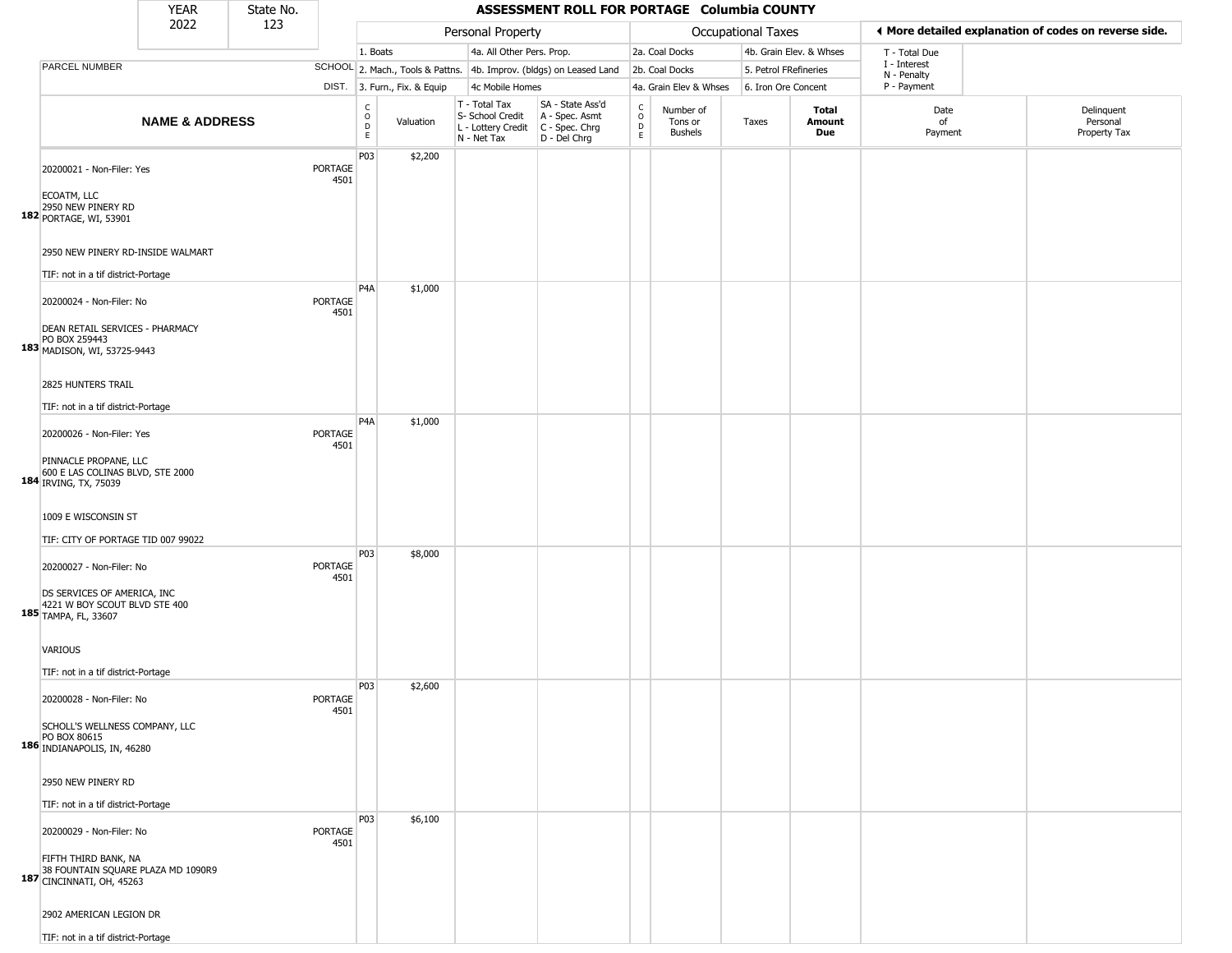| YEAR | State No. |
|---|---|
| 2022 | 123 |

# ASSESSMENT ROLL FOR PORTAGE Columbia COUNTY

| | | Personal Property | | | | Occupational Taxes | | | | ◂ More detailed explanation of codes on reverse side. | |
|---|---|---|---|---|---|---|---|---|---|---|---|
| | | 1. Boats | | 4a. All Other Pers. Prop. | | 2a. Coal Docks | | 4b. Grain Elev. & Whses | | T - Total Due | |
| PARCEL NUMBER | SCHOOL | 2. Mach., Tools & Pattns. | | 4b. Improv. (bldgs) on Leased Land | | 2b. Coal Docks | | 5. Petrol FRefineries | | I - Interest / N - Penalty | |
| | DIST. | 3. Furn., Fix. & Equip | | 4c Mobile Homes | | 4a. Grain Elev & Whses | | 6. Iron Ore Concent | | P - Payment | |
| NAME & ADDRESS | | CODE | Valuation | T - Total Tax / S- School Credit / L - Lottery Credit / N - Net Tax | SA - State Ass'd / A - Spec. Asmt / C - Spec. Chrg / D - Del Chrg | CODE | Number of Tons or Bushels | Taxes | Total Amount Due | Date of Payment | Delinquent Personal Property Tax |
| 182 20200021 - Non-Filer: Yes<br>ECOATM, LLC<br>2950 NEW PINERY RD<br>PORTAGE, WI, 53901<br>2950 NEW PINERY RD-INSIDE WALMART<br>TIF: not in a tif district-Portage | PORTAGE 4501 | P03 | $2,200 | | | | | | | | |
| 183 20200024 - Non-Filer: No<br>DEAN RETAIL SERVICES - PHARMACY<br>PO BOX 259443<br>MADISON, WI, 53725-9443<br>2825 HUNTERS TRAIL<br>TIF: not in a tif district-Portage | PORTAGE 4501 | P4A | $1,000 | | | | | | | | |
| 184 20200026 - Non-Filer: Yes<br>PINNACLE PROPANE, LLC<br>600 E LAS COLINAS BLVD, STE 2000<br>IRVING, TX, 75039<br>1009 E WISCONSIN ST<br>TIF: CITY OF PORTAGE TID 007 99022 | PORTAGE 4501 | P4A | $1,000 | | | | | | | | |
| 185 20200027 - Non-Filer: No<br>DS SERVICES OF AMERICA, INC<br>4221 W BOY SCOUT BLVD STE 400<br>TAMPA, FL, 33607<br>VARIOUS<br>TIF: not in a tif district-Portage | PORTAGE 4501 | P03 | $8,000 | | | | | | | | |
| 186 20200028 - Non-Filer: No<br>SCHOLL'S WELLNESS COMPANY, LLC<br>PO BOX 80615<br>INDIANAPOLIS, IN, 46280<br>2950 NEW PINERY RD<br>TIF: not in a tif district-Portage | PORTAGE 4501 | P03 | $2,600 | | | | | | | | |
| 187 20200029 - Non-Filer: No<br>FIFTH THIRD BANK, NA<br>38 FOUNTAIN SQUARE PLAZA MD 1090R9<br>CINCINNATI, OH, 45263<br>2902 AMERICAN LEGION DR<br>TIF: not in a tif district-Portage | PORTAGE 4501 | P03 | $6,100 | | | | | | | | |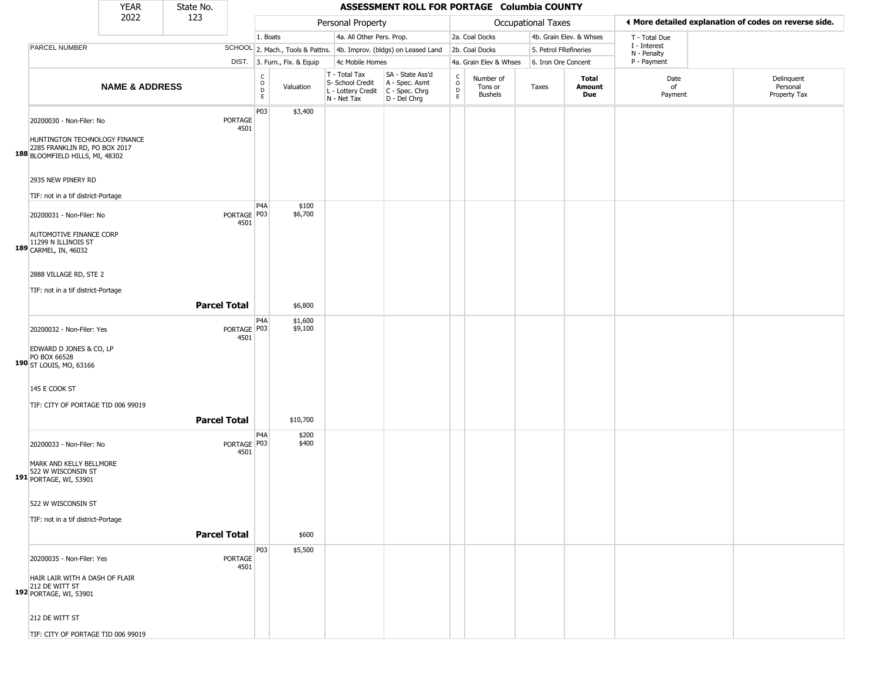| YEAR | State No. | ASSESSMENT ROLL FOR PORTAGE Columbia COUNTY |
|---|---|---|
| 2022 | 123 | |

| | | Personal Property | | | | Occupational Taxes | | | | | ◄ More detailed explanation of codes on reverse side. | |
|---|---|---|---|---|---|---|---|---|---|---|---|---|
| | | 1. Boats | | 4a. All Other Pers. Prop. | | 2a. Coal Docks | | 4b. Grain Elev. & Whses | | | T - Total Due | |
| PARCEL NUMBER | SCHOOL | 2. Mach., Tools & Pattns. | | 4b. Improv. (bldgs) on Leased Land | | 2b. Coal Docks | | 5. Petrol FRefineries | | | I - Interest<br>N - Penalty | |
| | DIST. | 3. Furn., Fix. & Equip | | 4c Mobile Homes | | 4a. Grain Elev & Whses | | 6. Iron Ore Concent | | | P - Payment | |
| **NAME & ADDRESS** | | CODE | Valuation | T - Total Tax<br>S- School Credit<br>L - Lottery Credit<br>N - Net Tax | SA - State Ass'd<br>A - Spec. Asmt<br>C - Spec. Chrg<br>D - Del Chrg | CODE | Number of Tons or Bushels | Taxes | **Total Amount Due** | Date of Payment | Delinquent Personal Property Tax | |
| **188** 20200030 - Non-Filer: No<br><br>HUNTINGTON TECHNOLOGY FINANCE<br>2285 FRANKLIN RD, PO BOX 2017<br>BLOOMFIELD HILLS, MI, 48302<br><br>2935 NEW PINERY RD<br><br>TIF: not in a tif district-Portage | PORTAGE<br>4501 | P03 | $3,400 | | | | | | | | | |
| **189** 20200031 - Non-Filer: No<br><br>AUTOMOTIVE FINANCE CORP<br>11299 N ILLINOIS ST<br>CARMEL, IN, 46032<br><br>2888 VILLAGE RD, STE 2<br><br>TIF: not in a tif district-Portage | PORTAGE<br>4501 | P4A<br>P03 | $100<br>$6,700 | | | | | | | | | |
| | **Parcel Total** | | $6,800 | | | | | | | | | |
| **190** 20200032 - Non-Filer: Yes<br><br>EDWARD D JONES & CO, LP<br>PO BOX 66528<br>ST LOUIS, MO, 63166<br><br>145 E COOK ST<br><br>TIF: CITY OF PORTAGE TID 006 99019 | PORTAGE<br>4501 | P4A<br>P03 | $1,600<br>$9,100 | | | | | | | | | |
| | **Parcel Total** | | $10,700 | | | | | | | | | |
| **191** 20200033 - Non-Filer: No<br><br>MARK AND KELLY BELLMORE<br>522 W WISCONSIN ST<br>PORTAGE, WI, 53901<br><br>522 W WISCONSIN ST<br><br>TIF: not in a tif district-Portage | PORTAGE<br>4501 | P4A<br>P03 | $200<br>$400 | | | | | | | | | |
| | **Parcel Total** | | $600 | | | | | | | | | |
| **192** 20200035 - Non-Filer: Yes<br><br>HAIR LAIR WITH A DASH OF FLAIR<br>212 DE WITT ST<br>PORTAGE, WI, 53901<br><br>212 DE WITT ST<br><br>TIF: CITY OF PORTAGE TID 006 99019 | PORTAGE<br>4501 | P03 | $5,500 | | | | | | | | | |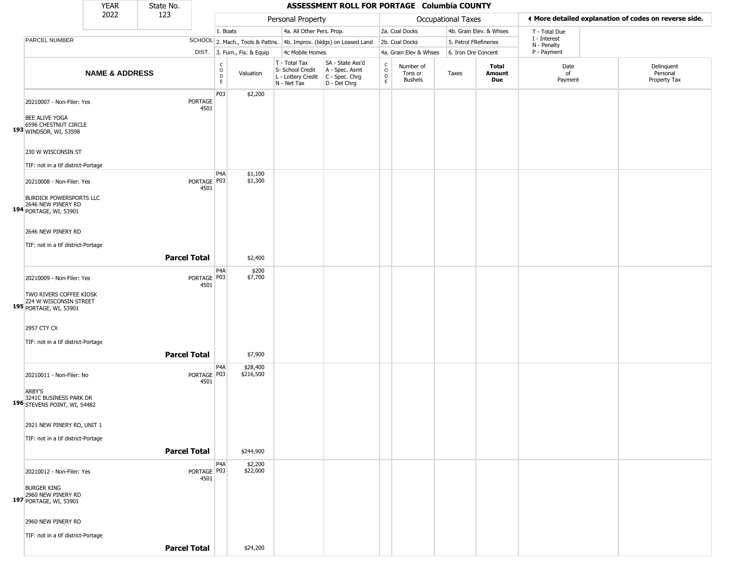| YEAR | State No. |
| --- | --- |
| 2022 | 123 |

# ASSESSMENT ROLL FOR PORTAGE Columbia COUNTY

| | | Personal Property | | | | Occupational Taxes | | | | ◄ More detailed explanation of codes on reverse side. | |
| --- | --- | --- | --- | --- | --- | --- | --- | --- | --- | --- | --- |
| | | 1. Boats | | 4a. All Other Pers. Prop. | | 2a. Coal Docks | | 4b. Grain Elev. & Whses | | T - Total Due | |
| PARCEL NUMBER | SCHOOL | 2. Mach., Tools & Pattns. | | 4b. Improv. (bldgs) on Leased Land | | 2b. Coal Docks | | 5. Petrol FRefineries | | I - Interest / N - Penalty | |
| | DIST. | 3. Furn., Fix. & Equip | | 4c Mobile Homes | | 4a. Grain Elev & Whses | | 6. Iron Ore Concent | | P - Payment | |

| NAME & ADDRESS | | CODE | Valuation | T - Total Tax / S- School Credit / L - Lottery Credit / N - Net Tax | SA - State Ass'd / A - Spec. Asmt / C - Spec. Chrg / D - Del Chrg | CODE | Number of Tons or Bushels | Taxes | Total Amount Due | Date of Payment | Delinquent Personal Property Tax |
| --- | --- | --- | --- | --- | --- | --- | --- | --- | --- | --- | --- |
| **193** 20210007 - Non-Filer: Yes<br>BEE ALIVE YOGA<br>6596 CHESTNUT CIRCLE<br>WINDSOR, WI, 53598<br><br>230 W WISCONSIN ST<br><br>TIF: not in a tif district-Portage | PORTAGE 4501 | P03 | $2,200 | | | | | | | | |
| **194** 20210008 - Non-Filer: Yes<br>BURDICK POWERSPORTS LLC<br>2646 NEW PINERY RD<br>PORTAGE, WI, 53901<br><br>2646 NEW PINERY RD<br><br>TIF: not in a tif district-Portage | PORTAGE 4501 | P4A<br>P03 | $1,100<br>$1,300 | | | | | | | | |
| | **Parcel Total** | | $2,400 | | | | | | | | |
| **195** 20210009 - Non-Filer: Yes<br>TWO RIVERS COFFEE KIOSK<br>224 W WISCONSIN STREET<br>PORTAGE, WI, 53901<br><br>2957 CTY CX<br><br>TIF: not in a tif district-Portage | PORTAGE 4501 | P4A<br>P03 | $200<br>$7,700 | | | | | | | | |
| | **Parcel Total** | | $7,900 | | | | | | | | |
| **196** 20210011 - Non-Filer: No<br>ARBY'S<br>3241C BUSINESS PARK DR<br>STEVENS POINT, WI, 54482<br><br>2921 NEW PINERY RD, UNIT 1<br><br>TIF: not in a tif district-Portage | PORTAGE 4501 | P4A<br>P03 | $28,400<br>$216,500 | | | | | | | | |
| | **Parcel Total** | | $244,900 | | | | | | | | |
| **197** 20210012 - Non-Filer: Yes<br>BURGER KING<br>2960 NEW PINERY RD<br>PORTAGE, WI, 53901<br><br>2960 NEW PINERY RD<br><br>TIF: not in a tif district-Portage | PORTAGE 4501 | P4A<br>P03 | $2,200<br>$22,000 | | | | | | | | |
| | **Parcel Total** | | $24,200 | | | | | | | | |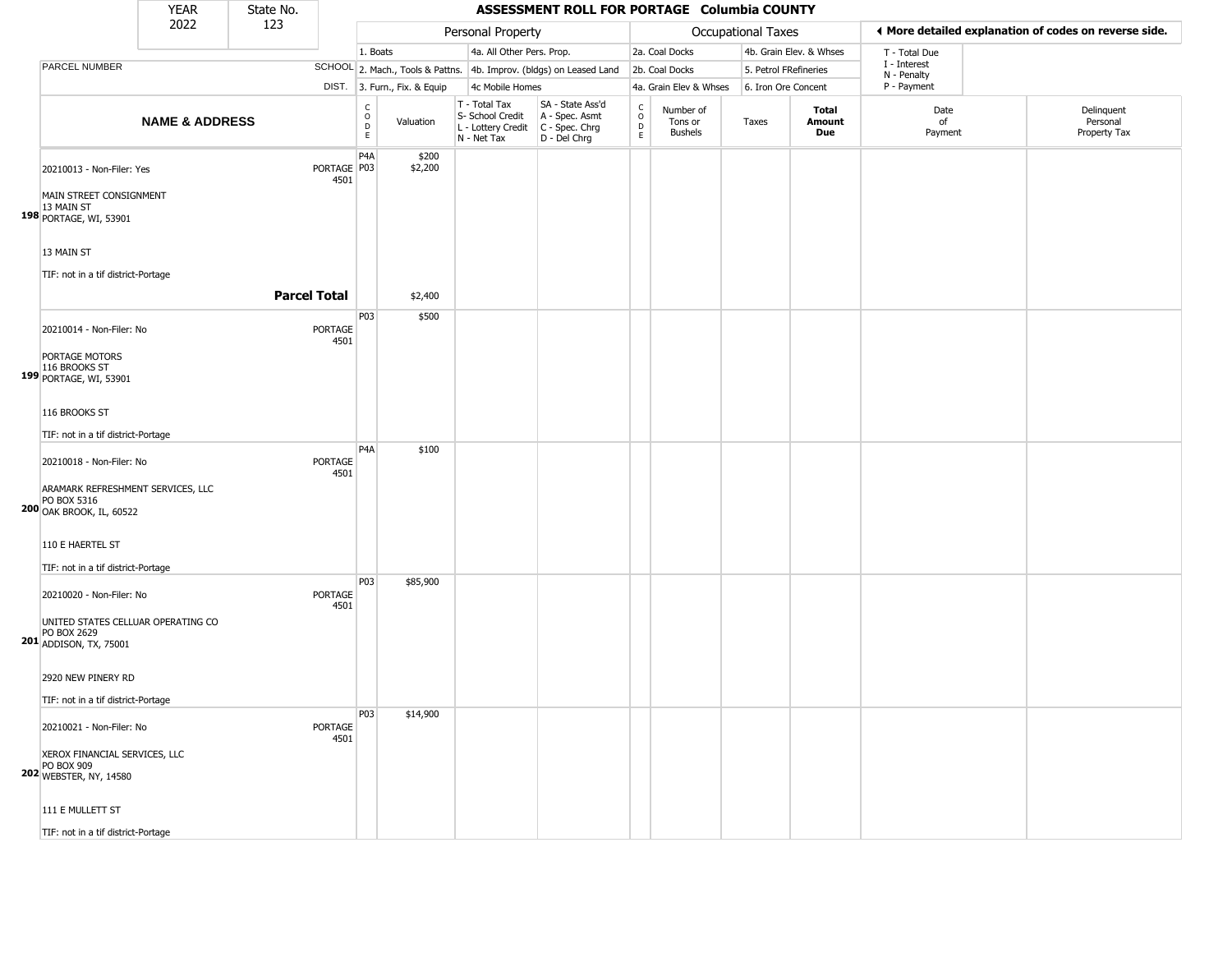| YEAR | State No. |
| --- | --- |
| 2022 | 123 |

# ASSESSMENT ROLL FOR PORTAGE Columbia COUNTY

| | | Personal Property | | | | | Occupational Taxes | | | | ◄ More detailed explanation of codes on reverse side. | |
| --- | --- | --- | --- | --- | --- | --- | --- | --- | --- | --- | --- | --- |
| | | 1. Boats | | 4a. All Other Pers. Prop. | | | 2a. Coal Docks | | 4b. Grain Elev. & Whses | | T - Total Due | |
| PARCEL NUMBER | SCHOOL | 2. Mach., Tools & Pattns. | | 4b. Improv. (bldgs) on Leased Land | | | 2b. Coal Docks | | 5. Petrol FRefineries | | I - Interest<br>N - Penalty | |
| | DIST. | 3. Furn., Fix. & Equip | | 4c Mobile Homes | | | 4a. Grain Elev & Whses | | 6. Iron Ore Concent | | P - Payment | |
| **NAME & ADDRESS** | | CODE | Valuation | T - Total Tax<br>S- School Credit<br>L - Lottery Credit<br>N - Net Tax | SA - State Ass'd<br>A - Spec. Asmt<br>C - Spec. Chrg<br>D - Del Chrg | CODE | Number of Tons or Bushels | Taxes | **Total Amount Due** | Date of Payment | Delinquent Personal Property Tax |
| 20210013 - Non-Filer: Yes<br><br>MAIN STREET CONSIGNMENT<br>13 MAIN ST<br>**198** PORTAGE, WI, 53901<br><br>13 MAIN ST<br><br>TIF: not in a tif district-Portage | PORTAGE 4501 | P4A<br>P03 | $200<br>$2,200 | | | | | | | | |
| **Parcel Total** | | | $2,400 | | | | | | | | |
| 20210014 - Non-Filer: No<br><br>PORTAGE MOTORS<br>116 BROOKS ST<br>**199** PORTAGE, WI, 53901<br><br>116 BROOKS ST<br><br>TIF: not in a tif district-Portage | PORTAGE 4501 | P03 | $500 | | | | | | | | |
| 20210018 - Non-Filer: No<br><br>ARAMARK REFRESHMENT SERVICES, LLC<br>PO BOX 5316<br>**200** OAK BROOK, IL, 60522<br><br>110 E HAERTEL ST<br><br>TIF: not in a tif district-Portage | PORTAGE 4501 | P4A | $100 | | | | | | | | |
| 20210020 - Non-Filer: No<br><br>UNITED STATES CELLUAR OPERATING CO<br>PO BOX 2629<br>**201** ADDISON, TX, 75001<br><br>2920 NEW PINERY RD<br><br>TIF: not in a tif district-Portage | PORTAGE 4501 | P03 | $85,900 | | | | | | | | |
| 20210021 - Non-Filer: No<br><br>XEROX FINANCIAL SERVICES, LLC<br>PO BOX 909<br>**202** WEBSTER, NY, 14580<br><br>111 E MULLETT ST<br><br>TIF: not in a tif district-Portage | PORTAGE 4501 | P03 | $14,900 | | | | | | | | |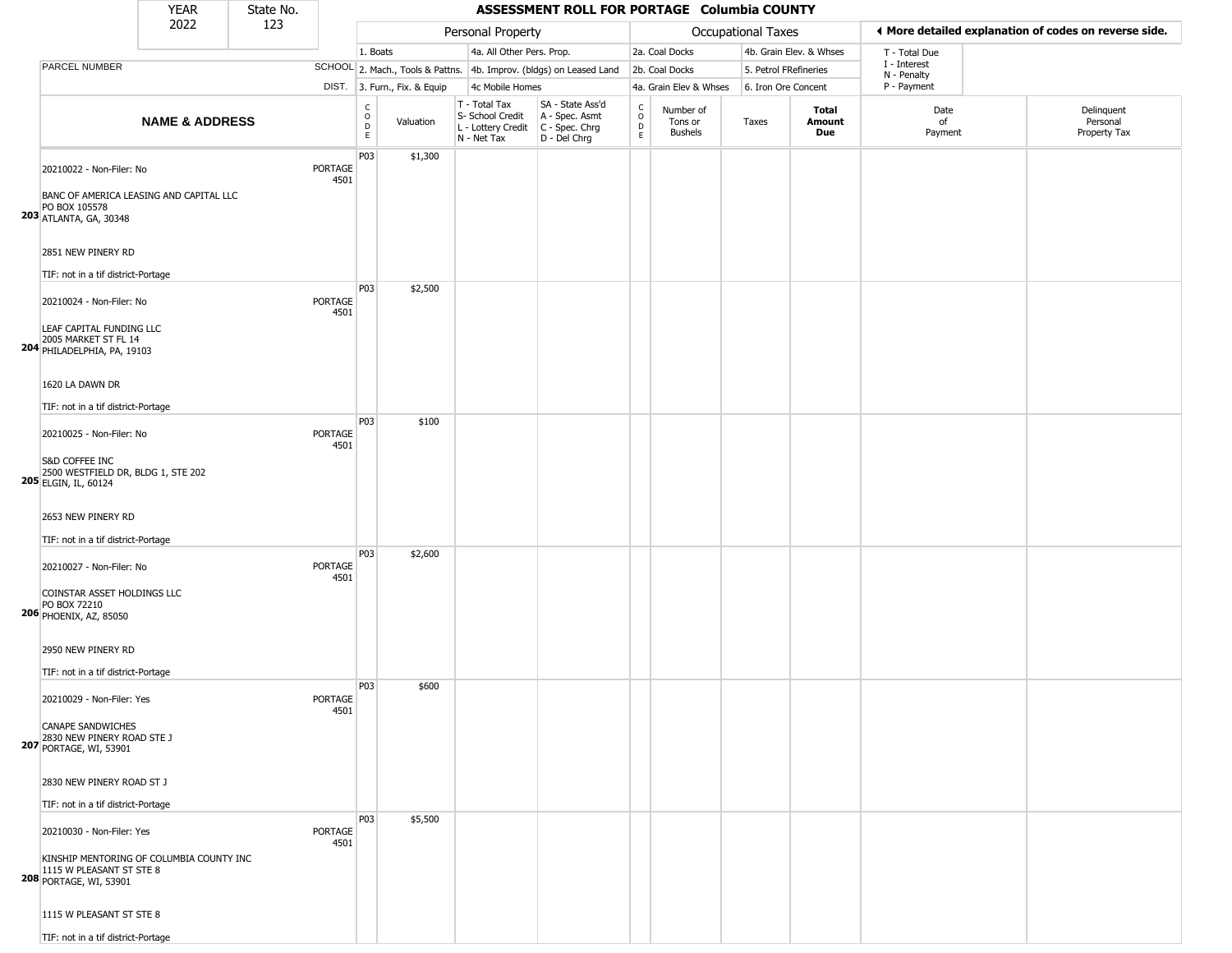| YEAR 2022 | State No. 123 | ASSESSMENT ROLL FOR PORTAGE Columbia COUNTY |
|---|---|---|

| | | Personal Property | | | | Occupational Taxes | | | | ◄ More detailed explanation of codes on reverse side. | |
|---|---|---|---|---|---|---|---|---|---|---|---|
| PARCEL NUMBER | SCHOOL DIST. | 1. Boats<br>2. Mach., Tools & Pattns.<br>3. Furn., Fix. & Equip | | 4a. All Other Pers. Prop.<br>4b. Improv. (bldgs) on Leased Land<br>4c Mobile Homes | | 2a. Coal Docks<br>2b. Coal Docks<br>4a. Grain Elev & Whses | | 4b. Grain Elev. & Whses<br>5. Petrol FRefineries<br>6. Iron Ore Concent | | T - Total Due<br>I - Interest<br>N - Penalty<br>P - Payment | |
| NAME & ADDRESS | | CODE | Valuation | T - Total Tax<br>S- School Credit<br>L - Lottery Credit<br>N - Net Tax | SA - State Ass'd<br>A - Spec. Asmt<br>C - Spec. Chrg<br>D - Del Chrg | CODE | Number of Tons or Bushels | Taxes | Total Amount Due | Date of Payment | Delinquent Personal Property Tax |
| **203** 20210022 - Non-Filer: No<br>BANC OF AMERICA LEASING AND CAPITAL LLC<br>PO BOX 105578<br>ATLANTA, GA, 30348<br>2851 NEW PINERY RD<br>TIF: not in a tif district-Portage | PORTAGE 4501 | P03 | $1,300 | | | | | | | | |
| **204** 20210024 - Non-Filer: No<br>LEAF CAPITAL FUNDING LLC<br>2005 MARKET ST FL 14<br>PHILADELPHIA, PA, 19103<br>1620 LA DAWN DR<br>TIF: not in a tif district-Portage | PORTAGE 4501 | P03 | $2,500 | | | | | | | | |
| **205** 20210025 - Non-Filer: No<br>S&D COFFEE INC<br>2500 WESTFIELD DR, BLDG 1, STE 202<br>ELGIN, IL, 60124<br>2653 NEW PINERY RD<br>TIF: not in a tif district-Portage | PORTAGE 4501 | P03 | $100 | | | | | | | | |
| **206** 20210027 - Non-Filer: No<br>COINSTAR ASSET HOLDINGS LLC<br>PO BOX 72210<br>PHOENIX, AZ, 85050<br>2950 NEW PINERY RD<br>TIF: not in a tif district-Portage | PORTAGE 4501 | P03 | $2,600 | | | | | | | | |
| **207** 20210029 - Non-Filer: Yes<br>CANAPE SANDWICHES<br>2830 NEW PINERY ROAD STE J<br>PORTAGE, WI, 53901<br>2830 NEW PINERY ROAD ST J<br>TIF: not in a tif district-Portage | PORTAGE 4501 | P03 | $600 | | | | | | | | |
| **208** 20210030 - Non-Filer: Yes<br>KINSHIP MENTORING OF COLUMBIA COUNTY INC<br>1115 W PLEASANT ST STE 8<br>PORTAGE, WI, 53901<br>1115 W PLEASANT ST STE 8<br>TIF: not in a tif district-Portage | PORTAGE 4501 | P03 | $5,500 | | | | | | | | |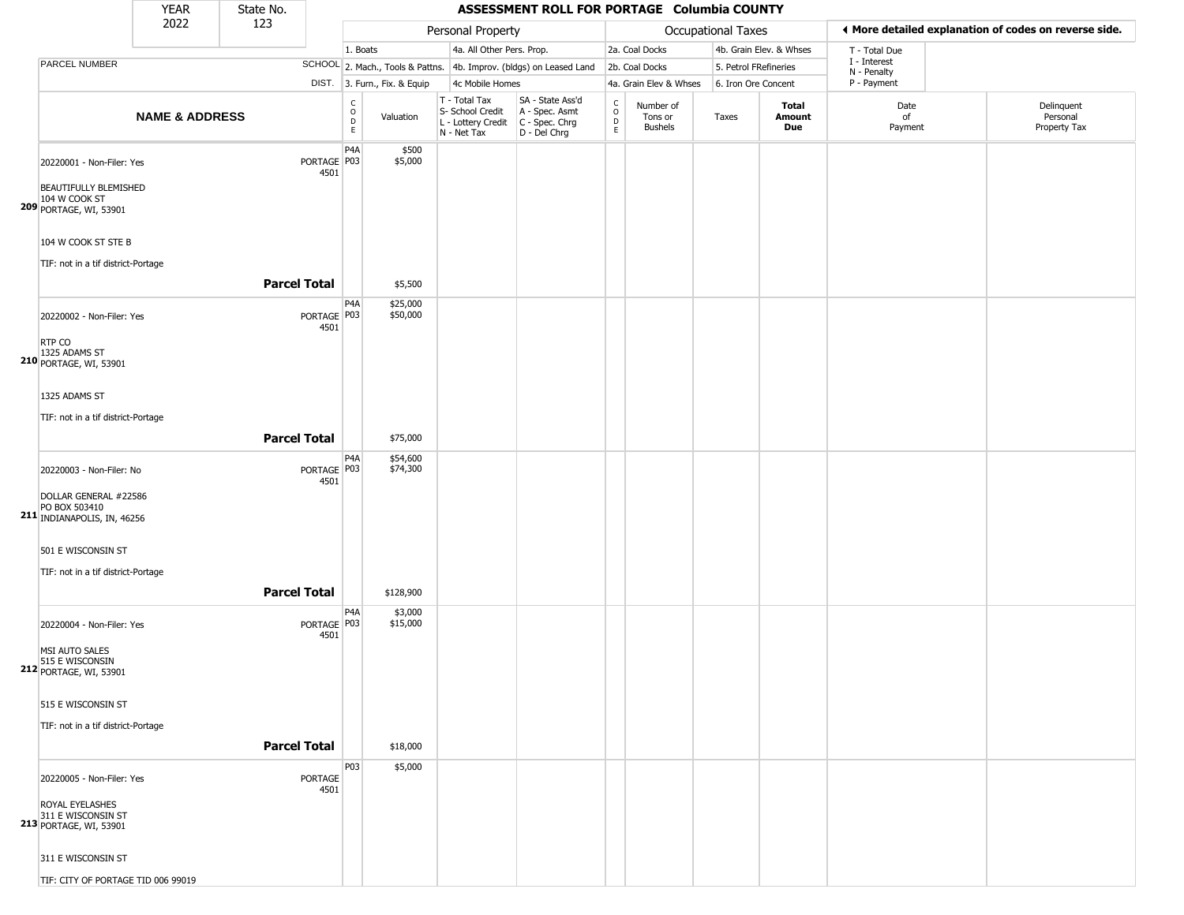| YEAR | State No. | ASSESSMENT ROLL FOR PORTAGE Columbia COUNTY |
|---|---|---|
| 2022 | 123 | |

| | | Personal Property | | | | Occupational Taxes | | | | ◀ More detailed explanation of codes on reverse side. | |
|---|---|---|---|---|---|---|---|---|---|---|---|
| | | 1. Boats | | 4a. All Other Pers. Prop. | | 2a. Coal Docks | | 4b. Grain Elev. & Whses | | T - Total Due | |
| PARCEL NUMBER | SCHOOL | 2. Mach., Tools & Pattns. | | 4b. Improv. (bldgs) on Leased Land | | 2b. Coal Docks | | 5. Petrol FRefineries | | I - Interest<br>N - Penalty | |
| | DIST. | 3. Furn., Fix. & Equip | | 4c Mobile Homes | | 4a. Grain Elev & Whses | | 6. Iron Ore Concent | | P - Payment | |
| **NAME & ADDRESS** | | CODE | Valuation | T - Total Tax<br>S- School Credit<br>L - Lottery Credit<br>N - Net Tax | SA - State Ass'd<br>A - Spec. Asmt<br>C - Spec. Chrg<br>D - Del Chrg | CODE | Number of Tons or Bushels | Taxes | **Total Amount Due** | Date of Payment | Delinquent Personal Property Tax |
| 20220001 - Non-Filer: Yes<br>209 BEAUTIFULLY BLEMISHED<br>104 W COOK ST<br>PORTAGE, WI, 53901<br><br>104 W COOK ST STE B<br><br>TIF: not in a tif district-Portage | PORTAGE<br>4501 | P4A<br>P03 | $500<br>$5,000 | | | | | | | | |
| **Parcel Total** | | | $5,500 | | | | | | | | |
| 20220002 - Non-Filer: Yes<br>210 RTP CO<br>1325 ADAMS ST<br>PORTAGE, WI, 53901<br><br>1325 ADAMS ST<br><br>TIF: not in a tif district-Portage | PORTAGE<br>4501 | P4A<br>P03 | $25,000<br>$50,000 | | | | | | | | |
| **Parcel Total** | | | $75,000 | | | | | | | | |
| 20220003 - Non-Filer: No<br>211 DOLLAR GENERAL #22586<br>PO BOX 503410<br>INDIANAPOLIS, IN, 46256<br><br>501 E WISCONSIN ST<br><br>TIF: not in a tif district-Portage | PORTAGE<br>4501 | P4A<br>P03 | $54,600<br>$74,300 | | | | | | | | |
| **Parcel Total** | | | $128,900 | | | | | | | | |
| 20220004 - Non-Filer: Yes<br>212 MSI AUTO SALES<br>515 E WISCONSIN<br>PORTAGE, WI, 53901<br><br>515 E WISCONSIN ST<br><br>TIF: not in a tif district-Portage | PORTAGE<br>4501 | P4A<br>P03 | $3,000<br>$15,000 | | | | | | | | |
| **Parcel Total** | | | $18,000 | | | | | | | | |
| 20220005 - Non-Filer: Yes<br>213 ROYAL EYELASHES<br>311 E WISCONSIN ST<br>PORTAGE, WI, 53901<br><br>311 E WISCONSIN ST<br><br>TIF: CITY OF PORTAGE TID 006 99019 | PORTAGE<br>4501 | P03 | $5,000 | | | | | | | | |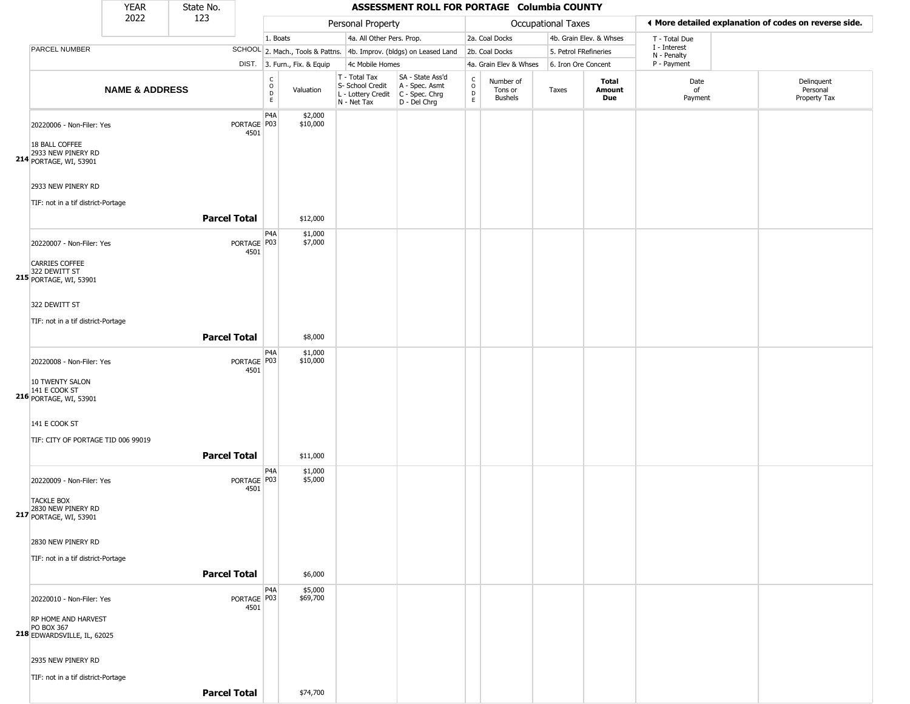| YEAR | State No. | | | | | | | | | | | | |
|---|---|---|---|---|---|---|---|---|---|---|---|---|---|
| 2022 | 123 | | | | | | | | | | | | |

# ASSESSMENT ROLL FOR PORTAGE Columbia COUNTY

| | | Personal Property | | | | Occupational Taxes | | | | ◄ More detailed explanation of codes on reverse side. | | |
|---|---|---|---|---|---|---|---|---|---|---|---|---|
| | | 1. Boats | | 4a. All Other Pers. Prop. | | 2a. Coal Docks | | 4b. Grain Elev. & Whses | | T - Total Due | | |
| PARCEL NUMBER | SCHOOL | 2. Mach., Tools & Pattns. | | 4b. Improv. (bldgs) on Leased Land | | 2b. Coal Docks | | 5. Petrol FRefineries | | I - Interest | | |
| | DIST. | 3. Furn., Fix. & Equip | | 4c Mobile Homes | | 4a. Grain Elev & Whses | | 6. Iron Ore Concent | | N - Penalty / P - Payment | | |

| NAME & ADDRESS | SCHOOL DIST. | CODE | Valuation | T - Total Tax / S- School Credit / L - Lottery Credit / N - Net Tax | SA - State Ass'd / A - Spec. Asmt / C - Spec. Chrg / D - Del Chrg | CODE | Number of Tons or Bushels | Taxes | Total Amount Due | Date of Payment | Delinquent Personal Property Tax |
|---|---|---|---|---|---|---|---|---|---|---|---|
| 20220006 - Non-Filer: Yes | PORTAGE 4501 | P4A | $2,000 | | | | | | | | |
| | | P03 | $10,000 | | | | | | | | |
| 214 18 BALL COFFEE, 2933 NEW PINERY RD, PORTAGE, WI, 53901 | | | | | | | | | | | |
| 2933 NEW PINERY RD | | | | | | | | | | | |
| TIF: not in a tif district-Portage | | | | | | | | | | | |
| **Parcel Total** | | | $12,000 | | | | | | | | |
| 20220007 - Non-Filer: Yes | PORTAGE 4501 | P4A | $1,000 | | | | | | | | |
| | | P03 | $7,000 | | | | | | | | |
| 215 CARRIES COFFEE, 322 DEWITT ST, PORTAGE, WI, 53901 | | | | | | | | | | | |
| 322 DEWITT ST | | | | | | | | | | | |
| TIF: not in a tif district-Portage | | | | | | | | | | | |
| **Parcel Total** | | | $8,000 | | | | | | | | |
| 20220008 - Non-Filer: Yes | PORTAGE 4501 | P4A | $1,000 | | | | | | | | |
| | | P03 | $10,000 | | | | | | | | |
| 216 10 TWENTY SALON, 141 E COOK ST, PORTAGE, WI, 53901 | | | | | | | | | | | |
| 141 E COOK ST | | | | | | | | | | | |
| TIF: CITY OF PORTAGE TID 006 99019 | | | | | | | | | | | |
| **Parcel Total** | | | $11,000 | | | | | | | | |
| 20220009 - Non-Filer: Yes | PORTAGE 4501 | P4A | $1,000 | | | | | | | | |
| | | P03 | $5,000 | | | | | | | | |
| 217 TACKLE BOX, 2830 NEW PINERY RD, PORTAGE, WI, 53901 | | | | | | | | | | | |
| 2830 NEW PINERY RD | | | | | | | | | | | |
| TIF: not in a tif district-Portage | | | | | | | | | | | |
| **Parcel Total** | | | $6,000 | | | | | | | | |
| 20220010 - Non-Filer: Yes | PORTAGE 4501 | P4A | $5,000 | | | | | | | | |
| | | P03 | $69,700 | | | | | | | | |
| 218 RP HOME AND HARVEST, PO BOX 367, EDWARDSVILLE, IL, 62025 | | | | | | | | | | | |
| 2935 NEW PINERY RD | | | | | | | | | | | |
| TIF: not in a tif district-Portage | | | | | | | | | | | |
| **Parcel Total** | | | $74,700 | | | | | | | | |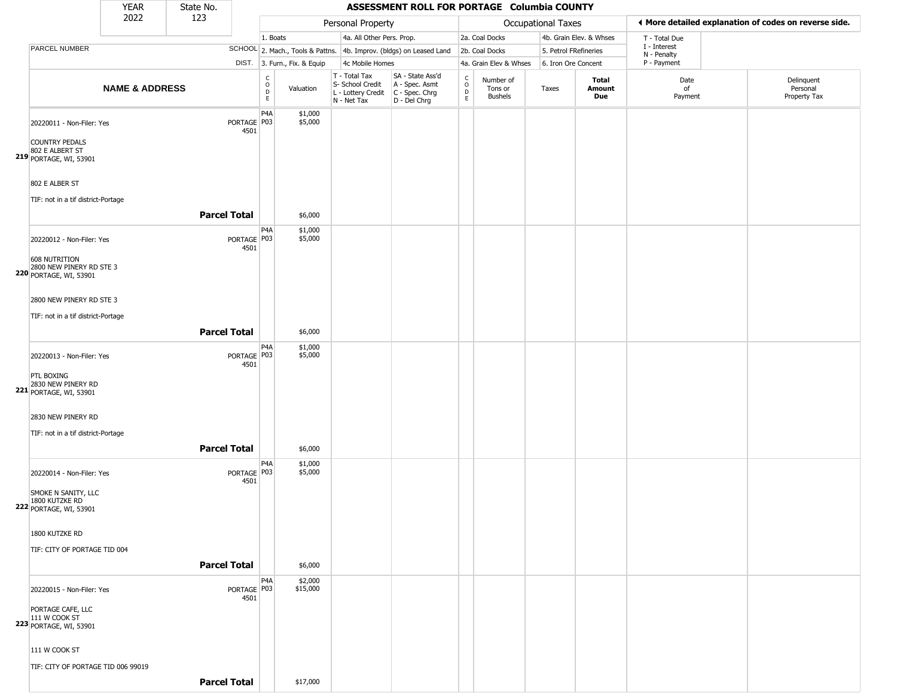| YEAR | State No. |
|---|---|
| 2022 | 123 |

# ASSESSMENT ROLL FOR PORTAGE Columbia COUNTY

| | | Personal Property | | | | | Occupational Taxes | | | | ◄ More detailed explanation of codes on reverse side. | |
|---|---|---|---|---|---|---|---|---|---|---|---|---|
| | | 1. Boats | | 4a. All Other Pers. Prop. | | 2a. Coal Docks | | 4b. Grain Elev. & Whses | | T - Total Due | | |
| PARCEL NUMBER | SCHOOL | 2. Mach., Tools & Pattns. | | 4b. Improv. (bldgs) on Leased Land | | 2b. Coal Docks | | 5. Petrol FRefineries | | I - Interest<br>N - Penalty | | |
| | DIST. | 3. Furn., Fix. & Equip | | 4c Mobile Homes | | 4a. Grain Elev & Whses | | 6. Iron Ore Concent | | P - Payment | | |
| **NAME & ADDRESS** | | CODE | Valuation | T - Total Tax<br>S- School Credit<br>L - Lottery Credit<br>N - Net Tax | SA - State Ass'd<br>A - Spec. Asmt<br>C - Spec. Chrg<br>D - Del Chrg | CODE | Number of Tons or Bushels | Taxes | **Total Amount Due** | Date of Payment | Delinquent Personal Property Tax |
| 219 20220011 - Non-Filer: Yes<br>COUNTRY PEDALS<br>802 E ALBERT ST<br>PORTAGE, WI, 53901<br>802 E ALBER ST<br>TIF: not in a tif district-Portage | PORTAGE 4501 | P4A<br>P03 | $1,000<br>$5,000 | | | | | | | | |
| **Parcel Total** | | | $6,000 | | | | | | | | |
| 220 20220012 - Non-Filer: Yes<br>608 NUTRITION<br>2800 NEW PINERY RD STE 3<br>PORTAGE, WI, 53901<br>2800 NEW PINERY RD STE 3<br>TIF: not in a tif district-Portage | PORTAGE 4501 | P4A<br>P03 | $1,000<br>$5,000 | | | | | | | | |
| **Parcel Total** | | | $6,000 | | | | | | | | |
| 221 20220013 - Non-Filer: Yes<br>PTL BOXING<br>2830 NEW PINERY RD<br>PORTAGE, WI, 53901<br>2830 NEW PINERY RD<br>TIF: not in a tif district-Portage | PORTAGE 4501 | P4A<br>P03 | $1,000<br>$5,000 | | | | | | | | |
| **Parcel Total** | | | $6,000 | | | | | | | | |
| 222 20220014 - Non-Filer: Yes<br>SMOKE N SANITY, LLC<br>1800 KUTZKE RD<br>PORTAGE, WI, 53901<br>1800 KUTZKE RD<br>TIF: CITY OF PORTAGE TID 004 | PORTAGE 4501 | P4A<br>P03 | $1,000<br>$5,000 | | | | | | | | |
| **Parcel Total** | | | $6,000 | | | | | | | | |
| 223 20220015 - Non-Filer: Yes<br>PORTAGE CAFE, LLC<br>111 W COOK ST<br>PORTAGE, WI, 53901<br>111 W COOK ST<br>TIF: CITY OF PORTAGE TID 006 99019 | PORTAGE 4501 | P4A<br>P03 | $2,000<br>$15,000 | | | | | | | | |
| **Parcel Total** | | | $17,000 | | | | | | | | |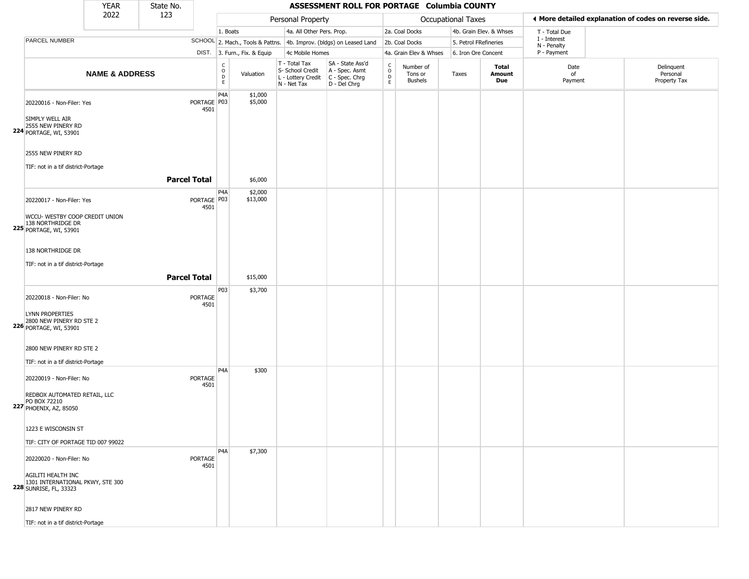| YEAR | State No. |
|---|---|
| 2022 | 123 |

## ASSESSMENT ROLL FOR PORTAGE Columbia COUNTY

| | Personal Property | | Occupational Taxes | | ◄ More detailed explanation of codes on reverse side. |
|---|---|---|---|---|---|
| PARCEL NUMBER SCHOOL DIST. | 1. Boats | 4a. All Other Pers. Prop. | 2a. Coal Docks | 4b. Grain Elev. & Whses | T - Total Due |
| | 2. Mach., Tools & Pattns. | 4b. Improv. (bldgs) on Leased Land | 2b. Coal Docks | 5. Petrol FRefineries | I - Interest, N - Penalty |
| | 3. Furn., Fix. & Equip | 4c Mobile Homes | 4a. Grain Elev & Whses | 6. Iron Ore Concent | P - Payment |

| | NAME & ADDRESS | | CODE | Valuation | T - Total Tax S- School Credit L - Lottery Credit N - Net Tax | SA - State Ass'd A - Spec. Asmt C - Spec. Chrg D - Del Chrg | CODE | Number of Tons or Bushels | Taxes | Total Amount Due | Date of Payment | Delinquent Personal Property Tax |
|---|---|---|---|---|---|---|---|---|---|---|---|---|
| 224 | 20220016 - Non-Filer: Yes<br>SIMPLY WELL AIR<br>2555 NEW PINERY RD<br>PORTAGE, WI, 53901<br><br>2555 NEW PINERY RD<br><br>TIF: not in a tif district-Portage | PORTAGE 4501 | P4A<br>P03 | $1,000<br>$5,000 | | | | | | | | |
| | **Parcel Total** | | | $6,000 | | | | | | | | |
| 225 | 20220017 - Non-Filer: Yes<br>WCCU- WESTBY COOP CREDIT UNION<br>138 NORTHRIDGE DR<br>PORTAGE, WI, 53901<br><br>138 NORTHRIDGE DR<br><br>TIF: not in a tif district-Portage | PORTAGE 4501 | P4A<br>P03 | $2,000<br>$13,000 | | | | | | | | |
| | **Parcel Total** | | | $15,000 | | | | | | | | |
| 226 | 20220018 - Non-Filer: No<br>LYNN PROPERTIES<br>2800 NEW PINERY RD STE 2<br>PORTAGE, WI, 53901<br><br>2800 NEW PINERY RD STE 2<br><br>TIF: not in a tif district-Portage | PORTAGE 4501 | P03 | $3,700 | | | | | | | | |
| 227 | 20220019 - Non-Filer: No<br>REDBOX AUTOMATED RETAIL, LLC<br>PO BOX 72210<br>PHOENIX, AZ, 85050<br><br>1223 E WISCONSIN ST<br><br>TIF: CITY OF PORTAGE TID 007 99022 | PORTAGE 4501 | P4A | $300 | | | | | | | | |
| 228 | 20220020 - Non-Filer: No<br>AGILITI HEALTH INC<br>1301 INTERNATIONAL PKWY, STE 300<br>SUNRISE, FL, 33323<br><br>2817 NEW PINERY RD<br><br>TIF: not in a tif district-Portage | PORTAGE 4501 | P4A | $7,300 | | | | | | | | |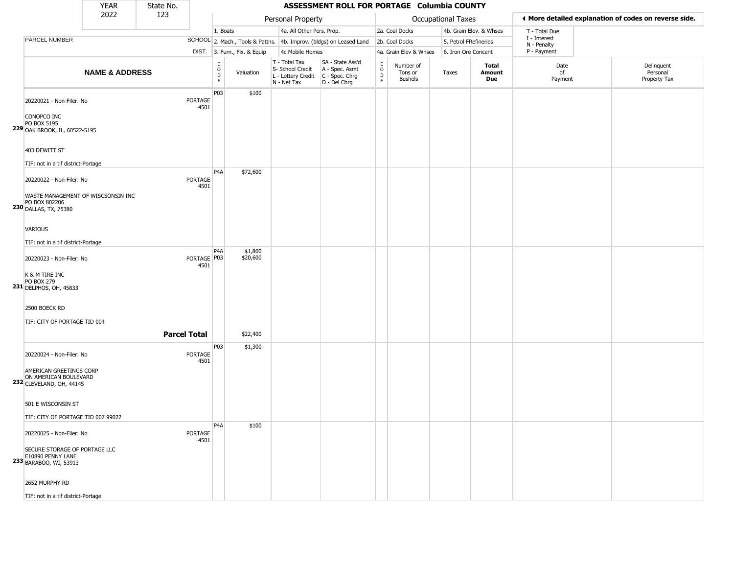| YEAR | State No. |
|---|---|
| 2022 | 123 |

# ASSESSMENT ROLL FOR PORTAGE Columbia COUNTY

| | | Personal Property | | | | Occupational Taxes | | | | ◄ More detailed explanation of codes on reverse side. | |
|---|---|---|---|---|---|---|---|---|---|---|---|
| | | 1. Boats | | 4a. All Other Pers. Prop. | | 2a. Coal Docks | | 4b. Grain Elev. & Whses | | T - Total Due | |
| PARCEL NUMBER | SCHOOL | 2. Mach., Tools & Pattns. | | 4b. Improv. (bldgs) on Leased Land | | 2b. Coal Docks | | 5. Petrol FRefineries | | I - Interest<br>N - Penalty | |
| | DIST. | 3. Furn., Fix. & Equip | | 4c Mobile Homes | | 4a. Grain Elev & Whses | | 6. Iron Ore Concent | | P - Payment | |

| NAME & ADDRESS | | CODE | Valuation | T - Total Tax<br>S- School Credit<br>L - Lottery Credit<br>N - Net Tax | SA - State Ass'd<br>A - Spec. Asmt<br>C - Spec. Chrg<br>D - Del Chrg | CODE | Number of Tons or Bushels | Taxes | Total Amount Due | Date of Payment | Delinquent Personal Property Tax |
|---|---|---|---|---|---|---|---|---|---|---|---|
| 229 20220021 - Non-Filer: No<br>CONOPCO INC<br>PO BOX 5195<br>OAK BROOK, IL, 60522-5195<br>403 DEWITT ST<br>TIF: not in a tif district-Portage | PORTAGE 4501 | P03 | $100 | | | | | | | | |
| 230 20220022 - Non-Filer: No<br>WASTE MANAGEMENT OF WISCSONSIN INC<br>PO BOX 802206<br>DALLAS, TX, 75380<br>VARIOUS<br>TIF: not in a tif district-Portage | PORTAGE 4501 | P4A | $72,600 | | | | | | | | |
| 231 20220023 - Non-Filer: No<br>K & M TIRE INC<br>PO BOX 279<br>DELPHOS, OH, 45833<br>2500 BOECK RD<br>TIF: CITY OF PORTAGE TID 004 | PORTAGE 4501 | P4A<br>P03 | $1,800<br>$20,600 | | | | | | | | |
| | **Parcel Total** | | $22,400 | | | | | | | | |
| 232 20220024 - Non-Filer: No<br>AMERICAN GREETINGS CORP<br>ON AMERICAN BOULEVARD<br>CLEVELAND, OH, 44145<br>501 E WISCONSIN ST<br>TIF: CITY OF PORTAGE TID 007 99022 | PORTAGE 4501 | P03 | $1,300 | | | | | | | | |
| 233 20220025 - Non-Filer: No<br>SECURE STORAGE OF PORTAGE LLC<br>E10890 PENNY LANE<br>BARABOO, WI, 53913<br>2652 MURPHY RD<br>TIF: not in a tif district-Portage | PORTAGE 4501 | P4A | $100 | | | | | | | | |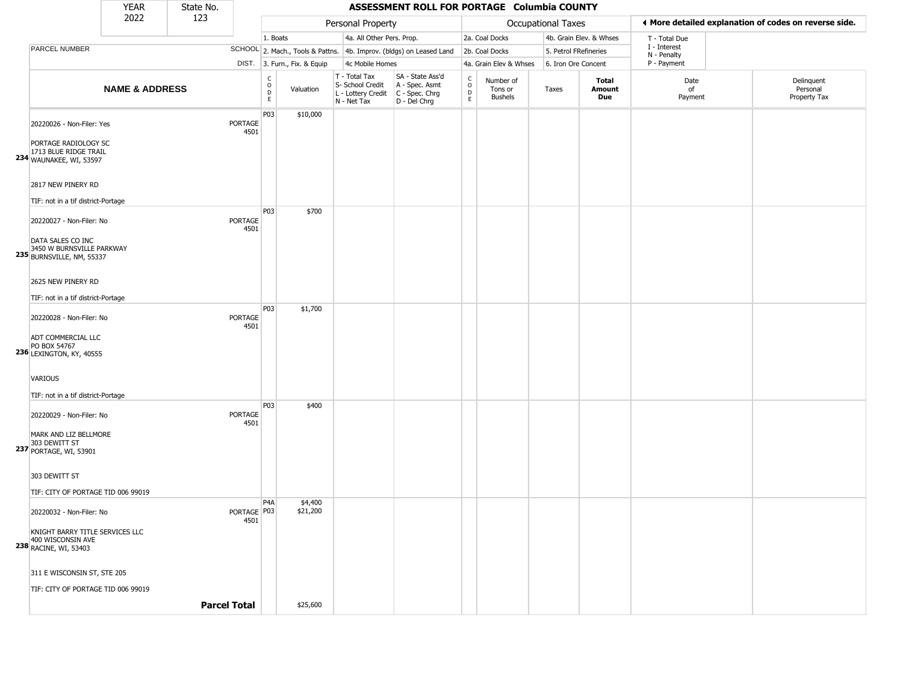| YEAR | State No. |
|---|---|
| 2022 | 123 |

# ASSESSMENT ROLL FOR PORTAGE Columbia COUNTY

| | | Personal Property | | | | Occupational Taxes | | | | ◄ More detailed explanation of codes on reverse side. | |
|---|---|---|---|---|---|---|---|---|---|---|---|
| | | 1. Boats | | 4a. All Other Pers. Prop. | | 2a. Coal Docks | | 4b. Grain Elev. & Whses | | T - Total Due | |
| PARCEL NUMBER | SCHOOL | 2. Mach., Tools & Pattns. | | 4b. Improv. (bldgs) on Leased Land | | 2b. Coal Docks | | 5. Petrol FRefineries | | I - Interest<br>N - Penalty | |
| | DIST. | 3. Furn., Fix. & Equip | | 4c Mobile Homes | | 4a. Grain Elev & Whses | | 6. Iron Ore Concent | | P - Payment | |
| **NAME & ADDRESS** | | CODE | Valuation | T - Total Tax<br>S- School Credit<br>L - Lottery Credit<br>N - Net Tax | SA - State Ass'd<br>A - Spec. Asmt<br>C - Spec. Chrg<br>D - Del Chrg | CODE | Number of Tons or Bushels | Taxes | **Total Amount Due** | Date of Payment | Delinquent Personal Property Tax |
| 20220026 - Non-Filer: Yes<br><br>PORTAGE RADIOLOGY SC<br>1713 BLUE RIDGE TRAIL<br>234 WAUNAKEE, WI, 53597<br><br>2817 NEW PINERY RD<br><br>TIF: not in a tif district-Portage | PORTAGE 4501 | P03 | $10,000 | | | | | | | | |
| 20220027 - Non-Filer: No<br><br>DATA SALES CO INC<br>3450 W BURNSVILLE PARKWAY<br>235 BURNSVILLE, NM, 55337<br><br>2625 NEW PINERY RD<br><br>TIF: not in a tif district-Portage | PORTAGE 4501 | P03 | $700 | | | | | | | | |
| 20220028 - Non-Filer: No<br><br>ADT COMMERCIAL LLC<br>PO BOX 54767<br>236 LEXINGTON, KY, 40555<br><br>VARIOUS<br><br>TIF: not in a tif district-Portage | PORTAGE 4501 | P03 | $1,700 | | | | | | | | |
| 20220029 - Non-Filer: No<br><br>MARK AND LIZ BELLMORE<br>303 DEWITT ST<br>237 PORTAGE, WI, 53901<br><br>303 DEWITT ST<br><br>TIF: CITY OF PORTAGE TID 006 99019 | PORTAGE 4501 | P03 | $400 | | | | | | | | |
| 20220032 - Non-Filer: No<br><br>KNIGHT BARRY TITLE SERVICES LLC<br>400 WISCONSIN AVE<br>238 RACINE, WI, 53403<br><br>311 E WISCONSIN ST, STE 205<br><br>TIF: CITY OF PORTAGE TID 006 99019 | PORTAGE 4501 | P4A<br>P03 | $4,400<br>$21,200 | | | | | | | | |
| **Parcel Total** | | | $25,600 | | | | | | | | |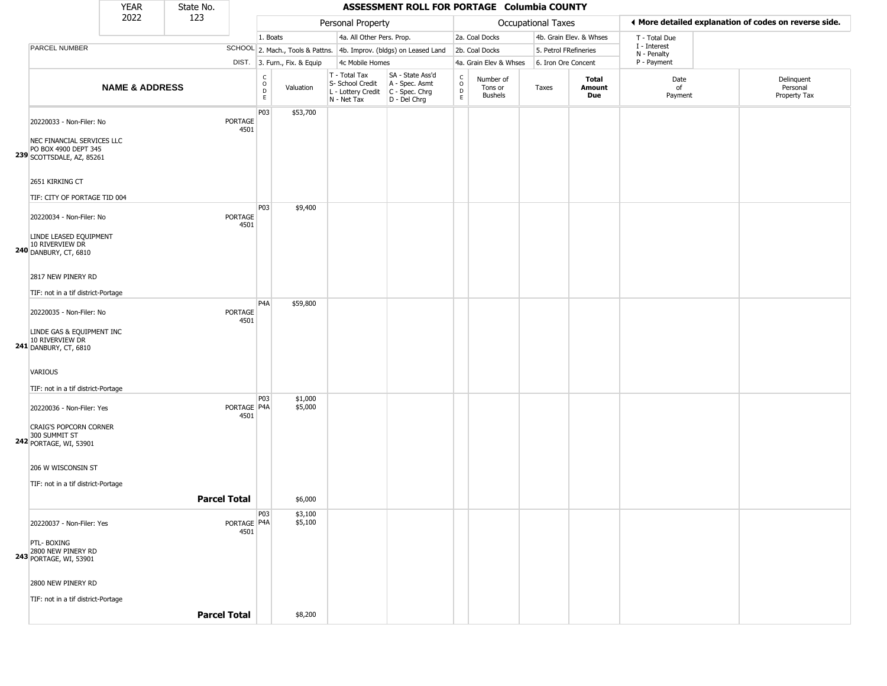| YEAR | State No. |
|---|---|
| 2022 | 123 |

# ASSESSMENT ROLL FOR PORTAGE Columbia COUNTY

| | Personal Property | | Occupational Taxes | | ◄ More detailed explanation of codes on reverse side. |
|---|---|---|---|---|---|
| | 1. Boats | 4a. All Other Pers. Prop. | 2a. Coal Docks | 4b. Grain Elev. & Whses | T - Total Due |
| PARCEL NUMBER SCHOOL | 2. Mach., Tools & Pattns. | 4b. Improv. (bldgs) on Leased Land | 2b. Coal Docks | 5. Petrol FRefineries | I - Interest, N - Penalty |
| DIST. | 3. Furn., Fix. & Equip | 4c Mobile Homes | 4a. Grain Elev & Whses | 6. Iron Ore Concent | P - Payment |

| | NAME & ADDRESS | SCHOOL DIST. | CODE | Valuation | T - Total Tax, S- School Credit, L - Lottery Credit, N - Net Tax | SA - State Ass'd, A - Spec. Asmt, C - Spec. Chrg, D - Del Chrg | CODE | Number of Tons or Bushels | Taxes | Total Amount Due | Date of Payment | Delinquent Personal Property Tax |
|---|---|---|---|---|---|---|---|---|---|---|---|---|
| 239 | 20220033 - Non-Filer: No<br>NEC FINANCIAL SERVICES LLC<br>PO BOX 4900 DEPT 345<br>SCOTTSDALE, AZ, 85261<br>2651 KIRKING CT<br>TIF: CITY OF PORTAGE TID 004 | PORTAGE 4501 | P03 | $53,700 | | | | | | | | |
| 240 | 20220034 - Non-Filer: No<br>LINDE LEASED EQUIPMENT<br>10 RIVERVIEW DR<br>DANBURY, CT, 6810<br>2817 NEW PINERY RD<br>TIF: not in a tif district-Portage | PORTAGE 4501 | P03 | $9,400 | | | | | | | | |
| 241 | 20220035 - Non-Filer: No<br>LINDE GAS & EQUIPMENT INC<br>10 RIVERVIEW DR<br>DANBURY, CT, 6810<br>VARIOUS<br>TIF: not in a tif district-Portage | PORTAGE 4501 | P4A | $59,800 | | | | | | | | |
| 242 | 20220036 - Non-Filer: Yes<br>CRAIG'S POPCORN CORNER<br>300 SUMMIT ST<br>PORTAGE, WI, 53901<br>206 W WISCONSIN ST<br>TIF: not in a tif district-Portage | PORTAGE 4501 | P03<br>P4A | $1,000<br>$5,000 | | | | | | | | |
| | **Parcel Total** | | | $6,000 | | | | | | | | |
| 243 | 20220037 - Non-Filer: Yes<br>PTL- BOXING<br>2800 NEW PINERY RD<br>PORTAGE, WI, 53901<br>2800 NEW PINERY RD<br>TIF: not in a tif district-Portage | PORTAGE 4501 | P03<br>P4A | $3,100<br>$5,100 | | | | | | | | |
| | **Parcel Total** | | | $8,200 | | | | | | | | |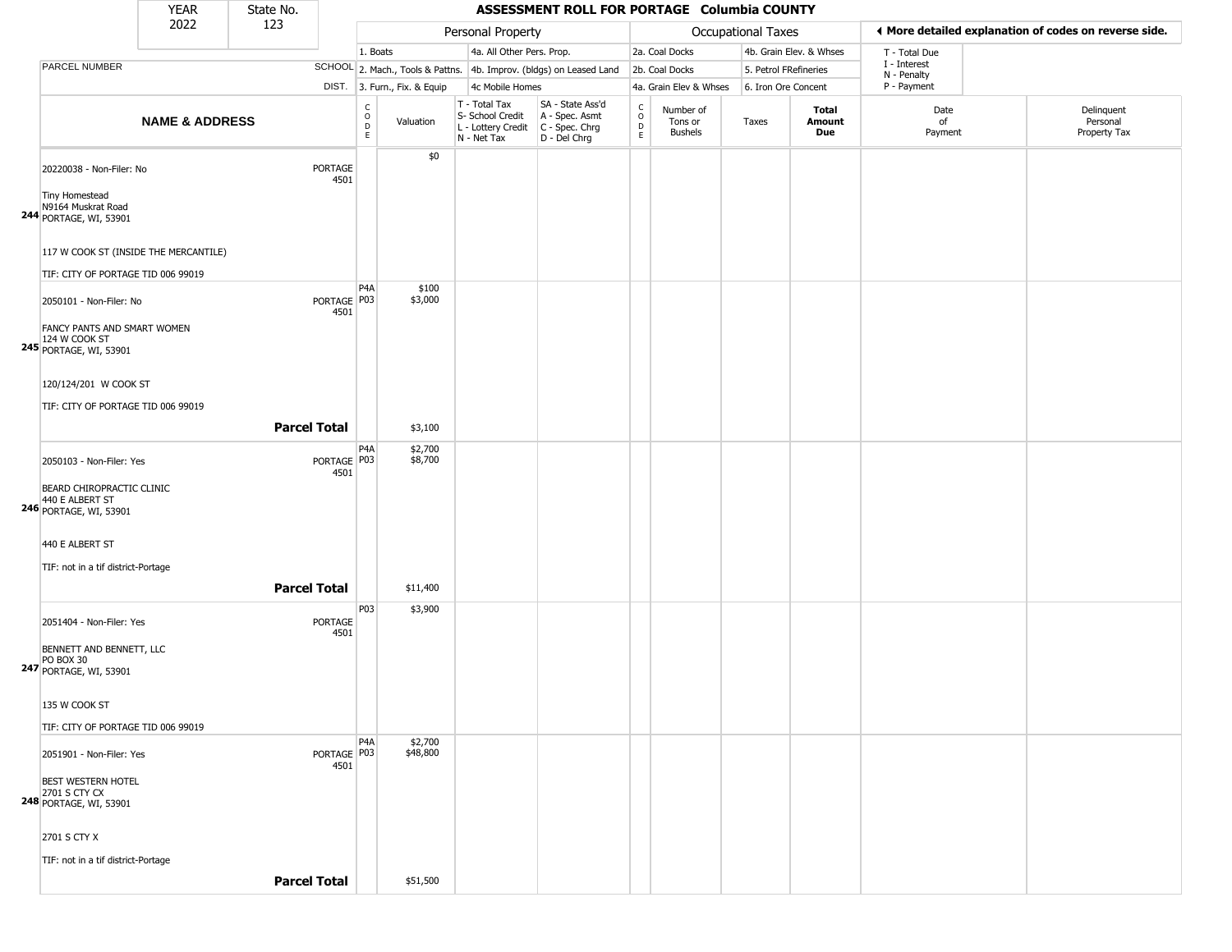| YEAR | State No. |
| --- | --- |
| 2022 | 123 |

# ASSESSMENT ROLL FOR PORTAGE Columbia COUNTY

◀ More detailed explanation of codes on reverse side.

| | | Personal Property | | | | Occupational Taxes | | | | | | |
| --- | --- | --- | --- | --- | --- | --- | --- | --- | --- | --- | --- | --- |
| | | 1. Boats | | 4a. All Other Pers. Prop. | | 2a. Coal Docks | | 4b. Grain Elev. & Whses | | T - Total Due | | |
| PARCEL NUMBER | SCHOOL | 2. Mach., Tools & Pattns. | | 4b. Improv. (bldgs) on Leased Land | | 2b. Coal Docks | | 5. Petrol FRefineries | | I - Interest<br>N - Penalty | | |
| | DIST. | 3. Furn., Fix. & Equip | | 4c Mobile Homes | | 4a. Grain Elev & Whses | | 6. Iron Ore Concent | | P - Payment | | |
| **NAME & ADDRESS** | | CODE | Valuation | T - Total Tax<br>S- School Credit<br>L - Lottery Credit<br>N - Net Tax | SA - State Ass'd<br>A - Spec. Asmt<br>C - Spec. Chrg<br>D - Del Chrg | CODE | Number of Tons or Bushels | Taxes | **Total Amount Due** | Date of Payment | Delinquent Personal Property Tax |
| 20220038 - Non-Filer: No<br><br>Tiny Homestead<br>N9164 Muskrat Road<br>**244** PORTAGE, WI, 53901<br><br>117 W COOK ST (INSIDE THE MERCANTILE)<br><br>TIF: CITY OF PORTAGE TID 006 99019 | PORTAGE 4501 | | $0 | | | | | | | | |
| 2050101 - Non-Filer: No<br><br>FANCY PANTS AND SMART WOMEN<br>124 W COOK ST<br>**245** PORTAGE, WI, 53901<br><br>120/124/201 W COOK ST<br><br>TIF: CITY OF PORTAGE TID 006 99019 | PORTAGE 4501 | P4A<br>P03 | $100<br>$3,000 | | | | | | | | |
| **Parcel Total** | | | $3,100 | | | | | | | | |
| 2050103 - Non-Filer: Yes<br><br>BEARD CHIROPRACTIC CLINIC<br>440 E ALBERT ST<br>**246** PORTAGE, WI, 53901<br><br>440 E ALBERT ST<br><br>TIF: not in a tif district-Portage | PORTAGE 4501 | P4A<br>P03 | $2,700<br>$8,700 | | | | | | | | |
| **Parcel Total** | | | $11,400 | | | | | | | | |
| 2051404 - Non-Filer: Yes<br><br>BENNETT AND BENNETT, LLC<br>PO BOX 30<br>**247** PORTAGE, WI, 53901<br><br>135 W COOK ST<br><br>TIF: CITY OF PORTAGE TID 006 99019 | PORTAGE 4501 | P03 | $3,900 | | | | | | | | |
| 2051901 - Non-Filer: Yes<br><br>BEST WESTERN HOTEL<br>2701 S CTY CX<br>**248** PORTAGE, WI, 53901<br><br>2701 S CTY X<br><br>TIF: not in a tif district-Portage | PORTAGE 4501 | P4A<br>P03 | $2,700<br>$48,800 | | | | | | | | |
| **Parcel Total** | | | $51,500 | | | | | | | | |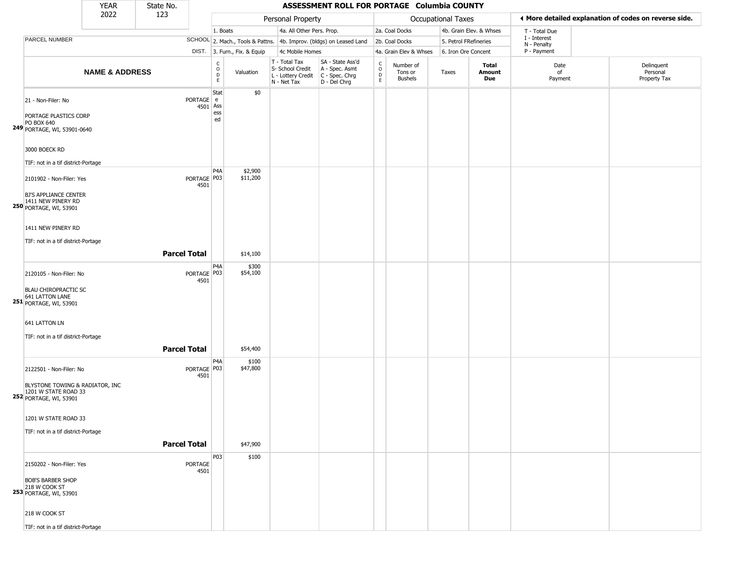| YEAR | State No. | ASSESSMENT ROLL FOR PORTAGE Columbia COUNTY |
|---|---|---|
| 2022 | 123 | |

| | | Personal Property | | | | Occupational Taxes | | | | ◀ More detailed explanation of codes on reverse side. | |
|---|---|---|---|---|---|---|---|---|---|---|---|
| | | 1. Boats | | 4a. All Other Pers. Prop. | | 2a. Coal Docks | | 4b. Grain Elev. & Whses | | T - Total Due | |
| PARCEL NUMBER | SCHOOL | 2. Mach., Tools & Pattns. | | 4b. Improv. (bldgs) on Leased Land | | 2b. Coal Docks | | 5. Petrol FRefineries | | I - Interest; N - Penalty | |
| | DIST. | 3. Furn., Fix. & Equip | | 4c Mobile Homes | | 4a. Grain Elev & Whses | | 6. Iron Ore Concent | | P - Payment | |

| | NAME & ADDRESS | | CODE | Valuation | T - Total Tax; S- School Credit; L - Lottery Credit; N - Net Tax | SA - State Ass'd; A - Spec. Asmt; C - Spec. Chrg; D - Del Chrg | CODE | Number of Tons or Bushels | Taxes | Total Amount Due | Date of Payment | Delinquent Personal Property Tax |
|---|---|---|---|---|---|---|---|---|---|---|---|---|
| 249 | 21 - Non-Filer: No<br>PORTAGE PLASTICS CORP<br>PO BOX 640<br>PORTAGE, WI, 53901-0640<br><br>3000 BOECK RD<br><br>TIF: not in a tif district-Portage | PORTAGE 4501 | State Assessed | $0 | | | | | | | | |
| 250 | 2101902 - Non-Filer: Yes<br>BJ'S APPLIANCE CENTER<br>1411 NEW PINERY RD<br>PORTAGE, WI, 53901<br><br>1411 NEW PINERY RD<br><br>TIF: not in a tif district-Portage | PORTAGE 4501 | P4A<br>P03 | $2,900<br>$11,200 | | | | | | | | |
| | **Parcel Total** | | | $14,100 | | | | | | | | |
| 251 | 2120105 - Non-Filer: No<br>BLAU CHIROPRACTIC SC<br>641 LATTON LANE<br>PORTAGE, WI, 53901<br><br>641 LATTON LN<br><br>TIF: not in a tif district-Portage | PORTAGE 4501 | P4A<br>P03 | $300<br>$54,100 | | | | | | | | |
| | **Parcel Total** | | | $54,400 | | | | | | | | |
| 252 | 2122501 - Non-Filer: No<br>BLYSTONE TOWING & RADIATOR, INC<br>1201 W STATE ROAD 33<br>PORTAGE, WI, 53901<br><br>1201 W STATE ROAD 33<br><br>TIF: not in a tif district-Portage | PORTAGE 4501 | P4A<br>P03 | $100<br>$47,800 | | | | | | | | |
| | **Parcel Total** | | | $47,900 | | | | | | | | |
| 253 | 2150202 - Non-Filer: Yes<br>BOB'S BARBER SHOP<br>218 W COOK ST<br>PORTAGE, WI, 53901<br><br>218 W COOK ST<br><br>TIF: not in a tif district-Portage | PORTAGE 4501 | P03 | $100 | | | | | | | | |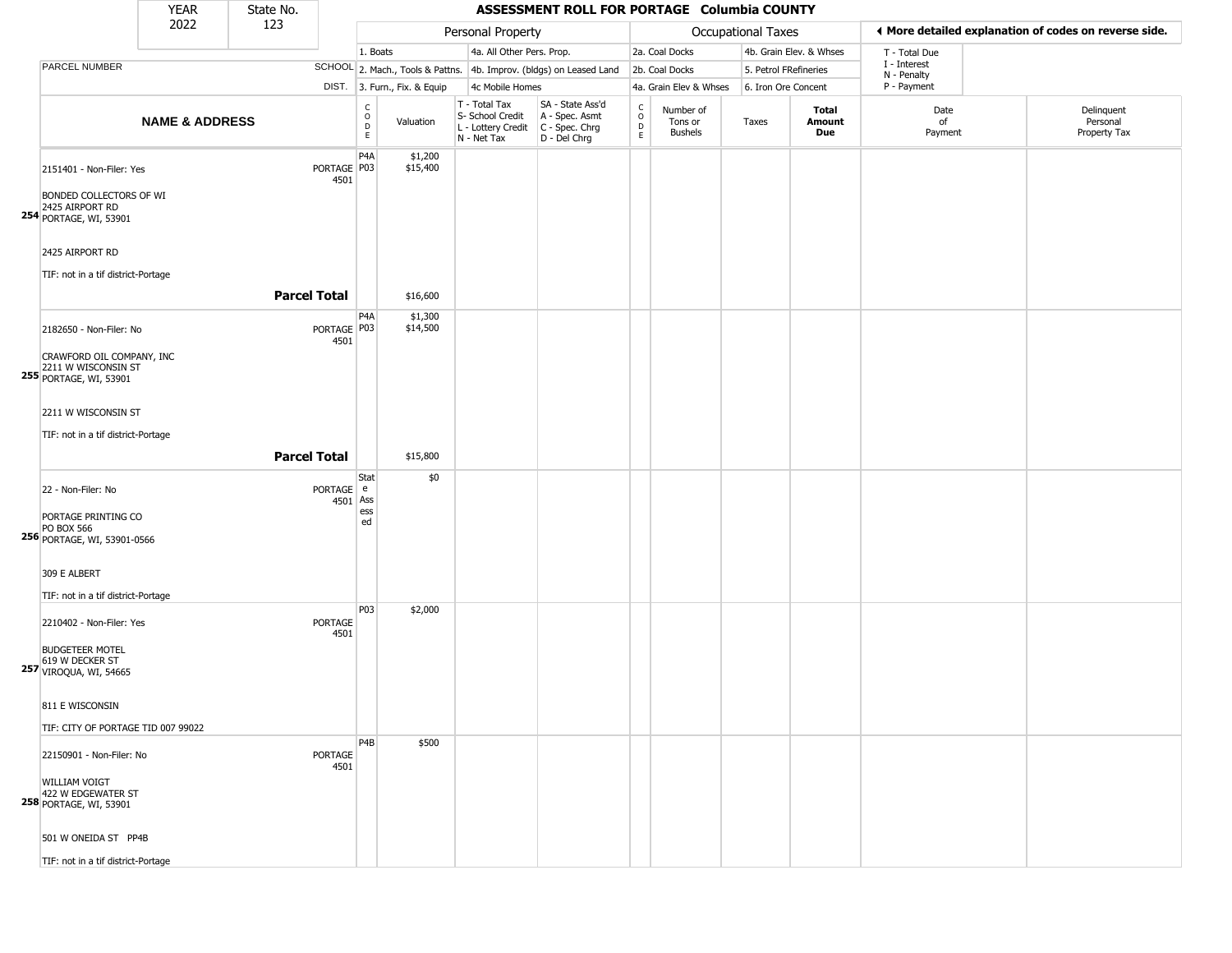| YEAR | State No. |
|---|---|
| 2022 | 123 |

# ASSESSMENT ROLL FOR PORTAGE Columbia COUNTY

| | | Personal Property | | | | Occupational Taxes | | | | ◄ More detailed explanation of codes on reverse side. | |
|---|---|---|---|---|---|---|---|---|---|---|---|
| | | 1. Boats | | 4a. All Other Pers. Prop. | | 2a. Coal Docks | | 4b. Grain Elev. & Whses | | T - Total Due | |
| PARCEL NUMBER | SCHOOL | 2. Mach., Tools & Pattns. | | 4b. Improv. (bldgs) on Leased Land | | 2b. Coal Docks | | 5. Petrol FRefineries | | I - Interest<br>N - Penalty | |
| | DIST. | 3. Furn., Fix. & Equip | | 4c Mobile Homes | | 4a. Grain Elev & Whses | | 6. Iron Ore Concent | | P - Payment | |
| **NAME & ADDRESS** | | CODE | Valuation | T - Total Tax<br>S- School Credit<br>L - Lottery Credit<br>N - Net Tax | SA - State Ass'd<br>A - Spec. Asmt<br>C - Spec. Chrg<br>D - Del Chrg | CODE | Number of Tons or Bushels | Taxes | **Total Amount Due** | Date of Payment | Delinquent Personal Property Tax |
| 2151401 - Non-Filer: Yes<br>BONDED COLLECTORS OF WI<br>2425 AIRPORT RD<br>**254** PORTAGE, WI, 53901<br>2425 AIRPORT RD<br>TIF: not in a tif district-Portage | PORTAGE 4501 | P4A<br>P03 | $1,200<br>$15,400 | | | | | | | | |
| | **Parcel Total** | | $16,600 | | | | | | | | |
| 2182650 - Non-Filer: No<br>CRAWFORD OIL COMPANY, INC<br>2211 W WISCONSIN ST<br>**255** PORTAGE, WI, 53901<br>2211 W WISCONSIN ST<br>TIF: not in a tif district-Portage | PORTAGE 4501 | P4A<br>P03 | $1,300<br>$14,500 | | | | | | | | |
| | **Parcel Total** | | $15,800 | | | | | | | | |
| 22 - Non-Filer: No<br>PORTAGE PRINTING CO<br>PO BOX 566<br>**256** PORTAGE, WI, 53901-0566<br>309 E ALBERT<br>TIF: not in a tif district-Portage | PORTAGE 4501 | State Assessed | $0 | | | | | | | | |
| 2210402 - Non-Filer: Yes<br>BUDGETEER MOTEL<br>619 W DECKER ST<br>**257** VIROQUA, WI, 54665<br>811 E WISCONSIN<br>TIF: CITY OF PORTAGE TID 007 99022 | PORTAGE 4501 | P03 | $2,000 | | | | | | | | |
| 22150901 - Non-Filer: No<br>WILLIAM VOIGT<br>422 W EDGEWATER ST<br>**258** PORTAGE, WI, 53901<br>501 W ONEIDA ST PP4B<br>TIF: not in a tif district-Portage | PORTAGE 4501 | P4B | $500 | | | | | | | | |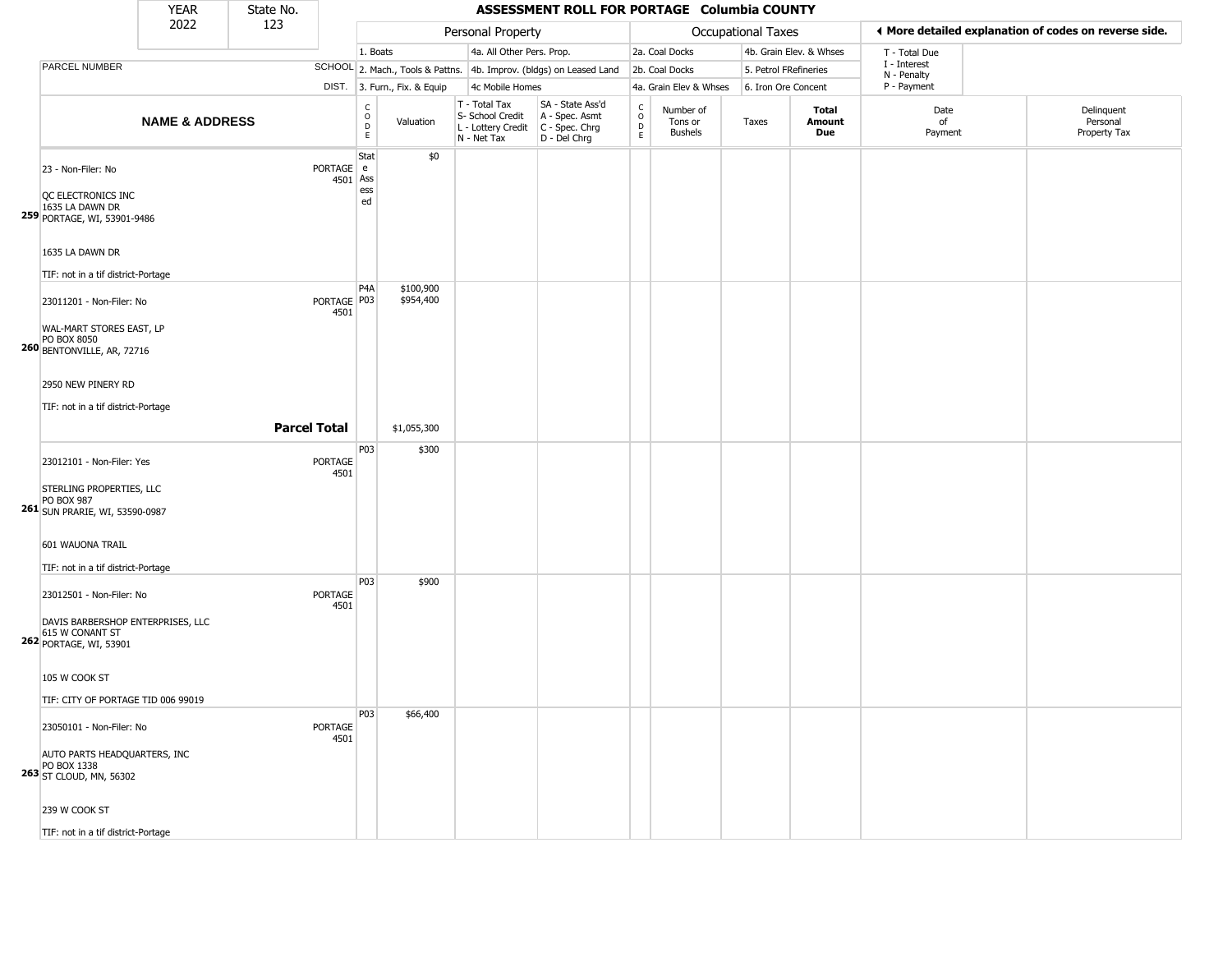| YEAR | State No. |
|---|---|
| 2022 | 123 |

# ASSESSMENT ROLL FOR PORTAGE Columbia COUNTY

| | | Personal Property | | | | | Occupational Taxes | | | | ◀ More detailed explanation of codes on reverse side. | |
|---|---|---|---|---|---|---|---|---|---|---|---|---|
| | | 1. Boats | | 4a. All Other Pers. Prop. | | | 2a. Coal Docks | | 4b. Grain Elev. & Whses | | T - Total Due | |
| PARCEL NUMBER | SCHOOL | 2. Mach., Tools & Pattns. | | 4b. Improv. (bldgs) on Leased Land | | | 2b. Coal Docks | | 5. Petrol FRefineries | | I - Interest<br>N - Penalty | |
| | DIST. | 3. Furn., Fix. & Equip | | 4c Mobile Homes | | | 4a. Grain Elev & Whses | | 6. Iron Ore Concent | | P - Payment | |
| **NAME & ADDRESS** | | CODE | Valuation | T - Total Tax<br>S- School Credit<br>L - Lottery Credit<br>N - Net Tax | SA - State Ass'd<br>A - Spec. Asmt<br>C - Spec. Chrg<br>D - Del Chrg | CODE | Number of Tons or Bushels | Taxes | **Total Amount Due** | Date of Payment | Delinquent Personal Property Tax | |
| **259** 23 - Non-Filer: No<br>QC ELECTRONICS INC<br>1635 LA DAWN DR<br>PORTAGE, WI, 53901-9486<br><br>1635 LA DAWN DR<br><br>TIF: not in a tif district-Portage | PORTAGE 4501 | State Assessed | $0 | | | | | | | | | |
| **260** 23011201 - Non-Filer: No<br>WAL-MART STORES EAST, LP<br>PO BOX 8050<br>BENTONVILLE, AR, 72716<br><br>2950 NEW PINERY RD<br><br>TIF: not in a tif district-Portage | PORTAGE 4501 | P4A<br>P03 | $100,900<br>$954,400 | | | | | | | | | |
| **Parcel Total** | | | $1,055,300 | | | | | | | | | |
| **261** 23012101 - Non-Filer: Yes<br>STERLING PROPERTIES, LLC<br>PO BOX 987<br>SUN PRARIE, WI, 53590-0987<br><br>601 WAUONA TRAIL<br><br>TIF: not in a tif district-Portage | PORTAGE 4501 | P03 | $300 | | | | | | | | | |
| **262** 23012501 - Non-Filer: No<br>DAVIS BARBERSHOP ENTERPRISES, LLC<br>615 W CONANT ST<br>PORTAGE, WI, 53901<br><br>105 W COOK ST<br><br>TIF: CITY OF PORTAGE TID 006 99019 | PORTAGE 4501 | P03 | $900 | | | | | | | | | |
| **263** 23050101 - Non-Filer: No<br>AUTO PARTS HEADQUARTERS, INC<br>PO BOX 1338<br>ST CLOUD, MN, 56302<br><br>239 W COOK ST<br><br>TIF: not in a tif district-Portage | PORTAGE 4501 | P03 | $66,400 | | | | | | | | | |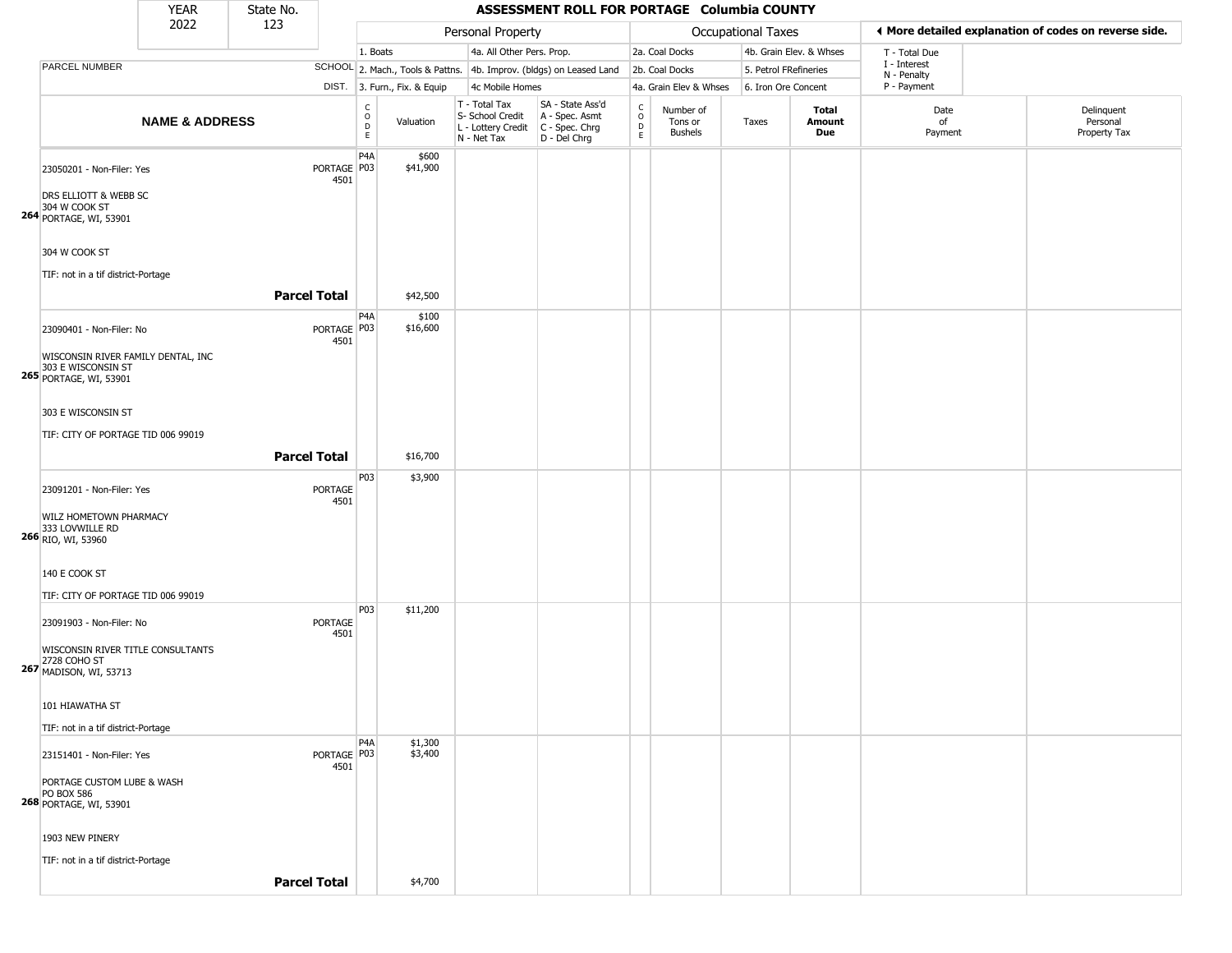| YEAR | State No. | ASSESSMENT ROLL FOR PORTAGE Columbia COUNTY |
|---|---|---|
| 2022 | 123 | |

| | | Personal Property | | | | Occupational Taxes | | | | ◀ More detailed explanation of codes on reverse side. | |
|---|---|---|---|---|---|---|---|---|---|---|---|
| PARCEL NUMBER | SCHOOL DIST. | 1. Boats<br>2. Mach., Tools & Pattns.<br>3. Furn., Fix. & Equip | | 4a. All Other Pers. Prop.<br>4b. Improv. (bldgs) on Leased Land<br>4c Mobile Homes | | 2a. Coal Docks<br>2b. Coal Docks<br>4a. Grain Elev & Whses | | 4b. Grain Elev. & Whses<br>5. Petrol FRefineries<br>6. Iron Ore Concent | | T - Total Due<br>I - Interest<br>N - Penalty<br>P - Payment | |

| | NAME & ADDRESS | | CODE | Valuation | T - Total Tax<br>S- School Credit<br>L - Lottery Credit<br>N - Net Tax | SA - State Ass'd<br>A - Spec. Asmt<br>C - Spec. Chrg<br>D - Del Chrg | CODE | Number of Tons or Bushels | Taxes | Total Amount Due | Date of Payment | Delinquent Personal Property Tax |
|---|---|---|---|---|---|---|---|---|---|---|---|---|
| 264 | 23050201 - Non-Filer: Yes<br><br>DRS ELLIOTT & WEBB SC<br>304 W COOK ST<br>PORTAGE, WI, 53901<br><br>304 W COOK ST<br><br>TIF: not in a tif district-Portage | PORTAGE 4501 | P4A<br>P03 | $600<br>$41,900 | | | | | | | | |
| | **Parcel Total** | | | $42,500 | | | | | | | | |
| 265 | 23090401 - Non-Filer: No<br><br>WISCONSIN RIVER FAMILY DENTAL, INC<br>303 E WISCONSIN ST<br>PORTAGE, WI, 53901<br><br>303 E WISCONSIN ST<br><br>TIF: CITY OF PORTAGE TID 006 99019 | PORTAGE 4501 | P4A<br>P03 | $100<br>$16,600 | | | | | | | | |
| | **Parcel Total** | | | $16,700 | | | | | | | | |
| 266 | 23091201 - Non-Filer: Yes<br><br>WILZ HOMETOWN PHARMACY<br>333 LOVWILLE RD<br>RIO, WI, 53960<br><br>140 E COOK ST<br><br>TIF: CITY OF PORTAGE TID 006 99019 | PORTAGE 4501 | P03 | $3,900 | | | | | | | | |
| 267 | 23091903 - Non-Filer: No<br><br>WISCONSIN RIVER TITLE CONSULTANTS<br>2728 COHO ST<br>MADISON, WI, 53713<br><br>101 HIAWATHA ST<br><br>TIF: not in a tif district-Portage | PORTAGE 4501 | P03 | $11,200 | | | | | | | | |
| 268 | 23151401 - Non-Filer: Yes<br><br>PORTAGE CUSTOM LUBE & WASH<br>PO BOX 586<br>PORTAGE, WI, 53901<br><br>1903 NEW PINERY<br><br>TIF: not in a tif district-Portage | PORTAGE 4501 | P4A<br>P03 | $1,300<br>$3,400 | | | | | | | | |
| | **Parcel Total** | | | $4,700 | | | | | | | | |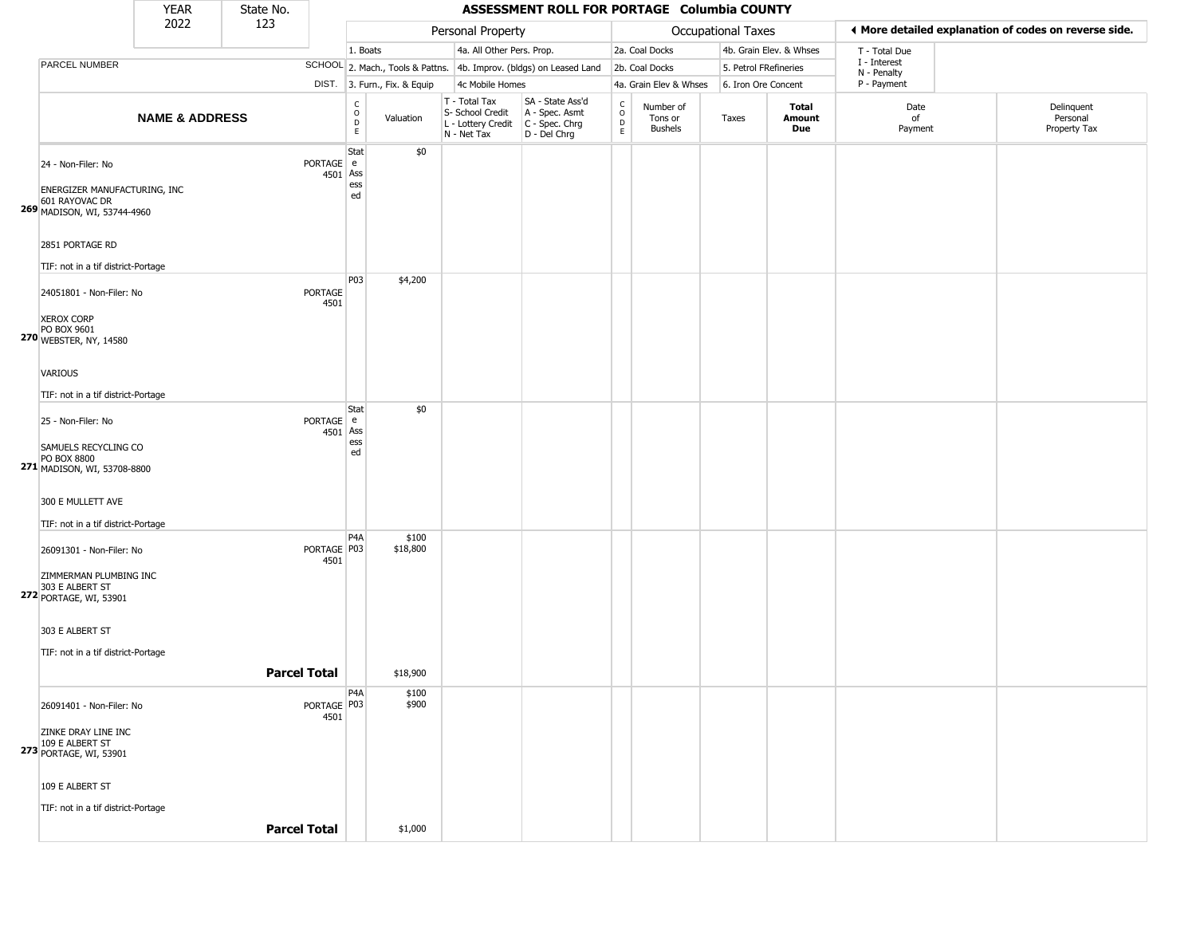| YEAR | State No. |
|---|---|
| 2022 | 123 |

# ASSESSMENT ROLL FOR PORTAGE Columbia COUNTY

◄ More detailed explanation of codes on reverse side.

| PARCEL NUMBER | SCHOOL DIST. | Personal Property | | | | Occupational Taxes | | | | | | |
|---|---|---|---|---|---|---|---|---|---|---|---|---|
| | | 1. Boats | | 4a. All Other Pers. Prop. | | 2a. Coal Docks | | 4b. Grain Elev. & Whses | | T - Total Due | | |
| | | 2. Mach., Tools & Pattns. | | 4b. Improv. (bldgs) on Leased Land | | 2b. Coal Docks | | 5. Petrol FRefineries | | I - Interest N - Penalty | | |
| | | 3. Furn., Fix. & Equip | | 4c Mobile Homes | | 4a. Grain Elev & Whses | | 6. Iron Ore Concent | | P - Payment | | |
| **NAME & ADDRESS** | | CODE | Valuation | T - Total Tax S- School Credit L - Lottery Credit N - Net Tax | SA - State Ass'd A - Spec. Asmt C - Spec. Chrg D - Del Chrg | CODE | Number of Tons or Bushels | Taxes | **Total Amount Due** | Date of Payment | Delinquent Personal Property Tax |
| **269** 24 - Non-Filer: No<br>ENERGIZER MANUFACTURING, INC<br>601 RAYOVAC DR<br>MADISON, WI, 53744-4960<br>2851 PORTAGE RD<br>TIF: not in a tif district-Portage | PORTAGE 4501 | State Assessed | $0 | | | | | | | | |
| **270** 24051801 - Non-Filer: No<br>XEROX CORP<br>PO BOX 9601<br>WEBSTER, NY, 14580<br>VARIOUS<br>TIF: not in a tif district-Portage | PORTAGE 4501 | P03 | $4,200 | | | | | | | | |
| **271** 25 - Non-Filer: No<br>SAMUELS RECYCLING CO<br>PO BOX 8800<br>MADISON, WI, 53708-8800<br>300 E MULLETT AVE<br>TIF: not in a tif district-Portage | PORTAGE 4501 | State Assessed | $0 | | | | | | | | |
| **272** 26091301 - Non-Filer: No<br>ZIMMERMAN PLUMBING INC<br>303 E ALBERT ST<br>PORTAGE, WI, 53901<br>303 E ALBERT ST<br>TIF: not in a tif district-Portage | PORTAGE 4501 | P4A<br>P03 | $100<br>$18,800 | | | | | | | | |
| **Parcel Total** | | | $18,900 | | | | | | | | |
| **273** 26091401 - Non-Filer: No<br>ZINKE DRAY LINE INC<br>109 E ALBERT ST<br>PORTAGE, WI, 53901<br>109 E ALBERT ST<br>TIF: not in a tif district-Portage | PORTAGE 4501 | P4A<br>P03 | $100<br>$900 | | | | | | | | |
| **Parcel Total** | | | $1,000 | | | | | | | | |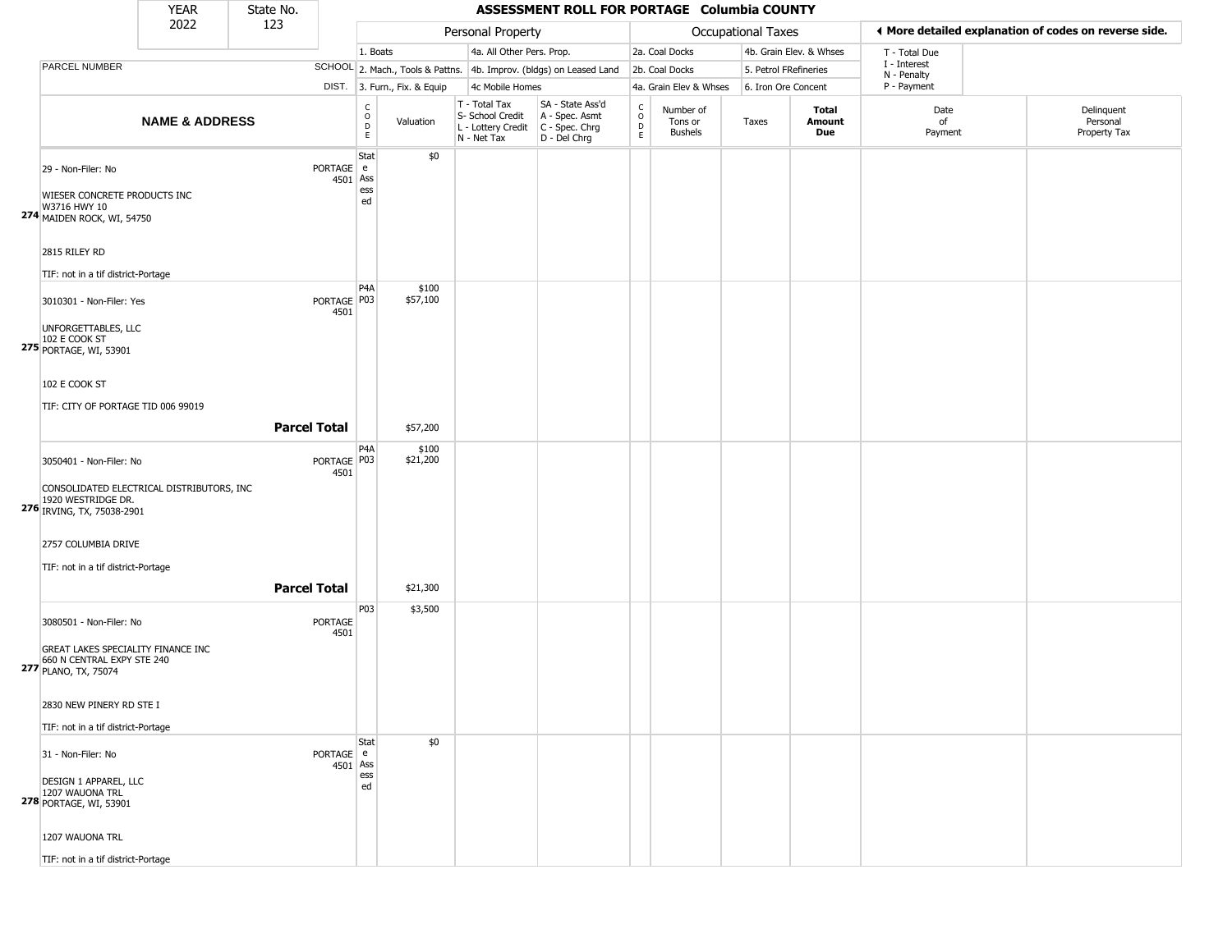# ASSESSMENT ROLL FOR PORTAGE Columbia COUNTY

| YEAR | State No. |
|---|---|
| 2022 | 123 |

**Personal Property:** 1. Boats; 2. Mach., Tools & Pattns.; 3. Furn., Fix. & Equip; 4a. All Other Pers. Prop.; 4b. Improv. (bldgs) on Leased Land; 4c Mobile Homes

**Occupational Taxes:** 2a. Coal Docks; 2b. Coal Docks; 4a. Grain Elev & Whses; 4b. Grain Elev. & Whses; 5. Petrol FRefineries; 6. Iron Ore Concent

T - Total Due; I - Interest; N - Penalty; P - Payment

◄ More detailed explanation of codes on reverse side.

| | NAME & ADDRESS | SCHOOL DIST. | CODE | Valuation | T - Total Tax S- School Credit L - Lottery Credit N - Net Tax | SA - State Ass'd A - Spec. Asmt C - Spec. Chrg D - Del Chrg | CODE | Number of Tons or Bushels | Taxes | Total Amount Due | Date of Payment | Delinquent Personal Property Tax |
|---|---|---|---|---|---|---|---|---|---|---|---|---|
| 274 | 29 - Non-Filer: No<br>WIESER CONCRETE PRODUCTS INC<br>W3716 HWY 10<br>MAIDEN ROCK, WI, 54750<br>2815 RILEY RD<br>TIF: not in a tif district-Portage | PORTAGE 4501 | State Assessed | $0 | | | | | | | | |
| 275 | 3010301 - Non-Filer: Yes<br>UNFORGETTABLES, LLC<br>102 E COOK ST<br>PORTAGE, WI, 53901<br>102 E COOK ST<br>TIF: CITY OF PORTAGE TID 006 99019 | PORTAGE 4501 | P4A<br>P03 | $100<br>$57,100 | | | | | | | | |
| | **Parcel Total** | | | $57,200 | | | | | | | | |
| 276 | 3050401 - Non-Filer: No<br>CONSOLIDATED ELECTRICAL DISTRIBUTORS, INC<br>1920 WESTRIDGE DR.<br>IRVING, TX, 75038-2901<br>2757 COLUMBIA DRIVE<br>TIF: not in a tif district-Portage | PORTAGE 4501 | P4A<br>P03 | $100<br>$21,200 | | | | | | | | |
| | **Parcel Total** | | | $21,300 | | | | | | | | |
| 277 | 3080501 - Non-Filer: No<br>GREAT LAKES SPECIALITY FINANCE INC<br>660 N CENTRAL EXPY STE 240<br>PLANO, TX, 75074<br>2830 NEW PINERY RD STE I<br>TIF: not in a tif district-Portage | PORTAGE 4501 | P03 | $3,500 | | | | | | | | |
| 278 | 31 - Non-Filer: No<br>DESIGN 1 APPAREL, LLC<br>1207 WAUONA TRL<br>PORTAGE, WI, 53901<br>1207 WAUONA TRL<br>TIF: not in a tif district-Portage | PORTAGE 4501 | State Assessed | $0 | | | | | | | | |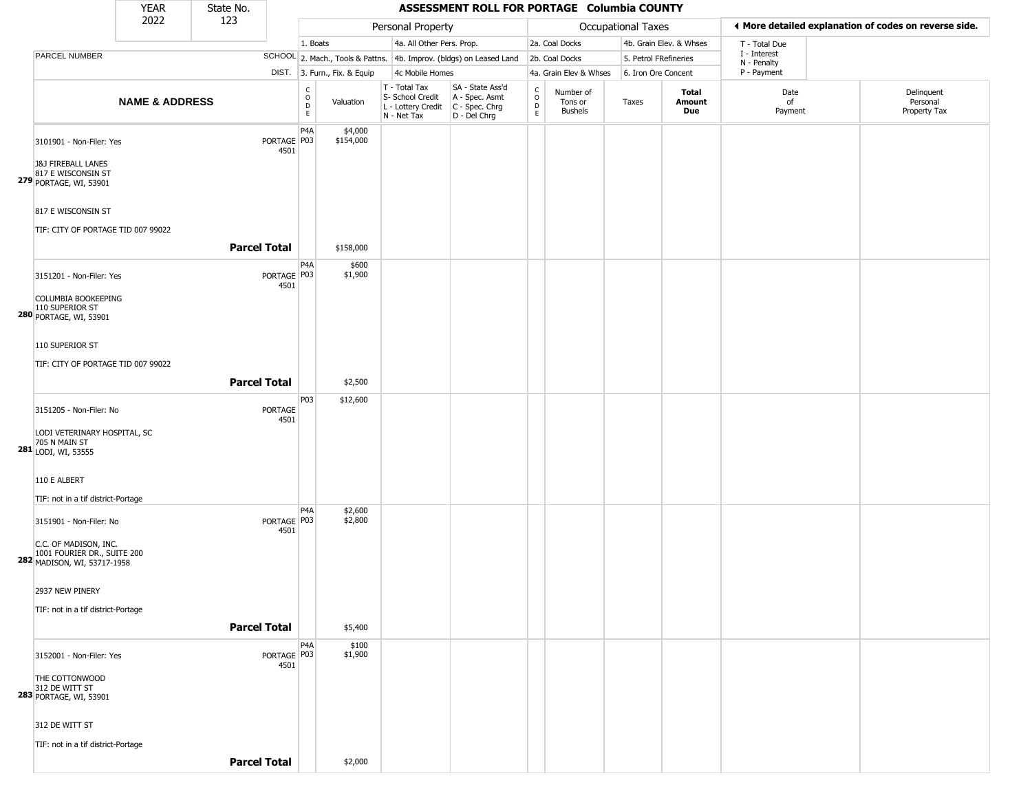| YEAR | State No. | ASSESSMENT ROLL FOR PORTAGE Columbia COUNTY |
|---|---|---|
| 2022 | 123 | |

| | | Personal Property | | | | Occupational Taxes | | | | ◄ More detailed explanation of codes on reverse side. | |
|---|---|---|---|---|---|---|---|---|---|---|---|
| PARCEL NUMBER | SCHOOL DIST. | 1. Boats<br>2. Mach., Tools & Pattns.<br>3. Furn., Fix. & Equip | | 4a. All Other Pers. Prop.<br>4b. Improv. (bldgs) on Leased Land<br>4c Mobile Homes | | 2a. Coal Docks<br>2b. Coal Docks<br>4a. Grain Elev & Whses | | 4b. Grain Elev. & Whses<br>5. Petrol FRefineries<br>6. Iron Ore Concent | | T - Total Due<br>I - Interest<br>N - Penalty<br>P - Payment | |
| **NAME & ADDRESS** | | CODE | Valuation | T - Total Tax<br>S- School Credit<br>L - Lottery Credit<br>N - Net Tax | SA - State Ass'd<br>A - Spec. Asmt<br>C - Spec. Chrg<br>D - Del Chrg | CODE | Number of Tons or Bushels | Taxes | **Total Amount Due** | Date of Payment | Delinquent Personal Property Tax |
| 3101901 - Non-Filer: Yes<br><br>J&J FIREBALL LANES<br>817 E WISCONSIN ST<br>279 PORTAGE, WI, 53901<br><br>817 E WISCONSIN ST<br><br>TIF: CITY OF PORTAGE TID 007 99022 | PORTAGE 4501 | P4A<br>P03 | $4,000<br>$154,000 | | | | | | | | |
| | **Parcel Total** | | $158,000 | | | | | | | | |
| 3151201 - Non-Filer: Yes<br><br>COLUMBIA BOOKEEPING<br>110 SUPERIOR ST<br>280 PORTAGE, WI, 53901<br><br>110 SUPERIOR ST<br><br>TIF: CITY OF PORTAGE TID 007 99022 | PORTAGE 4501 | P4A<br>P03 | $600<br>$1,900 | | | | | | | | |
| | **Parcel Total** | | $2,500 | | | | | | | | |
| 3151205 - Non-Filer: No<br><br>LODI VETERINARY HOSPITAL, SC<br>705 N MAIN ST<br>281 LODI, WI, 53555<br><br>110 E ALBERT<br><br>TIF: not in a tif district-Portage | PORTAGE 4501 | P03 | $12,600 | | | | | | | | |
| 3151901 - Non-Filer: No<br><br>C.C. OF MADISON, INC.<br>1001 FOURIER DR., SUITE 200<br>282 MADISON, WI, 53717-1958<br><br>2937 NEW PINERY<br><br>TIF: not in a tif district-Portage | PORTAGE 4501 | P4A<br>P03 | $2,600<br>$2,800 | | | | | | | | |
| | **Parcel Total** | | $5,400 | | | | | | | | |
| 3152001 - Non-Filer: Yes<br><br>THE COTTONWOOD<br>312 DE WITT ST<br>283 PORTAGE, WI, 53901<br><br>312 DE WITT ST<br><br>TIF: not in a tif district-Portage | PORTAGE 4501 | P4A<br>P03 | $100<br>$1,900 | | | | | | | | |
| | **Parcel Total** | | $2,000 | | | | | | | | |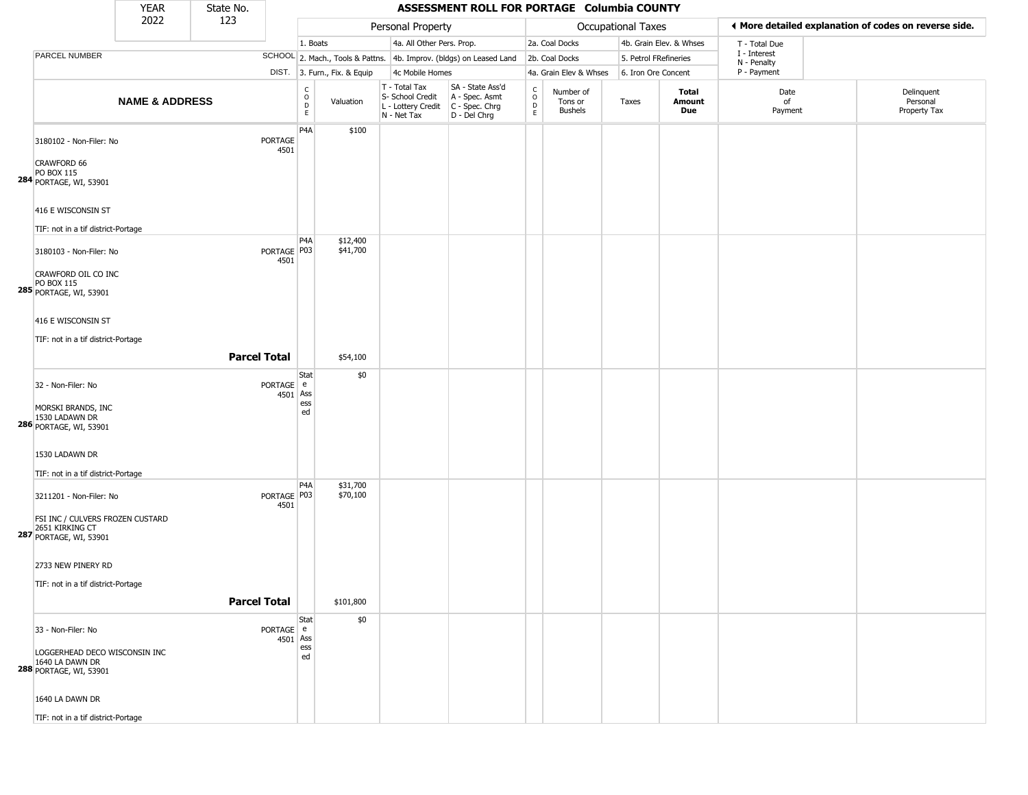| YEAR | State No. | ASSESSMENT ROLL FOR PORTAGE Columbia COUNTY |
|---|---|---|
| 2022 | 123 | |

| | Personal Property | | | Occupational Taxes | | ◄ More detailed explanation of codes on reverse side. |
|---|---|---|---|---|---|---|
| | 1. Boats | 4a. All Other Pers. Prop. | 2a. Coal Docks | 4b. Grain Elev. & Whses | T - Total Due |
| PARCEL NUMBER — SCHOOL | 2. Mach., Tools & Pattns. | 4b. Improv. (bldgs) on Leased Land | 2b. Coal Docks | 5. Petrol FRefineries | I - Interest, N - Penalty |
| DIST. | 3. Furn., Fix. & Equip | 4c Mobile Homes | 4a. Grain Elev & Whses | 6. Iron Ore Concent | P - Payment |

| | NAME & ADDRESS | SCHOOL DIST. | CODE | Valuation | T - Total Tax / S- School Credit / L - Lottery Credit / N - Net Tax | SA - State Ass'd / A - Spec. Asmt / C - Spec. Chrg / D - Del Chrg | CODE | Number of Tons or Bushels | Taxes | Total Amount Due | Date of Payment | Delinquent Personal Property Tax |
|---|---|---|---|---|---|---|---|---|---|---|---|---|
| 284 | 3180102 - Non-Filer: No<br>CRAWFORD 66<br>PO BOX 115<br>PORTAGE, WI, 53901<br>416 E WISCONSIN ST<br>TIF: not in a tif district-Portage | PORTAGE 4501 | P4A | $100 | | | | | | | | |
| 285 | 3180103 - Non-Filer: No<br>CRAWFORD OIL CO INC<br>PO BOX 115<br>PORTAGE, WI, 53901<br>416 E WISCONSIN ST<br>TIF: not in a tif district-Portage | PORTAGE 4501 | P4A<br>P03 | $12,400<br>$41,700 | | | | | | | | |
| | **Parcel Total** | | | $54,100 | | | | | | | | |
| 286 | 32 - Non-Filer: No<br>MORSKI BRANDS, INC<br>1530 LADAWN DR<br>PORTAGE, WI, 53901<br>1530 LADAWN DR<br>TIF: not in a tif district-Portage | PORTAGE 4501 | State Assessed | $0 | | | | | | | | |
| 287 | 3211201 - Non-Filer: No<br>FSI INC / CULVERS FROZEN CUSTARD<br>2651 KIRKING CT<br>PORTAGE, WI, 53901<br>2733 NEW PINERY RD<br>TIF: not in a tif district-Portage | PORTAGE 4501 | P4A<br>P03 | $31,700<br>$70,100 | | | | | | | | |
| | **Parcel Total** | | | $101,800 | | | | | | | | |
| 288 | 33 - Non-Filer: No<br>LOGGERHEAD DECO WISCONSIN INC<br>1640 LA DAWN DR<br>PORTAGE, WI, 53901<br>1640 LA DAWN DR<br>TIF: not in a tif district-Portage | PORTAGE 4501 | State Assessed | $0 | | | | | | | | |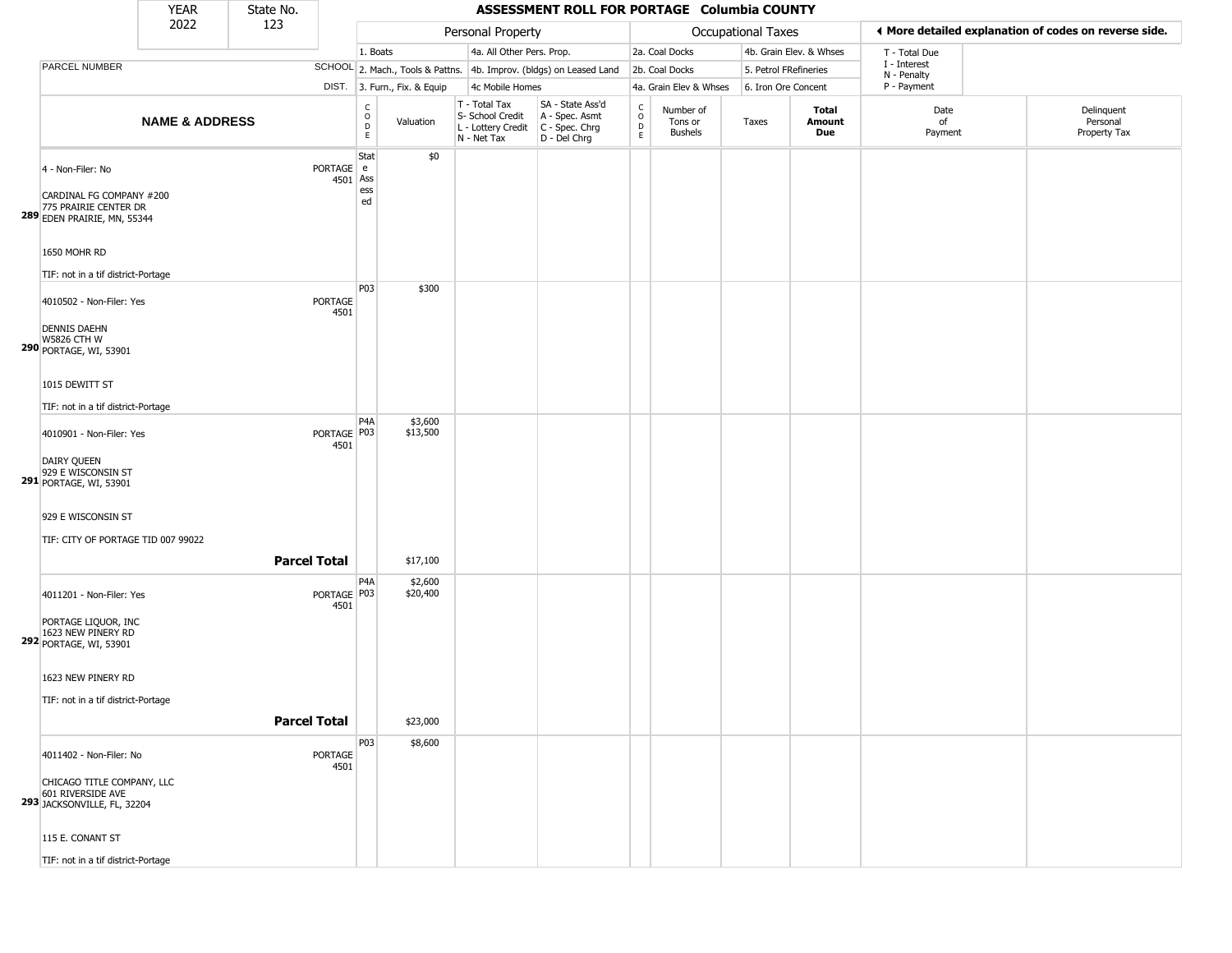| YEAR | State No. | ASSESSMENT ROLL FOR PORTAGE Columbia COUNTY |
|---|---|---|
| 2022 | 123 | |

| PARCEL NUMBER | SCHOOL DIST. | Personal Property | | | | Occupational Taxes | | | | ◄ More detailed explanation of codes on reverse side. | |
|---|---|---|---|---|---|---|---|---|---|---|---|
| | | 1. Boats | | 4a. All Other Pers. Prop. | | 2a. Coal Docks | | 4b. Grain Elev. & Whses | | T - Total Due | |
| | | 2. Mach., Tools & Pattns. | | 4b. Improv. (bldgs) on Leased Land | | 2b. Coal Docks | | 5. Petrol FRefineries | | I - Interest, N - Penalty | |
| | | 3. Furn., Fix. & Equip | | 4c Mobile Homes | | 4a. Grain Elev & Whses | | 6. Iron Ore Concent | | P - Payment | |
| **NAME & ADDRESS** | | CODE | Valuation | T - Total Tax, S- School Credit, L - Lottery Credit, N - Net Tax | SA - State Ass'd, A - Spec. Asmt, C - Spec. Chrg, D - Del Chrg | CODE | Number of Tons or Bushels | Taxes | **Total Amount Due** | Date of Payment | Delinquent Personal Property Tax |
| 289 4 - Non-Filer: No<br>CARDINAL FG COMPANY #200<br>775 PRAIRIE CENTER DR<br>EDEN PRAIRIE, MN, 55344<br>1650 MOHR RD<br>TIF: not in a tif district-Portage | PORTAGE 4501 | State Assessed | $0 | | | | | | | | |
| 290 4010502 - Non-Filer: Yes<br>DENNIS DAEHN<br>W5826 CTH W<br>PORTAGE, WI, 53901<br>1015 DEWITT ST<br>TIF: not in a tif district-Portage | PORTAGE 4501 | P03 | $300 | | | | | | | | |
| 291 4010901 - Non-Filer: Yes<br>DAIRY QUEEN<br>929 E WISCONSIN ST<br>PORTAGE, WI, 53901<br>929 E WISCONSIN ST<br>TIF: CITY OF PORTAGE TID 007 99022 | PORTAGE 4501 | P4A<br>P03 | $3,600<br>$13,500 | | | | | | | | |
| **Parcel Total** | | | $17,100 | | | | | | | | |
| 292 4011201 - Non-Filer: Yes<br>PORTAGE LIQUOR, INC<br>1623 NEW PINERY RD<br>PORTAGE, WI, 53901<br>1623 NEW PINERY RD<br>TIF: not in a tif district-Portage | PORTAGE 4501 | P4A<br>P03 | $2,600<br>$20,400 | | | | | | | | |
| **Parcel Total** | | | $23,000 | | | | | | | | |
| 293 4011402 - Non-Filer: No<br>CHICAGO TITLE COMPANY, LLC<br>601 RIVERSIDE AVE<br>JACKSONVILLE, FL, 32204<br>115 E. CONANT ST<br>TIF: not in a tif district-Portage | PORTAGE 4501 | P03 | $8,600 | | | | | | | | |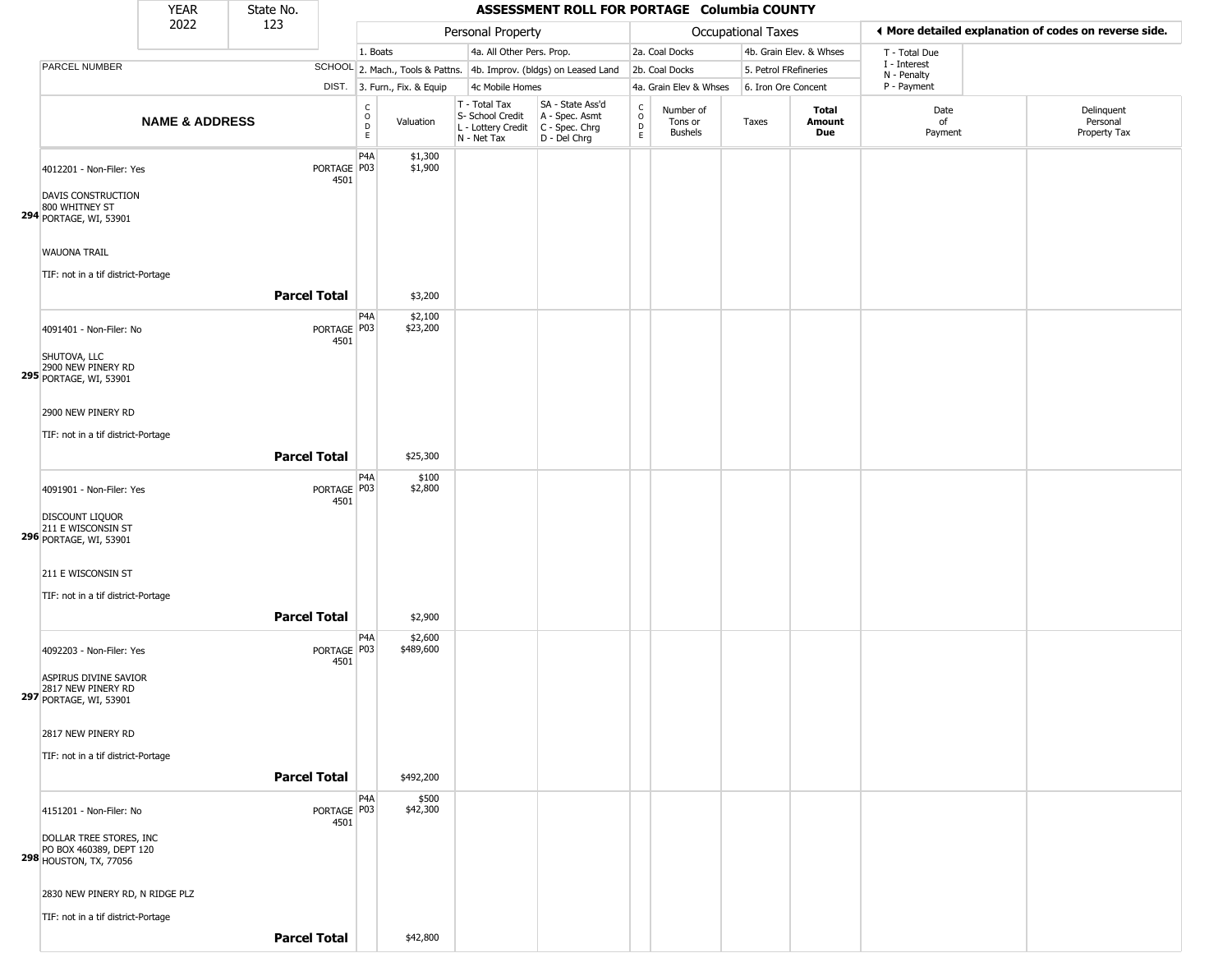# ASSESSMENT ROLL FOR PORTAGE Columbia COUNTY

| YEAR | State No. |
|---|---|
| 2022 | 123 |

**Personal Property:** 1. Boats; 2. Mach., Tools & Pattns.; 3. Furn., Fix. & Equip; 4a. All Other Pers. Prop.; 4b. Improv. (bldgs) on Leased Land; 4c Mobile Homes

**Occupational Taxes:** 2a. Coal Docks; 2b. Coal Docks; 4a. Grain Elev & Whses; 4b. Grain Elev. & Whses; 5. Petrol FRefineries; 6. Iron Ore Concent

◄ More detailed explanation of codes on reverse side.

T - Total Due; I - Interest; N - Penalty; P - Payment

| | NAME & ADDRESS | SCHOOL DIST. | CODE | Valuation | T - Total Tax S- School Credit L - Lottery Credit N - Net Tax | SA - State Ass'd A - Spec. Asmt C - Spec. Chrg D - Del Chrg | CODE | Number of Tons or Bushels | Taxes | Total Amount Due | Date of Payment | Delinquent Personal Property Tax |
|---|---|---|---|---|---|---|---|---|---|---|---|---|
| 294 | 4012201 - Non-Filer: Yes<br>DAVIS CONSTRUCTION<br>800 WHITNEY ST<br>PORTAGE, WI, 53901<br>WAUONA TRAIL<br>TIF: not in a tif district-Portage | PORTAGE 4501 | P4A<br>P03 | $1,300<br>$1,900 | | | | | | | | |
| | **Parcel Total** | | | $3,200 | | | | | | | | |
| 295 | 4091401 - Non-Filer: No<br>SHUTOVA, LLC<br>2900 NEW PINERY RD<br>PORTAGE, WI, 53901<br>2900 NEW PINERY RD<br>TIF: not in a tif district-Portage | PORTAGE 4501 | P4A<br>P03 | $2,100<br>$23,200 | | | | | | | | |
| | **Parcel Total** | | | $25,300 | | | | | | | | |
| 296 | 4091901 - Non-Filer: Yes<br>DISCOUNT LIQUOR<br>211 E WISCONSIN ST<br>PORTAGE, WI, 53901<br>211 E WISCONSIN ST<br>TIF: not in a tif district-Portage | PORTAGE 4501 | P4A<br>P03 | $100<br>$2,800 | | | | | | | | |
| | **Parcel Total** | | | $2,900 | | | | | | | | |
| 297 | 4092203 - Non-Filer: Yes<br>ASPIRUS DIVINE SAVIOR<br>2817 NEW PINERY RD<br>PORTAGE, WI, 53901<br>2817 NEW PINERY RD<br>TIF: not in a tif district-Portage | PORTAGE 4501 | P4A<br>P03 | $2,600<br>$489,600 | | | | | | | | |
| | **Parcel Total** | | | $492,200 | | | | | | | | |
| 298 | 4151201 - Non-Filer: No<br>DOLLAR TREE STORES, INC<br>PO BOX 460389, DEPT 120<br>HOUSTON, TX, 77056<br>2830 NEW PINERY RD, N RIDGE PLZ<br>TIF: not in a tif district-Portage | PORTAGE 4501 | P4A<br>P03 | $500<br>$42,300 | | | | | | | | |
| | **Parcel Total** | | | $42,800 | | | | | | | | |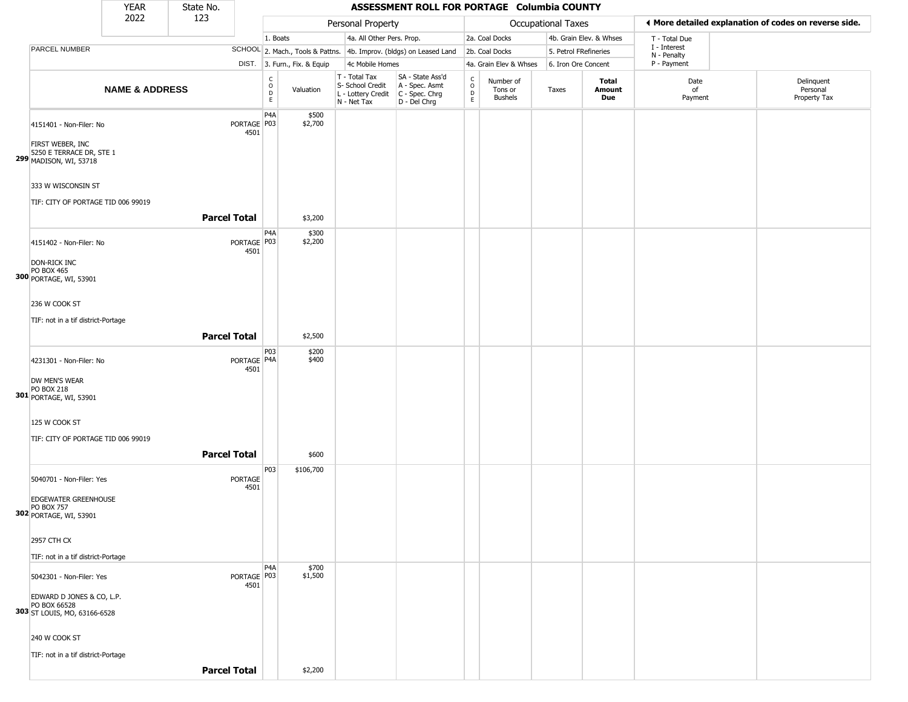YEAR 2022 | State No. 123

# ASSESSMENT ROLL FOR PORTAGE Columbia COUNTY

| | Personal Property | | Occupational Taxes | | ◄ More detailed explanation of codes on reverse side. |
|---|---|---|---|---|---|
| | 1. Boats | 4a. All Other Pers. Prop. | 2a. Coal Docks | 4b. Grain Elev. & Whses | T - Total Due |
| PARCEL NUMBER SCHOOL | 2. Mach., Tools & Pattns. | 4b. Improv. (bldgs) on Leased Land | 2b. Coal Docks | 5. Petrol FRefineries | I - Interest, N - Penalty |
| DIST. | 3. Furn., Fix. & Equip | 4c Mobile Homes | 4a. Grain Elev & Whses | 6. Iron Ore Concent | P - Payment |

| | NAME & ADDRESS | SCHOOL DIST. | CODE | Valuation | T - Total Tax, S- School Credit, L - Lottery Credit, N - Net Tax | SA - State Ass'd, A - Spec. Asmt, C - Spec. Chrg, D - Del Chrg | CODE | Number of Tons or Bushels | Taxes | Total Amount Due | Date of Payment | Delinquent Personal Property Tax |
|---|---|---|---|---|---|---|---|---|---|---|---|---|
| 299 | 4151401 - Non-Filer: No<br>FIRST WEBER, INC<br>5250 E TERRACE DR, STE 1<br>MADISON, WI, 53718<br>333 W WISCONSIN ST<br>TIF: CITY OF PORTAGE TID 006 99019 | PORTAGE 4501 | P4A<br>P03 | $500<br>$2,700 | | | | | | | | |
| | **Parcel Total** | | | $3,200 | | | | | | | | |
| 300 | 4151402 - Non-Filer: No<br>DON-RICK INC<br>PO BOX 465<br>PORTAGE, WI, 53901<br>236 W COOK ST<br>TIF: not in a tif district-Portage | PORTAGE 4501 | P4A<br>P03 | $300<br>$2,200 | | | | | | | | |
| | **Parcel Total** | | | $2,500 | | | | | | | | |
| 301 | 4231301 - Non-Filer: No<br>DW MEN'S WEAR<br>PO BOX 218<br>PORTAGE, WI, 53901<br>125 W COOK ST<br>TIF: CITY OF PORTAGE TID 006 99019 | PORTAGE 4501 | P03<br>P4A | $200<br>$400 | | | | | | | | |
| | **Parcel Total** | | | $600 | | | | | | | | |
| 302 | 5040701 - Non-Filer: Yes<br>EDGEWATER GREENHOUSE<br>PO BOX 757<br>PORTAGE, WI, 53901<br>2957 CTH CX<br>TIF: not in a tif district-Portage | PORTAGE 4501 | P03 | $106,700 | | | | | | | | |
| 303 | 5042301 - Non-Filer: Yes<br>EDWARD D JONES & CO, L.P.<br>PO BOX 66528<br>ST LOUIS, MO, 63166-6528<br>240 W COOK ST<br>TIF: not in a tif district-Portage | PORTAGE 4501 | P4A<br>P03 | $700<br>$1,500 | | | | | | | | |
| | **Parcel Total** | | | $2,200 | | | | | | | | |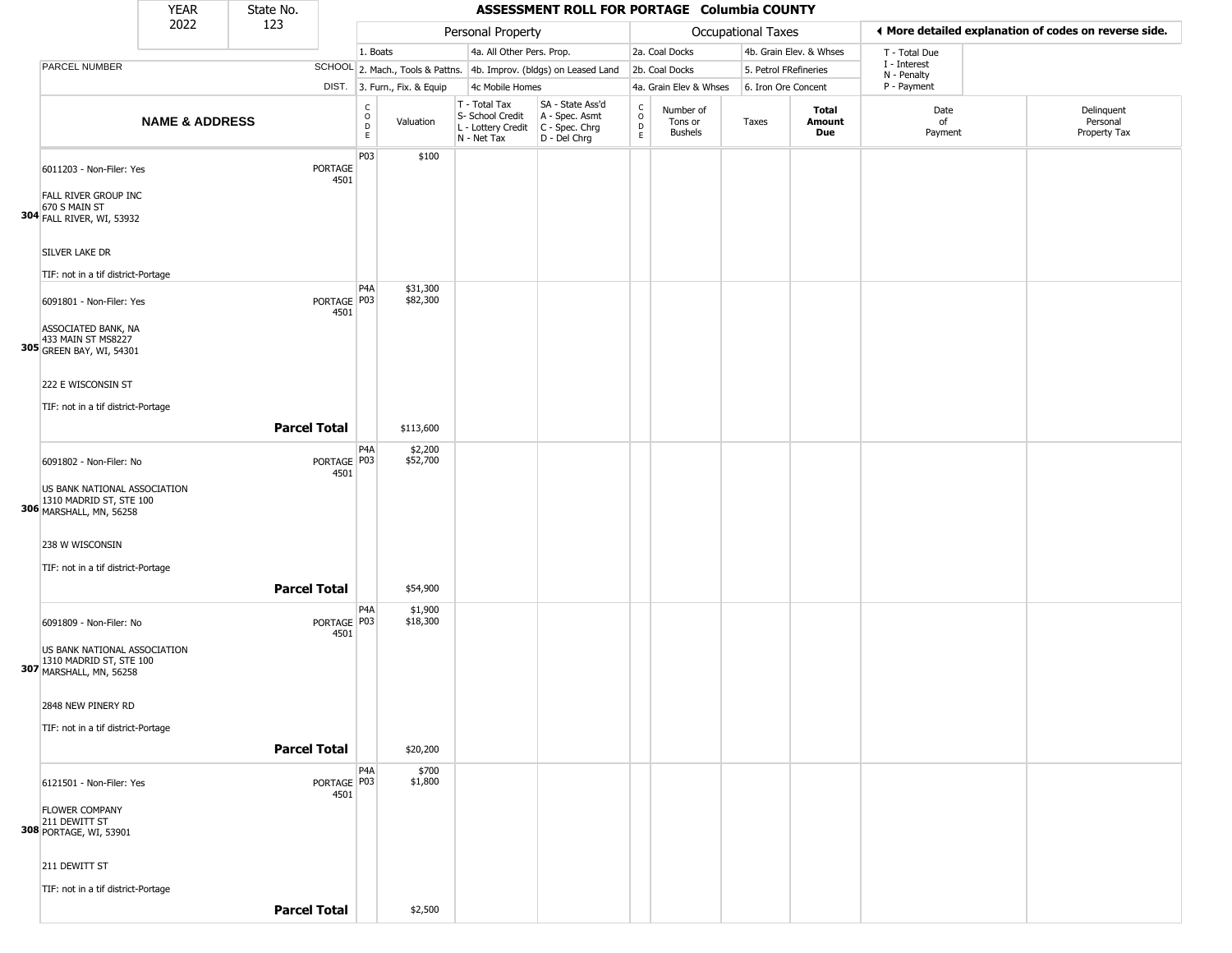| YEAR | State No. | ASSESSMENT ROLL FOR PORTAGE Columbia COUNTY |
|---|---|---|
| 2022 | 123 | |

| | | Personal Property | | | | Occupational Taxes | | | | ◀ More detailed explanation of codes on reverse side. | |
|---|---|---|---|---|---|---|---|---|---|---|---|
| | | 1. Boats | | 4a. All Other Pers. Prop. | | 2a. Coal Docks | | 4b. Grain Elev. & Whses | | T - Total Due | |
| PARCEL NUMBER | SCHOOL | 2. Mach., Tools & Pattns. | | 4b. Improv. (bldgs) on Leased Land | | 2b. Coal Docks | | 5. Petrol FRefineries | | I - Interest, N - Penalty | |
| | DIST. | 3. Furn., Fix. & Equip | | 4c Mobile Homes | | 4a. Grain Elev & Whses | | 6. Iron Ore Concent | | P - Payment | |

| | NAME & ADDRESS | | CODE | Valuation | T - Total Tax, S- School Credit, L - Lottery Credit, N - Net Tax | SA - State Ass'd, A - Spec. Asmt, C - Spec. Chrg, D - Del Chrg | CODE | Number of Tons or Bushels | Taxes | Total Amount Due | Date of Payment | Delinquent Personal Property Tax |
|---|---|---|---|---|---|---|---|---|---|---|---|---|
| 304 | 6011203 - Non-Filer: Yes<br>FALL RIVER GROUP INC<br>670 S MAIN ST<br>FALL RIVER, WI, 53932<br>SILVER LAKE DR<br>TIF: not in a tif district-Portage | PORTAGE 4501 | P03 | $100 | | | | | | | | |
| 305 | 6091801 - Non-Filer: Yes<br>ASSOCIATED BANK, NA<br>433 MAIN ST MS8227<br>GREEN BAY, WI, 54301<br>222 E WISCONSIN ST<br>TIF: not in a tif district-Portage | PORTAGE 4501 | P4A<br>P03 | $31,300<br>$82,300 | | | | | | | | |
| | **Parcel Total** | | | $113,600 | | | | | | | | |
| 306 | 6091802 - Non-Filer: No<br>US BANK NATIONAL ASSOCIATION<br>1310 MADRID ST, STE 100<br>MARSHALL, MN, 56258<br>238 W WISCONSIN<br>TIF: not in a tif district-Portage | PORTAGE 4501 | P4A<br>P03 | $2,200<br>$52,700 | | | | | | | | |
| | **Parcel Total** | | | $54,900 | | | | | | | | |
| 307 | 6091809 - Non-Filer: No<br>US BANK NATIONAL ASSOCIATION<br>1310 MADRID ST, STE 100<br>MARSHALL, MN, 56258<br>2848 NEW PINERY RD<br>TIF: not in a tif district-Portage | PORTAGE 4501 | P4A<br>P03 | $1,900<br>$18,300 | | | | | | | | |
| | **Parcel Total** | | | $20,200 | | | | | | | | |
| 308 | 6121501 - Non-Filer: Yes<br>FLOWER COMPANY<br>211 DEWITT ST<br>PORTAGE, WI, 53901<br>211 DEWITT ST<br>TIF: not in a tif district-Portage | PORTAGE 4501 | P4A<br>P03 | $700<br>$1,800 | | | | | | | | |
| | **Parcel Total** | | | $2,500 | | | | | | | | |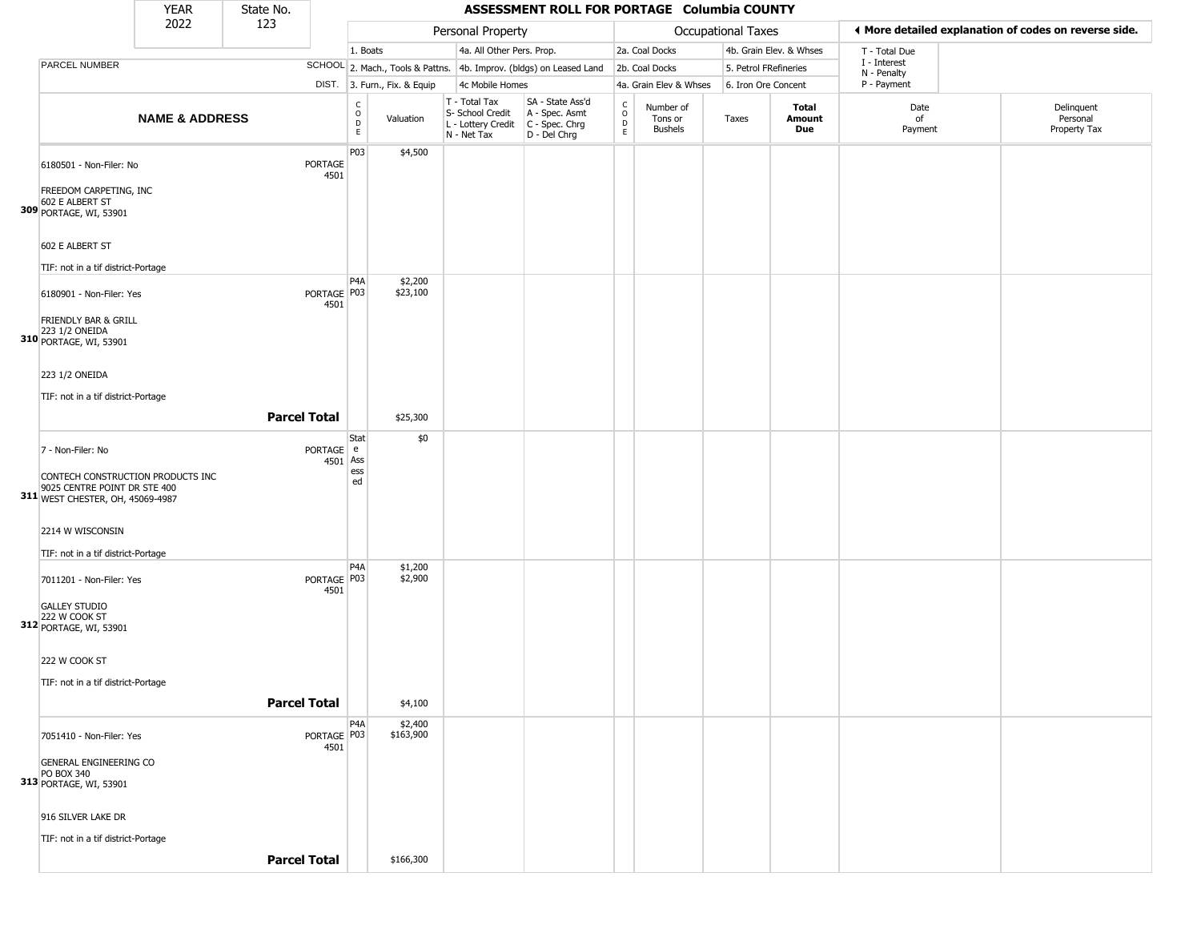| YEAR | State No. | ASSESSMENT ROLL FOR PORTAGE Columbia COUNTY |
|---|---|---|
| 2022 | 123 | |

| PARCEL NUMBER / NAME & ADDRESS | SCHOOL DIST. | CODE | Valuation | T - Total Tax / S- School Credit / L - Lottery Credit / N - Net Tax | SA - State Ass'd / A - Spec. Asmt / C - Spec. Chrg / D - Del Chrg | CODE | Number of Tons or Bushels | Taxes | Total Amount Due | Date of Payment | Delinquent Personal Property Tax |
|---|---|---|---|---|---|---|---|---|---|---|---|
| **309** 6180501 - Non-Filer: No<br>FREEDOM CARPETING, INC<br>602 E ALBERT ST<br>PORTAGE, WI, 53901<br>602 E ALBERT ST<br>TIF: not in a tif district-Portage | PORTAGE 4501 | P03 | $4,500 | | | | | | | | |
| **310** 6180901 - Non-Filer: Yes<br>FRIENDLY BAR & GRILL<br>223 1/2 ONEIDA<br>PORTAGE, WI, 53901<br>223 1/2 ONEIDA<br>TIF: not in a tif district-Portage | PORTAGE 4501 | P4A<br>P03 | $2,200<br>$23,100 | | | | | | | | |
| **Parcel Total** | | | $25,300 | | | | | | | | |
| **311** 7 - Non-Filer: No<br>CONTECH CONSTRUCTION PRODUCTS INC<br>9025 CENTRE POINT DR STE 400<br>WEST CHESTER, OH, 45069-4987<br>2214 W WISCONSIN<br>TIF: not in a tif district-Portage | PORTAGE 4501 | State Assessed | $0 | | | | | | | | |
| **312** 7011201 - Non-Filer: Yes<br>GALLEY STUDIO<br>222 W COOK ST<br>PORTAGE, WI, 53901<br>222 W COOK ST<br>TIF: not in a tif district-Portage | PORTAGE 4501 | P4A<br>P03 | $1,200<br>$2,900 | | | | | | | | |
| **Parcel Total** | | | $4,100 | | | | | | | | |
| **313** 7051410 - Non-Filer: Yes<br>GENERAL ENGINEERING CO<br>PO BOX 340<br>PORTAGE, WI, 53901<br>916 SILVER LAKE DR<br>TIF: not in a tif district-Portage | PORTAGE 4501 | P4A<br>P03 | $2,400<br>$163,900 | | | | | | | | |
| **Parcel Total** | | | $166,300 | | | | | | | | |

Personal Property codes: 1. Boats; 2. Mach., Tools & Pattns.; 3. Furn., Fix. & Equip; 4a. All Other Pers. Prop.; 4b. Improv. (bldgs) on Leased Land; 4c Mobile Homes

Occupational Taxes codes: 2a. Coal Docks; 2b. Coal Docks; 4a. Grain Elev & Whses; 4b. Grain Elev. & Whses; 5. Petrol FRefineries; 6. Iron Ore Concent

T - Total Due; I - Interest; N - Penalty; P - Payment

◄ More detailed explanation of codes on reverse side.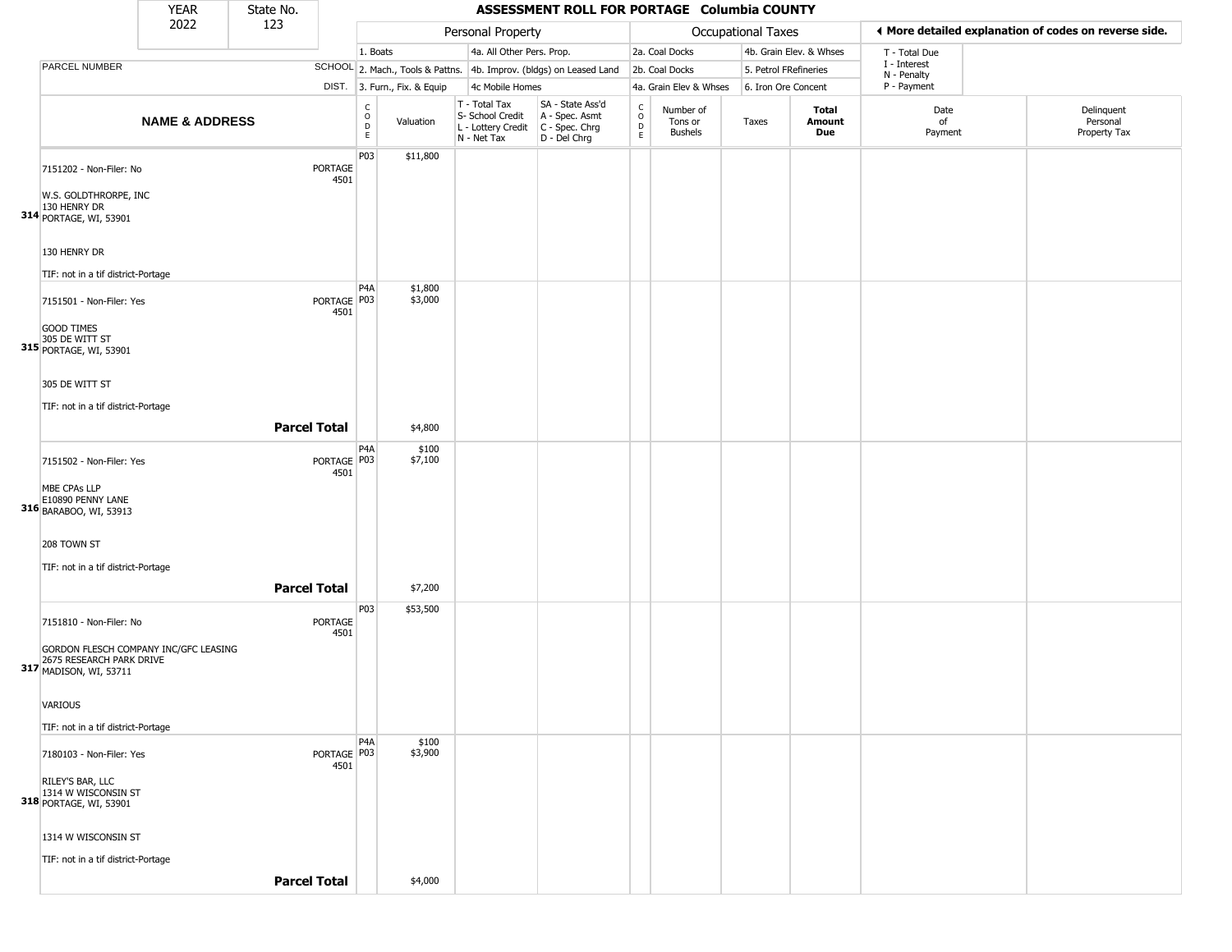| YEAR | State No. |
|---|---|
| 2022 | 123 |

# ASSESSMENT ROLL FOR PORTAGE Columbia COUNTY

| | | Personal Property | | | | Occupational Taxes | | | | ◀ More detailed explanation of codes on reverse side. | |
|---|---|---|---|---|---|---|---|---|---|---|---|
| | | 1. Boats | | 4a. All Other Pers. Prop. | | 2a. Coal Docks | | 4b. Grain Elev. & Whses | | T - Total Due | |
| PARCEL NUMBER | SCHOOL | 2. Mach., Tools & Pattns. | | 4b. Improv. (bldgs) on Leased Land | | 2b. Coal Docks | | 5. Petrol FRefineries | | I - Interest<br>N - Penalty | |
| | DIST. | 3. Furn., Fix. & Equip | | 4c Mobile Homes | | 4a. Grain Elev & Whses | | 6. Iron Ore Concent | | P - Payment | |
| **NAME & ADDRESS** | | CODE | Valuation | T - Total Tax<br>S- School Credit<br>L - Lottery Credit<br>N - Net Tax | SA - State Ass'd<br>A - Spec. Asmt<br>C - Spec. Chrg<br>D - Del Chrg | CODE | Number of Tons or Bushels | Taxes | **Total Amount Due** | Date of Payment | Delinquent Personal Property Tax |
| 314 7151202 - Non-Filer: No<br>W.S. GOLDTHRORPE, INC<br>130 HENRY DR<br>PORTAGE, WI, 53901<br>130 HENRY DR<br>TIF: not in a tif district-Portage | PORTAGE 4501 | P03 | $11,800 | | | | | | | | |
| 315 7151501 - Non-Filer: Yes<br>GOOD TIMES<br>305 DE WITT ST<br>PORTAGE, WI, 53901<br>305 DE WITT ST<br>TIF: not in a tif district-Portage | PORTAGE 4501 | P4A<br>P03 | $1,800<br>$3,000 | | | | | | | | |
| **Parcel Total** | | | $4,800 | | | | | | | | |
| 316 7151502 - Non-Filer: Yes<br>MBE CPAs LLP<br>E10890 PENNY LANE<br>BARABOO, WI, 53913<br>208 TOWN ST<br>TIF: not in a tif district-Portage | PORTAGE 4501 | P4A<br>P03 | $100<br>$7,100 | | | | | | | | |
| **Parcel Total** | | | $7,200 | | | | | | | | |
| 317 7151810 - Non-Filer: No<br>GORDON FLESCH COMPANY INC/GFC LEASING<br>2675 RESEARCH PARK DRIVE<br>MADISON, WI, 53711<br>VARIOUS<br>TIF: not in a tif district-Portage | PORTAGE 4501 | P03 | $53,500 | | | | | | | | |
| 318 7180103 - Non-Filer: Yes<br>RILEY'S BAR, LLC<br>1314 W WISCONSIN ST<br>PORTAGE, WI, 53901<br>1314 W WISCONSIN ST<br>TIF: not in a tif district-Portage | PORTAGE 4501 | P4A<br>P03 | $100<br>$3,900 | | | | | | | | |
| **Parcel Total** | | | $4,000 | | | | | | | | |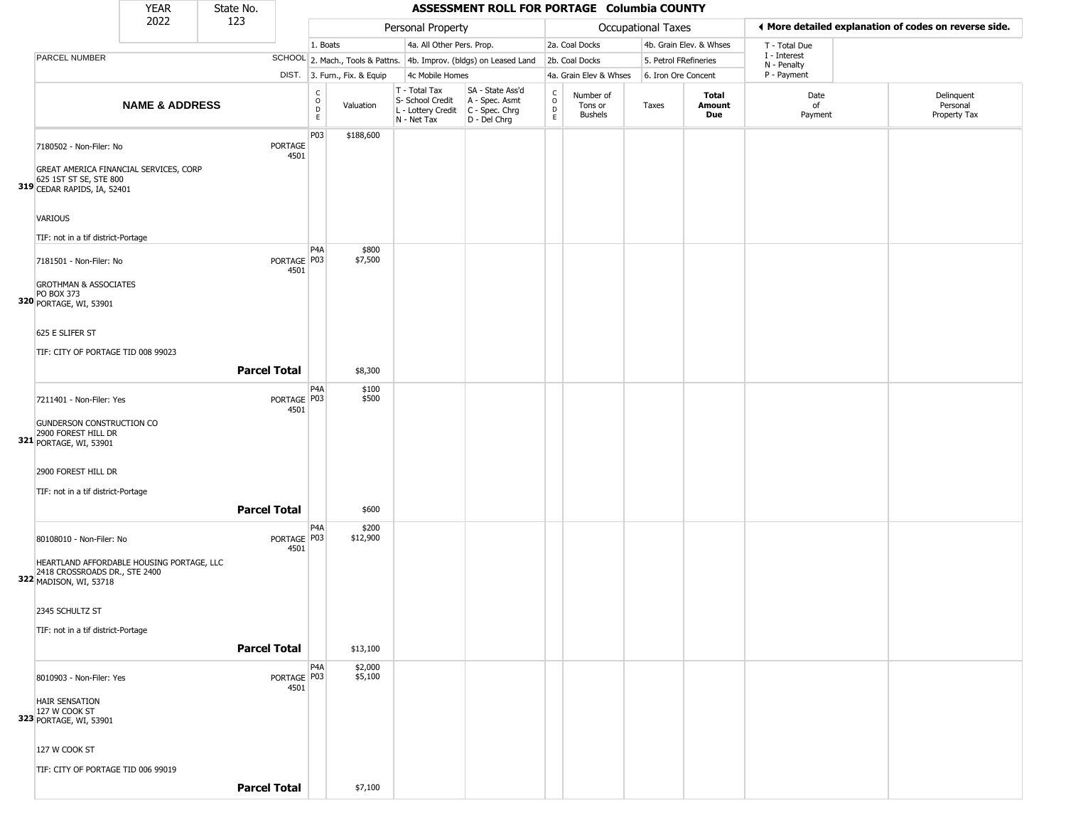| YEAR | State No. |
|---|---|
| 2022 | 123 |

# ASSESSMENT ROLL FOR PORTAGE Columbia COUNTY

◀ More detailed explanation of codes on reverse side.

| | Personal Property | | Occupational Taxes | | |
|---|---|---|---|---|---|
| 1. Boats | 4a. All Other Pers. Prop. | 2a. Coal Docks | 4b. Grain Elev. & Whses | T - Total Due |
| 2. Mach., Tools & Pattns. | 4b. Improv. (bldgs) on Leased Land | 2b. Coal Docks | 5. Petrol FRefineries | I - Interest |
| 3. Furn., Fix. & Equip | 4c Mobile Homes | 4a. Grain Elev & Whses | 6. Iron Ore Concent | N - Penalty |
| | | | | P - Payment |

| | PARCEL NUMBER / NAME & ADDRESS | SCHOOL DIST. | CODE | Valuation | T - Total Tax / S- School Credit / L - Lottery Credit / N - Net Tax | SA - State Ass'd / A - Spec. Asmt / C - Spec. Chrg / D - Del Chrg | CODE | Number of Tons or Bushels | Taxes | Total Amount Due | Date of Payment | Delinquent Personal Property Tax |
|---|---|---|---|---|---|---|---|---|---|---|---|---|
| 319 | 7180502 - Non-Filer: No<br>GREAT AMERICA FINANCIAL SERVICES, CORP<br>625 1ST ST SE, STE 800<br>CEDAR RAPIDS, IA, 52401<br>VARIOUS<br>TIF: not in a tif district-Portage | PORTAGE 4501 | P03 | $188,600 | | | | | | | | |
| 320 | 7181501 - Non-Filer: No<br>GROTHMAN & ASSOCIATES<br>PO BOX 373<br>PORTAGE, WI, 53901<br>625 E SLIFER ST<br>TIF: CITY OF PORTAGE TID 008 99023 | PORTAGE 4501 | P4A<br>P03 | $800<br>$7,500 | | | | | | | | |
| | **Parcel Total** | | | $8,300 | | | | | | | | |
| 321 | 7211401 - Non-Filer: Yes<br>GUNDERSON CONSTRUCTION CO<br>2900 FOREST HILL DR<br>PORTAGE, WI, 53901<br>2900 FOREST HILL DR<br>TIF: not in a tif district-Portage | PORTAGE 4501 | P4A<br>P03 | $100<br>$500 | | | | | | | | |
| | **Parcel Total** | | | $600 | | | | | | | | |
| 322 | 80108010 - Non-Filer: No<br>HEARTLAND AFFORDABLE HOUSING PORTAGE, LLC<br>2418 CROSSROADS DR., STE 2400<br>MADISON, WI, 53718<br>2345 SCHULTZ ST<br>TIF: not in a tif district-Portage | PORTAGE 4501 | P4A<br>P03 | $200<br>$12,900 | | | | | | | | |
| | **Parcel Total** | | | $13,100 | | | | | | | | |
| 323 | 8010903 - Non-Filer: Yes<br>HAIR SENSATION<br>127 W COOK ST<br>PORTAGE, WI, 53901<br>127 W COOK ST<br>TIF: CITY OF PORTAGE TID 006 99019 | PORTAGE 4501 | P4A<br>P03 | $2,000<br>$5,100 | | | | | | | | |
| | **Parcel Total** | | | $7,100 | | | | | | | | |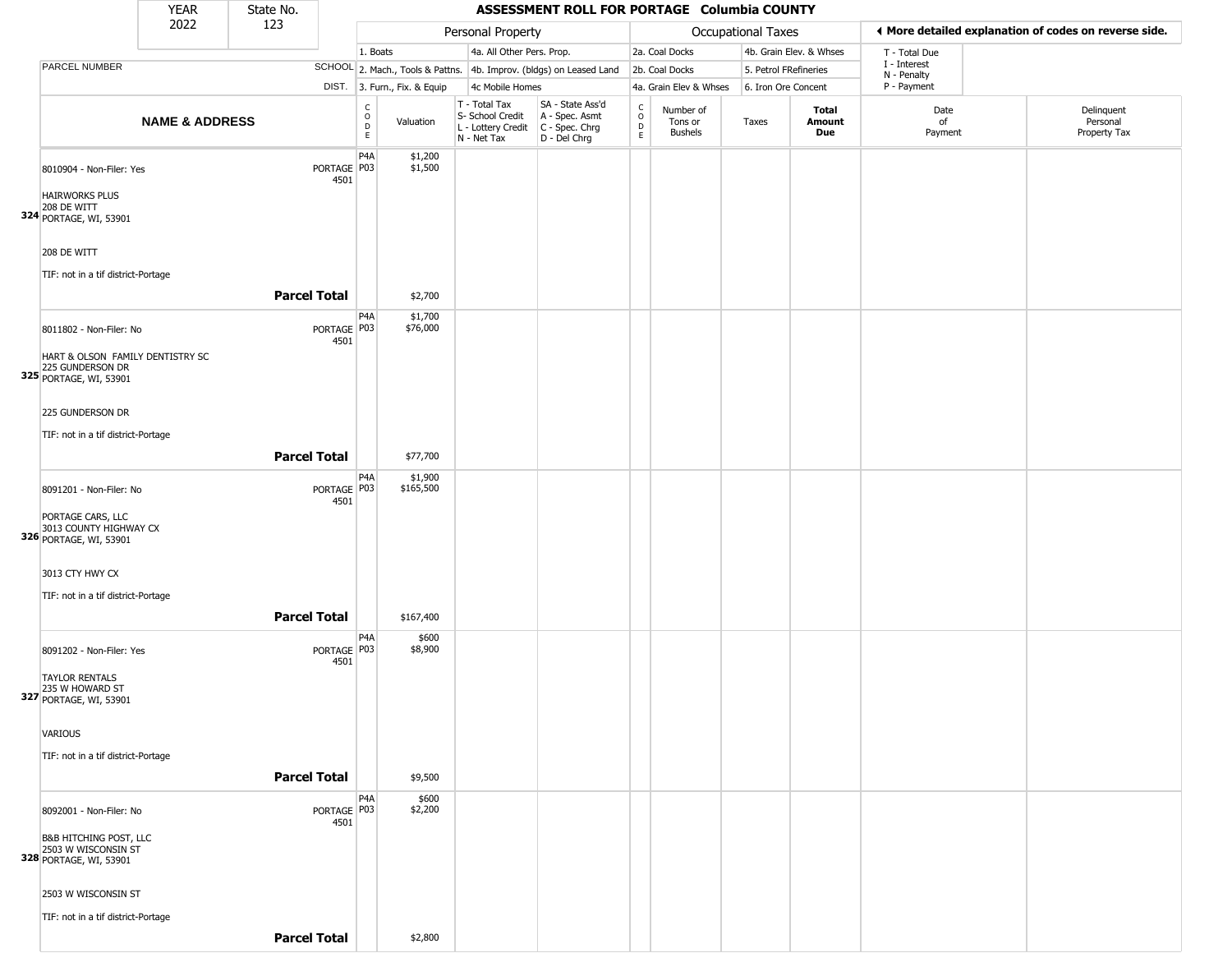# ASSESSMENT ROLL FOR PORTAGE Columbia COUNTY

YEAR 2022 | State No. 123

| PARCEL NUMBER / NAME & ADDRESS | SCHOOL DIST. | CODE | Valuation | T - Total Tax / S- School Credit / L - Lottery Credit / N - Net Tax | SA - State Ass'd / A - Spec. Asmt / C - Spec. Chrg / D - Del Chrg | CODE | Number of Tons or Bushels | Taxes | Total Amount Due | Date of Payment | Delinquent Personal Property Tax |
|---|---|---|---|---|---|---|---|---|---|---|---|
| **324** 8010904 - Non-Filer: Yes<br>HAIRWORKS PLUS<br>208 DE WITT<br>PORTAGE, WI, 53901<br><br>208 DE WITT<br><br>TIF: not in a tif district-Portage | PORTAGE 4501 | P4A<br>P03 | $1,200<br>$1,500 | | | | | | | | |
| **Parcel Total** | | | $2,700 | | | | | | | | |
| **325** 8011802 - Non-Filer: No<br>HART & OLSON FAMILY DENTISTRY SC<br>225 GUNDERSON DR<br>PORTAGE, WI, 53901<br><br>225 GUNDERSON DR<br><br>TIF: not in a tif district-Portage | PORTAGE 4501 | P4A<br>P03 | $1,700<br>$76,000 | | | | | | | | |
| **Parcel Total** | | | $77,700 | | | | | | | | |
| **326** 8091201 - Non-Filer: No<br>PORTAGE CARS, LLC<br>3013 COUNTY HIGHWAY CX<br>PORTAGE, WI, 53901<br><br>3013 CTY HWY CX<br><br>TIF: not in a tif district-Portage | PORTAGE 4501 | P4A<br>P03 | $1,900<br>$165,500 | | | | | | | | |
| **Parcel Total** | | | $167,400 | | | | | | | | |
| **327** 8091202 - Non-Filer: Yes<br>TAYLOR RENTALS<br>235 W HOWARD ST<br>PORTAGE, WI, 53901<br><br>VARIOUS<br><br>TIF: not in a tif district-Portage | PORTAGE 4501 | P4A<br>P03 | $600<br>$8,900 | | | | | | | | |
| **Parcel Total** | | | $9,500 | | | | | | | | |
| **328** 8092001 - Non-Filer: No<br>B&B HITCHING POST, LLC<br>2503 W WISCONSIN ST<br>PORTAGE, WI, 53901<br><br>2503 W WISCONSIN ST<br><br>TIF: not in a tif district-Portage | PORTAGE 4501 | P4A<br>P03 | $600<br>$2,200 | | | | | | | | |
| **Parcel Total** | | | $2,800 | | | | | | | | |

Personal Property: 1. Boats; 2. Mach., Tools & Pattns.; 3. Furn., Fix. & Equip; 4a. All Other Pers. Prop.; 4b. Improv. (bldgs) on Leased Land; 4c Mobile Homes

Occupational Taxes: 2a. Coal Docks; 2b. Coal Docks; 4a. Grain Elev & Whses; 4b. Grain Elev. & Whses; 5. Petrol FRefineries; 6. Iron Ore Concent

◄ More detailed explanation of codes on reverse side.

T - Total Due; I - Interest; N - Penalty; P - Payment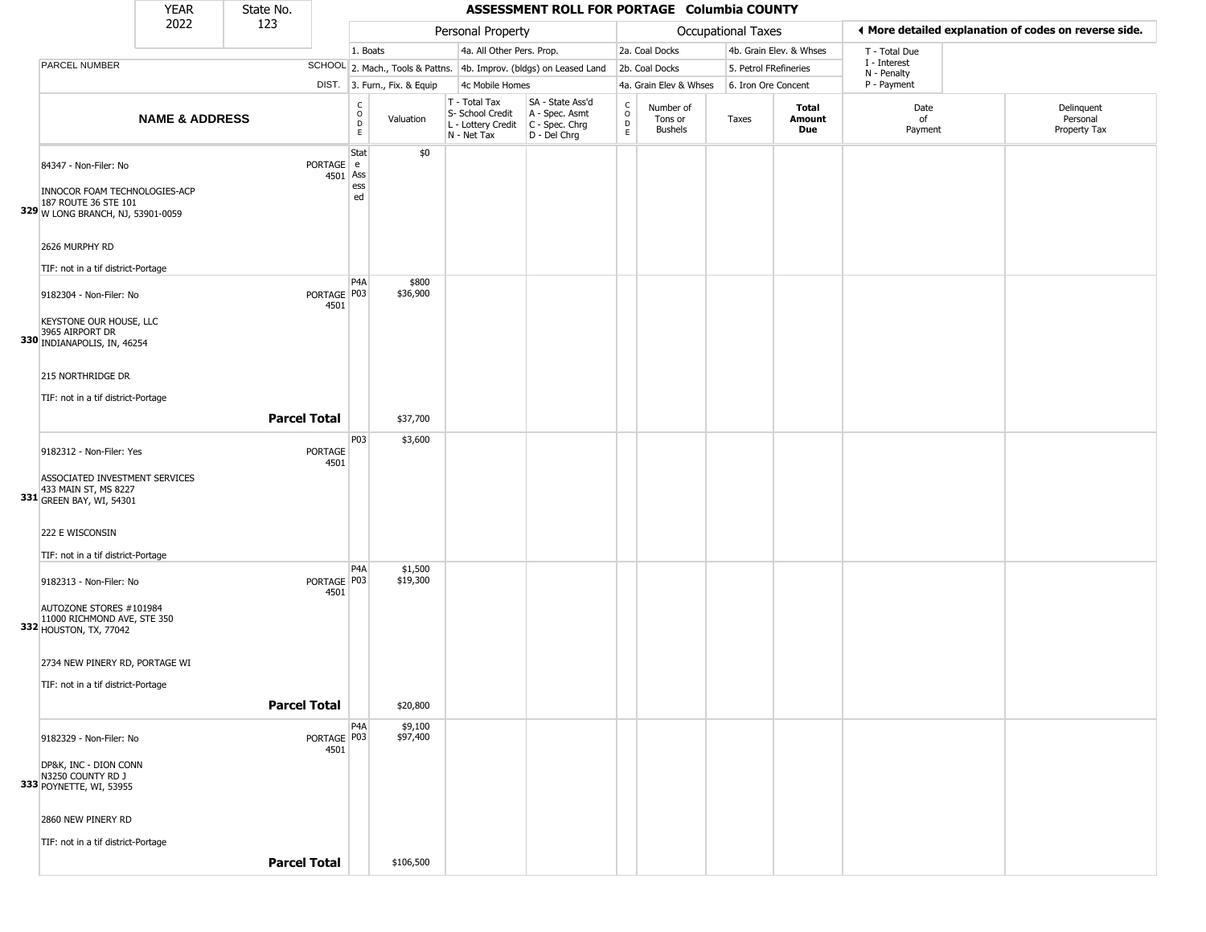| YEAR | State No. | ASSESSMENT ROLL FOR PORTAGE Columbia COUNTY |
|---|---|---|
| 2022 | 123 | |

| | | Personal Property | | | | Occupational Taxes | | | | ◄ More detailed explanation of codes on reverse side. | |
|---|---|---|---|---|---|---|---|---|---|---|---|
| | | 1. Boats | | 4a. All Other Pers. Prop. | | 2a. Coal Docks | | 4b. Grain Elev. & Whses | | T - Total Due | |
| PARCEL NUMBER | SCHOOL | 2. Mach., Tools & Pattns. | | 4b. Improv. (bldgs) on Leased Land | | 2b. Coal Docks | | 5. Petrol FRefineries | | I - Interest, N - Penalty | |
| | DIST. | 3. Furn., Fix. & Equip | | 4c Mobile Homes | | 4a. Grain Elev & Whses | | 6. Iron Ore Concent | | P - Payment | |

| NAME & ADDRESS | | CODE | Valuation | T - Total Tax, S- School Credit, L - Lottery Credit, N - Net Tax | SA - State Ass'd, A - Spec. Asmt, C - Spec. Chrg, D - Del Chrg | CODE | Number of Tons or Bushels | Taxes | Total Amount Due | Date of Payment | Delinquent Personal Property Tax |
|---|---|---|---|---|---|---|---|---|---|---|---|
| 329 84347 - Non-Filer: No<br>INNOCOR FOAM TECHNOLOGIES-ACP<br>187 ROUTE 36 STE 101<br>W LONG BRANCH, NJ, 53901-0059<br>2626 MURPHY RD<br>TIF: not in a tif district-Portage | PORTAGE 4501 | State Assessed | $0 | | | | | | | | |
| 330 9182304 - Non-Filer: No<br>KEYSTONE OUR HOUSE, LLC<br>3965 AIRPORT DR<br>INDIANAPOLIS, IN, 46254<br>215 NORTHRIDGE DR<br>TIF: not in a tif district-Portage | PORTAGE 4501 | P4A<br>P03 | $800<br>$36,900 | | | | | | | | |
| | **Parcel Total** | | $37,700 | | | | | | | | |
| 331 9182312 - Non-Filer: Yes<br>ASSOCIATED INVESTMENT SERVICES<br>433 MAIN ST, MS 8227<br>GREEN BAY, WI, 54301<br>222 E WISCONSIN<br>TIF: not in a tif district-Portage | PORTAGE 4501 | P03 | $3,600 | | | | | | | | |
| 332 9182313 - Non-Filer: No<br>AUTOZONE STORES #101984<br>11000 RICHMOND AVE, STE 350<br>HOUSTON, TX, 77042<br>2734 NEW PINERY RD, PORTAGE WI<br>TIF: not in a tif district-Portage | PORTAGE 4501 | P4A<br>P03 | $1,500<br>$19,300 | | | | | | | | |
| | **Parcel Total** | | $20,800 | | | | | | | | |
| 333 9182329 - Non-Filer: No<br>DP&K, INC - DION CONN<br>N3250 COUNTY RD J<br>POYNETTE, WI, 53955<br>2860 NEW PINERY RD<br>TIF: not in a tif district-Portage | PORTAGE 4501 | P4A<br>P03 | $9,100<br>$97,400 | | | | | | | | |
| | **Parcel Total** | | $106,500 | | | | | | | | |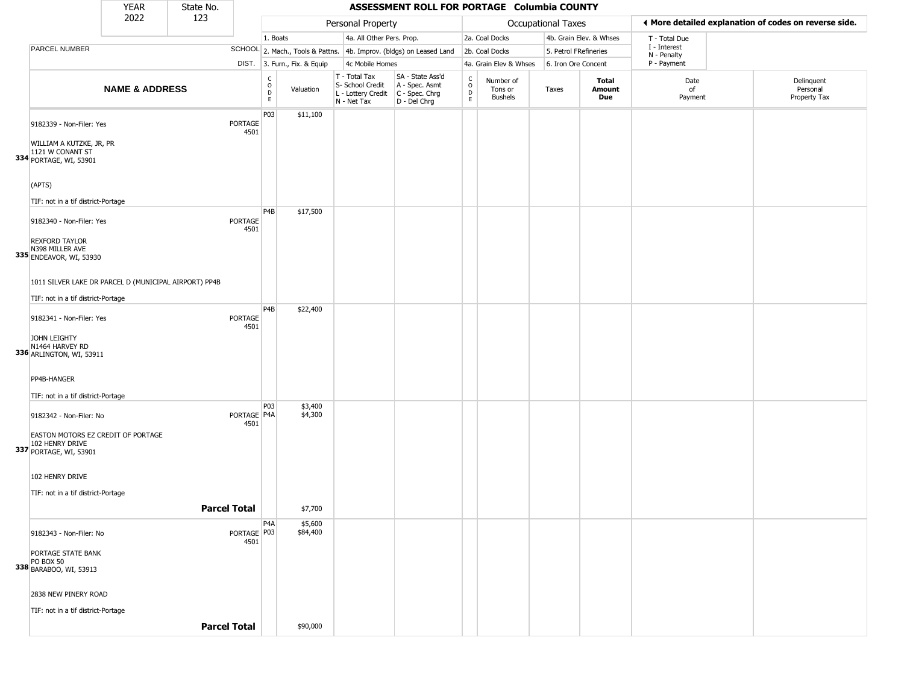# ASSESSMENT ROLL FOR PORTAGE Columbia COUNTY

| YEAR | State No. |
|---|---|
| 2022 | 123 |

| | | Personal Property | | | | Occupational Taxes | | | | ◄ More detailed explanation of codes on reverse side. | |
|---|---|---|---|---|---|---|---|---|---|---|---|
| | | 1. Boats | | 4a. All Other Pers. Prop. | | 2a. Coal Docks | | 4b. Grain Elev. & Whses | | T - Total Due | |
| PARCEL NUMBER | SCHOOL | 2. Mach., Tools & Pattns. | | 4b. Improv. (bldgs) on Leased Land | | 2b. Coal Docks | | 5. Petrol FRefineries | | I - Interest N - Penalty | |
| | DIST. | 3. Furn., Fix. & Equip | | 4c Mobile Homes | | 4a. Grain Elev & Whses | | 6. Iron Ore Concent | | P - Payment | |
| **NAME & ADDRESS** | | CODE | Valuation | T - Total Tax S- School Credit L - Lottery Credit N - Net Tax | SA - State Ass'd A - Spec. Asmt C - Spec. Chrg D - Del Chrg | CODE | Number of Tons or Bushels | Taxes | **Total Amount Due** | Date of Payment | Delinquent Personal Property Tax |
| 334 9182339 - Non-Filer: Yes<br>WILLIAM A KUTZKE, JR, PR<br>1121 W CONANT ST<br>PORTAGE, WI, 53901<br>(APTS)<br>TIF: not in a tif district-Portage | PORTAGE 4501 | P03 | $11,100 | | | | | | | | |
| 335 9182340 - Non-Filer: Yes<br>REXFORD TAYLOR<br>N398 MILLER AVE<br>ENDEAVOR, WI, 53930<br>1011 SILVER LAKE DR PARCEL D (MUNICIPAL AIRPORT) PP4B<br>TIF: not in a tif district-Portage | PORTAGE 4501 | P4B | $17,500 | | | | | | | | |
| 336 9182341 - Non-Filer: Yes<br>JOHN LEIGHTY<br>N1464 HARVEY RD<br>ARLINGTON, WI, 53911<br>PP4B-HANGER<br>TIF: not in a tif district-Portage | PORTAGE 4501 | P4B | $22,400 | | | | | | | | |
| 337 9182342 - Non-Filer: No<br>EASTON MOTORS EZ CREDIT OF PORTAGE<br>102 HENRY DRIVE<br>PORTAGE, WI, 53901<br>102 HENRY DRIVE<br>TIF: not in a tif district-Portage | PORTAGE 4501 | P03<br>P4A | $3,400<br>$4,300 | | | | | | | | |
| **Parcel Total** | | | $7,700 | | | | | | | | |
| 338 9182343 - Non-Filer: No<br>PORTAGE STATE BANK<br>PO BOX 50<br>BARABOO, WI, 53913<br>2838 NEW PINERY ROAD<br>TIF: not in a tif district-Portage | PORTAGE 4501 | P4A<br>P03 | $5,600<br>$84,400 | | | | | | | | |
| **Parcel Total** | | | $90,000 | | | | | | | | |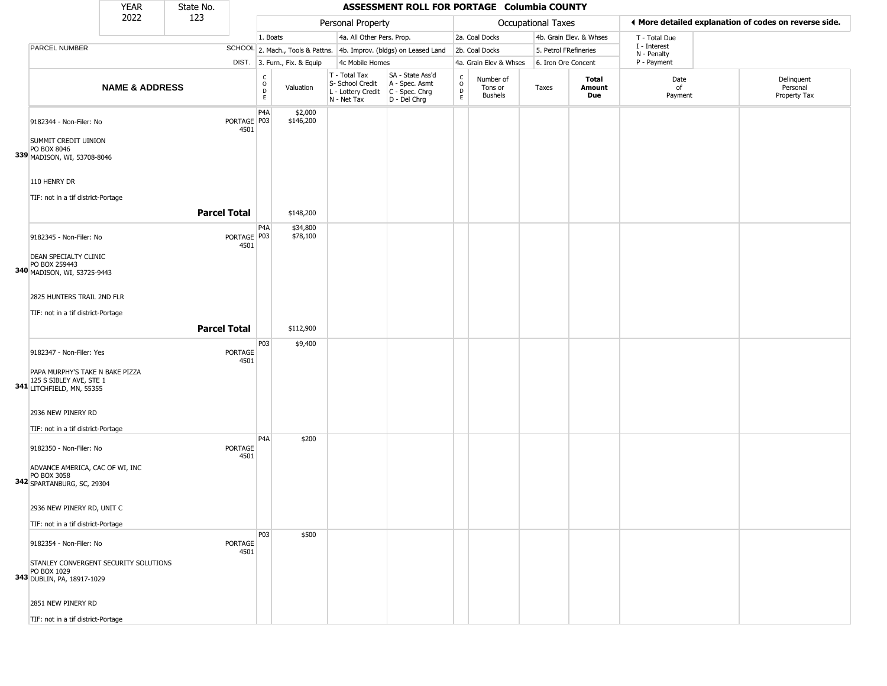| YEAR | State No. |
| --- | --- |
| 2022 | 123 |

# ASSESSMENT ROLL FOR PORTAGE Columbia COUNTY

| Personal Property | | Occupational Taxes | |
| --- | --- | --- | --- |
| 1. Boats | 4a. All Other Pers. Prop. | 2a. Coal Docks | 4b. Grain Elev. & Whses |
| 2. Mach., Tools & Pattns. | 4b. Improv. (bldgs) on Leased Land | 2b. Coal Docks | 5. Petrol FRefineries |
| 3. Furn., Fix. & Equip | 4c Mobile Homes | 4a. Grain Elev & Whses | 6. Iron Ore Concent |

◄ More detailed explanation of codes on reverse side.

T - Total Due
I - Interest
N - Penalty
P - Payment

| | NAME & ADDRESS | SCHOOL DIST. | CODE | Valuation | T - Total Tax S- School Credit L - Lottery Credit N - Net Tax | SA - State Ass'd A - Spec. Asmt C - Spec. Chrg D - Del Chrg | CODE | Number of Tons or Bushels | Taxes | Total Amount Due | Date of Payment | Delinquent Personal Property Tax |
| --- | --- | --- | --- | --- | --- | --- | --- | --- | --- | --- | --- | --- |
| 339 | 9182344 - Non-Filer: No<br>SUMMIT CREDIT UINION<br>PO BOX 8046<br>MADISON, WI, 53708-8046<br>110 HENRY DR<br>TIF: not in a tif district-Portage | PORTAGE 4501 | P4A<br>P03 | $2,000<br>$146,200 | | | | | | | | |
| | **Parcel Total** | | | $148,200 | | | | | | | | |
| 340 | 9182345 - Non-Filer: No<br>DEAN SPECIALTY CLINIC<br>PO BOX 259443<br>MADISON, WI, 53725-9443<br>2825 HUNTERS TRAIL 2ND FLR<br>TIF: not in a tif district-Portage | PORTAGE 4501 | P4A<br>P03 | $34,800<br>$78,100 | | | | | | | | |
| | **Parcel Total** | | | $112,900 | | | | | | | | |
| 341 | 9182347 - Non-Filer: Yes<br>PAPA MURPHY'S TAKE N BAKE PIZZA<br>125 S SIBLEY AVE, STE 1<br>LITCHFIELD, MN, 55355<br>2936 NEW PINERY RD<br>TIF: not in a tif district-Portage | PORTAGE 4501 | P03 | $9,400 | | | | | | | | |
| 342 | 9182350 - Non-Filer: No<br>ADVANCE AMERICA, CAC OF WI, INC<br>PO BOX 3058<br>SPARTANBURG, SC, 29304<br>2936 NEW PINERY RD, UNIT C<br>TIF: not in a tif district-Portage | PORTAGE 4501 | P4A | $200 | | | | | | | | |
| 343 | 9182354 - Non-Filer: No<br>STANLEY CONVERGENT SECURITY SOLUTIONS<br>PO BOX 1029<br>DUBLIN, PA, 18917-1029<br>2851 NEW PINERY RD<br>TIF: not in a tif district-Portage | PORTAGE 4501 | P03 | $500 | | | | | | | | |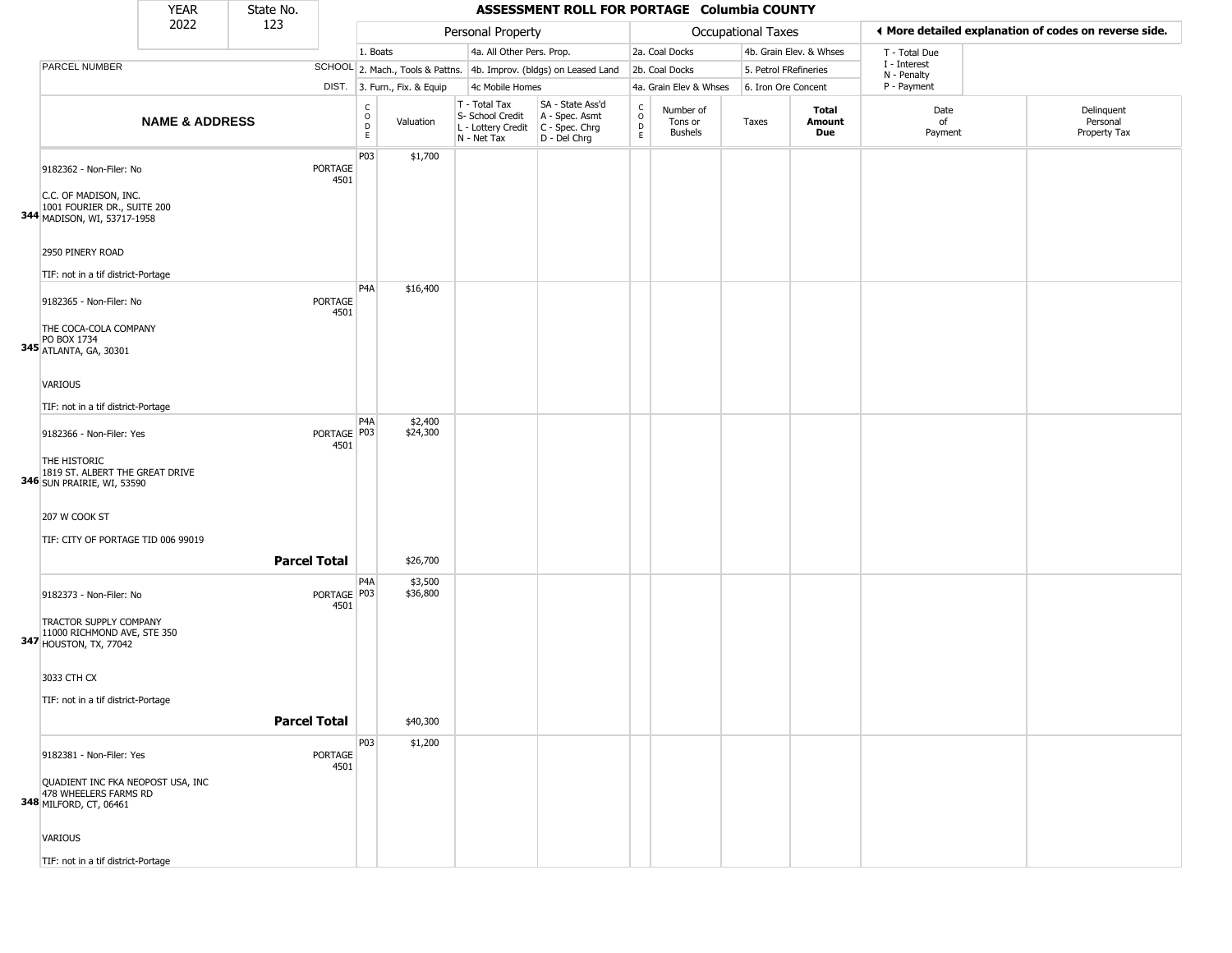| YEAR | State No. |
|---|---|
| 2022 | 123 |

# ASSESSMENT ROLL FOR PORTAGE Columbia COUNTY

| | | Personal Property | | | | Occupational Taxes | | | | ◀ More detailed explanation of codes on reverse side. | |
|---|---|---|---|---|---|---|---|---|---|---|---|
| | | 1. Boats | | 4a. All Other Pers. Prop. | | 2a. Coal Docks | | 4b. Grain Elev. & Whses | | T - Total Due | |
| PARCEL NUMBER | SCHOOL | 2. Mach., Tools & Pattns. | | 4b. Improv. (bldgs) on Leased Land | | 2b. Coal Docks | | 5. Petrol FRefineries | | I - Interest<br>N - Penalty | |
| | DIST. | 3. Furn., Fix. & Equip | | 4c Mobile Homes | | 4a. Grain Elev & Whses | | 6. Iron Ore Concent | | P - Payment | |
| **NAME & ADDRESS** | | CODE | Valuation | T - Total Tax<br>S- School Credit<br>L - Lottery Credit<br>N - Net Tax | SA - State Ass'd<br>A - Spec. Asmt<br>C - Spec. Chrg<br>D - Del Chrg | CODE | Number of Tons or Bushels | Taxes | **Total Amount Due** | Date of Payment | Delinquent Personal Property Tax |
| 9182362 - Non-Filer: No<br><br>C.C. OF MADISON, INC.<br>1001 FOURIER DR., SUITE 200<br>**344** MADISON, WI, 53717-1958<br><br>2950 PINERY ROAD<br><br>TIF: not in a tif district-Portage | PORTAGE<br>4501 | P03 | $1,700 | | | | | | | | |
| 9182365 - Non-Filer: No<br><br>THE COCA-COLA COMPANY<br>PO BOX 1734<br>**345** ATLANTA, GA, 30301<br><br>VARIOUS<br><br>TIF: not in a tif district-Portage | PORTAGE<br>4501 | P4A | $16,400 | | | | | | | | |
| 9182366 - Non-Filer: Yes<br><br>THE HISTORIC<br>1819 ST. ALBERT THE GREAT DRIVE<br>**346** SUN PRAIRIE, WI, 53590<br><br>207 W COOK ST<br><br>TIF: CITY OF PORTAGE TID 006 99019 | PORTAGE<br>4501 | P4A<br>P03 | $2,400<br>$24,300 | | | | | | | | |
| | **Parcel Total** | | $26,700 | | | | | | | | |
| 9182373 - Non-Filer: No<br><br>TRACTOR SUPPLY COMPANY<br>11000 RICHMOND AVE, STE 350<br>**347** HOUSTON, TX, 77042<br><br>3033 CTH CX<br><br>TIF: not in a tif district-Portage | PORTAGE<br>4501 | P4A<br>P03 | $3,500<br>$36,800 | | | | | | | | |
| | **Parcel Total** | | $40,300 | | | | | | | | |
| 9182381 - Non-Filer: Yes<br><br>QUADIENT INC FKA NEOPOST USA, INC<br>478 WHEELERS FARMS RD<br>**348** MILFORD, CT, 06461<br><br>VARIOUS<br><br>TIF: not in a tif district-Portage | PORTAGE<br>4501 | P03 | $1,200 | | | | | | | | |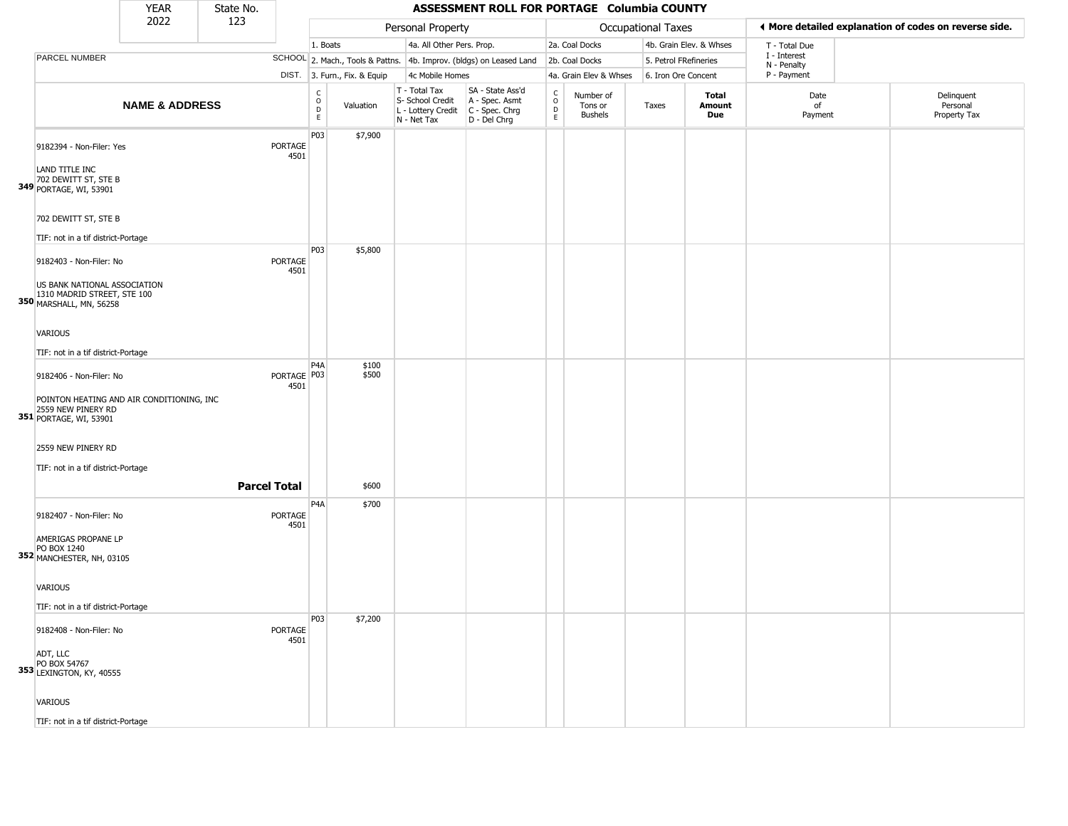| YEAR | State No. |
|---|---|
| 2022 | 123 |

# ASSESSMENT ROLL FOR PORTAGE Columbia COUNTY

| PARCEL NUMBER | SCHOOL DIST. | Personal Property | | | | Occupational Taxes | | | | ◄ More detailed explanation of codes on reverse side. | |
|---|---|---|---|---|---|---|---|---|---|---|---|
| | | 1. Boats | | 4a. All Other Pers. Prop. | | 2a. Coal Docks | | 4b. Grain Elev. & Whses | | T - Total Due<br>I - Interest<br>N - Penalty<br>P - Payment | |
| | | 2. Mach., Tools & Pattns. | | 4b. Improv. (bldgs) on Leased Land | | 2b. Coal Docks | | 5. Petrol FRefineries | | | |
| | | 3. Furn., Fix. & Equip | | 4c Mobile Homes | | 4a. Grain Elev & Whses | | 6. Iron Ore Concent | | | |
| **NAME & ADDRESS** | | CODE | Valuation | T - Total Tax<br>S- School Credit<br>L - Lottery Credit<br>N - Net Tax | SA - State Ass'd<br>A - Spec. Asmt<br>C - Spec. Chrg<br>D - Del Chrg | CODE | Number of Tons or Bushels | Taxes | **Total Amount Due** | Date of Payment | Delinquent Personal Property Tax |
| 9182394 - Non-Filer: Yes<br><br>**349** LAND TITLE INC<br>702 DEWITT ST, STE B<br>PORTAGE, WI, 53901<br><br>702 DEWITT ST, STE B<br><br>TIF: not in a tif district-Portage | PORTAGE 4501 | P03 | $7,900 | | | | | | | | |
| 9182403 - Non-Filer: No<br><br>**350** US BANK NATIONAL ASSOCIATION<br>1310 MADRID STREET, STE 100<br>MARSHALL, MN, 56258<br><br>VARIOUS<br><br>TIF: not in a tif district-Portage | PORTAGE 4501 | P03 | $5,800 | | | | | | | | |
| 9182406 - Non-Filer: No<br><br>**351** POINTON HEATING AND AIR CONDITIONING, INC<br>2559 NEW PINERY RD<br>PORTAGE, WI, 53901<br><br>2559 NEW PINERY RD<br><br>TIF: not in a tif district-Portage | PORTAGE 4501 | P4A<br>P03 | $100<br>$500 | | | | | | | | |
| | **Parcel Total** | | $600 | | | | | | | | |
| 9182407 - Non-Filer: No<br><br>**352** AMERIGAS PROPANE LP<br>PO BOX 1240<br>MANCHESTER, NH, 03105<br><br>VARIOUS<br><br>TIF: not in a tif district-Portage | PORTAGE 4501 | P4A | $700 | | | | | | | | |
| 9182408 - Non-Filer: No<br><br>**353** ADT, LLC<br>PO BOX 54767<br>LEXINGTON, KY, 40555<br><br>VARIOUS<br><br>TIF: not in a tif district-Portage | PORTAGE 4501 | P03 | $7,200 | | | | | | | | |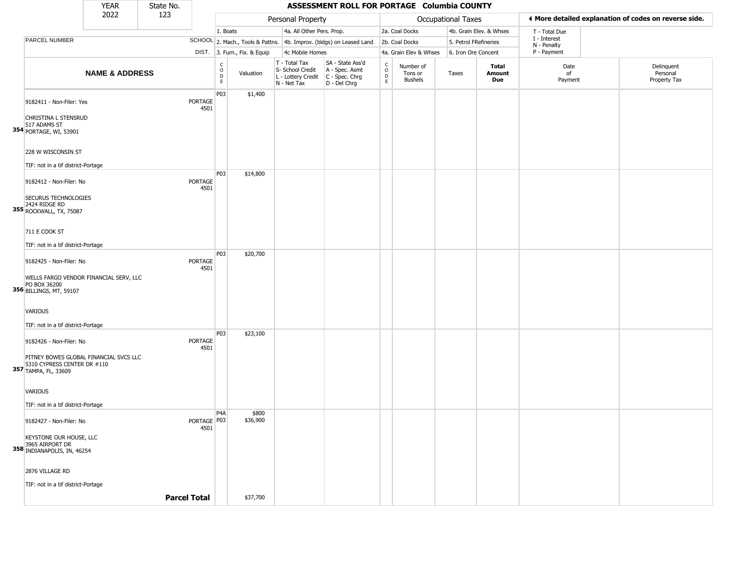| YEAR | State No. |
|---|---|
| 2022 | 123 |

# ASSESSMENT ROLL FOR PORTAGE Columbia COUNTY

| | | Personal Property | | | | Occupational Taxes | | | | ◄ More detailed explanation of codes on reverse side. | |
|---|---|---|---|---|---|---|---|---|---|---|---|
| | | 1. Boats | | 4a. All Other Pers. Prop. | | 2a. Coal Docks | | 4b. Grain Elev. & Whses | | T - Total Due | |
| PARCEL NUMBER | SCHOOL | 2. Mach., Tools & Pattns. | | 4b. Improv. (bldgs) on Leased Land | | 2b. Coal Docks | | 5. Petrol FRefineries | | I - Interest<br>N - Penalty | |
| | DIST. | 3. Furn., Fix. & Equip | | 4c Mobile Homes | | 4a. Grain Elev & Whses | | 6. Iron Ore Concent | | P - Payment | |
| **NAME & ADDRESS** | | CODE | Valuation | T - Total Tax<br>S- School Credit<br>L - Lottery Credit<br>N - Net Tax | SA - State Ass'd<br>A - Spec. Asmt<br>C - Spec. Chrg<br>D - Del Chrg | CODE | Number of Tons or Bushels | Taxes | **Total Amount Due** | Date of Payment | Delinquent Personal Property Tax |
| 9182411 - Non-Filer: Yes<br><br>CHRISTINA L STENSRUD<br>517 ADAMS ST<br>**354** PORTAGE, WI, 53901<br><br>228 W WISCONSIN ST<br><br>TIF: not in a tif district-Portage | PORTAGE 4501 | P03 | $1,400 | | | | | | | | |
| 9182412 - Non-Filer: No<br><br>SECURUS TECHNOLOGIES<br>2424 RIDGE RD<br>**355** ROCKWALL, TX, 75087<br><br>711 E COOK ST<br><br>TIF: not in a tif district-Portage | PORTAGE 4501 | P03 | $14,800 | | | | | | | | |
| 9182425 - Non-Filer: No<br><br>WELLS FARGO VENDOR FINANCIAL SERV, LLC<br>PO BOX 36200<br>**356** BILLINGS, MT, 59107<br><br>VARIOUS<br><br>TIF: not in a tif district-Portage | PORTAGE 4501 | P03 | $20,700 | | | | | | | | |
| 9182426 - Non-Filer: No<br><br>PITNEY BOWES GLOBAL FINANCIAL SVCS LLC<br>5310 CYPRESS CENTER DR #110<br>**357** TAMPA, FL, 33609<br><br>VARIOUS<br><br>TIF: not in a tif district-Portage | PORTAGE 4501 | P03 | $23,100 | | | | | | | | |
| 9182427 - Non-Filer: No<br><br>KEYSTONE OUR HOUSE, LLC<br>3965 AIRPORT DR<br>**358** INDIANAPOLIS, IN, 46254<br><br>2876 VILLAGE RD<br><br>TIF: not in a tif district-Portage | PORTAGE 4501 | P4A<br>P03 | $800<br>$36,900 | | | | | | | | |
| **Parcel Total** | | | $37,700 | | | | | | | | |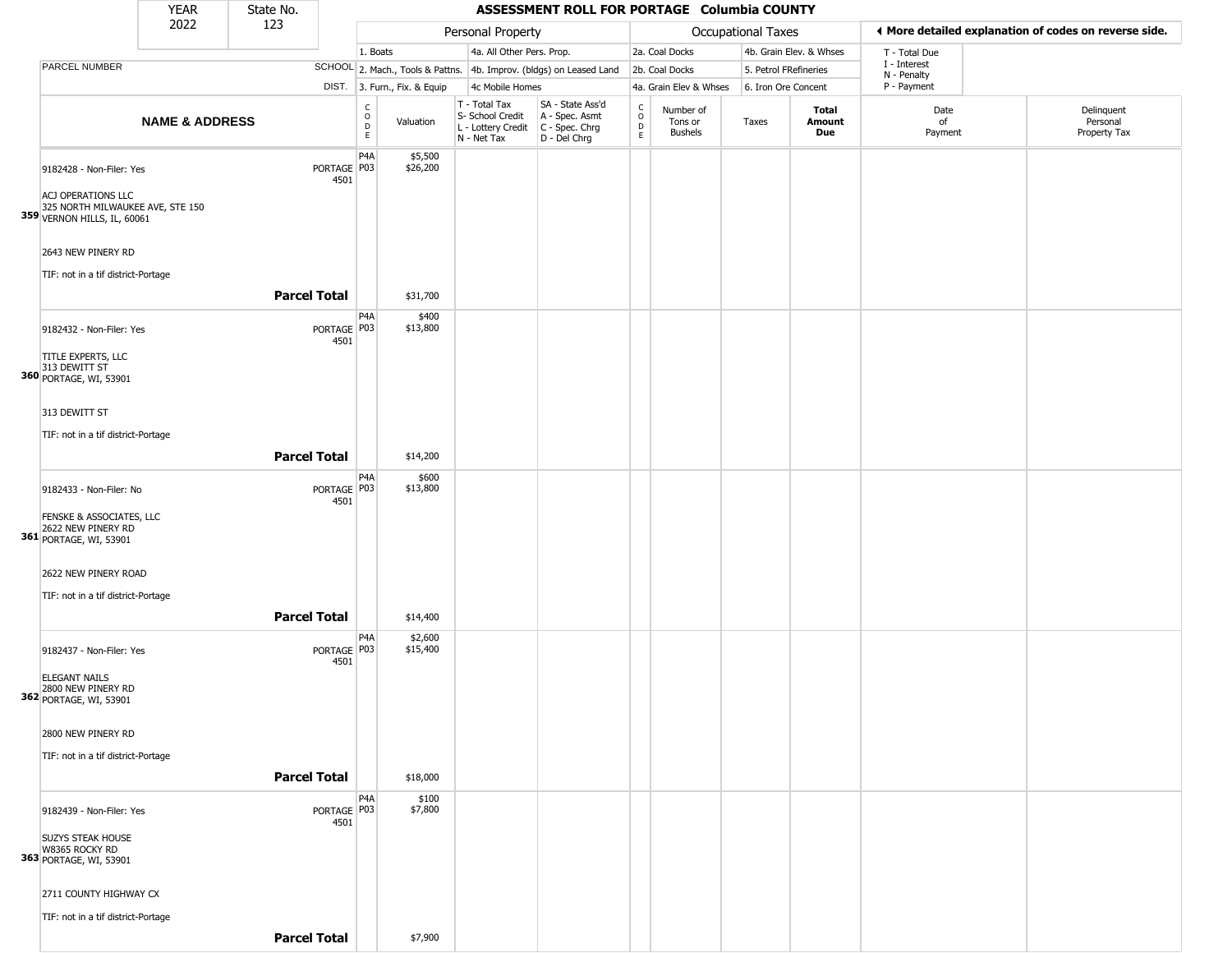YEAR 2022 | State No. 123

# ASSESSMENT ROLL FOR PORTAGE Columbia COUNTY

| | Personal Property | | | | Occupational Taxes | | | | ◄ More detailed explanation of codes on reverse side. | |
|---|---|---|---|---|---|---|---|---|---|---|
| PARCEL NUMBER / SCHOOL DIST. | 1. Boats | 4a. All Other Pers. Prop. | | | 2a. Coal Docks | 4b. Grain Elev. & Whses | | | T - Total Due, I - Interest, N - Penalty, P - Payment | |
| | 2. Mach., Tools & Pattns. | 4b. Improv. (bldgs) on Leased Land | | | 2b. Coal Docks | 5. Petrol FRefineries | | | | |
| | 3. Furn., Fix. & Equip | 4c Mobile Homes | | | 4a. Grain Elev & Whses | 6. Iron Ore Concent | | | | |

| NAME & ADDRESS | | CODE | Valuation | T - Total Tax, S- School Credit, L - Lottery Credit, N - Net Tax | SA - State Ass'd, A - Spec. Asmt, C - Spec. Chrg, D - Del Chrg | CODE | Number of Tons or Bushels | Taxes | Total Amount Due | Date of Payment | Delinquent Personal Property Tax |
|---|---|---|---|---|---|---|---|---|---|---|---|
| 9182428 - Non-Filer: Yes | PORTAGE 4501 | P4A | $5,500 | | | | | | | | |
| 359 ACJ OPERATIONS LLC, 325 NORTH MILWAUKEE AVE, STE 150, VERNON HILLS, IL, 60061 | | P03 | $26,200 | | | | | | | | |
| 2643 NEW PINERY RD | | | | | | | | | | | |
| TIF: not in a tif district-Portage | | | | | | | | | | | |
| **Parcel Total** | | | $31,700 | | | | | | | | |
| 9182432 - Non-Filer: Yes | PORTAGE 4501 | P4A | $400 | | | | | | | | |
| 360 TITLE EXPERTS, LLC, 313 DEWITT ST, PORTAGE, WI, 53901 | | P03 | $13,800 | | | | | | | | |
| 313 DEWITT ST | | | | | | | | | | | |
| TIF: not in a tif district-Portage | | | | | | | | | | | |
| **Parcel Total** | | | $14,200 | | | | | | | | |
| 9182433 - Non-Filer: No | PORTAGE 4501 | P4A | $600 | | | | | | | | |
| 361 FENSKE & ASSOCIATES, LLC, 2622 NEW PINERY RD, PORTAGE, WI, 53901 | | P03 | $13,800 | | | | | | | | |
| 2622 NEW PINERY ROAD | | | | | | | | | | | |
| TIF: not in a tif district-Portage | | | | | | | | | | | |
| **Parcel Total** | | | $14,400 | | | | | | | | |
| 9182437 - Non-Filer: Yes | PORTAGE 4501 | P4A | $2,600 | | | | | | | | |
| 362 ELEGANT NAILS, 2800 NEW PINERY RD, PORTAGE, WI, 53901 | | P03 | $15,400 | | | | | | | | |
| 2800 NEW PINERY RD | | | | | | | | | | | |
| TIF: not in a tif district-Portage | | | | | | | | | | | |
| **Parcel Total** | | | $18,000 | | | | | | | | |
| 9182439 - Non-Filer: Yes | PORTAGE 4501 | P4A | $100 | | | | | | | | |
| 363 SUZYS STEAK HOUSE, W8365 ROCKY RD, PORTAGE, WI, 53901 | | P03 | $7,800 | | | | | | | | |
| 2711 COUNTY HIGHWAY CX | | | | | | | | | | | |
| TIF: not in a tif district-Portage | | | | | | | | | | | |
| **Parcel Total** | | | $7,900 | | | | | | | | |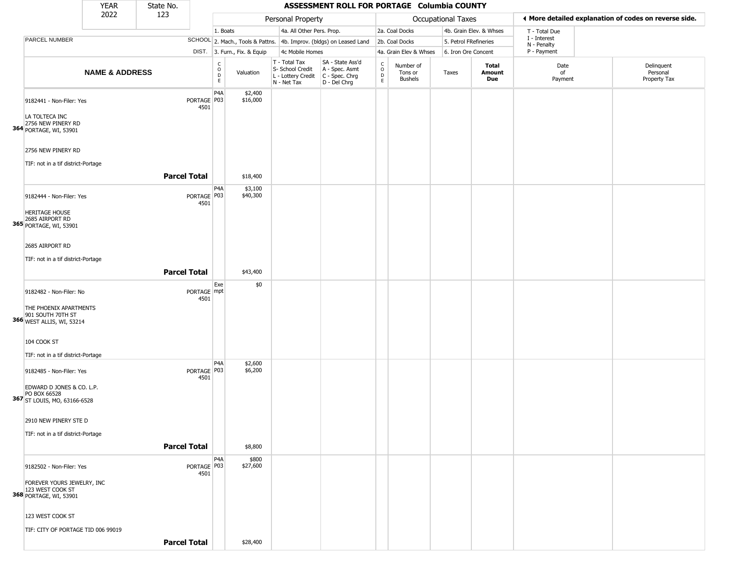| YEAR | State No. | ASSESSMENT ROLL FOR PORTAGE Columbia COUNTY |
|---|---|---|
| 2022 | 123 | |

| | | Personal Property | | | | Occupational Taxes | | | | ◄ More detailed explanation of codes on reverse side. | |
|---|---|---|---|---|---|---|---|---|---|---|---|
| | | 1. Boats | | 4a. All Other Pers. Prop. | | 2a. Coal Docks | | 4b. Grain Elev. & Whses | | T - Total Due | |
| PARCEL NUMBER | SCHOOL | 2. Mach., Tools & Pattns. | | 4b. Improv. (bldgs) on Leased Land | | 2b. Coal Docks | | 5. Petrol FRefineries | | I - Interest<br>N - Penalty | |
| | DIST. | 3. Furn., Fix. & Equip | | 4c Mobile Homes | | 4a. Grain Elev & Whses | | 6. Iron Ore Concent | | P - Payment | |

| NAME & ADDRESS | | CODE | Valuation | T - Total Tax<br>S- School Credit<br>L - Lottery Credit<br>N - Net Tax | SA - State Ass'd<br>A - Spec. Asmt<br>C - Spec. Chrg<br>D - Del Chrg | CODE | Number of Tons or Bushels | Taxes | Total Amount Due | Date of Payment | Delinquent Personal Property Tax |
|---|---|---|---|---|---|---|---|---|---|---|---|
| 364 9182441 - Non-Filer: Yes<br><br>LA TOLTECA INC<br>2756 NEW PINERY RD<br>PORTAGE, WI, 53901<br><br>2756 NEW PINERY RD<br><br>TIF: not in a tif district-Portage | PORTAGE 4501 | P4A<br>P03 | $2,400<br>$16,000 | | | | | | | | |
| **Parcel Total** | | | $18,400 | | | | | | | | |
| 365 9182444 - Non-Filer: Yes<br><br>HERITAGE HOUSE<br>2685 AIRPORT RD<br>PORTAGE, WI, 53901<br><br>2685 AIRPORT RD<br><br>TIF: not in a tif district-Portage | PORTAGE 4501 | P4A<br>P03 | $3,100<br>$40,300 | | | | | | | | |
| **Parcel Total** | | | $43,400 | | | | | | | | |
| 366 9182482 - Non-Filer: No<br><br>THE PHOENIX APARTMENTS<br>901 SOUTH 70TH ST<br>WEST ALLIS, WI, 53214<br><br>104 COOK ST<br><br>TIF: not in a tif district-Portage | PORTAGE 4501 | Exempt | $0 | | | | | | | | |
| 367 9182485 - Non-Filer: Yes<br><br>EDWARD D JONES & CO. L.P.<br>PO BOX 66528<br>ST LOUIS, MO, 63166-6528<br><br>2910 NEW PINERY STE D<br><br>TIF: not in a tif district-Portage | PORTAGE 4501 | P4A<br>P03 | $2,600<br>$6,200 | | | | | | | | |
| **Parcel Total** | | | $8,800 | | | | | | | | |
| 368 9182502 - Non-Filer: Yes<br><br>FOREVER YOURS JEWELRY, INC<br>123 WEST COOK ST<br>PORTAGE, WI, 53901<br><br>123 WEST COOK ST<br><br>TIF: CITY OF PORTAGE TID 006 99019 | PORTAGE 4501 | P4A<br>P03 | $800<br>$27,600 | | | | | | | | |
| **Parcel Total** | | | $28,400 | | | | | | | | |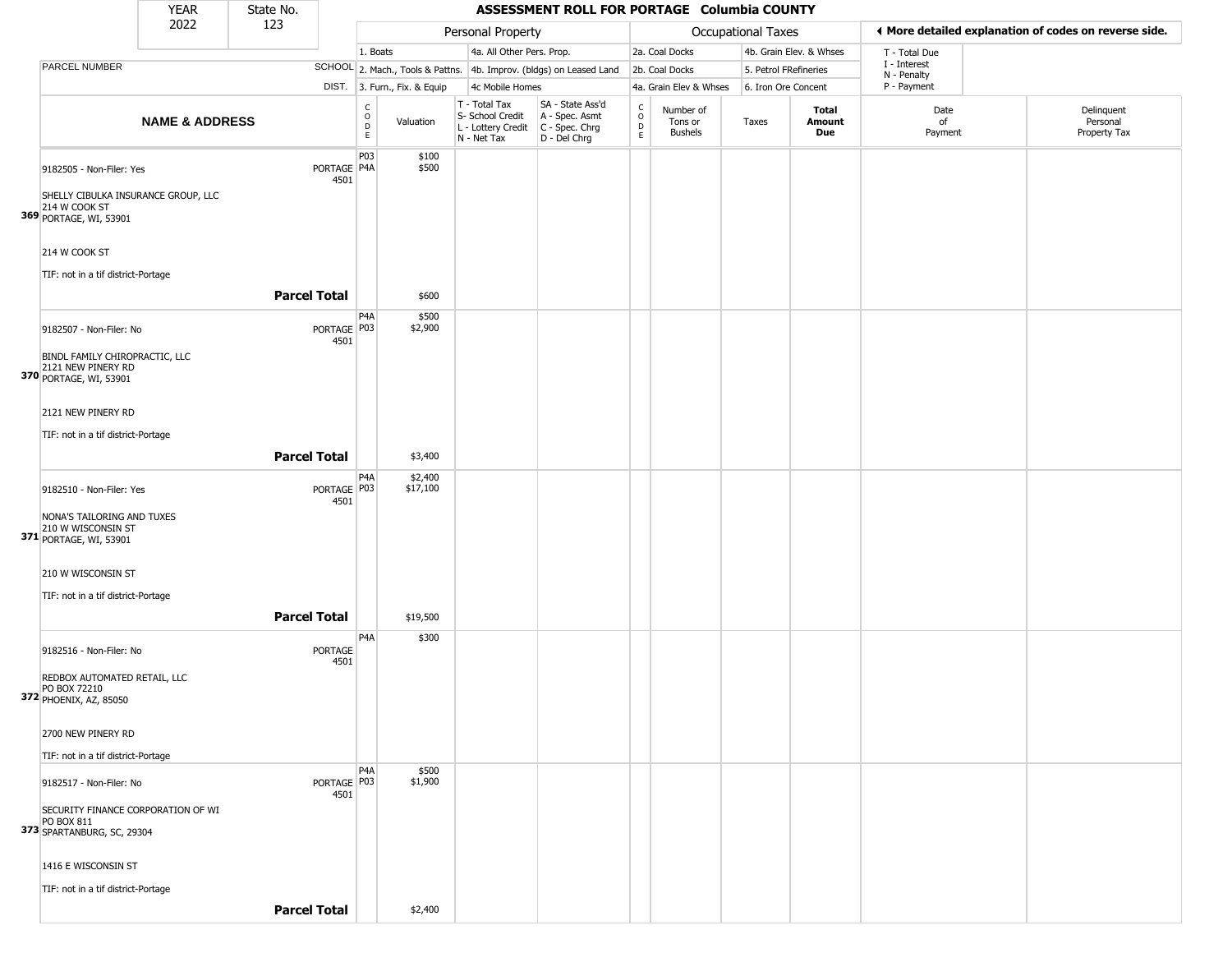# ASSESSMENT ROLL FOR PORTAGE Columbia COUNTY

| YEAR | State No. |
|---|---|
| 2022 | 123 |

**Personal Property:** 1. Boats; 2. Mach., Tools & Pattns.; 3. Furn., Fix. & Equip; 4a. All Other Pers. Prop.; 4b. Improv. (bldgs) on Leased Land; 4c Mobile Homes

**Occupational Taxes:** 2a. Coal Docks; 2b. Coal Docks; 4a. Grain Elev & Whses; 4b. Grain Elev. & Whses; 5. Petrol FRefineries; 6. Iron Ore Concent

◄ More detailed explanation of codes on reverse side.

T - Total Due; I - Interest; N - Penalty; P - Payment

T - Total Tax; S- School Credit; L - Lottery Credit; N - Net Tax

SA - State Ass'd; A - Spec. Asmt; C - Spec. Chrg; D - Del Chrg

| | PARCEL NUMBER / NAME & ADDRESS | SCHOOL DIST. | CODE | Valuation | T/S/L/N | SA/A/C/D | CODE | Number of Tons or Bushels | Taxes | Total Amount Due | Date of Payment | Delinquent Personal Property Tax |
|---|---|---|---|---|---|---|---|---|---|---|---|---|
| 369 | 9182505 - Non-Filer: Yes<br>SHELLY CIBULKA INSURANCE GROUP, LLC<br>214 W COOK ST<br>PORTAGE, WI, 53901<br>214 W COOK ST<br>TIF: not in a tif district-Portage | PORTAGE 4501 | P03<br>P4A | $100<br>$500 | | | | | | | | |
| | **Parcel Total** | | | $600 | | | | | | | | |
| 370 | 9182507 - Non-Filer: No<br>BINDL FAMILY CHIROPRACTIC, LLC<br>2121 NEW PINERY RD<br>PORTAGE, WI, 53901<br>2121 NEW PINERY RD<br>TIF: not in a tif district-Portage | PORTAGE 4501 | P4A<br>P03 | $500<br>$2,900 | | | | | | | | |
| | **Parcel Total** | | | $3,400 | | | | | | | | |
| 371 | 9182510 - Non-Filer: Yes<br>NONA'S TAILORING AND TUXES<br>210 W WISCONSIN ST<br>PORTAGE, WI, 53901<br>210 W WISCONSIN ST<br>TIF: not in a tif district-Portage | PORTAGE 4501 | P4A<br>P03 | $2,400<br>$17,100 | | | | | | | | |
| | **Parcel Total** | | | $19,500 | | | | | | | | |
| 372 | 9182516 - Non-Filer: No<br>REDBOX AUTOMATED RETAIL, LLC<br>PO BOX 72210<br>PHOENIX, AZ, 85050<br>2700 NEW PINERY RD<br>TIF: not in a tif district-Portage | PORTAGE 4501 | P4A | $300 | | | | | | | | |
| 373 | 9182517 - Non-Filer: No<br>SECURITY FINANCE CORPORATION OF WI<br>PO BOX 811<br>SPARTANBURG, SC, 29304<br>1416 E WISCONSIN ST<br>TIF: not in a tif district-Portage | PORTAGE 4501 | P4A<br>P03 | $500<br>$1,900 | | | | | | | | |
| | **Parcel Total** | | | $2,400 | | | | | | | | |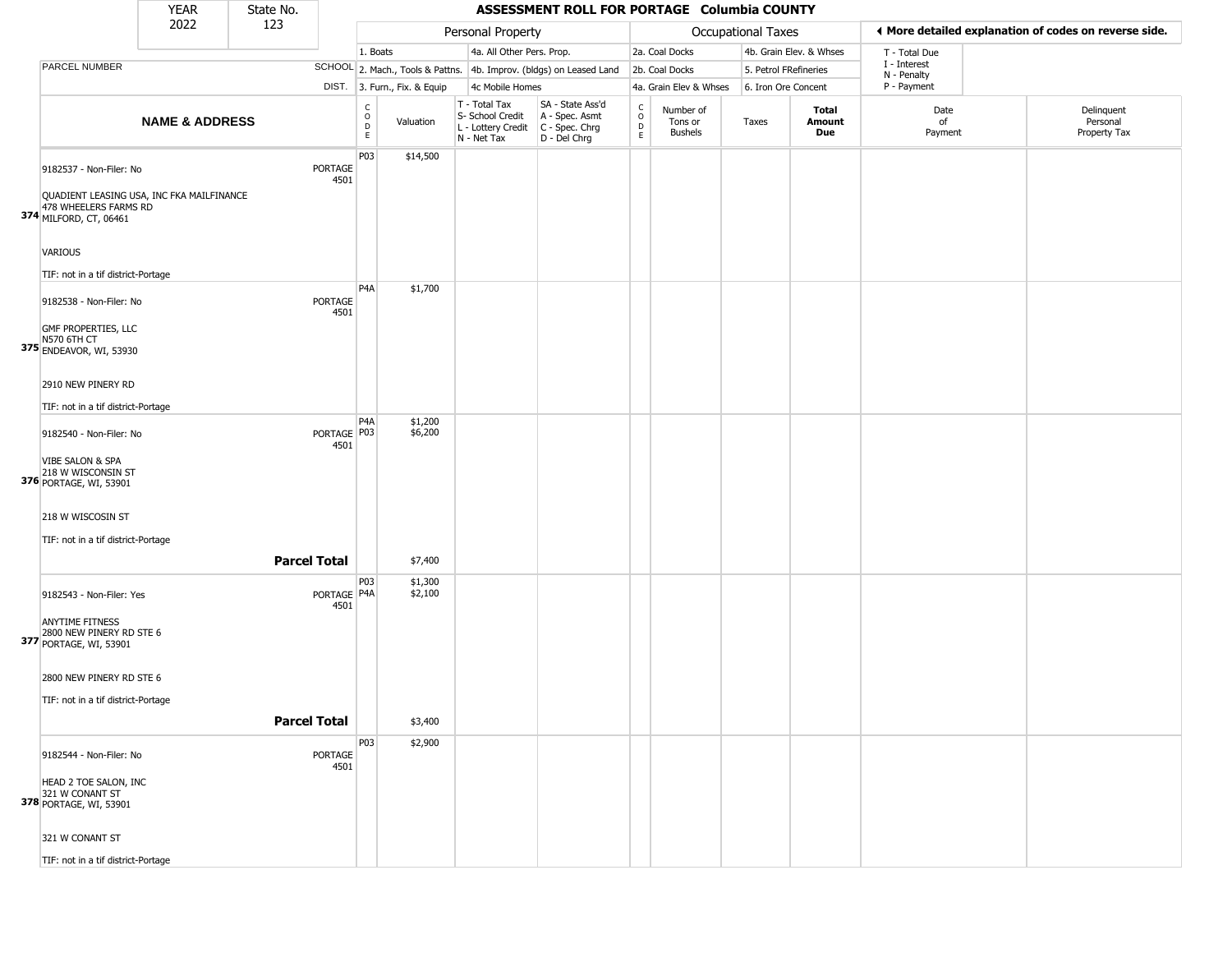| YEAR | State No. |
|---|---|
| 2022 | 123 |

# ASSESSMENT ROLL FOR PORTAGE Columbia COUNTY

| | | Personal Property | | | | Occupational Taxes | | | | ◄ More detailed explanation of codes on reverse side. | |
|---|---|---|---|---|---|---|---|---|---|---|---|
| | | 1. Boats | | 4a. All Other Pers. Prop. | | 2a. Coal Docks | | 4b. Grain Elev. & Whses | | T - Total Due | |
| PARCEL NUMBER | SCHOOL | 2. Mach., Tools & Pattns. | | 4b. Improv. (bldgs) on Leased Land | | 2b. Coal Docks | | 5. Petrol FRefineries | | I - Interest<br>N - Penalty | |
| | DIST. | 3. Furn., Fix. & Equip | | 4c Mobile Homes | | 4a. Grain Elev & Whses | | 6. Iron Ore Concent | | P - Payment | |

| NAME & ADDRESS | | CODE | Valuation | T - Total Tax<br>S- School Credit<br>L - Lottery Credit<br>N - Net Tax | SA - State Ass'd<br>A - Spec. Asmt<br>C - Spec. Chrg<br>D - Del Chrg | CODE | Number of Tons or Bushels | Taxes | Total Amount Due | Date of Payment | Delinquent Personal Property Tax |
|---|---|---|---|---|---|---|---|---|---|---|---|
| 374 9182537 - Non-Filer: No<br>QUADIENT LEASING USA, INC FKA MAILFINANCE<br>478 WHEELERS FARMS RD<br>MILFORD, CT, 06461<br>VARIOUS<br>TIF: not in a tif district-Portage | PORTAGE 4501 | P03 | $14,500 | | | | | | | | |
| 375 9182538 - Non-Filer: No<br>GMF PROPERTIES, LLC<br>N570 6TH CT<br>ENDEAVOR, WI, 53930<br>2910 NEW PINERY RD<br>TIF: not in a tif district-Portage | PORTAGE 4501 | P4A | $1,700 | | | | | | | | |
| 376 9182540 - Non-Filer: No<br>VIBE SALON & SPA<br>218 W WISCONSIN ST<br>PORTAGE, WI, 53901<br>218 W WISCOSIN ST<br>TIF: not in a tif district-Portage | PORTAGE 4501 | P4A<br>P03 | $1,200<br>$6,200 | | | | | | | | |
| | **Parcel Total** | | $7,400 | | | | | | | | |
| 377 9182543 - Non-Filer: Yes<br>ANYTIME FITNESS<br>2800 NEW PINERY RD STE 6<br>PORTAGE, WI, 53901<br>2800 NEW PINERY RD STE 6<br>TIF: not in a tif district-Portage | PORTAGE 4501 | P03<br>P4A | $1,300<br>$2,100 | | | | | | | | |
| | **Parcel Total** | | $3,400 | | | | | | | | |
| 378 9182544 - Non-Filer: No<br>HEAD 2 TOE SALON, INC<br>321 W CONANT ST<br>PORTAGE, WI, 53901<br>321 W CONANT ST<br>TIF: not in a tif district-Portage | PORTAGE 4501 | P03 | $2,900 | | | | | | | | |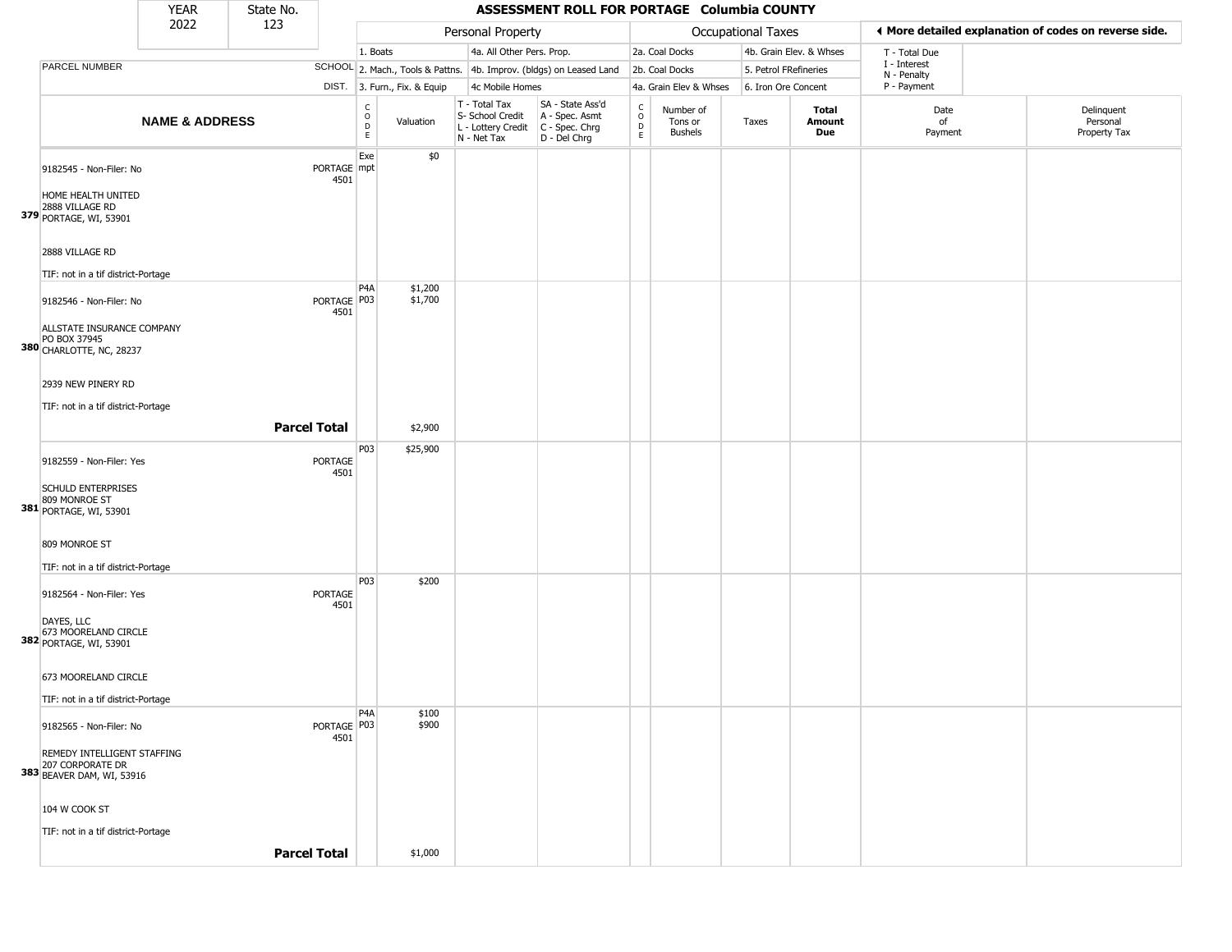| YEAR | State No. |
|---|---|
| 2022 | 123 |

# ASSESSMENT ROLL FOR PORTAGE Columbia COUNTY

◄ More detailed explanation of codes on reverse side.

| | | Personal Property | | | | Occupational Taxes | | | | | |
|---|---|---|---|---|---|---|---|---|---|---|---|
| PARCEL NUMBER | SCHOOL DIST. | 1. Boats<br>2. Mach., Tools & Pattns.<br>3. Furn., Fix. & Equip | | 4a. All Other Pers. Prop.<br>4b. Improv. (bldgs) on Leased Land<br>4c Mobile Homes | | 2a. Coal Docks<br>2b. Coal Docks<br>4a. Grain Elev & Whses | | 4b. Grain Elev. & Whses<br>5. Petrol FRefineries<br>6. Iron Ore Concent | | T - Total Due<br>I - Interest<br>N - Penalty<br>P - Payment | |
| **NAME & ADDRESS** | | CODE | Valuation | T - Total Tax<br>S- School Credit<br>L - Lottery Credit<br>N - Net Tax | SA - State Ass'd<br>A - Spec. Asmt<br>C - Spec. Chrg<br>D - Del Chrg | CODE | Number of Tons or Bushels | Taxes | **Total Amount Due** | Date of Payment | Delinquent Personal Property Tax |
| 9182545 - Non-Filer: No<br><br>HOME HEALTH UNITED<br>2888 VILLAGE RD<br>**379** PORTAGE, WI, 53901<br><br>2888 VILLAGE RD<br><br>TIF: not in a tif district-Portage | PORTAGE 4501 | Exempt | $0 | | | | | | | | |
| 9182546 - Non-Filer: No<br><br>ALLSTATE INSURANCE COMPANY<br>PO BOX 37945<br>**380** CHARLOTTE, NC, 28237<br><br>2939 NEW PINERY RD<br><br>TIF: not in a tif district-Portage | PORTAGE 4501 | P4A<br>P03 | $1,200<br>$1,700 | | | | | | | | |
| | **Parcel Total** | | $2,900 | | | | | | | | |
| 9182559 - Non-Filer: Yes<br><br>SCHULD ENTERPRISES<br>809 MONROE ST<br>**381** PORTAGE, WI, 53901<br><br>809 MONROE ST<br><br>TIF: not in a tif district-Portage | PORTAGE 4501 | P03 | $25,900 | | | | | | | | |
| 9182564 - Non-Filer: Yes<br><br>DAYES, LLC<br>673 MOORELAND CIRCLE<br>**382** PORTAGE, WI, 53901<br><br>673 MOORELAND CIRCLE<br><br>TIF: not in a tif district-Portage | PORTAGE 4501 | P03 | $200 | | | | | | | | |
| 9182565 - Non-Filer: No<br><br>REMEDY INTELLIGENT STAFFING<br>207 CORPORATE DR<br>**383** BEAVER DAM, WI, 53916<br><br>104 W COOK ST<br><br>TIF: not in a tif district-Portage | PORTAGE 4501 | P4A<br>P03 | $100<br>$900 | | | | | | | | |
| | **Parcel Total** | | $1,000 | | | | | | | | |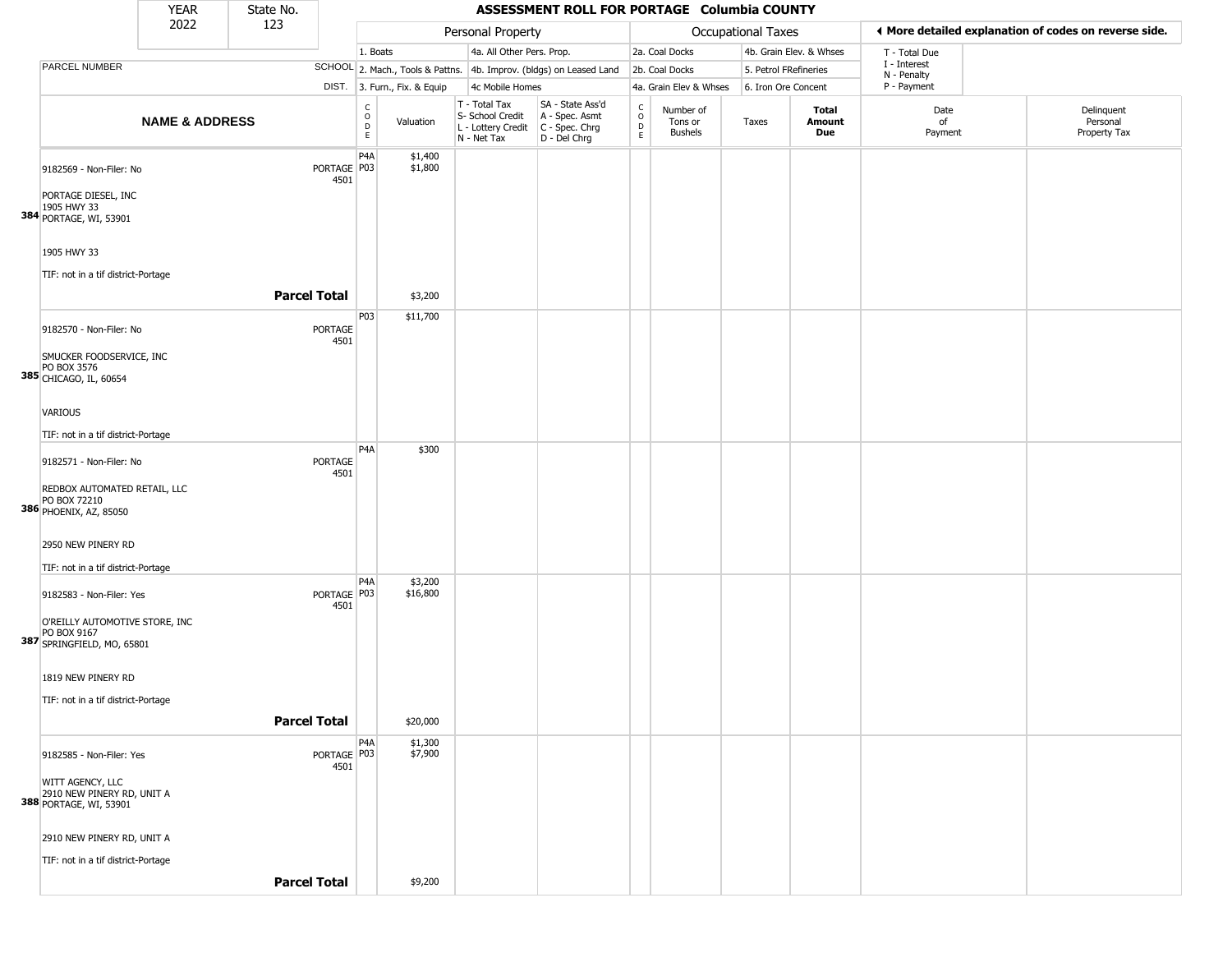| YEAR | State No. |
|---|---|
| 2022 | 123 |

# ASSESSMENT ROLL FOR PORTAGE Columbia COUNTY

| | | Personal Property | | | | Occupational Taxes | | | | ◄ More detailed explanation of codes on reverse side. | |
|---|---|---|---|---|---|---|---|---|---|---|---|
| | | 1. Boats | | 4a. All Other Pers. Prop. | | 2a. Coal Docks | | 4b. Grain Elev. & Whses | | T - Total Due | |
| PARCEL NUMBER | SCHOOL | 2. Mach., Tools & Pattns. | | 4b. Improv. (bldgs) on Leased Land | | 2b. Coal Docks | | 5. Petrol FRefineries | | I - Interest<br>N - Penalty | |
| | DIST. | 3. Furn., Fix. & Equip | | 4c Mobile Homes | | 4a. Grain Elev & Whses | | 6. Iron Ore Concent | | P - Payment | |
| **NAME & ADDRESS** | | CODE | Valuation | T - Total Tax<br>S- School Credit<br>L - Lottery Credit<br>N - Net Tax | SA - State Ass'd<br>A - Spec. Asmt<br>C - Spec. Chrg<br>D - Del Chrg | CODE | Number of Tons or Bushels | Taxes | **Total Amount Due** | Date of Payment | Delinquent Personal Property Tax |
| 9182569 - Non-Filer: No<br><br>PORTAGE DIESEL, INC<br>1905 HWY 33<br>**384** PORTAGE, WI, 53901<br><br>1905 HWY 33<br><br>TIF: not in a tif district-Portage | PORTAGE<br>4501 | P4A<br>P03 | $1,400<br>$1,800 | | | | | | | | |
| | **Parcel Total** | | $3,200 | | | | | | | | |
| 9182570 - Non-Filer: No<br><br>SMUCKER FOODSERVICE, INC<br>PO BOX 3576<br>**385** CHICAGO, IL, 60654<br><br>VARIOUS<br><br>TIF: not in a tif district-Portage | PORTAGE<br>4501 | P03 | $11,700 | | | | | | | | |
| 9182571 - Non-Filer: No<br><br>REDBOX AUTOMATED RETAIL, LLC<br>PO BOX 72210<br>**386** PHOENIX, AZ, 85050<br><br>2950 NEW PINERY RD<br><br>TIF: not in a tif district-Portage | PORTAGE<br>4501 | P4A | $300 | | | | | | | | |
| 9182583 - Non-Filer: Yes<br><br>O'REILLY AUTOMOTIVE STORE, INC<br>PO BOX 9167<br>**387** SPRINGFIELD, MO, 65801<br><br>1819 NEW PINERY RD<br><br>TIF: not in a tif district-Portage | PORTAGE<br>4501 | P4A<br>P03 | $3,200<br>$16,800 | | | | | | | | |
| | **Parcel Total** | | $20,000 | | | | | | | | |
| 9182585 - Non-Filer: Yes<br><br>WITT AGENCY, LLC<br>2910 NEW PINERY RD, UNIT A<br>**388** PORTAGE, WI, 53901<br><br>2910 NEW PINERY RD, UNIT A<br><br>TIF: not in a tif district-Portage | PORTAGE<br>4501 | P4A<br>P03 | $1,300<br>$7,900 | | | | | | | | |
| | **Parcel Total** | | $9,200 | | | | | | | | |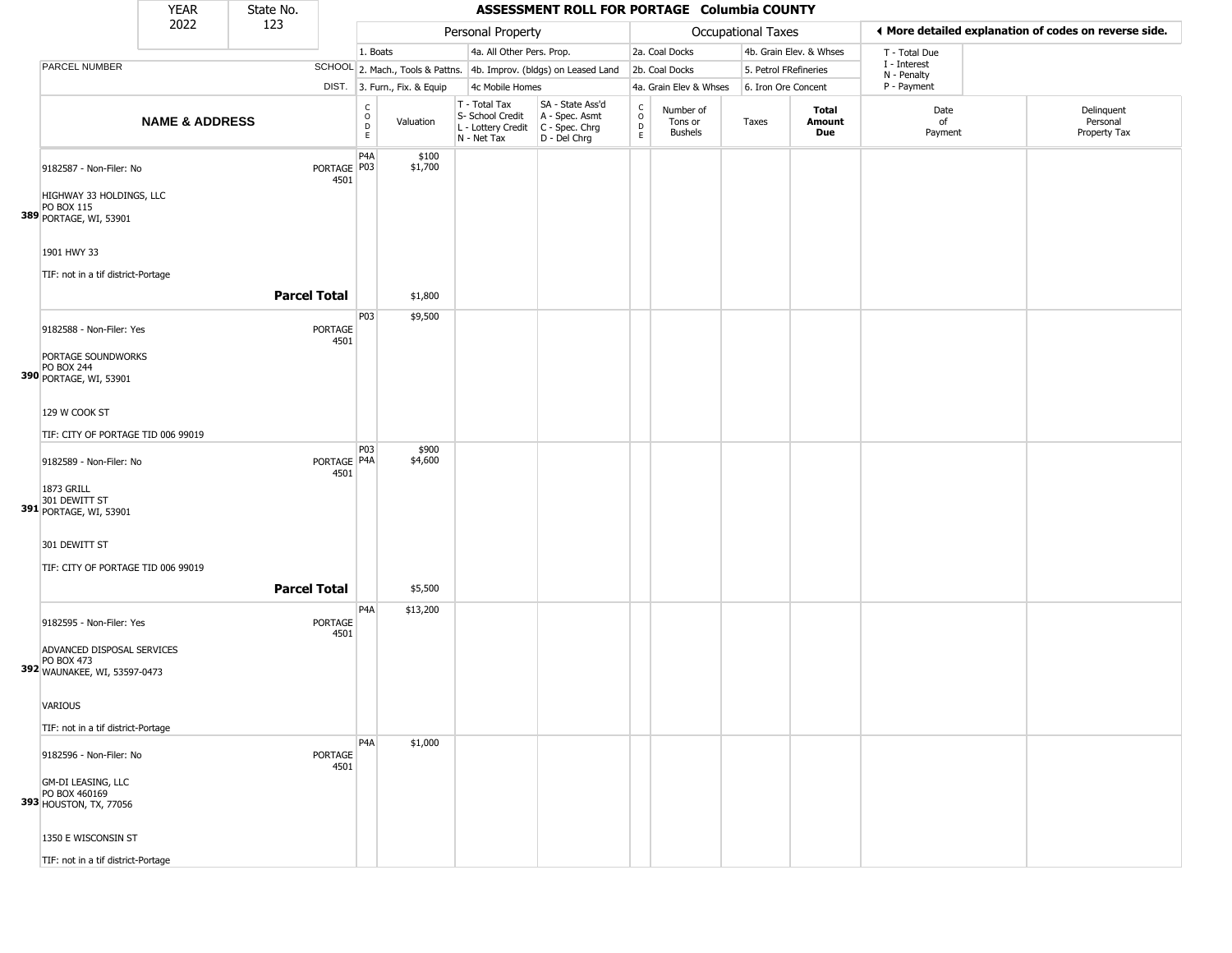| YEAR | State No. |
| --- | --- |
| 2022 | 123 |

## ASSESSMENT ROLL FOR PORTAGE Columbia COUNTY

| | | Personal Property | | | | | Occupational Taxes | | | | ◄ More detailed explanation of codes on reverse side. | |
| --- | --- | --- | --- | --- | --- | --- | --- | --- | --- | --- | --- | --- |
| | | 1. Boats | | 4a. All Other Pers. Prop. | | | 2a. Coal Docks | | 4b. Grain Elev. & Whses | | T - Total Due | |
| PARCEL NUMBER | SCHOOL | 2. Mach., Tools & Pattns. | | 4b. Improv. (bldgs) on Leased Land | | | 2b. Coal Docks | | 5. Petrol FRefineries | | I - Interest<br>N - Penalty | |
| | DIST. | 3. Furn., Fix. & Equip | | 4c Mobile Homes | | | 4a. Grain Elev & Whses | | 6. Iron Ore Concent | | P - Payment | |
| **NAME & ADDRESS** | | CODE | Valuation | T - Total Tax<br>S- School Credit<br>L - Lottery Credit<br>N - Net Tax | SA - State Ass'd<br>A - Spec. Asmt<br>C - Spec. Chrg<br>D - Del Chrg | CODE | Number of Tons or Bushels | Taxes | **Total Amount Due** | Date of Payment | Delinquent Personal Property Tax | |
| 9182587 - Non-Filer: No<br>HIGHWAY 33 HOLDINGS, LLC<br>PO BOX 115<br>**389** PORTAGE, WI, 53901<br>1901 HWY 33<br>TIF: not in a tif district-Portage | PORTAGE 4501 | P4A<br>P03 | \$100<br>\$1,700 | | | | | | | | | |
| **Parcel Total** | | | \$1,800 | | | | | | | | | |
| 9182588 - Non-Filer: Yes<br>PORTAGE SOUNDWORKS<br>PO BOX 244<br>**390** PORTAGE, WI, 53901<br>129 W COOK ST<br>TIF: CITY OF PORTAGE TID 006 99019 | PORTAGE 4501 | P03 | \$9,500 | | | | | | | | | |
| 9182589 - Non-Filer: No<br>1873 GRILL<br>301 DEWITT ST<br>**391** PORTAGE, WI, 53901<br>301 DEWITT ST<br>TIF: CITY OF PORTAGE TID 006 99019 | PORTAGE 4501 | P03<br>P4A | \$900<br>\$4,600 | | | | | | | | | |
| **Parcel Total** | | | \$5,500 | | | | | | | | | |
| 9182595 - Non-Filer: Yes<br>ADVANCED DISPOSAL SERVICES<br>PO BOX 473<br>**392** WAUNAKEE, WI, 53597-0473<br>VARIOUS<br>TIF: not in a tif district-Portage | PORTAGE 4501 | P4A | \$13,200 | | | | | | | | | |
| 9182596 - Non-Filer: No<br>GM-DI LEASING, LLC<br>PO BOX 460169<br>**393** HOUSTON, TX, 77056<br>1350 E WISCONSIN ST<br>TIF: not in a tif district-Portage | PORTAGE 4501 | P4A | \$1,000 | | | | | | | | | |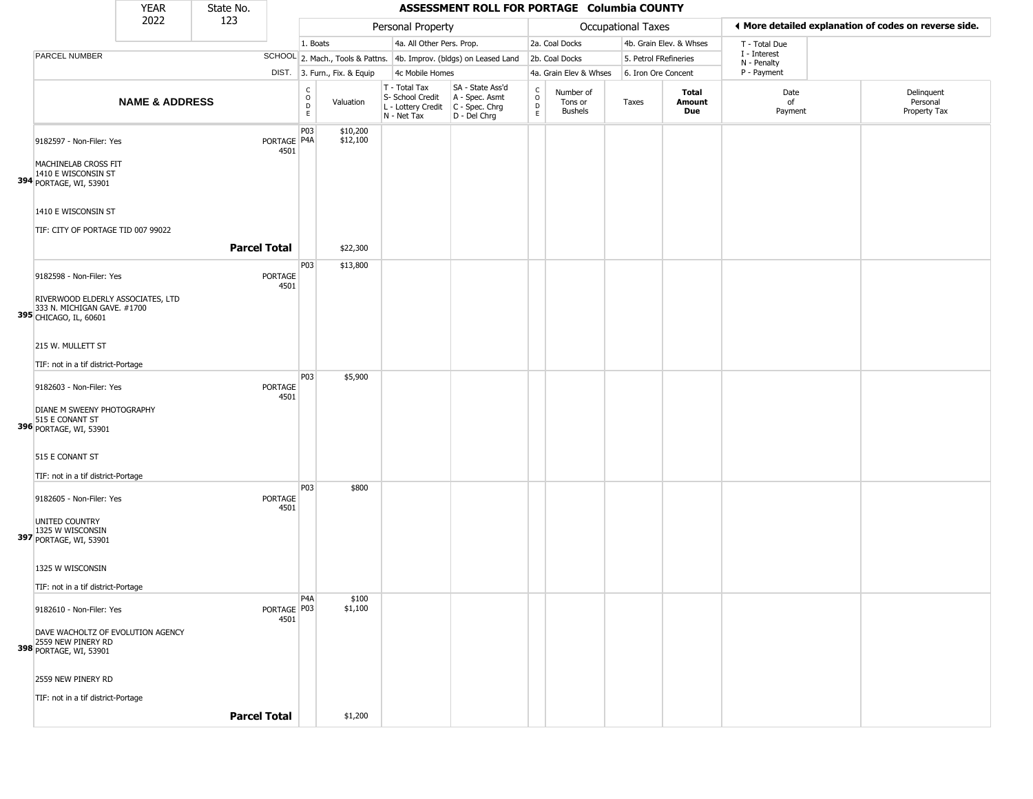| YEAR | State No. |
| --- | --- |
| 2022 | 123 |

# ASSESSMENT ROLL FOR PORTAGE Columbia COUNTY

| | | Personal Property | | | | | Occupational Taxes | | | | ◄ More detailed explanation of codes on reverse side. | |
| --- | --- | --- | --- | --- | --- | --- | --- | --- | --- | --- | --- | --- |
| | | 1. Boats | | 4a. All Other Pers. Prop. | | | 2a. Coal Docks | | 4b. Grain Elev. & Whses | | T - Total Due | |
| PARCEL NUMBER | SCHOOL | 2. Mach., Tools & Pattns. | | 4b. Improv. (bldgs) on Leased Land | | | 2b. Coal Docks | | 5. Petrol FRefineries | | I - Interest<br>N - Penalty | |
| | DIST. | 3. Furn., Fix. & Equip | | 4c Mobile Homes | | | 4a. Grain Elev & Whses | | 6. Iron Ore Concent | | P - Payment | |
| **NAME & ADDRESS** | | CODE | Valuation | T - Total Tax<br>S- School Credit<br>L - Lottery Credit<br>N - Net Tax | SA - State Ass'd<br>A - Spec. Asmt<br>C - Spec. Chrg<br>D - Del Chrg | CODE | Number of Tons or Bushels | Taxes | **Total Amount Due** | Date of Payment | Delinquent Personal Property Tax | |
| 9182597 - Non-Filer: Yes | PORTAGE 4501 | P03 | $10,200 | | | | | | | | | |
| | | P4A | $12,100 | | | | | | | | | |
| **394** MACHINELAB CROSS FIT<br>1410 E WISCONSIN ST<br>PORTAGE, WI, 53901<br><br>1410 E WISCONSIN ST<br><br>TIF: CITY OF PORTAGE TID 007 99022 | | | | | | | | | | | | |
| | **Parcel Total** | | $22,300 | | | | | | | | | |
| 9182598 - Non-Filer: Yes | PORTAGE 4501 | P03 | $13,800 | | | | | | | | | |
| **395** RIVERWOOD ELDERLY ASSOCIATES, LTD<br>333 N. MICHIGAN GAVE. #1700<br>CHICAGO, IL, 60601<br><br>215 W. MULLETT ST<br><br>TIF: not in a tif district-Portage | | | | | | | | | | | | |
| 9182603 - Non-Filer: Yes | PORTAGE 4501 | P03 | $5,900 | | | | | | | | | |
| **396** DIANE M SWEENY PHOTOGRAPHY<br>515 E CONANT ST<br>PORTAGE, WI, 53901<br><br>515 E CONANT ST<br><br>TIF: not in a tif district-Portage | | | | | | | | | | | | |
| 9182605 - Non-Filer: Yes | PORTAGE 4501 | P03 | $800 | | | | | | | | | |
| **397** UNITED COUNTRY<br>1325 W WISCONSIN<br>PORTAGE, WI, 53901<br><br>1325 W WISCONSIN<br><br>TIF: not in a tif district-Portage | | | | | | | | | | | | |
| 9182610 - Non-Filer: Yes | PORTAGE 4501 | P4A | $100 | | | | | | | | | |
| | | P03 | $1,100 | | | | | | | | | |
| **398** DAVE WACHOLTZ OF EVOLUTION AGENCY<br>2559 NEW PINERY RD<br>PORTAGE, WI, 53901<br><br>2559 NEW PINERY RD<br><br>TIF: not in a tif district-Portage | | | | | | | | | | | | |
| | **Parcel Total** | | $1,200 | | | | | | | | | |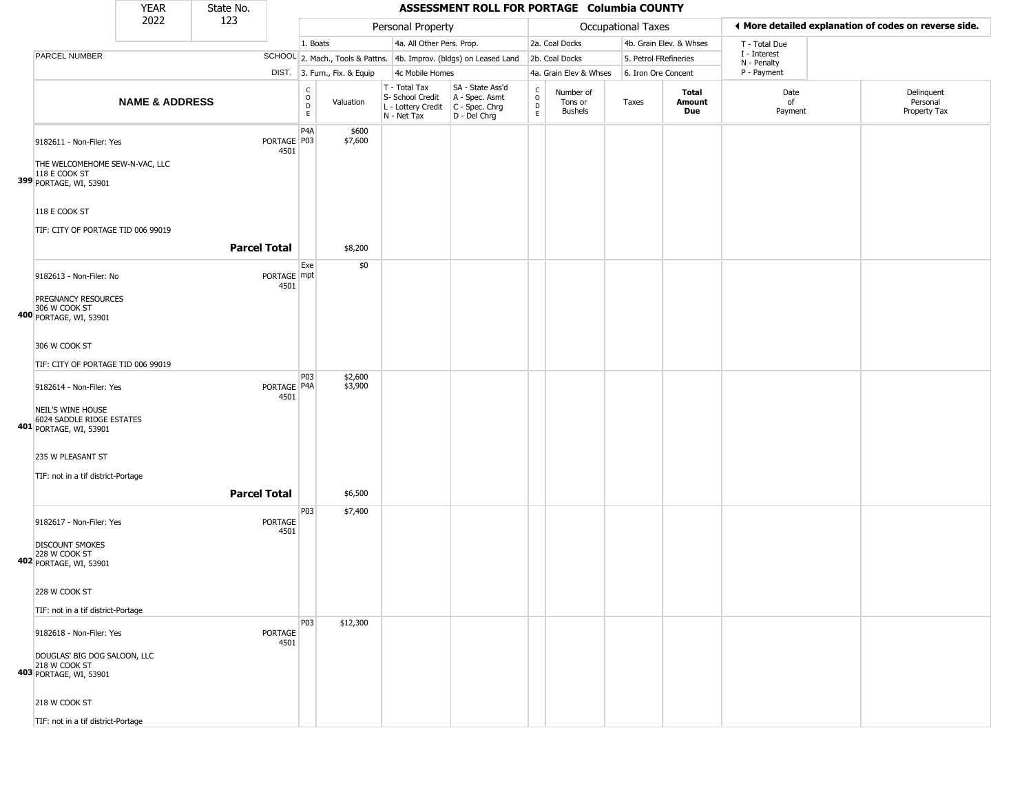| YEAR | State No. |
|---|---|
| 2022 | 123 |

# ASSESSMENT ROLL FOR PORTAGE Columbia COUNTY

| | Personal Property | | | Occupational Taxes | | ◄ More detailed explanation of codes on reverse side. |
|---|---|---|---|---|---|---|
| | 1. Boats | 4a. All Other Pers. Prop. | 2a. Coal Docks | 4b. Grain Elev. & Whses | T - Total Due |
| PARCEL NUMBER SCHOOL | 2. Mach., Tools & Pattns. | 4b. Improv. (bldgs) on Leased Land | 2b. Coal Docks | 5. Petrol FRefineries | I - Interest<br>N - Penalty |
| DIST. | 3. Furn., Fix. & Equip | 4c Mobile Homes | 4a. Grain Elev & Whses | 6. Iron Ore Concent | P - Payment |

| | NAME & ADDRESS | | CODE | Valuation | T - Total Tax<br>S- School Credit<br>L - Lottery Credit<br>N - Net Tax | SA - State Ass'd<br>A - Spec. Asmt<br>C - Spec. Chrg<br>D - Del Chrg | CODE | Number of Tons or Bushels | Taxes | Total Amount Due | Date of Payment | Delinquent Personal Property Tax |
|---|---|---|---|---|---|---|---|---|---|---|---|---|
| 399 | 9182611 - Non-Filer: Yes<br><br>THE WELCOMEHOME SEW-N-VAC, LLC<br>118 E COOK ST<br>PORTAGE, WI, 53901<br><br>118 E COOK ST<br><br>TIF: CITY OF PORTAGE TID 006 99019 | PORTAGE<br>4501 | P4A<br>P03 | \$600<br>\$7,600 | | | | | | | | |
| | | **Parcel Total** | | \$8,200 | | | | | | | | |
| 400 | 9182613 - Non-Filer: No<br><br>PREGNANCY RESOURCES<br>306 W COOK ST<br>PORTAGE, WI, 53901<br><br>306 W COOK ST<br><br>TIF: CITY OF PORTAGE TID 006 99019 | PORTAGE<br>4501 | Exempt | \$0 | | | | | | | | |
| 401 | 9182614 - Non-Filer: Yes<br><br>NEIL'S WINE HOUSE<br>6024 SADDLE RIDGE ESTATES<br>PORTAGE, WI, 53901<br><br>235 W PLEASANT ST<br><br>TIF: not in a tif district-Portage | PORTAGE<br>4501 | P03<br>P4A | \$2,600<br>\$3,900 | | | | | | | | |
| | | **Parcel Total** | | \$6,500 | | | | | | | | |
| 402 | 9182617 - Non-Filer: Yes<br><br>DISCOUNT SMOKES<br>228 W COOK ST<br>PORTAGE, WI, 53901<br><br>228 W COOK ST<br><br>TIF: not in a tif district-Portage | PORTAGE<br>4501 | P03 | \$7,400 | | | | | | | | |
| 403 | 9182618 - Non-Filer: Yes<br><br>DOUGLAS' BIG DOG SALOON, LLC<br>218 W COOK ST<br>PORTAGE, WI, 53901<br><br>218 W COOK ST<br><br>TIF: not in a tif district-Portage | PORTAGE<br>4501 | P03 | \$12,300 | | | | | | | | |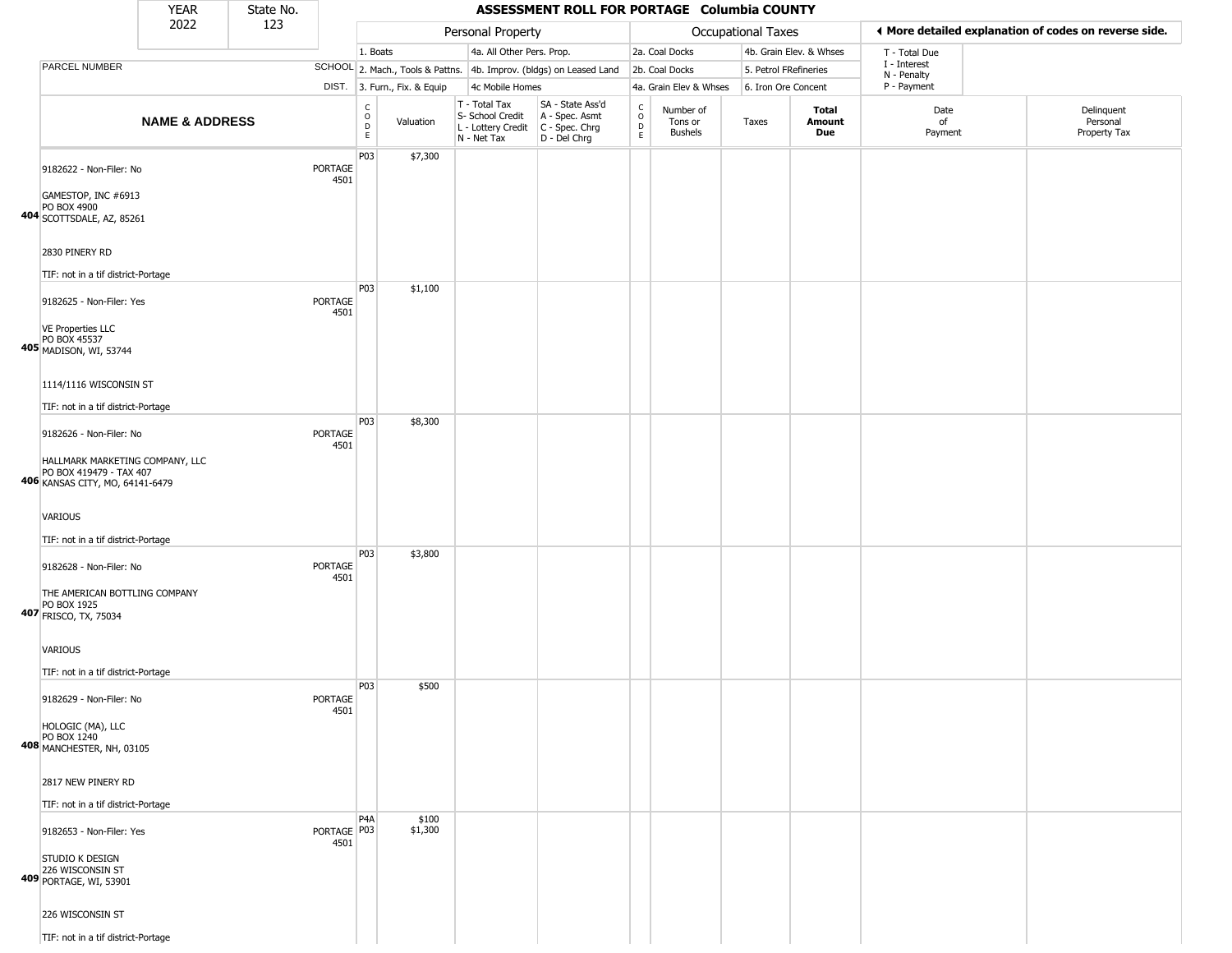# ASSESSMENT ROLL FOR PORTAGE Columbia COUNTY

| YEAR | State No. |
|---|---|
| 2022 | 123 |

**Personal Property:** 1. Boats; 2. Mach., Tools & Pattns.; 3. Furn., Fix. & Equip; 4a. All Other Pers. Prop.; 4b. Improv. (bldgs) on Leased Land; 4c Mobile Homes

**Occupational Taxes:** 2a. Coal Docks; 2b. Coal Docks; 4a. Grain Elev & Whses; 4b. Grain Elev. & Whses; 5. Petrol FRefineries; 6. Iron Ore Concent

T - Total Due; I - Interest; N - Penalty; P - Payment

◀ More detailed explanation of codes on reverse side.

T - Total Tax; S- School Credit; L - Lottery Credit; N - Net Tax

SA - State Ass'd; A - Spec. Asmt; C - Spec. Chrg; D - Del Chrg

| | NAME & ADDRESS | SCHOOL DIST. | CODE | Valuation | T/S/L/N | SA/A/C/D | CODE | Number of Tons or Bushels | Taxes | Total Amount Due | Date of Payment | Delinquent Personal Property Tax |
|---|---|---|---|---|---|---|---|---|---|---|---|---|
| 404 | 9182622 - Non-Filer: No<br>GAMESTOP, INC #6913<br>PO BOX 4900<br>SCOTTSDALE, AZ, 85261<br>2830 PINERY RD<br>TIF: not in a tif district-Portage | PORTAGE 4501 | P03 | $7,300 | | | | | | | | |
| 405 | 9182625 - Non-Filer: Yes<br>VE Properties LLC<br>PO BOX 45537<br>MADISON, WI, 53744<br>1114/1116 WISCONSIN ST<br>TIF: not in a tif district-Portage | PORTAGE 4501 | P03 | $1,100 | | | | | | | | |
| 406 | 9182626 - Non-Filer: No<br>HALLMARK MARKETING COMPANY, LLC<br>PO BOX 419479 - TAX 407<br>KANSAS CITY, MO, 64141-6479<br>VARIOUS<br>TIF: not in a tif district-Portage | PORTAGE 4501 | P03 | $8,300 | | | | | | | | |
| 407 | 9182628 - Non-Filer: No<br>THE AMERICAN BOTTLING COMPANY<br>PO BOX 1925<br>FRISCO, TX, 75034<br>VARIOUS<br>TIF: not in a tif district-Portage | PORTAGE 4501 | P03 | $3,800 | | | | | | | | |
| 408 | 9182629 - Non-Filer: No<br>HOLOGIC (MA), LLC<br>PO BOX 1240<br>MANCHESTER, NH, 03105<br>2817 NEW PINERY RD<br>TIF: not in a tif district-Portage | PORTAGE 4501 | P03 | $500 | | | | | | | | |
| 409 | 9182653 - Non-Filer: Yes<br>STUDIO K DESIGN<br>226 WISCONSIN ST<br>PORTAGE, WI, 53901<br>226 WISCONSIN ST<br>TIF: not in a tif district-Portage | PORTAGE 4501 | P4A<br>P03 | $100<br>$1,300 | | | | | | | | |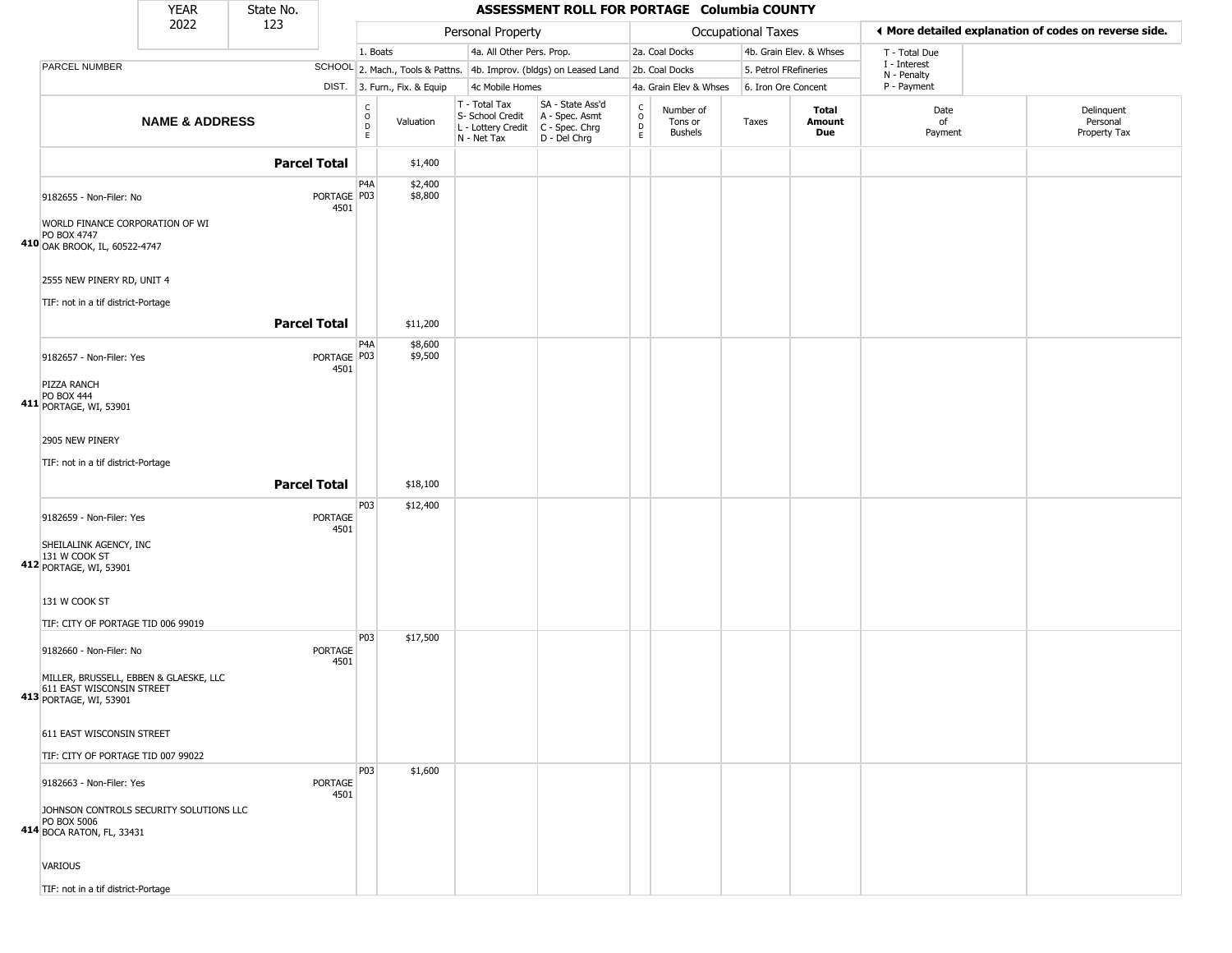# ASSESSMENT ROLL FOR PORTAGE Columbia COUNTY

YEAR 2022 | State No. 123

| | | Personal Property | | | | Occupational Taxes | | | | ◄ More detailed explanation of codes on reverse side. | |
|---|---|---|---|---|---|---|---|---|---|---|---|
| PARCEL NUMBER | SCHOOL DIST. | 1. Boats<br>2. Mach., Tools & Pattns.<br>3. Furn., Fix. & Equip | | 4a. All Other Pers. Prop.<br>4b. Improv. (bldgs) on Leased Land<br>4c Mobile Homes | | 2a. Coal Docks<br>2b. Coal Docks<br>4a. Grain Elev & Whses | | 4b. Grain Elev. & Whses<br>5. Petrol FRefineries<br>6. Iron Ore Concent | | T - Total Due<br>I - Interest<br>N - Penalty<br>P - Payment | |
| **NAME & ADDRESS** | | CODE | Valuation | T - Total Tax<br>S- School Credit<br>L - Lottery Credit<br>N - Net Tax | SA - State Ass'd<br>A - Spec. Asmt<br>C - Spec. Chrg<br>D - Del Chrg | CODE | Number of Tons or Bushels | Taxes | **Total Amount Due** | Date of Payment | Delinquent Personal Property Tax |
| **Parcel Total** | | | $1,400 | | | | | | | | |
| 410 9182655 - Non-Filer: No<br>WORLD FINANCE CORPORATION OF WI<br>PO BOX 4747<br>OAK BROOK, IL, 60522-4747<br><br>2555 NEW PINERY RD, UNIT 4<br><br>TIF: not in a tif district-Portage | PORTAGE 4501 | P4A<br>P03 | $2,400<br>$8,800 | | | | | | | | |
| **Parcel Total** | | | $11,200 | | | | | | | | |
| 411 9182657 - Non-Filer: Yes<br>PIZZA RANCH<br>PO BOX 444<br>PORTAGE, WI, 53901<br><br>2905 NEW PINERY<br><br>TIF: not in a tif district-Portage | PORTAGE 4501 | P4A<br>P03 | $8,600<br>$9,500 | | | | | | | | |
| **Parcel Total** | | | $18,100 | | | | | | | | |
| 412 9182659 - Non-Filer: Yes<br>SHEILALINK AGENCY, INC<br>131 W COOK ST<br>PORTAGE, WI, 53901<br><br>131 W COOK ST<br><br>TIF: CITY OF PORTAGE TID 006 99019 | PORTAGE 4501 | P03 | $12,400 | | | | | | | | |
| 413 9182660 - Non-Filer: No<br>MILLER, BRUSSELL, EBBEN & GLAESKE, LLC<br>611 EAST WISCONSIN STREET<br>PORTAGE, WI, 53901<br><br>611 EAST WISCONSIN STREET<br><br>TIF: CITY OF PORTAGE TID 007 99022 | PORTAGE 4501 | P03 | $17,500 | | | | | | | | |
| 414 9182663 - Non-Filer: Yes<br>JOHNSON CONTROLS SECURITY SOLUTIONS LLC<br>PO BOX 5006<br>BOCA RATON, FL, 33431<br><br>VARIOUS<br><br>TIF: not in a tif district-Portage | PORTAGE 4501 | P03 | $1,600 | | | | | | | | |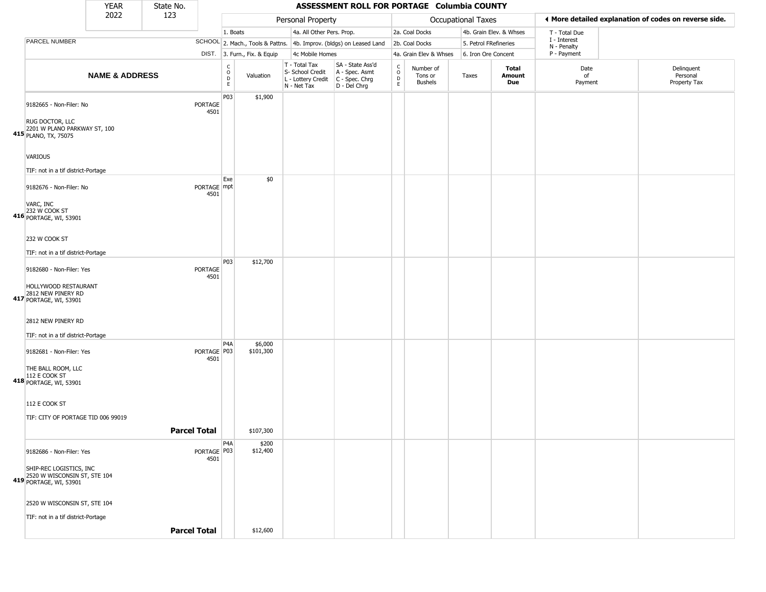| YEAR | State No. |
|---|---|
| 2022 | 123 |

# ASSESSMENT ROLL FOR PORTAGE Columbia COUNTY

◄ More detailed explanation of codes on reverse side.

| PARCEL NUMBER | SCHOOL DIST. | Personal Property | | | | Occupational Taxes | | | | T - Total Due I - Interest N - Penalty P - Payment | |
|---|---|---|---|---|---|---|---|---|---|---|---|
| | | 1. Boats 2. Mach., Tools & Pattns. 3. Furn., Fix. & Equip | | 4a. All Other Pers. Prop. 4b. Improv. (bldgs) on Leased Land 4c Mobile Homes | | 2a. Coal Docks 2b. Coal Docks 4a. Grain Elev & Whses | | 4b. Grain Elev. & Whses 5. Petrol FRefineries 6. Iron Ore Concent | | | |
| **NAME & ADDRESS** | | CODE | Valuation | T - Total Tax S- School Credit L - Lottery Credit N - Net Tax | SA - State Ass'd A - Spec. Asmt C - Spec. Chrg D - Del Chrg | CODE | Number of Tons or Bushels | Taxes | **Total Amount Due** | Date of Payment | Delinquent Personal Property Tax |
| **415** 9182665 - Non-Filer: No<br>RUG DOCTOR, LLC<br>2201 W PLANO PARKWAY ST, 100<br>PLANO, TX, 75075<br>VARIOUS<br>TIF: not in a tif district-Portage | PORTAGE 4501 | P03 | $1,900 | | | | | | | | |
| **416** 9182676 - Non-Filer: No<br>VARC, INC<br>232 W COOK ST<br>PORTAGE, WI, 53901<br>232 W COOK ST<br>TIF: not in a tif district-Portage | PORTAGE 4501 | Exempt | $0 | | | | | | | | |
| **417** 9182680 - Non-Filer: Yes<br>HOLLYWOOD RESTAURANT<br>2812 NEW PINERY RD<br>PORTAGE, WI, 53901<br>2812 NEW PINERY RD<br>TIF: not in a tif district-Portage | PORTAGE 4501 | P03 | $12,700 | | | | | | | | |
| **418** 9182681 - Non-Filer: Yes<br>THE BALL ROOM, LLC<br>112 E COOK ST<br>PORTAGE, WI, 53901<br>112 E COOK ST<br>TIF: CITY OF PORTAGE TID 006 99019 | PORTAGE 4501 | P4A<br>P03 | $6,000<br>$101,300 | | | | | | | | |
| **Parcel Total** | | | $107,300 | | | | | | | | |
| **419** 9182686 - Non-Filer: Yes<br>SHIP-REC LOGISTICS, INC<br>2520 W WISCONSIN ST, STE 104<br>PORTAGE, WI, 53901<br>2520 W WISCONSIN ST, STE 104<br>TIF: not in a tif district-Portage | PORTAGE 4501 | P4A<br>P03 | $200<br>$12,400 | | | | | | | | |
| **Parcel Total** | | | $12,600 | | | | | | | | |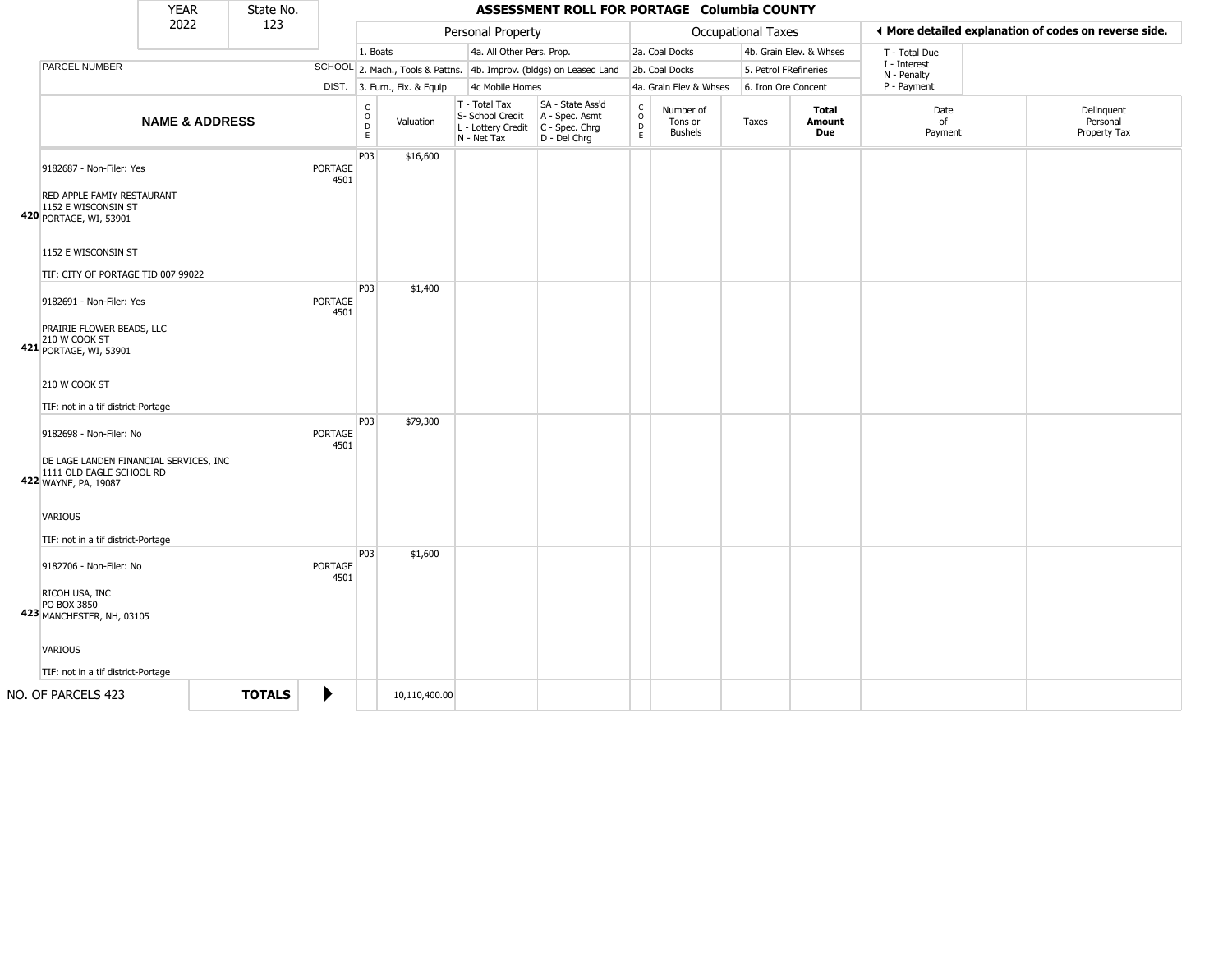# ASSESSMENT ROLL FOR PORTAGE Columbia COUNTY

| YEAR | State No. |
|---|---|
| 2022 | 123 |

| Personal Property | | Occupational Taxes | |
|---|---|---|---|
| 1. Boats | 4a. All Other Pers. Prop. | 2a. Coal Docks | 4b. Grain Elev. & Whses |
| 2. Mach., Tools & Pattns. | 4b. Improv. (bldgs) on Leased Land | 2b. Coal Docks | 5. Petrol FRefineries |
| 3. Furn., Fix. & Equip | 4c Mobile Homes | 4a. Grain Elev & Whses | 6. Iron Ore Concent |

◄ More detailed explanation of codes on reverse side.

T - Total Due
I - Interest
N - Penalty
P - Payment

| | PARCEL NUMBER / NAME & ADDRESS | SCHOOL DIST. | CODE | Valuation | T - Total Tax S- School Credit L - Lottery Credit N - Net Tax | SA - State Ass'd A - Spec. Asmt C - Spec. Chrg D - Del Chrg | CODE | Number of Tons or Bushels | Taxes | Total Amount Due | Date of Payment | Delinquent Personal Property Tax |
|---|---|---|---|---|---|---|---|---|---|---|---|---|
| 420 | 9182687 - Non-Filer: Yes<br>RED APPLE FAMIY RESTAURANT<br>1152 E WISCONSIN ST<br>PORTAGE, WI, 53901<br>1152 E WISCONSIN ST<br>TIF: CITY OF PORTAGE TID 007 99022 | PORTAGE 4501 | P03 | $16,600 | | | | | | | | |
| 421 | 9182691 - Non-Filer: Yes<br>PRAIRIE FLOWER BEADS, LLC<br>210 W COOK ST<br>PORTAGE, WI, 53901<br>210 W COOK ST<br>TIF: not in a tif district-Portage | PORTAGE 4501 | P03 | $1,400 | | | | | | | | |
| 422 | 9182698 - Non-Filer: No<br>DE LAGE LANDEN FINANCIAL SERVICES, INC<br>1111 OLD EAGLE SCHOOL RD<br>WAYNE, PA, 19087<br>VARIOUS<br>TIF: not in a tif district-Portage | PORTAGE 4501 | P03 | $79,300 | | | | | | | | |
| 423 | 9182706 - Non-Filer: No<br>RICOH USA, INC<br>PO BOX 3850<br>MANCHESTER, NH, 03105<br>VARIOUS<br>TIF: not in a tif district-Portage | PORTAGE 4501 | P03 | $1,600 | | | | | | | | |
| | NO. OF PARCELS 423 | **TOTALS** | | 10,110,400.00 | | | | | | | | |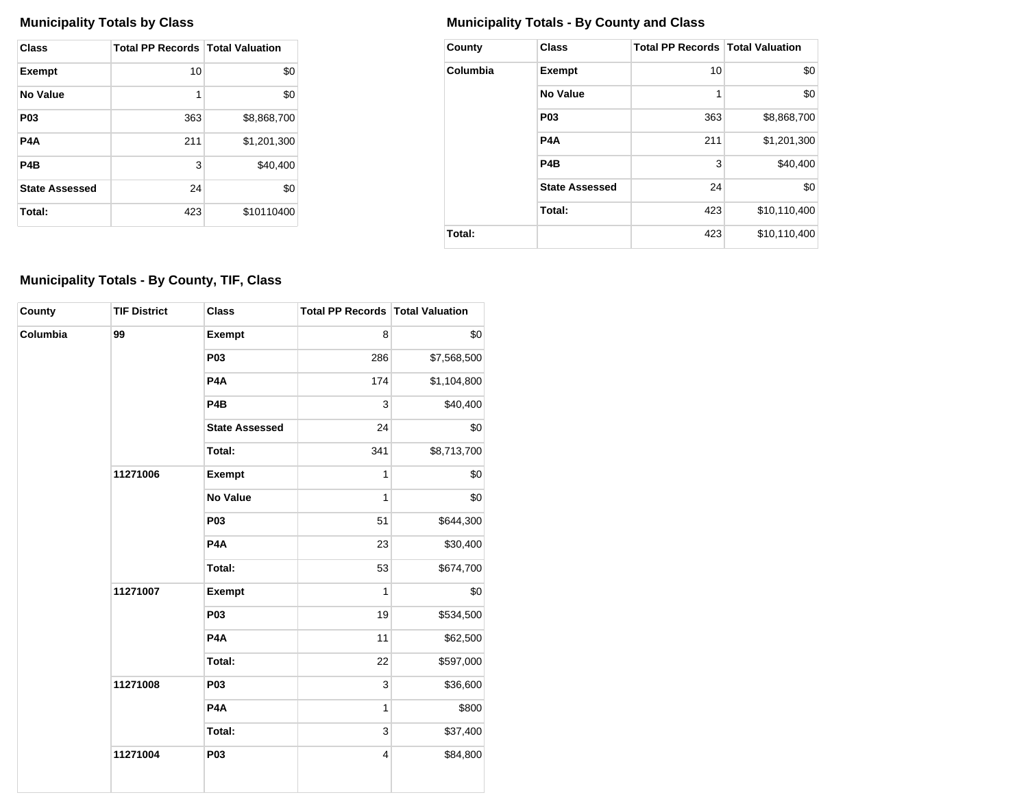### Municipality Totals by Class

| Class | Total PP Records | Total Valuation |
|---|---|---|
| **Exempt** | 10 | $0 |
| **No Value** | 1 | $0 |
| **P03** | 363 | $8,868,700 |
| **P4A** | 211 | $1,201,300 |
| **P4B** | 3 | $40,400 |
| **State Assessed** | 24 | $0 |
| **Total:** | 423 | $10110400 |

### Municipality Totals - By County and Class

| County | Class | Total PP Records | Total Valuation |
|---|---|---|---|
| **Columbia** | **Exempt** | 10 | $0 |
| | **No Value** | 1 | $0 |
| | **P03** | 363 | $8,868,700 |
| | **P4A** | 211 | $1,201,300 |
| | **P4B** | 3 | $40,400 |
| | **State Assessed** | 24 | $0 |
| | **Total:** | 423 | $10,110,400 |
| **Total:** | | 423 | $10,110,400 |

### Municipality Totals - By County, TIF, Class

| County | TIF District | Class | Total PP Records | Total Valuation |
|---|---|---|---|---|
| **Columbia** | **99** | **Exempt** | 8 | $0 |
| | | **P03** | 286 | $7,568,500 |
| | | **P4A** | 174 | $1,104,800 |
| | | **P4B** | 3 | $40,400 |
| | | **State Assessed** | 24 | $0 |
| | | **Total:** | 341 | $8,713,700 |
| | **11271006** | **Exempt** | 1 | $0 |
| | | **No Value** | 1 | $0 |
| | | **P03** | 51 | $644,300 |
| | | **P4A** | 23 | $30,400 |
| | | **Total:** | 53 | $674,700 |
| | **11271007** | **Exempt** | 1 | $0 |
| | | **P03** | 19 | $534,500 |
| | | **P4A** | 11 | $62,500 |
| | | **Total:** | 22 | $597,000 |
| | **11271008** | **P03** | 3 | $36,600 |
| | | **P4A** | 1 | $800 |
| | | **Total:** | 3 | $37,400 |
| | **11271004** | **P03** | 4 | $84,800 |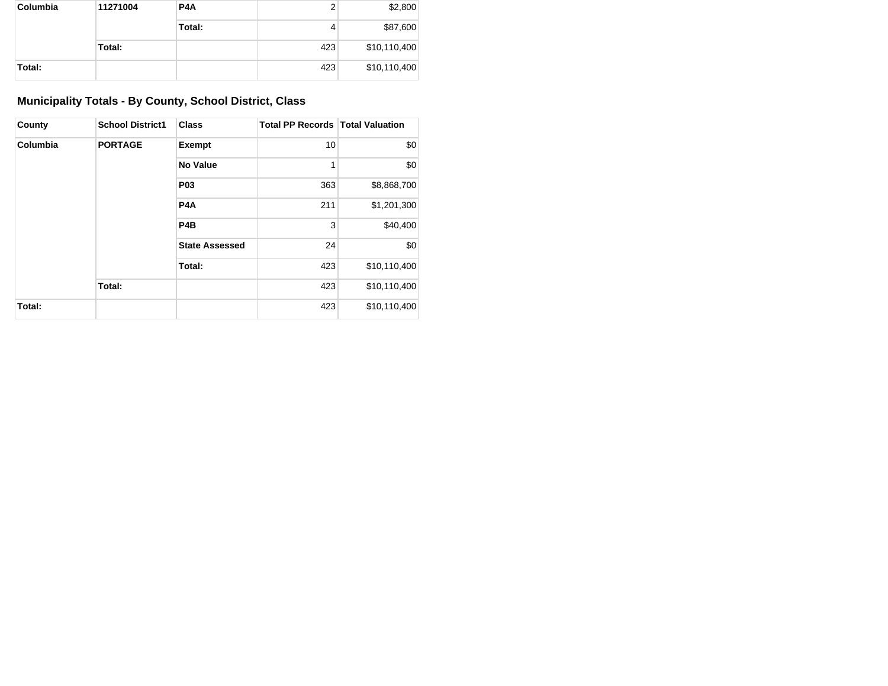| | | | | |
|---|---|---|---|---|
| **Columbia** | **11271004** | **P4A** | 2 | $2,800 |
| | | **Total:** | 4 | $87,600 |
| | **Total:** | | 423 | $10,110,400 |
| **Total:** | | | 423 | $10,110,400 |

## Municipality Totals - By County, School District, Class

| County | School District1 | Class | Total PP Records | Total Valuation |
|---|---|---|---|---|
| **Columbia** | **PORTAGE** | **Exempt** | 10 | $0 |
| | | **No Value** | 1 | $0 |
| | | **P03** | 363 | $8,868,700 |
| | | **P4A** | 211 | $1,201,300 |
| | | **P4B** | 3 | $40,400 |
| | | **State Assessed** | 24 | $0 |
| | | **Total:** | 423 | $10,110,400 |
| | **Total:** | | 423 | $10,110,400 |
| **Total:** | | | 423 | $10,110,400 |